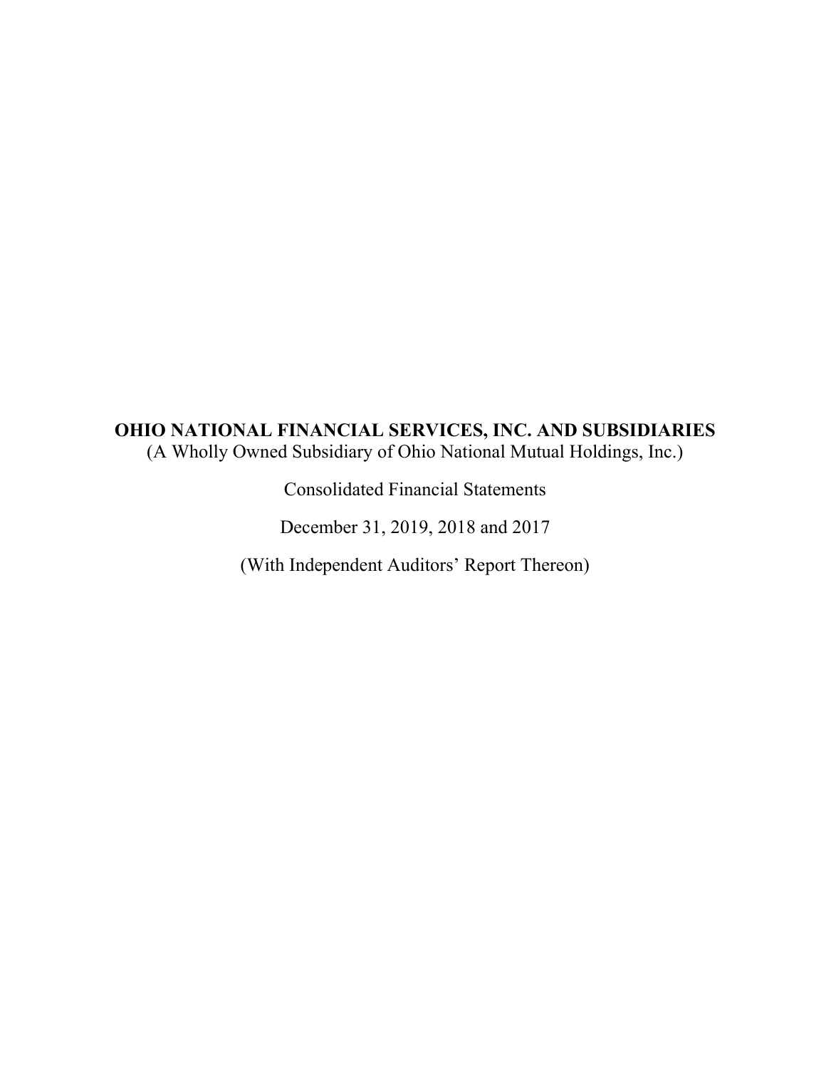**OHIO NATIONAL FINANCIAL SERVICES, INC. AND SUBSIDIARIES**

(A Wholly Owned Subsidiary of Ohio National Mutual Holdings, Inc.)

Consolidated Financial Statements

December 31, 2019, 2018 and 2017

(With Independent Auditors' Report Thereon)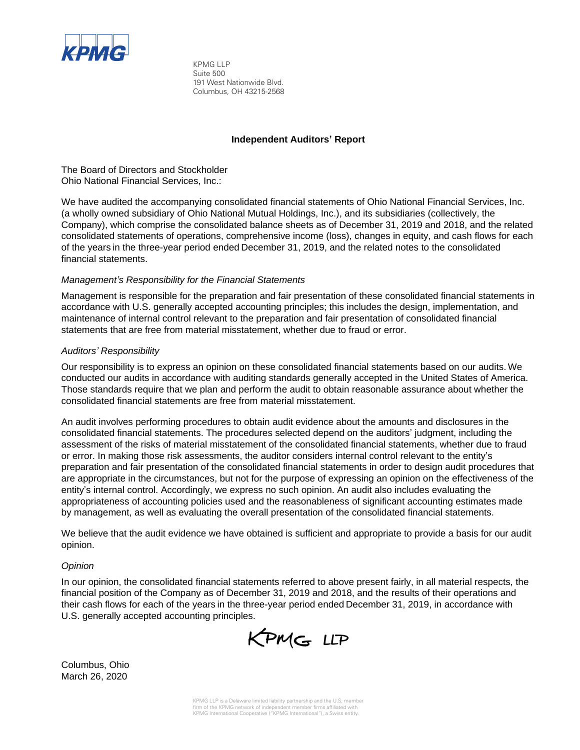KPMG LLP
Suite 500
191 West Nationwide Blvd.
Columbus, OH 43215-2568

## Independent Auditors' Report

The Board of Directors and Stockholder
Ohio National Financial Services, Inc.:

We have audited the accompanying consolidated financial statements of Ohio National Financial Services, Inc. (a wholly owned subsidiary of Ohio National Mutual Holdings, Inc.), and its subsidiaries (collectively, the Company), which comprise the consolidated balance sheets as of December 31, 2019 and 2018, and the related consolidated statements of operations, comprehensive income (loss), changes in equity, and cash flows for each of the years in the three-year period ended December 31, 2019, and the related notes to the consolidated financial statements.

*Management's Responsibility for the Financial Statements*

Management is responsible for the preparation and fair presentation of these consolidated financial statements in accordance with U.S. generally accepted accounting principles; this includes the design, implementation, and maintenance of internal control relevant to the preparation and fair presentation of consolidated financial statements that are free from material misstatement, whether due to fraud or error.

*Auditors' Responsibility*

Our responsibility is to express an opinion on these consolidated financial statements based on our audits. We conducted our audits in accordance with auditing standards generally accepted in the United States of America. Those standards require that we plan and perform the audit to obtain reasonable assurance about whether the consolidated financial statements are free from material misstatement.

An audit involves performing procedures to obtain audit evidence about the amounts and disclosures in the consolidated financial statements. The procedures selected depend on the auditors' judgment, including the assessment of the risks of material misstatement of the consolidated financial statements, whether due to fraud or error. In making those risk assessments, the auditor considers internal control relevant to the entity's preparation and fair presentation of the consolidated financial statements in order to design audit procedures that are appropriate in the circumstances, but not for the purpose of expressing an opinion on the effectiveness of the entity's internal control. Accordingly, we express no such opinion. An audit also includes evaluating the appropriateness of accounting policies used and the reasonableness of significant accounting estimates made by management, as well as evaluating the overall presentation of the consolidated financial statements.

We believe that the audit evidence we have obtained is sufficient and appropriate to provide a basis for our audit opinion.

*Opinion*

In our opinion, the consolidated financial statements referred to above present fairly, in all material respects, the financial position of the Company as of December 31, 2019 and 2018, and the results of their operations and their cash flows for each of the years in the three-year period ended December 31, 2019, in accordance with U.S. generally accepted accounting principles.

KPMG LLP

Columbus, Ohio
March 26, 2020

KPMG LLP is a Delaware limited liability partnership and the U.S. member firm of the KPMG network of independent member firms affiliated with KPMG International Cooperative ("KPMG International"), a Swiss entity.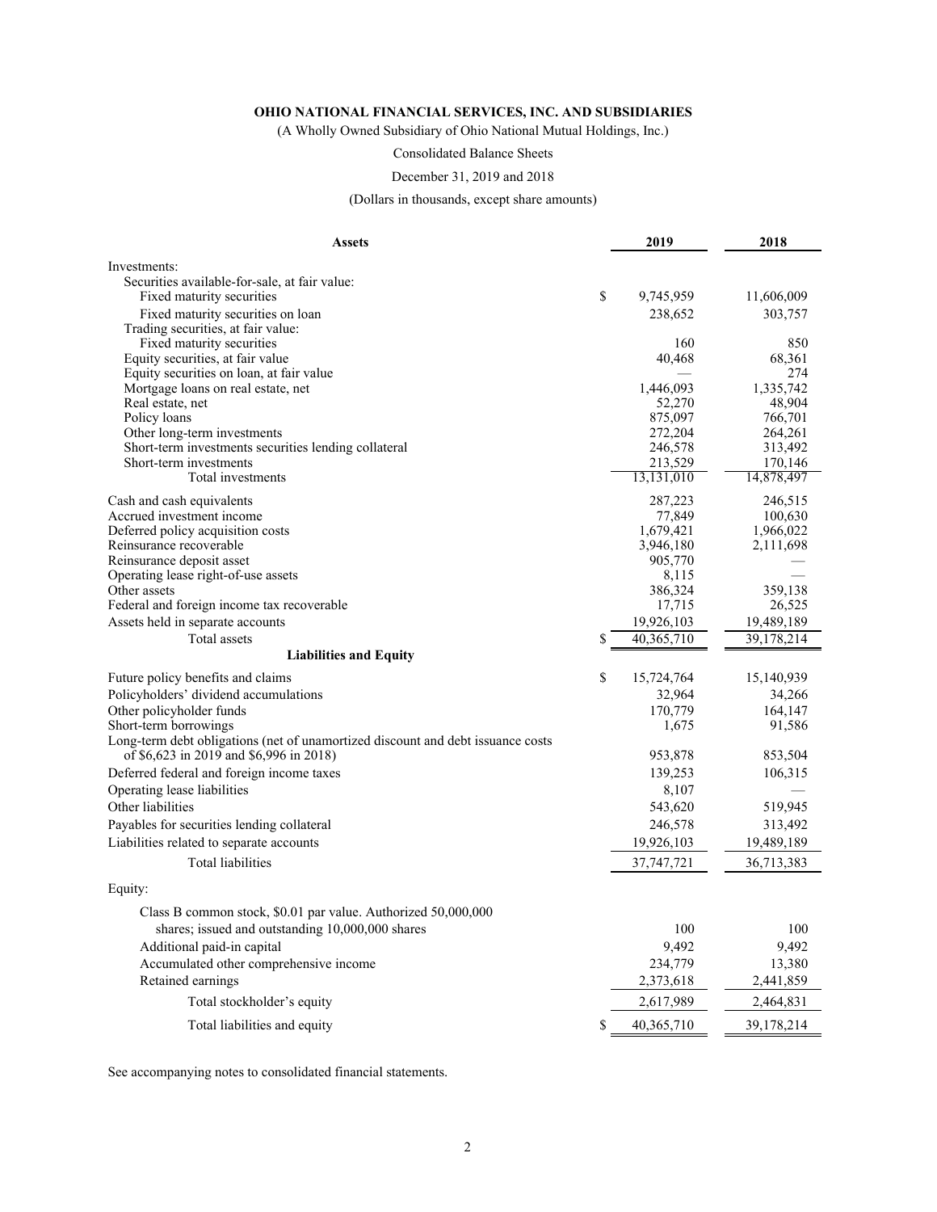**OHIO NATIONAL FINANCIAL SERVICES, INC. AND SUBSIDIARIES**

(A Wholly Owned Subsidiary of Ohio National Mutual Holdings, Inc.)

Consolidated Balance Sheets

December 31, 2019 and 2018

(Dollars in thousands, except share amounts)

| **Assets** | | **2019** | **2018** |
|---|---|---|---|
| Investments: | | | |
| Securities available-for-sale, at fair value: | | | |
| Fixed maturity securities | $ | 9,745,959 | 11,606,009 |
| Fixed maturity securities on loan | | 238,652 | 303,757 |
| Trading securities, at fair value: | | | |
| Fixed maturity securities | | 160 | 850 |
| Equity securities, at fair value | | 40,468 | 68,361 |
| Equity securities on loan, at fair value | | — | 274 |
| Mortgage loans on real estate, net | | 1,446,093 | 1,335,742 |
| Real estate, net | | 52,270 | 48,904 |
| Policy loans | | 875,097 | 766,701 |
| Other long-term investments | | 272,204 | 264,261 |
| Short-term investments securities lending collateral | | 246,578 | 313,492 |
| Short-term investments | | 213,529 | 170,146 |
| Total investments | | 13,131,010 | 14,878,497 |
| Cash and cash equivalents | | 287,223 | 246,515 |
| Accrued investment income | | 77,849 | 100,630 |
| Deferred policy acquisition costs | | 1,679,421 | 1,966,022 |
| Reinsurance recoverable | | 3,946,180 | 2,111,698 |
| Reinsurance deposit asset | | 905,770 | — |
| Operating lease right-of-use assets | | 8,115 | — |
| Other assets | | 386,324 | 359,138 |
| Federal and foreign income tax recoverable | | 17,715 | 26,525 |
| Assets held in separate accounts | | 19,926,103 | 19,489,189 |
| Total assets | $ | 40,365,710 | 39,178,214 |
| **Liabilities and Equity** | | | |
| Future policy benefits and claims | $ | 15,724,764 | 15,140,939 |
| Policyholders' dividend accumulations | | 32,964 | 34,266 |
| Other policyholder funds | | 170,779 | 164,147 |
| Short-term borrowings | | 1,675 | 91,586 |
| Long-term debt obligations (net of unamortized discount and debt issuance costs of $6,623 in 2019 and $6,996 in 2018) | | 953,878 | 853,504 |
| Deferred federal and foreign income taxes | | 139,253 | 106,315 |
| Operating lease liabilities | | 8,107 | — |
| Other liabilities | | 543,620 | 519,945 |
| Payables for securities lending collateral | | 246,578 | 313,492 |
| Liabilities related to separate accounts | | 19,926,103 | 19,489,189 |
| Total liabilities | | 37,747,721 | 36,713,383 |
| Equity: | | | |
| Class B common stock, $0.01 par value. Authorized 50,000,000 shares; issued and outstanding 10,000,000 shares | | 100 | 100 |
| Additional paid-in capital | | 9,492 | 9,492 |
| Accumulated other comprehensive income | | 234,779 | 13,380 |
| Retained earnings | | 2,373,618 | 2,441,859 |
| Total stockholder's equity | | 2,617,989 | 2,464,831 |
| Total liabilities and equity | $ | 40,365,710 | 39,178,214 |

See accompanying notes to consolidated financial statements.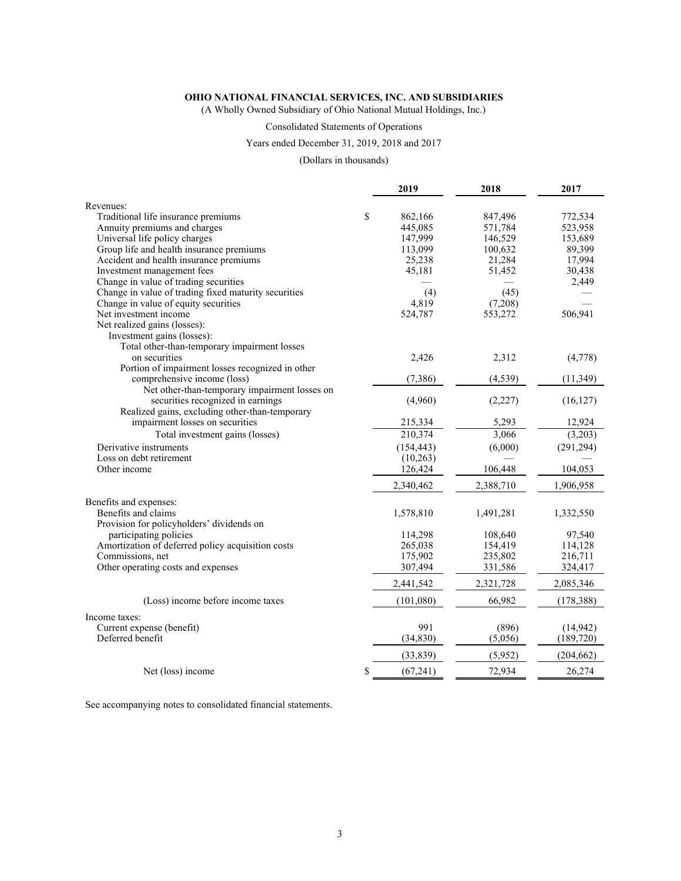**OHIO NATIONAL FINANCIAL SERVICES, INC. AND SUBSIDIARIES**

(A Wholly Owned Subsidiary of Ohio National Mutual Holdings, Inc.)

Consolidated Statements of Operations

Years ended December 31, 2019, 2018 and 2017

(Dollars in thousands)

| | 2019 | 2018 | 2017 |
|---|---|---|---|
| Revenues: | | | |
| Traditional life insurance premiums | $ 862,166 | 847,496 | 772,534 |
| Annuity premiums and charges | 445,085 | 571,784 | 523,958 |
| Universal life policy charges | 147,999 | 146,529 | 153,689 |
| Group life and health insurance premiums | 113,099 | 100,632 | 89,399 |
| Accident and health insurance premiums | 25,238 | 21,284 | 17,994 |
| Investment management fees | 45,181 | 51,452 | 30,438 |
| Change in value of trading securities | — | — | 2,449 |
| Change in value of trading fixed maturity securities | (4) | (45) | — |
| Change in value of equity securities | 4,819 | (7,208) | — |
| Net investment income | 524,787 | 553,272 | 506,941 |
| Net realized gains (losses): | | | |
| Investment gains (losses): | | | |
| Total other-than-temporary impairment losses on securities | 2,426 | 2,312 | (4,778) |
| Portion of impairment losses recognized in other comprehensive income (loss) | (7,386) | (4,539) | (11,349) |
| Net other-than-temporary impairment losses on securities recognized in earnings | (4,960) | (2,227) | (16,127) |
| Realized gains, excluding other-than-temporary impairment losses on securities | 215,334 | 5,293 | 12,924 |
| Total investment gains (losses) | 210,374 | 3,066 | (3,203) |
| Derivative instruments | (154,443) | (6,000) | (291,294) |
| Loss on debt retirement | (10,263) | — | — |
| Other income | 126,424 | 106,448 | 104,053 |
| | 2,340,462 | 2,388,710 | 1,906,958 |
| Benefits and expenses: | | | |
| Benefits and claims | 1,578,810 | 1,491,281 | 1,332,550 |
| Provision for policyholders' dividends on participating policies | 114,298 | 108,640 | 97,540 |
| Amortization of deferred policy acquisition costs | 265,038 | 154,419 | 114,128 |
| Commissions, net | 175,902 | 235,802 | 216,711 |
| Other operating costs and expenses | 307,494 | 331,586 | 324,417 |
| | 2,441,542 | 2,321,728 | 2,085,346 |
| (Loss) income before income taxes | (101,080) | 66,982 | (178,388) |
| Income taxes: | | | |
| Current expense (benefit) | 991 | (896) | (14,942) |
| Deferred benefit | (34,830) | (5,056) | (189,720) |
| | (33,839) | (5,952) | (204,662) |
| Net (loss) income | $ (67,241) | 72,934 | 26,274 |

See accompanying notes to consolidated financial statements.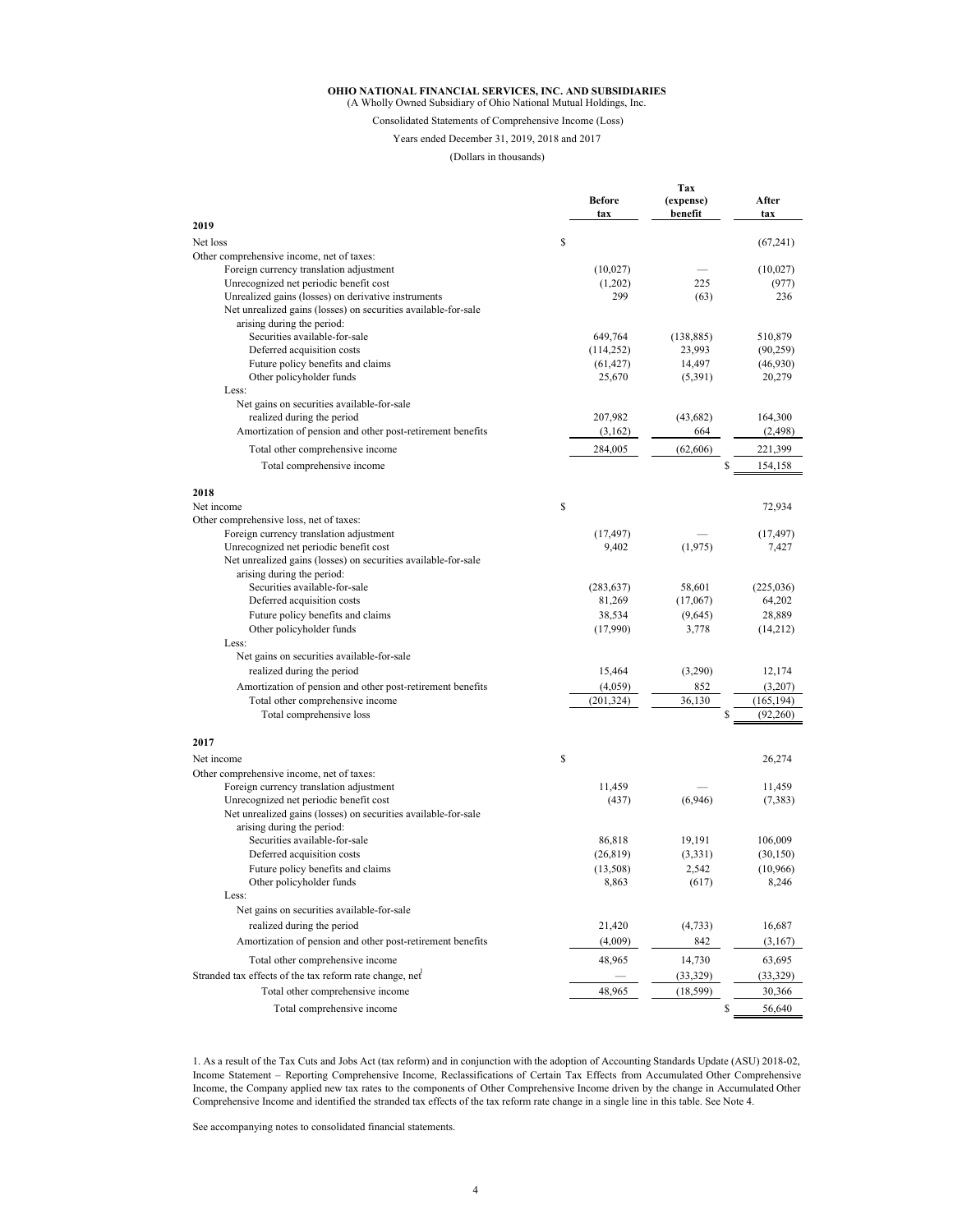**OHIO NATIONAL FINANCIAL SERVICES, INC. AND SUBSIDIARIES**
(A Wholly Owned Subsidiary of Ohio National Mutual Holdings, Inc.

Consolidated Statements of Comprehensive Income (Loss)

Years ended December 31, 2019, 2018 and 2017

(Dollars in thousands)

| | Before tax | Tax (expense) benefit | After tax |
|---|---|---|---|
| **2019** | | | |
| Net loss | $ | | (67,241) |
| Other comprehensive income, net of taxes: | | | |
| Foreign currency translation adjustment | (10,027) | — | (10,027) |
| Unrecognized net periodic benefit cost | (1,202) | 225 | (977) |
| Unrealized gains (losses) on derivative instruments | 299 | (63) | 236 |
| Net unrealized gains (losses) on securities available-for-sale arising during the period: | | | |
| Securities available-for-sale | 649,764 | (138,885) | 510,879 |
| Deferred acquisition costs | (114,252) | 23,993 | (90,259) |
| Future policy benefits and claims | (61,427) | 14,497 | (46,930) |
| Other policyholder funds | 25,670 | (5,391) | 20,279 |
| Less: | | | |
| Net gains on securities available-for-sale realized during the period | 207,982 | (43,682) | 164,300 |
| Amortization of pension and other post-retirement benefits | (3,162) | 664 | (2,498) |
| Total other comprehensive income | 284,005 | (62,606) | 221,399 |
| Total comprehensive income | | | $ 154,158 |
| **2018** | | | |
| Net income | $ | | 72,934 |
| Other comprehensive loss, net of taxes: | | | |
| Foreign currency translation adjustment | (17,497) | — | (17,497) |
| Unrecognized net periodic benefit cost | 9,402 | (1,975) | 7,427 |
| Net unrealized gains (losses) on securities available-for-sale arising during the period: | | | |
| Securities available-for-sale | (283,637) | 58,601 | (225,036) |
| Deferred acquisition costs | 81,269 | (17,067) | 64,202 |
| Future policy benefits and claims | 38,534 | (9,645) | 28,889 |
| Other policyholder funds | (17,990) | 3,778 | (14,212) |
| Less: | | | |
| Net gains on securities available-for-sale realized during the period | 15,464 | (3,290) | 12,174 |
| Amortization of pension and other post-retirement benefits | (4,059) | 852 | (3,207) |
| Total other comprehensive income | (201,324) | 36,130 | (165,194) |
| Total comprehensive loss | | | $ (92,260) |
| **2017** | | | |
| Net income | $ | | 26,274 |
| Other comprehensive income, net of taxes: | | | |
| Foreign currency translation adjustment | 11,459 | — | 11,459 |
| Unrecognized net periodic benefit cost | (437) | (6,946) | (7,383) |
| Net unrealized gains (losses) on securities available-for-sale arising during the period: | | | |
| Securities available-for-sale | 86,818 | 19,191 | 106,009 |
| Deferred acquisition costs | (26,819) | (3,331) | (30,150) |
| Future policy benefits and claims | (13,508) | 2,542 | (10,966) |
| Other policyholder funds | 8,863 | (617) | 8,246 |
| Less: | | | |
| Net gains on securities available-for-sale realized during the period | 21,420 | (4,733) | 16,687 |
| Amortization of pension and other post-retirement benefits | (4,009) | 842 | (3,167) |
| Total other comprehensive income | 48,965 | 14,730 | 63,695 |
| Stranded tax effects of the tax reform rate change, net[1] | — | (33,329) | (33,329) |
| Total other comprehensive income | 48,965 | (18,599) | 30,366 |
| Total comprehensive income | | | $ 56,640 |

1. As a result of the Tax Cuts and Jobs Act (tax reform) and in conjunction with the adoption of Accounting Standards Update (ASU) 2018-02, Income Statement – Reporting Comprehensive Income, Reclassifications of Certain Tax Effects from Accumulated Other Comprehensive Income, the Company applied new tax rates to the components of Other Comprehensive Income driven by the change in Accumulated Other Comprehensive Income and identified the stranded tax effects of the tax reform rate change in a single line in this table. See Note 4.

See accompanying notes to consolidated financial statements.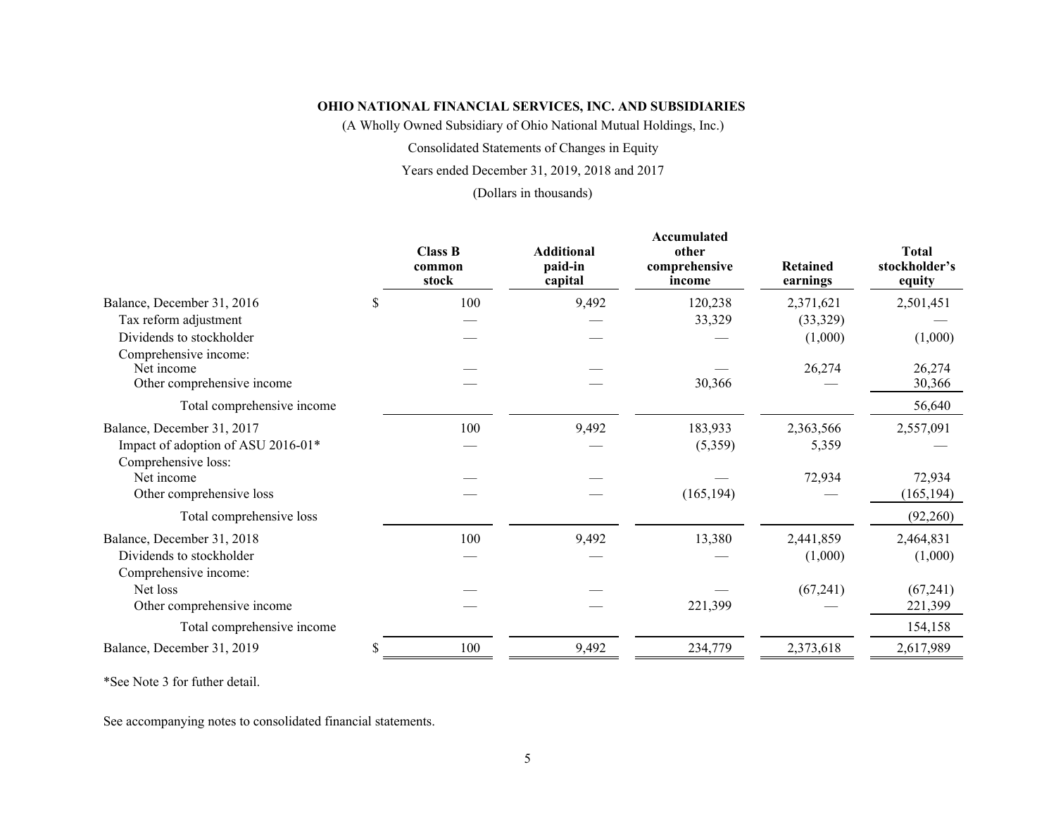**OHIO NATIONAL FINANCIAL SERVICES, INC. AND SUBSIDIARIES**

(A Wholly Owned Subsidiary of Ohio National Mutual Holdings, Inc.)

Consolidated Statements of Changes in Equity

Years ended December 31, 2019, 2018 and 2017

(Dollars in thousands)

| | Class B common stock | Additional paid-in capital | Accumulated other comprehensive income | Retained earnings | Total stockholder's equity |
|---|---|---|---|---|---|
| Balance, December 31, 2016 | $ 100 | 9,492 | 120,238 | 2,371,621 | 2,501,451 |
| Tax reform adjustment | — | — | 33,329 | (33,329) | — |
| Dividends to stockholder | — | — | — | (1,000) | (1,000) |
| Comprehensive income: | | | | | |
| Net income | — | — | — | 26,274 | 26,274 |
| Other comprehensive income | — | — | 30,366 | — | 30,366 |
| Total comprehensive income | | | | | 56,640 |
| Balance, December 31, 2017 | 100 | 9,492 | 183,933 | 2,363,566 | 2,557,091 |
| Impact of adoption of ASU 2016-01* | — | — | (5,359) | 5,359 | — |
| Comprehensive loss: | | | | | |
| Net income | — | — | — | 72,934 | 72,934 |
| Other comprehensive loss | — | — | (165,194) | — | (165,194) |
| Total comprehensive loss | | | | | (92,260) |
| Balance, December 31, 2018 | 100 | 9,492 | 13,380 | 2,441,859 | 2,464,831 |
| Dividends to stockholder | — | — | — | (1,000) | (1,000) |
| Comprehensive income: | | | | | |
| Net loss | — | — | — | (67,241) | (67,241) |
| Other comprehensive income | — | — | 221,399 | — | 221,399 |
| Total comprehensive income | | | | | 154,158 |
| Balance, December 31, 2019 | $ 100 | 9,492 | 234,779 | 2,373,618 | 2,617,989 |

*See Note 3 for futher detail.

See accompanying notes to consolidated financial statements.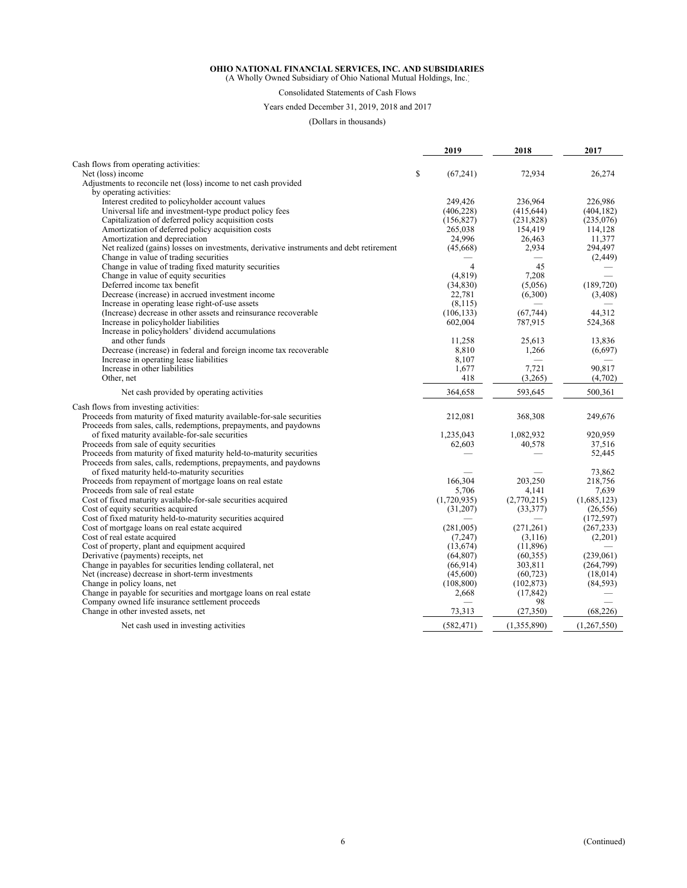**OHIO NATIONAL FINANCIAL SERVICES, INC. AND SUBSIDIARIES**
(A Wholly Owned Subsidiary of Ohio National Mutual Holdings, Inc.)

Consolidated Statements of Cash Flows

Years ended December 31, 2019, 2018 and 2017

(Dollars in thousands)

| | 2019 | 2018 | 2017 |
|---|---|---|---|
| Cash flows from operating activities: | | | |
| Net (loss) income | $ (67,241) | 72,934 | 26,274 |
| Adjustments to reconcile net (loss) income to net cash provided by operating activities: | | | |
| Interest credited to policyholder account values | 249,426 | 236,964 | 226,986 |
| Universal life and investment-type product policy fees | (406,228) | (415,644) | (404,182) |
| Capitalization of deferred policy acquisition costs | (156,827) | (231,828) | (235,076) |
| Amortization of deferred policy acquisition costs | 265,038 | 154,419 | 114,128 |
| Amortization and depreciation | 24,996 | 26,463 | 11,377 |
| Net realized (gains) losses on investments, derivative instruments and debt retirement | (45,668) | 2,934 | 294,497 |
| Change in value of trading securities | — | — | (2,449) |
| Change in value of trading fixed maturity securities | 4 | 45 | — |
| Change in value of equity securities | (4,819) | 7,208 | — |
| Deferred income tax benefit | (34,830) | (5,056) | (189,720) |
| Decrease (increase) in accrued investment income | 22,781 | (6,300) | (3,408) |
| Increase in operating lease right-of-use assets | (8,115) | — | — |
| (Increase) decrease in other assets and reinsurance recoverable | (106,133) | (67,744) | 44,312 |
| Increase in policyholder liabilities | 602,004 | 787,915 | 524,368 |
| Increase in policyholders' dividend accumulations and other funds | 11,258 | 25,613 | 13,836 |
| Decrease (increase) in federal and foreign income tax recoverable | 8,810 | 1,266 | (6,697) |
| Increase in operating lease liabilities | 8,107 | — | — |
| Increase in other liabilities | 1,677 | 7,721 | 90,817 |
| Other, net | 418 | (3,265) | (4,702) |
| Net cash provided by operating activities | 364,658 | 593,645 | 500,361 |
| Cash flows from investing activities: | | | |
| Proceeds from maturity of fixed maturity available-for-sale securities | 212,081 | 368,308 | 249,676 |
| Proceeds from sales, calls, redemptions, prepayments, and paydowns of fixed maturity available-for-sale securities | 1,235,043 | 1,082,932 | 920,959 |
| Proceeds from sale of equity securities | 62,603 | 40,578 | 37,516 |
| Proceeds from maturity of fixed maturity held-to-maturity securities | — | — | 52,445 |
| Proceeds from sales, calls, redemptions, prepayments, and paydowns of fixed maturity held-to-maturity securities | — | — | 73,862 |
| Proceeds from repayment of mortgage loans on real estate | 166,304 | 203,250 | 218,756 |
| Proceeds from sale of real estate | 5,706 | 4,141 | 7,639 |
| Cost of fixed maturity available-for-sale securities acquired | (1,720,935) | (2,770,215) | (1,685,123) |
| Cost of equity securities acquired | (31,207) | (33,377) | (26,556) |
| Cost of fixed maturity held-to-maturity securities acquired | — | — | (172,597) |
| Cost of mortgage loans on real estate acquired | (281,005) | (271,261) | (267,233) |
| Cost of real estate acquired | (7,247) | (3,116) | (2,201) |
| Cost of property, plant and equipment acquired | (13,674) | (11,896) | — |
| Derivative (payments) receipts, net | (64,807) | (60,355) | (239,061) |
| Change in payables for securities lending collateral, net | (66,914) | 303,811 | (264,799) |
| Net (increase) decrease in short-term investments | (45,600) | (60,723) | (18,014) |
| Change in policy loans, net | (108,800) | (102,873) | (84,593) |
| Change in payable for securities and mortgage loans on real estate | 2,668 | (17,842) | — |
| Company owned life insurance settlement proceeds | — | 98 | — |
| Change in other invested assets, net | 73,313 | (27,350) | (68,226) |
| Net cash used in investing activities | (582,471) | (1,355,890) | (1,267,550) |

(Continued)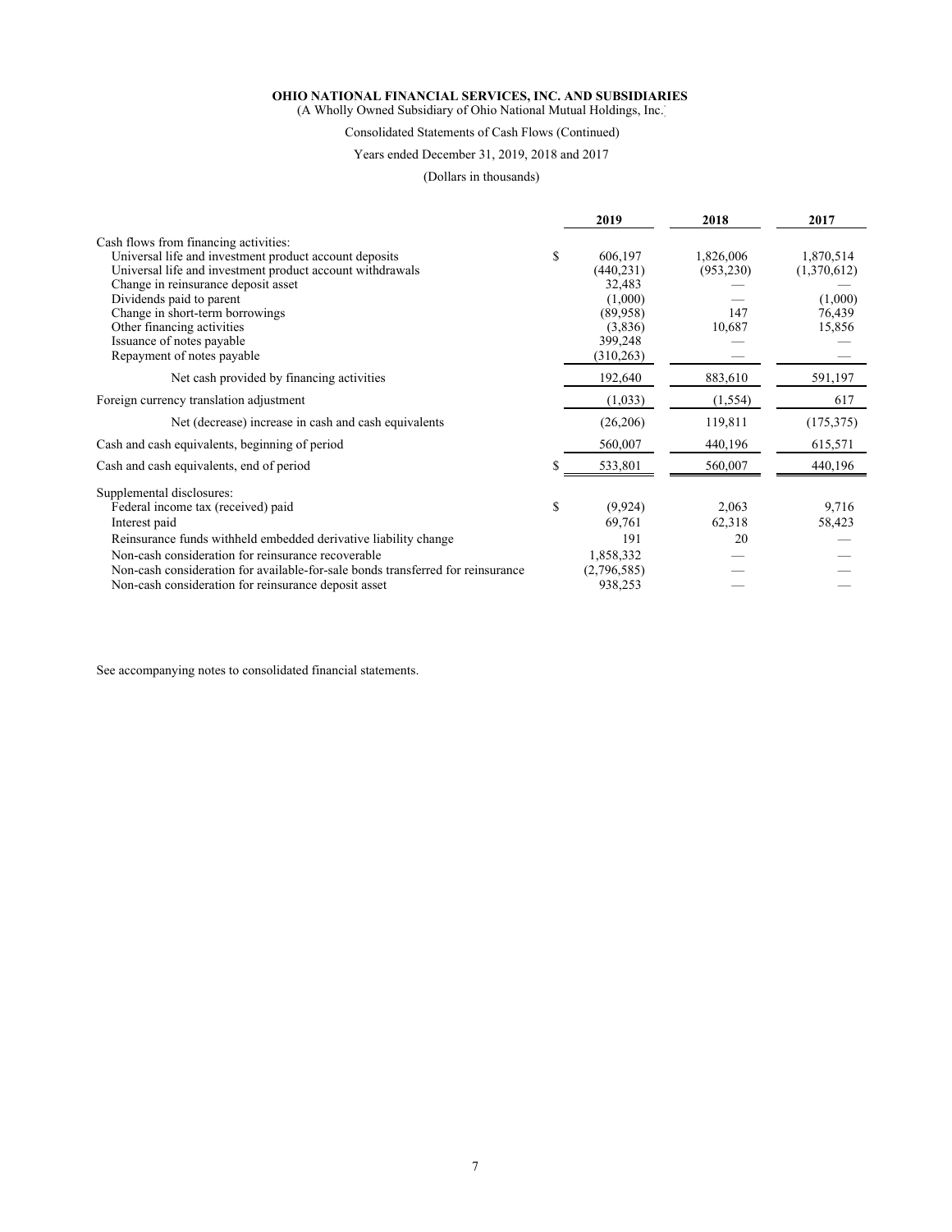**OHIO NATIONAL FINANCIAL SERVICES, INC. AND SUBSIDIARIES**
(A Wholly Owned Subsidiary of Ohio National Mutual Holdings, Inc.)

Consolidated Statements of Cash Flows (Continued)

Years ended December 31, 2019, 2018 and 2017

(Dollars in thousands)

| | 2019 | 2018 | 2017 |
|---|---|---|---|
| Cash flows from financing activities: | | | |
| Universal life and investment product account deposits | $ 606,197 | 1,826,006 | 1,870,514 |
| Universal life and investment product account withdrawals | (440,231) | (953,230) | (1,370,612) |
| Change in reinsurance deposit asset | 32,483 | — | — |
| Dividends paid to parent | (1,000) | — | (1,000) |
| Change in short-term borrowings | (89,958) | 147 | 76,439 |
| Other financing activities | (3,836) | 10,687 | 15,856 |
| Issuance of notes payable | 399,248 | — | — |
| Repayment of notes payable | (310,263) | — | — |
| Net cash provided by financing activities | 192,640 | 883,610 | 591,197 |
| Foreign currency translation adjustment | (1,033) | (1,554) | 617 |
| Net (decrease) increase in cash and cash equivalents | (26,206) | 119,811 | (175,375) |
| Cash and cash equivalents, beginning of period | 560,007 | 440,196 | 615,571 |
| Cash and cash equivalents, end of period | $ 533,801 | 560,007 | 440,196 |
| Supplemental disclosures: | | | |
| Federal income tax (received) paid | $ (9,924) | 2,063 | 9,716 |
| Interest paid | 69,761 | 62,318 | 58,423 |
| Reinsurance funds withheld embedded derivative liability change | 191 | 20 | — |
| Non-cash consideration for reinsurance recoverable | 1,858,332 | — | — |
| Non-cash consideration for available-for-sale bonds transferred for reinsurance | (2,796,585) | — | — |
| Non-cash consideration for reinsurance deposit asset | 938,253 | — | — |

See accompanying notes to consolidated financial statements.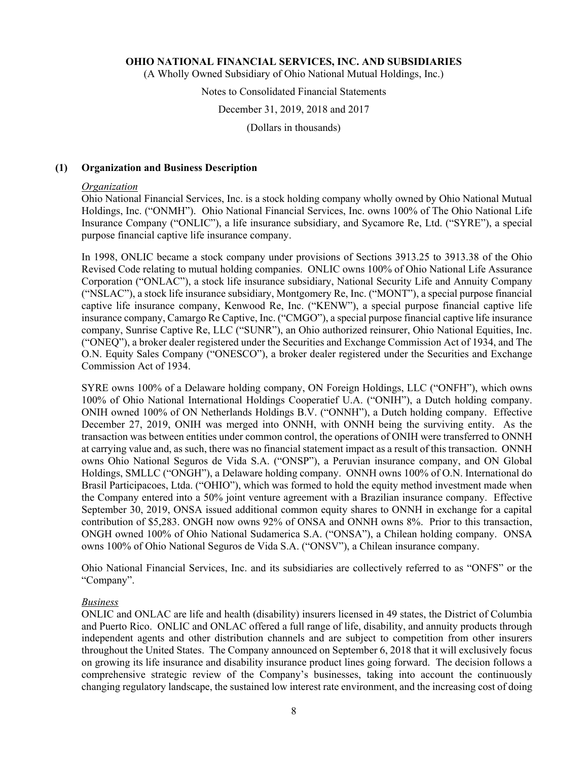**OHIO NATIONAL FINANCIAL SERVICES, INC. AND SUBSIDIARIES**

(A Wholly Owned Subsidiary of Ohio National Mutual Holdings, Inc.)

Notes to Consolidated Financial Statements

December 31, 2019, 2018 and 2017

(Dollars in thousands)

## (1) Organization and Business Description

*Organization*

Ohio National Financial Services, Inc. is a stock holding company wholly owned by Ohio National Mutual Holdings, Inc. ("ONMH"). Ohio National Financial Services, Inc. owns 100% of The Ohio National Life Insurance Company ("ONLIC"), a life insurance subsidiary, and Sycamore Re, Ltd. ("SYRE"), a special purpose financial captive life insurance company.

In 1998, ONLIC became a stock company under provisions of Sections 3913.25 to 3913.38 of the Ohio Revised Code relating to mutual holding companies. ONLIC owns 100% of Ohio National Life Assurance Corporation ("ONLAC"), a stock life insurance subsidiary, National Security Life and Annuity Company ("NSLAC"), a stock life insurance subsidiary, Montgomery Re, Inc. ("MONT"), a special purpose financial captive life insurance company, Kenwood Re, Inc. ("KENW"), a special purpose financial captive life insurance company, Camargo Re Captive, Inc. ("CMGO"), a special purpose financial captive life insurance company, Sunrise Captive Re, LLC ("SUNR"), an Ohio authorized reinsurer, Ohio National Equities, Inc. ("ONEQ"), a broker dealer registered under the Securities and Exchange Commission Act of 1934, and The O.N. Equity Sales Company ("ONESCO"), a broker dealer registered under the Securities and Exchange Commission Act of 1934.

SYRE owns 100% of a Delaware holding company, ON Foreign Holdings, LLC ("ONFH"), which owns 100% of Ohio National International Holdings Cooperatief U.A. ("ONIH"), a Dutch holding company. ONIH owned 100% of ON Netherlands Holdings B.V. ("ONNH"), a Dutch holding company. Effective December 27, 2019, ONIH was merged into ONNH, with ONNH being the surviving entity. As the transaction was between entities under common control, the operations of ONIH were transferred to ONNH at carrying value and, as such, there was no financial statement impact as a result of this transaction. ONNH owns Ohio National Seguros de Vida S.A. ("ONSP"), a Peruvian insurance company, and ON Global Holdings, SMLLC ("ONGH"), a Delaware holding company. ONNH owns 100% of O.N. International do Brasil Participacoes, Ltda. ("OHIO"), which was formed to hold the equity method investment made when the Company entered into a 50% joint venture agreement with a Brazilian insurance company. Effective September 30, 2019, ONSA issued additional common equity shares to ONNH in exchange for a capital contribution of $5,283. ONGH now owns 92% of ONSA and ONNH owns 8%. Prior to this transaction, ONGH owned 100% of Ohio National Sudamerica S.A. ("ONSA"), a Chilean holding company. ONSA owns 100% of Ohio National Seguros de Vida S.A. ("ONSV"), a Chilean insurance company.

Ohio National Financial Services, Inc. and its subsidiaries are collectively referred to as "ONFS" or the "Company".

*Business*

ONLIC and ONLAC are life and health (disability) insurers licensed in 49 states, the District of Columbia and Puerto Rico. ONLIC and ONLAC offered a full range of life, disability, and annuity products through independent agents and other distribution channels and are subject to competition from other insurers throughout the United States. The Company announced on September 6, 2018 that it will exclusively focus on growing its life insurance and disability insurance product lines going forward. The decision follows a comprehensive strategic review of the Company's businesses, taking into account the continuously changing regulatory landscape, the sustained low interest rate environment, and the increasing cost of doing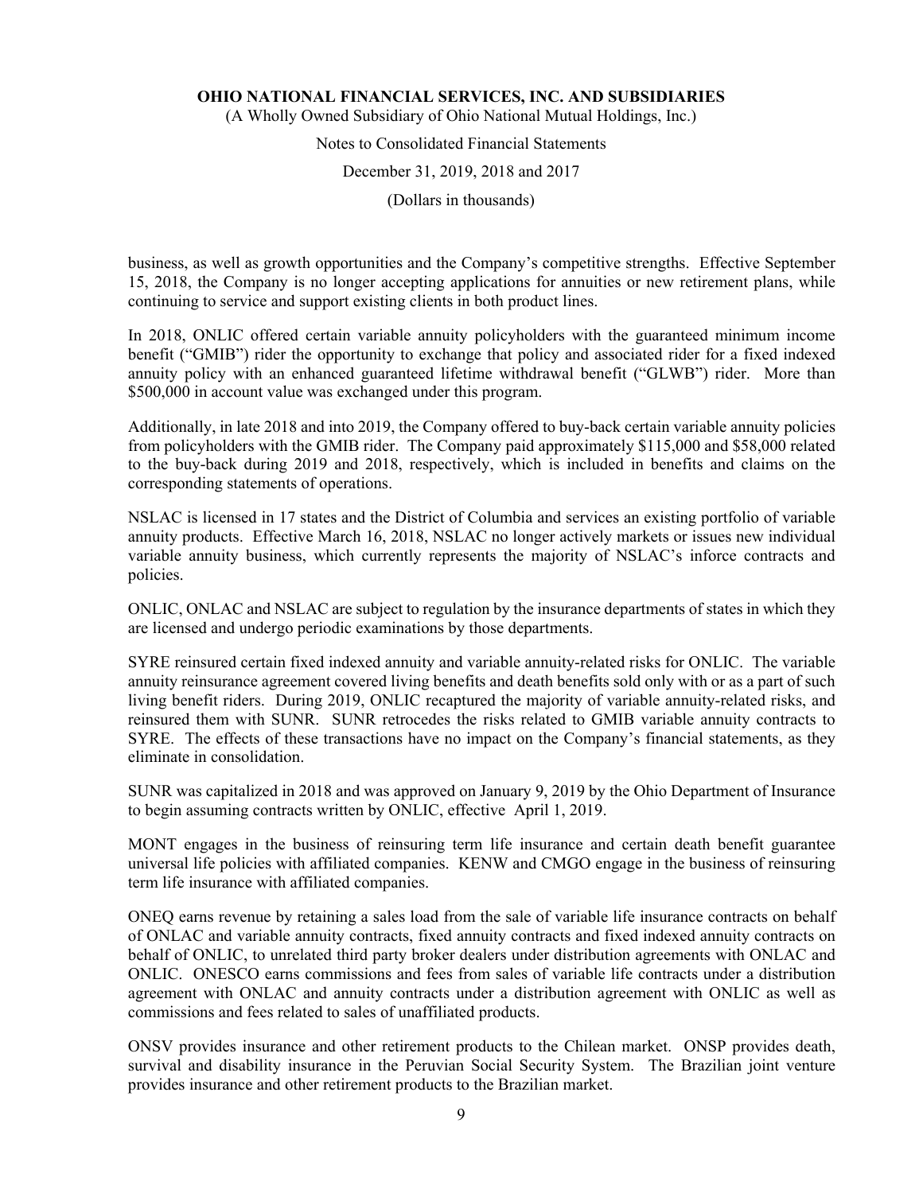business, as well as growth opportunities and the Company's competitive strengths. Effective September 15, 2018, the Company is no longer accepting applications for annuities or new retirement plans, while continuing to service and support existing clients in both product lines.

In 2018, ONLIC offered certain variable annuity policyholders with the guaranteed minimum income benefit ("GMIB") rider the opportunity to exchange that policy and associated rider for a fixed indexed annuity policy with an enhanced guaranteed lifetime withdrawal benefit ("GLWB") rider. More than $500,000 in account value was exchanged under this program.

Additionally, in late 2018 and into 2019, the Company offered to buy-back certain variable annuity policies from policyholders with the GMIB rider. The Company paid approximately $115,000 and $58,000 related to the buy-back during 2019 and 2018, respectively, which is included in benefits and claims on the corresponding statements of operations.

NSLAC is licensed in 17 states and the District of Columbia and services an existing portfolio of variable annuity products. Effective March 16, 2018, NSLAC no longer actively markets or issues new individual variable annuity business, which currently represents the majority of NSLAC's inforce contracts and policies.

ONLIC, ONLAC and NSLAC are subject to regulation by the insurance departments of states in which they are licensed and undergo periodic examinations by those departments.

SYRE reinsured certain fixed indexed annuity and variable annuity-related risks for ONLIC. The variable annuity reinsurance agreement covered living benefits and death benefits sold only with or as a part of such living benefit riders. During 2019, ONLIC recaptured the majority of variable annuity-related risks, and reinsured them with SUNR. SUNR retrocedes the risks related to GMIB variable annuity contracts to SYRE. The effects of these transactions have no impact on the Company's financial statements, as they eliminate in consolidation.

SUNR was capitalized in 2018 and was approved on January 9, 2019 by the Ohio Department of Insurance to begin assuming contracts written by ONLIC, effective April 1, 2019.

MONT engages in the business of reinsuring term life insurance and certain death benefit guarantee universal life policies with affiliated companies. KENW and CMGO engage in the business of reinsuring term life insurance with affiliated companies.

ONEQ earns revenue by retaining a sales load from the sale of variable life insurance contracts on behalf of ONLAC and variable annuity contracts, fixed annuity contracts and fixed indexed annuity contracts on behalf of ONLIC, to unrelated third party broker dealers under distribution agreements with ONLAC and ONLIC. ONESCO earns commissions and fees from sales of variable life contracts under a distribution agreement with ONLAC and annuity contracts under a distribution agreement with ONLIC as well as commissions and fees related to sales of unaffiliated products.

ONSV provides insurance and other retirement products to the Chilean market. ONSP provides death, survival and disability insurance in the Peruvian Social Security System. The Brazilian joint venture provides insurance and other retirement products to the Brazilian market.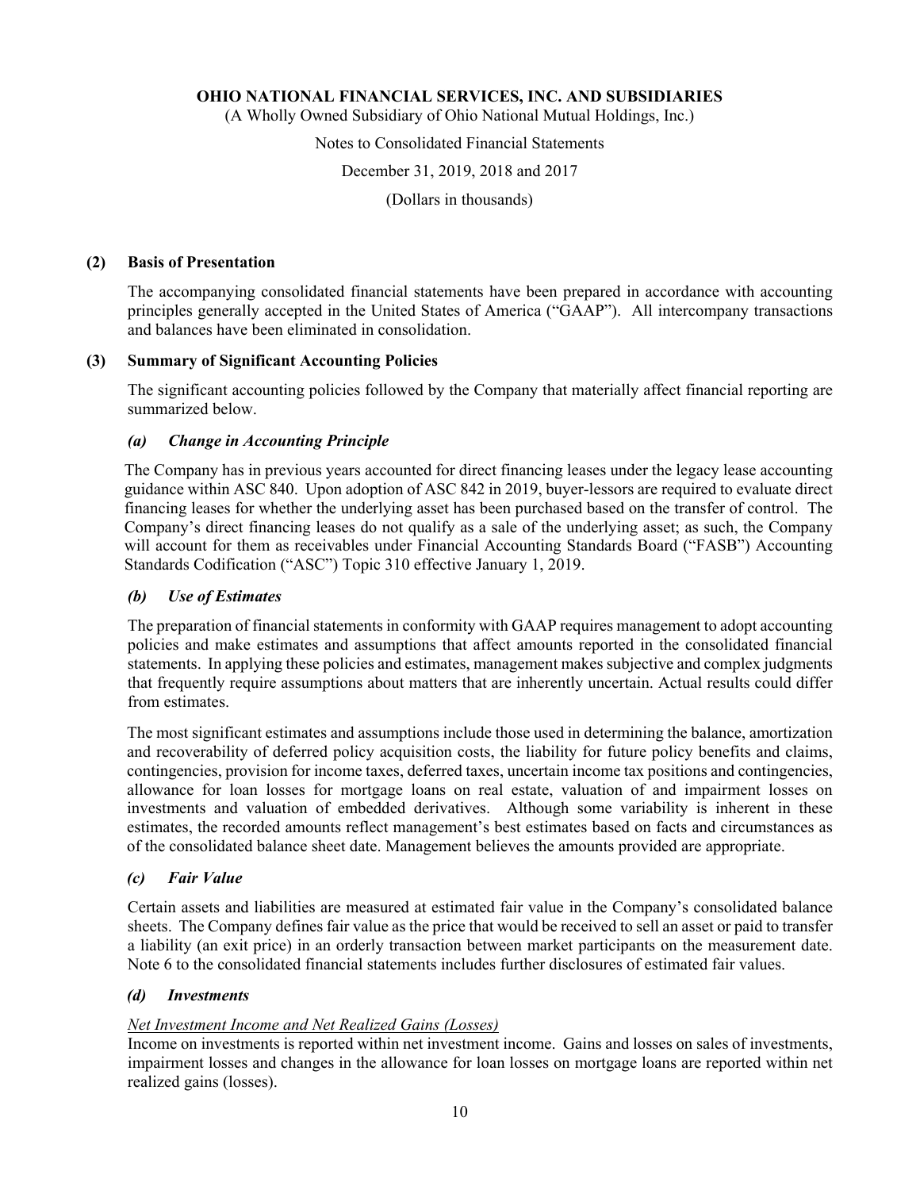# OHIO NATIONAL FINANCIAL SERVICES, INC. AND SUBSIDIARIES

(A Wholly Owned Subsidiary of Ohio National Mutual Holdings, Inc.)

Notes to Consolidated Financial Statements

December 31, 2019, 2018 and 2017

(Dollars in thousands)

## (2) Basis of Presentation

The accompanying consolidated financial statements have been prepared in accordance with accounting principles generally accepted in the United States of America ("GAAP"). All intercompany transactions and balances have been eliminated in consolidation.

## (3) Summary of Significant Accounting Policies

The significant accounting policies followed by the Company that materially affect financial reporting are summarized below.

### *(a) Change in Accounting Principle*

The Company has in previous years accounted for direct financing leases under the legacy lease accounting guidance within ASC 840. Upon adoption of ASC 842 in 2019, buyer-lessors are required to evaluate direct financing leases for whether the underlying asset has been purchased based on the transfer of control. The Company's direct financing leases do not qualify as a sale of the underlying asset; as such, the Company will account for them as receivables under Financial Accounting Standards Board ("FASB") Accounting Standards Codification ("ASC") Topic 310 effective January 1, 2019.

### *(b) Use of Estimates*

The preparation of financial statements in conformity with GAAP requires management to adopt accounting policies and make estimates and assumptions that affect amounts reported in the consolidated financial statements. In applying these policies and estimates, management makes subjective and complex judgments that frequently require assumptions about matters that are inherently uncertain. Actual results could differ from estimates.

The most significant estimates and assumptions include those used in determining the balance, amortization and recoverability of deferred policy acquisition costs, the liability for future policy benefits and claims, contingencies, provision for income taxes, deferred taxes, uncertain income tax positions and contingencies, allowance for loan losses for mortgage loans on real estate, valuation of and impairment losses on investments and valuation of embedded derivatives. Although some variability is inherent in these estimates, the recorded amounts reflect management's best estimates based on facts and circumstances as of the consolidated balance sheet date. Management believes the amounts provided are appropriate.

### *(c) Fair Value*

Certain assets and liabilities are measured at estimated fair value in the Company's consolidated balance sheets. The Company defines fair value as the price that would be received to sell an asset or paid to transfer a liability (an exit price) in an orderly transaction between market participants on the measurement date. Note 6 to the consolidated financial statements includes further disclosures of estimated fair values.

### *(d) Investments*

*Net Investment Income and Net Realized Gains (Losses)*

Income on investments is reported within net investment income. Gains and losses on sales of investments, impairment losses and changes in the allowance for loan losses on mortgage loans are reported within net realized gains (losses).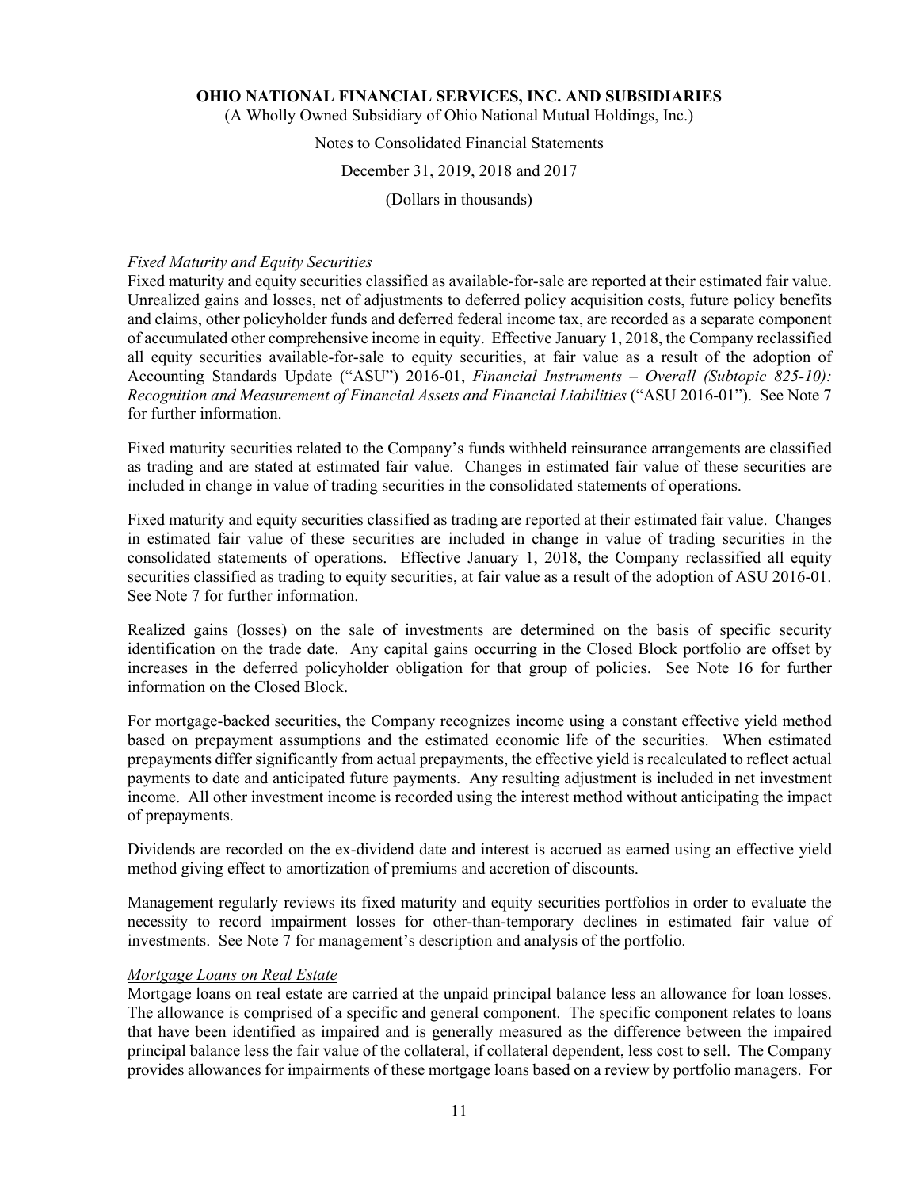*Fixed Maturity and Equity Securities*

Fixed maturity and equity securities classified as available-for-sale are reported at their estimated fair value. Unrealized gains and losses, net of adjustments to deferred policy acquisition costs, future policy benefits and claims, other policyholder funds and deferred federal income tax, are recorded as a separate component of accumulated other comprehensive income in equity. Effective January 1, 2018, the Company reclassified all equity securities available-for-sale to equity securities, at fair value as a result of the adoption of Accounting Standards Update ("ASU") 2016-01, *Financial Instruments – Overall (Subtopic 825-10): Recognition and Measurement of Financial Assets and Financial Liabilities* ("ASU 2016-01"). See Note 7 for further information.

Fixed maturity securities related to the Company's funds withheld reinsurance arrangements are classified as trading and are stated at estimated fair value. Changes in estimated fair value of these securities are included in change in value of trading securities in the consolidated statements of operations.

Fixed maturity and equity securities classified as trading are reported at their estimated fair value. Changes in estimated fair value of these securities are included in change in value of trading securities in the consolidated statements of operations. Effective January 1, 2018, the Company reclassified all equity securities classified as trading to equity securities, at fair value as a result of the adoption of ASU 2016-01. See Note 7 for further information.

Realized gains (losses) on the sale of investments are determined on the basis of specific security identification on the trade date. Any capital gains occurring in the Closed Block portfolio are offset by increases in the deferred policyholder obligation for that group of policies. See Note 16 for further information on the Closed Block.

For mortgage-backed securities, the Company recognizes income using a constant effective yield method based on prepayment assumptions and the estimated economic life of the securities. When estimated prepayments differ significantly from actual prepayments, the effective yield is recalculated to reflect actual payments to date and anticipated future payments. Any resulting adjustment is included in net investment income. All other investment income is recorded using the interest method without anticipating the impact of prepayments.

Dividends are recorded on the ex-dividend date and interest is accrued as earned using an effective yield method giving effect to amortization of premiums and accretion of discounts.

Management regularly reviews its fixed maturity and equity securities portfolios in order to evaluate the necessity to record impairment losses for other-than-temporary declines in estimated fair value of investments. See Note 7 for management's description and analysis of the portfolio.

*Mortgage Loans on Real Estate*

Mortgage loans on real estate are carried at the unpaid principal balance less an allowance for loan losses. The allowance is comprised of a specific and general component. The specific component relates to loans that have been identified as impaired and is generally measured as the difference between the impaired principal balance less the fair value of the collateral, if collateral dependent, less cost to sell. The Company provides allowances for impairments of these mortgage loans based on a review by portfolio managers. For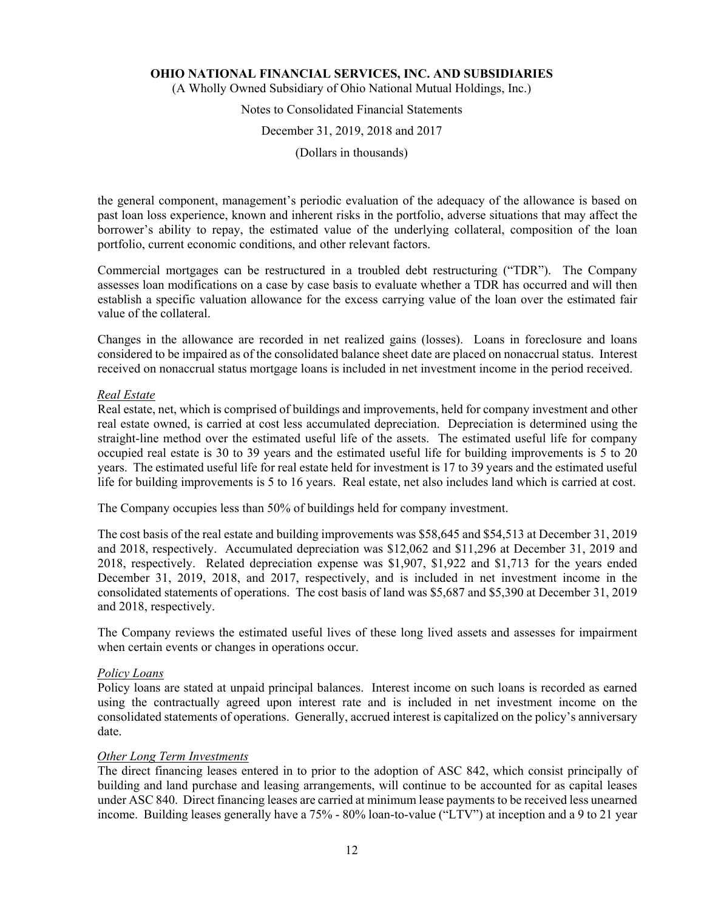the general component, management's periodic evaluation of the adequacy of the allowance is based on past loan loss experience, known and inherent risks in the portfolio, adverse situations that may affect the borrower's ability to repay, the estimated value of the underlying collateral, composition of the loan portfolio, current economic conditions, and other relevant factors.

Commercial mortgages can be restructured in a troubled debt restructuring ("TDR"). The Company assesses loan modifications on a case by case basis to evaluate whether a TDR has occurred and will then establish a specific valuation allowance for the excess carrying value of the loan over the estimated fair value of the collateral.

Changes in the allowance are recorded in net realized gains (losses). Loans in foreclosure and loans considered to be impaired as of the consolidated balance sheet date are placed on nonaccrual status. Interest received on nonaccrual status mortgage loans is included in net investment income in the period received.

*Real Estate*

Real estate, net, which is comprised of buildings and improvements, held for company investment and other real estate owned, is carried at cost less accumulated depreciation. Depreciation is determined using the straight-line method over the estimated useful life of the assets. The estimated useful life for company occupied real estate is 30 to 39 years and the estimated useful life for building improvements is 5 to 20 years. The estimated useful life for real estate held for investment is 17 to 39 years and the estimated useful life for building improvements is 5 to 16 years. Real estate, net also includes land which is carried at cost.

The Company occupies less than 50% of buildings held for company investment.

The cost basis of the real estate and building improvements was $58,645 and $54,513 at December 31, 2019 and 2018, respectively. Accumulated depreciation was $12,062 and $11,296 at December 31, 2019 and 2018, respectively. Related depreciation expense was $1,907, $1,922 and $1,713 for the years ended December 31, 2019, 2018, and 2017, respectively, and is included in net investment income in the consolidated statements of operations. The cost basis of land was $5,687 and $5,390 at December 31, 2019 and 2018, respectively.

The Company reviews the estimated useful lives of these long lived assets and assesses for impairment when certain events or changes in operations occur.

*Policy Loans*

Policy loans are stated at unpaid principal balances. Interest income on such loans is recorded as earned using the contractually agreed upon interest rate and is included in net investment income on the consolidated statements of operations. Generally, accrued interest is capitalized on the policy's anniversary date.

*Other Long Term Investments*

The direct financing leases entered in to prior to the adoption of ASC 842, which consist principally of building and land purchase and leasing arrangements, will continue to be accounted for as capital leases under ASC 840. Direct financing leases are carried at minimum lease payments to be received less unearned income. Building leases generally have a 75% - 80% loan-to-value ("LTV") at inception and a 9 to 21 year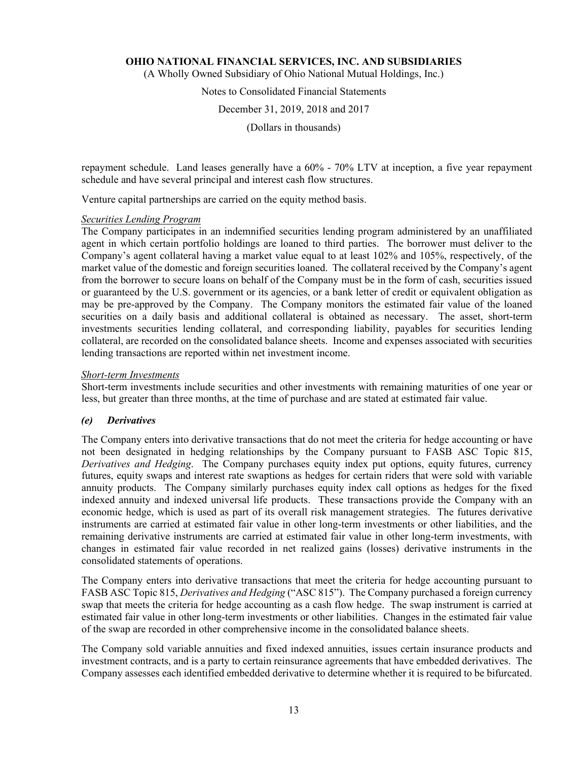repayment schedule. Land leases generally have a 60% - 70% LTV at inception, a five year repayment schedule and have several principal and interest cash flow structures.

Venture capital partnerships are carried on the equity method basis.

*Securities Lending Program*

The Company participates in an indemnified securities lending program administered by an unaffiliated agent in which certain portfolio holdings are loaned to third parties. The borrower must deliver to the Company's agent collateral having a market value equal to at least 102% and 105%, respectively, of the market value of the domestic and foreign securities loaned. The collateral received by the Company's agent from the borrower to secure loans on behalf of the Company must be in the form of cash, securities issued or guaranteed by the U.S. government or its agencies, or a bank letter of credit or equivalent obligation as may be pre-approved by the Company. The Company monitors the estimated fair value of the loaned securities on a daily basis and additional collateral is obtained as necessary. The asset, short-term investments securities lending collateral, and corresponding liability, payables for securities lending collateral, are recorded on the consolidated balance sheets. Income and expenses associated with securities lending transactions are reported within net investment income.

*Short-term Investments*

Short-term investments include securities and other investments with remaining maturities of one year or less, but greater than three months, at the time of purchase and are stated at estimated fair value.

### *(e) Derivatives*

The Company enters into derivative transactions that do not meet the criteria for hedge accounting or have not been designated in hedging relationships by the Company pursuant to FASB ASC Topic 815, *Derivatives and Hedging*. The Company purchases equity index put options, equity futures, currency futures, equity swaps and interest rate swaptions as hedges for certain riders that were sold with variable annuity products. The Company similarly purchases equity index call options as hedges for the fixed indexed annuity and indexed universal life products. These transactions provide the Company with an economic hedge, which is used as part of its overall risk management strategies. The futures derivative instruments are carried at estimated fair value in other long-term investments or other liabilities, and the remaining derivative instruments are carried at estimated fair value in other long-term investments, with changes in estimated fair value recorded in net realized gains (losses) derivative instruments in the consolidated statements of operations.

The Company enters into derivative transactions that meet the criteria for hedge accounting pursuant to FASB ASC Topic 815, *Derivatives and Hedging* ("ASC 815"). The Company purchased a foreign currency swap that meets the criteria for hedge accounting as a cash flow hedge. The swap instrument is carried at estimated fair value in other long-term investments or other liabilities. Changes in the estimated fair value of the swap are recorded in other comprehensive income in the consolidated balance sheets.

The Company sold variable annuities and fixed indexed annuities, issues certain insurance products and investment contracts, and is a party to certain reinsurance agreements that have embedded derivatives. The Company assesses each identified embedded derivative to determine whether it is required to be bifurcated.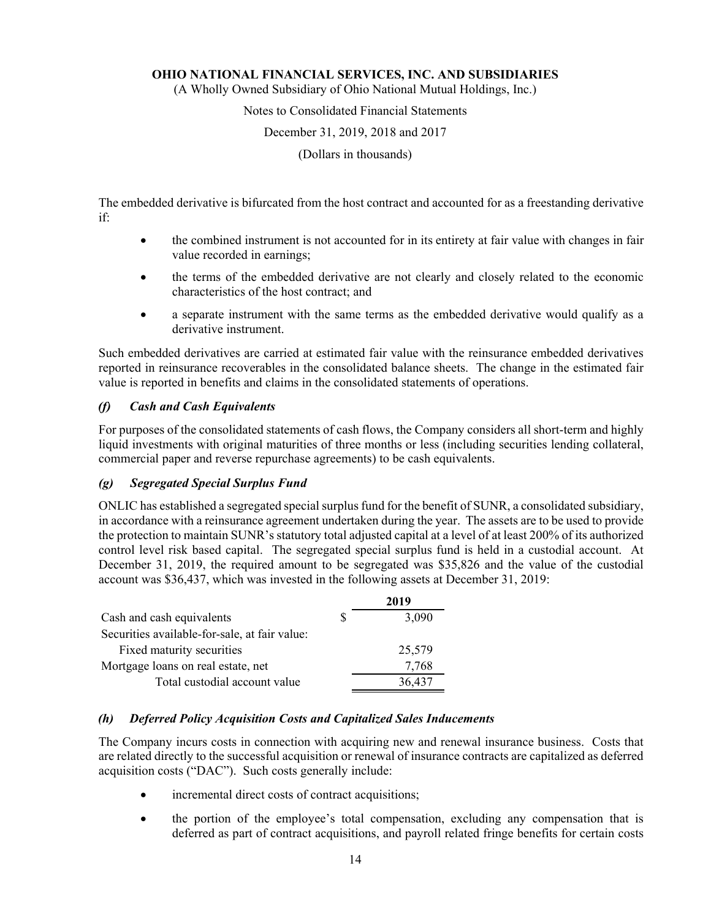The embedded derivative is bifurcated from the host contract and accounted for as a freestanding derivative if:

- the combined instrument is not accounted for in its entirety at fair value with changes in fair value recorded in earnings;
- the terms of the embedded derivative are not clearly and closely related to the economic characteristics of the host contract; and
- a separate instrument with the same terms as the embedded derivative would qualify as a derivative instrument.

Such embedded derivatives are carried at estimated fair value with the reinsurance embedded derivatives reported in reinsurance recoverables in the consolidated balance sheets. The change in the estimated fair value is reported in benefits and claims in the consolidated statements of operations.

### *(f) Cash and Cash Equivalents*

For purposes of the consolidated statements of cash flows, the Company considers all short-term and highly liquid investments with original maturities of three months or less (including securities lending collateral, commercial paper and reverse repurchase agreements) to be cash equivalents.

### *(g) Segregated Special Surplus Fund*

ONLIC has established a segregated special surplus fund for the benefit of SUNR, a consolidated subsidiary, in accordance with a reinsurance agreement undertaken during the year. The assets are to be used to provide the protection to maintain SUNR's statutory total adjusted capital at a level of at least 200% of its authorized control level risk based capital. The segregated special surplus fund is held in a custodial account. At December 31, 2019, the required amount to be segregated was $35,826 and the value of the custodial account was $36,437, which was invested in the following assets at December 31, 2019:

| | 2019 |
|---|---|
| Cash and cash equivalents | $ 3,090 |
| Securities available-for-sale, at fair value: | |
| Fixed maturity securities | 25,579 |
| Mortgage loans on real estate, net | 7,768 |
| Total custodial account value | 36,437 |

### *(h) Deferred Policy Acquisition Costs and Capitalized Sales Inducements*

The Company incurs costs in connection with acquiring new and renewal insurance business. Costs that are related directly to the successful acquisition or renewal of insurance contracts are capitalized as deferred acquisition costs ("DAC"). Such costs generally include:

- incremental direct costs of contract acquisitions;
- the portion of the employee's total compensation, excluding any compensation that is deferred as part of contract acquisitions, and payroll related fringe benefits for certain costs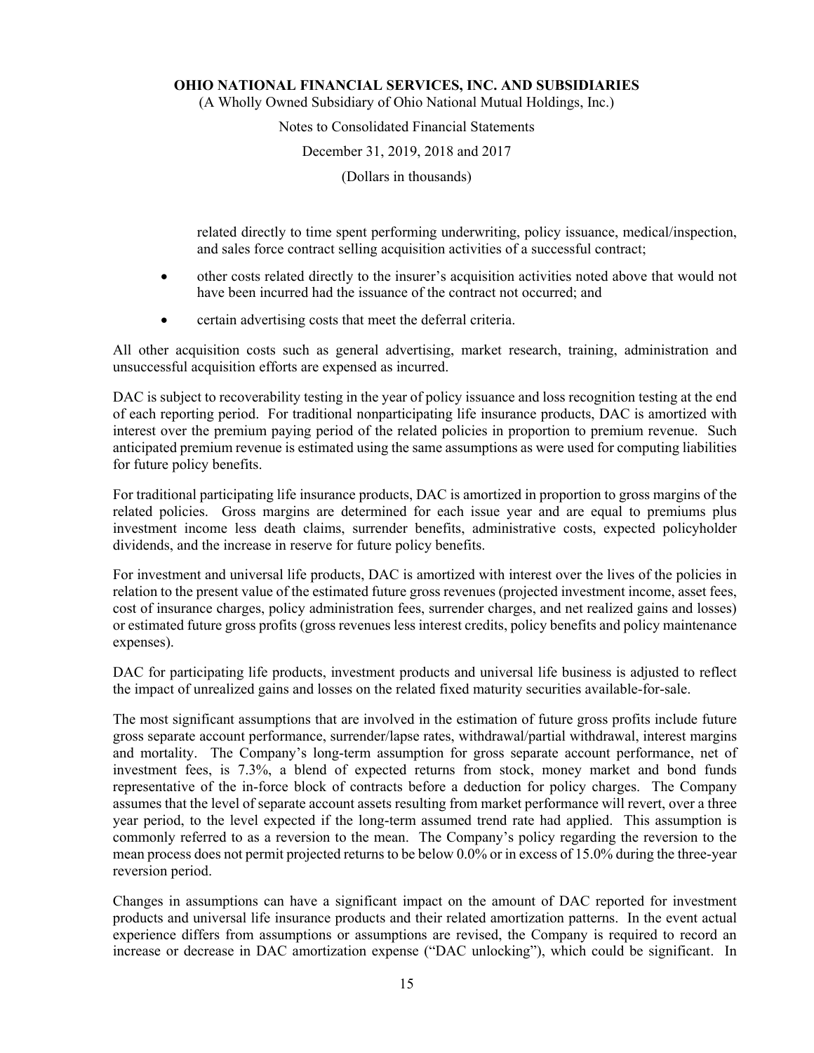related directly to time spent performing underwriting, policy issuance, medical/inspection, and sales force contract selling acquisition activities of a successful contract;

- other costs related directly to the insurer's acquisition activities noted above that would not have been incurred had the issuance of the contract not occurred; and
- certain advertising costs that meet the deferral criteria.

All other acquisition costs such as general advertising, market research, training, administration and unsuccessful acquisition efforts are expensed as incurred.

DAC is subject to recoverability testing in the year of policy issuance and loss recognition testing at the end of each reporting period. For traditional nonparticipating life insurance products, DAC is amortized with interest over the premium paying period of the related policies in proportion to premium revenue. Such anticipated premium revenue is estimated using the same assumptions as were used for computing liabilities for future policy benefits.

For traditional participating life insurance products, DAC is amortized in proportion to gross margins of the related policies. Gross margins are determined for each issue year and are equal to premiums plus investment income less death claims, surrender benefits, administrative costs, expected policyholder dividends, and the increase in reserve for future policy benefits.

For investment and universal life products, DAC is amortized with interest over the lives of the policies in relation to the present value of the estimated future gross revenues (projected investment income, asset fees, cost of insurance charges, policy administration fees, surrender charges, and net realized gains and losses) or estimated future gross profits (gross revenues less interest credits, policy benefits and policy maintenance expenses).

DAC for participating life products, investment products and universal life business is adjusted to reflect the impact of unrealized gains and losses on the related fixed maturity securities available-for-sale.

The most significant assumptions that are involved in the estimation of future gross profits include future gross separate account performance, surrender/lapse rates, withdrawal/partial withdrawal, interest margins and mortality. The Company's long-term assumption for gross separate account performance, net of investment fees, is 7.3%, a blend of expected returns from stock, money market and bond funds representative of the in-force block of contracts before a deduction for policy charges. The Company assumes that the level of separate account assets resulting from market performance will revert, over a three year period, to the level expected if the long-term assumed trend rate had applied. This assumption is commonly referred to as a reversion to the mean. The Company's policy regarding the reversion to the mean process does not permit projected returns to be below 0.0% or in excess of 15.0% during the three-year reversion period.

Changes in assumptions can have a significant impact on the amount of DAC reported for investment products and universal life insurance products and their related amortization patterns. In the event actual experience differs from assumptions or assumptions are revised, the Company is required to record an increase or decrease in DAC amortization expense ("DAC unlocking"), which could be significant. In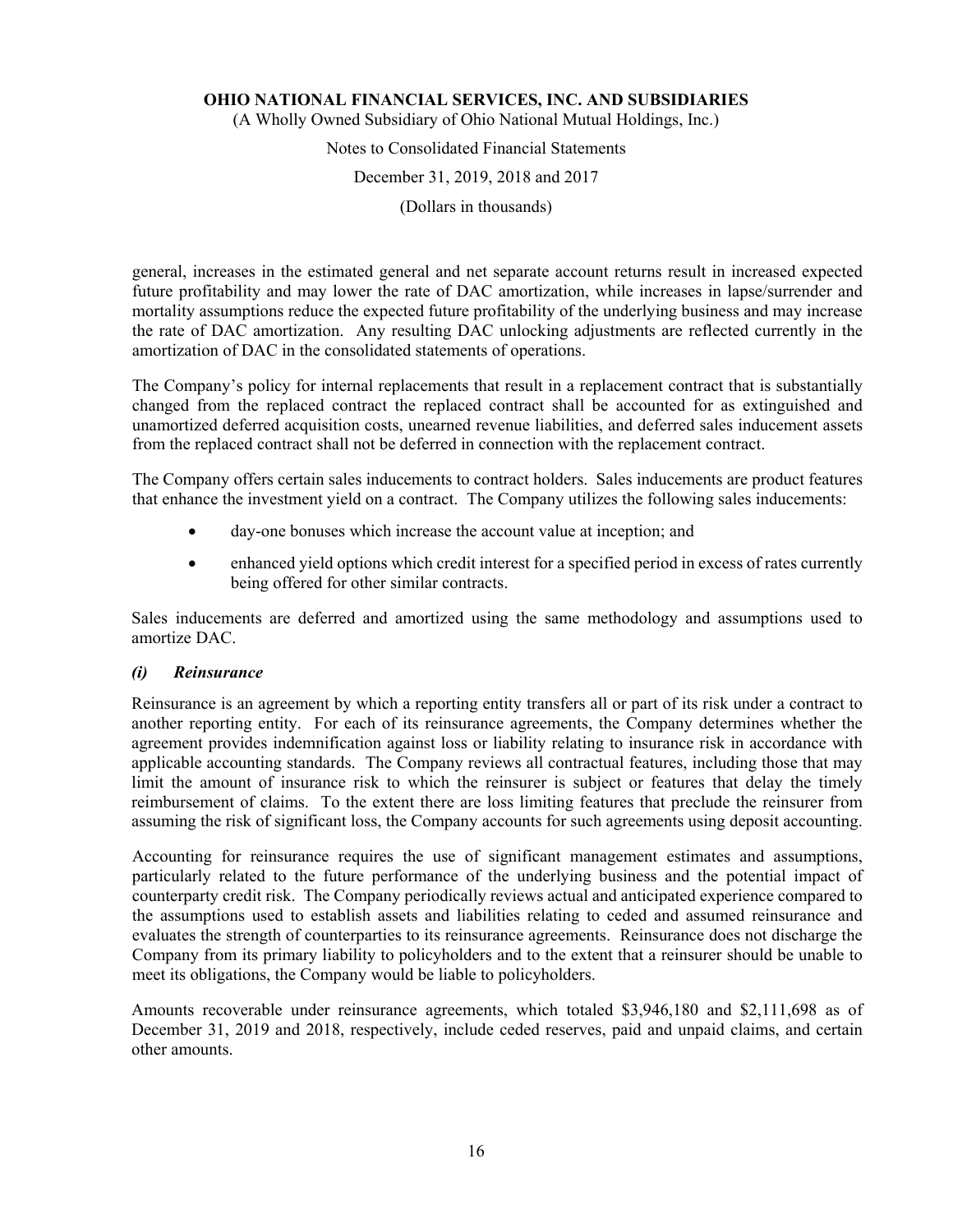general, increases in the estimated general and net separate account returns result in increased expected future profitability and may lower the rate of DAC amortization, while increases in lapse/surrender and mortality assumptions reduce the expected future profitability of the underlying business and may increase the rate of DAC amortization. Any resulting DAC unlocking adjustments are reflected currently in the amortization of DAC in the consolidated statements of operations.

The Company's policy for internal replacements that result in a replacement contract that is substantially changed from the replaced contract the replaced contract shall be accounted for as extinguished and unamortized deferred acquisition costs, unearned revenue liabilities, and deferred sales inducement assets from the replaced contract shall not be deferred in connection with the replacement contract.

The Company offers certain sales inducements to contract holders. Sales inducements are product features that enhance the investment yield on a contract. The Company utilizes the following sales inducements:

- day-one bonuses which increase the account value at inception; and
- enhanced yield options which credit interest for a specified period in excess of rates currently being offered for other similar contracts.

Sales inducements are deferred and amortized using the same methodology and assumptions used to amortize DAC.

### *(i) Reinsurance*

Reinsurance is an agreement by which a reporting entity transfers all or part of its risk under a contract to another reporting entity. For each of its reinsurance agreements, the Company determines whether the agreement provides indemnification against loss or liability relating to insurance risk in accordance with applicable accounting standards. The Company reviews all contractual features, including those that may limit the amount of insurance risk to which the reinsurer is subject or features that delay the timely reimbursement of claims. To the extent there are loss limiting features that preclude the reinsurer from assuming the risk of significant loss, the Company accounts for such agreements using deposit accounting.

Accounting for reinsurance requires the use of significant management estimates and assumptions, particularly related to the future performance of the underlying business and the potential impact of counterparty credit risk. The Company periodically reviews actual and anticipated experience compared to the assumptions used to establish assets and liabilities relating to ceded and assumed reinsurance and evaluates the strength of counterparties to its reinsurance agreements. Reinsurance does not discharge the Company from its primary liability to policyholders and to the extent that a reinsurer should be unable to meet its obligations, the Company would be liable to policyholders.

Amounts recoverable under reinsurance agreements, which totaled $3,946,180 and $2,111,698 as of December 31, 2019 and 2018, respectively, include ceded reserves, paid and unpaid claims, and certain other amounts.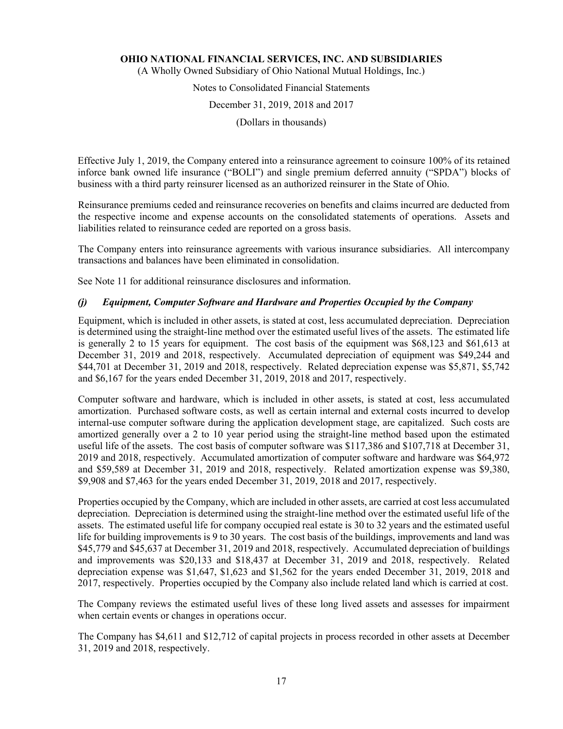Effective July 1, 2019, the Company entered into a reinsurance agreement to coinsure 100% of its retained inforce bank owned life insurance ("BOLI") and single premium deferred annuity ("SPDA") blocks of business with a third party reinsurer licensed as an authorized reinsurer in the State of Ohio.

Reinsurance premiums ceded and reinsurance recoveries on benefits and claims incurred are deducted from the respective income and expense accounts on the consolidated statements of operations. Assets and liabilities related to reinsurance ceded are reported on a gross basis.

The Company enters into reinsurance agreements with various insurance subsidiaries. All intercompany transactions and balances have been eliminated in consolidation.

See Note 11 for additional reinsurance disclosures and information.

### *(j) Equipment, Computer Software and Hardware and Properties Occupied by the Company*

Equipment, which is included in other assets, is stated at cost, less accumulated depreciation. Depreciation is determined using the straight-line method over the estimated useful lives of the assets. The estimated life is generally 2 to 15 years for equipment. The cost basis of the equipment was $68,123 and $61,613 at December 31, 2019 and 2018, respectively. Accumulated depreciation of equipment was $49,244 and $44,701 at December 31, 2019 and 2018, respectively. Related depreciation expense was $5,871, $5,742 and $6,167 for the years ended December 31, 2019, 2018 and 2017, respectively.

Computer software and hardware, which is included in other assets, is stated at cost, less accumulated amortization. Purchased software costs, as well as certain internal and external costs incurred to develop internal-use computer software during the application development stage, are capitalized. Such costs are amortized generally over a 2 to 10 year period using the straight-line method based upon the estimated useful life of the assets. The cost basis of computer software was $117,386 and $107,718 at December 31, 2019 and 2018, respectively. Accumulated amortization of computer software and hardware was $64,972 and $59,589 at December 31, 2019 and 2018, respectively. Related amortization expense was $9,380, $9,908 and $7,463 for the years ended December 31, 2019, 2018 and 2017, respectively.

Properties occupied by the Company, which are included in other assets, are carried at cost less accumulated depreciation. Depreciation is determined using the straight-line method over the estimated useful life of the assets. The estimated useful life for company occupied real estate is 30 to 32 years and the estimated useful life for building improvements is 9 to 30 years. The cost basis of the buildings, improvements and land was $45,779 and $45,637 at December 31, 2019 and 2018, respectively. Accumulated depreciation of buildings and improvements was $20,133 and $18,437 at December 31, 2019 and 2018, respectively. Related depreciation expense was $1,647, $1,623 and $1,562 for the years ended December 31, 2019, 2018 and 2017, respectively. Properties occupied by the Company also include related land which is carried at cost.

The Company reviews the estimated useful lives of these long lived assets and assesses for impairment when certain events or changes in operations occur.

The Company has $4,611 and $12,712 of capital projects in process recorded in other assets at December 31, 2019 and 2018, respectively.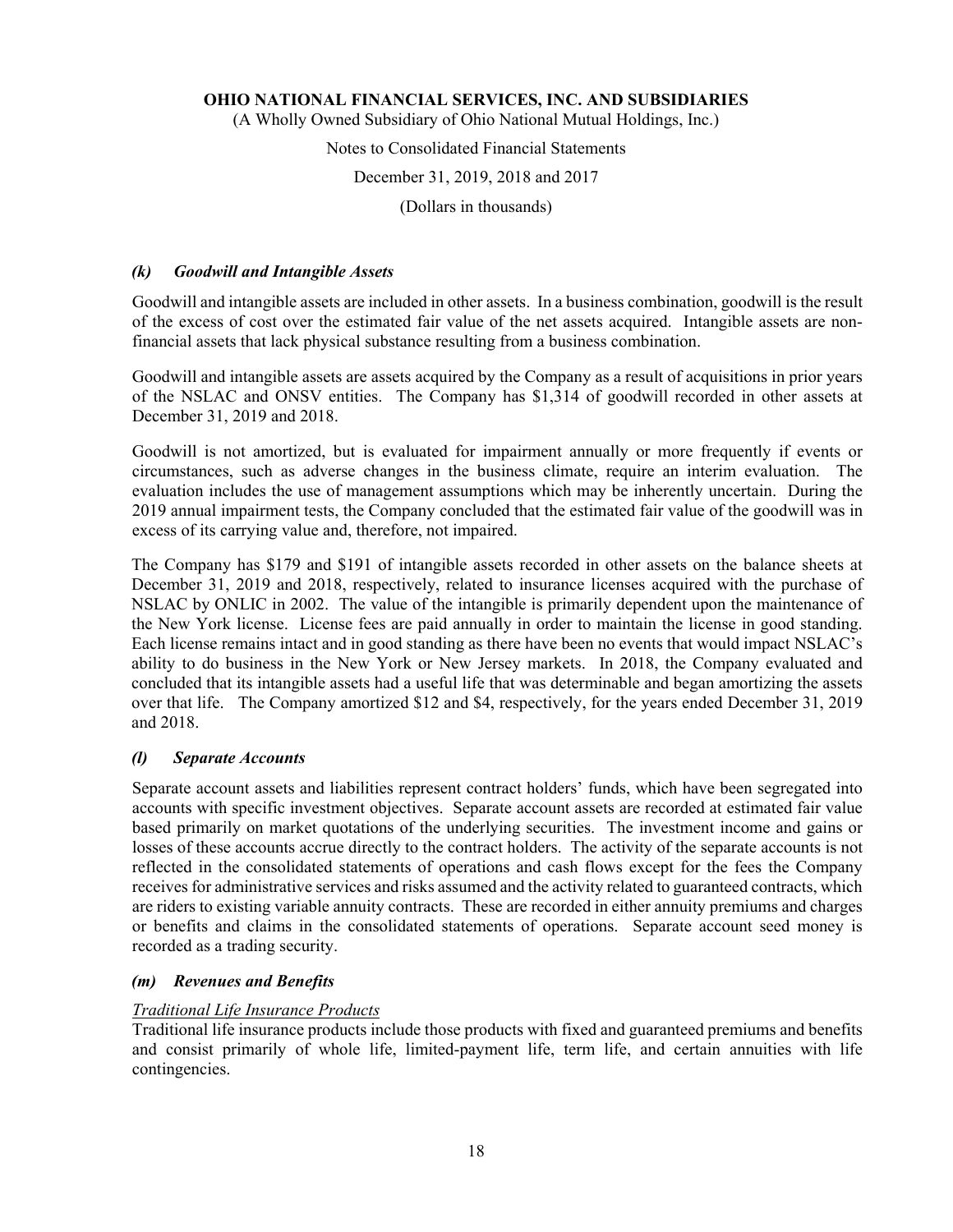### *(k) Goodwill and Intangible Assets*

Goodwill and intangible assets are included in other assets. In a business combination, goodwill is the result of the excess of cost over the estimated fair value of the net assets acquired. Intangible assets are non-financial assets that lack physical substance resulting from a business combination.

Goodwill and intangible assets are assets acquired by the Company as a result of acquisitions in prior years of the NSLAC and ONSV entities. The Company has $1,314 of goodwill recorded in other assets at December 31, 2019 and 2018.

Goodwill is not amortized, but is evaluated for impairment annually or more frequently if events or circumstances, such as adverse changes in the business climate, require an interim evaluation. The evaluation includes the use of management assumptions which may be inherently uncertain. During the 2019 annual impairment tests, the Company concluded that the estimated fair value of the goodwill was in excess of its carrying value and, therefore, not impaired.

The Company has $179 and $191 of intangible assets recorded in other assets on the balance sheets at December 31, 2019 and 2018, respectively, related to insurance licenses acquired with the purchase of NSLAC by ONLIC in 2002. The value of the intangible is primarily dependent upon the maintenance of the New York license. License fees are paid annually in order to maintain the license in good standing. Each license remains intact and in good standing as there have been no events that would impact NSLAC's ability to do business in the New York or New Jersey markets. In 2018, the Company evaluated and concluded that its intangible assets had a useful life that was determinable and began amortizing the assets over that life. The Company amortized $12 and $4, respectively, for the years ended December 31, 2019 and 2018.

### *(l) Separate Accounts*

Separate account assets and liabilities represent contract holders' funds, which have been segregated into accounts with specific investment objectives. Separate account assets are recorded at estimated fair value based primarily on market quotations of the underlying securities. The investment income and gains or losses of these accounts accrue directly to the contract holders. The activity of the separate accounts is not reflected in the consolidated statements of operations and cash flows except for the fees the Company receives for administrative services and risks assumed and the activity related to guaranteed contracts, which are riders to existing variable annuity contracts. These are recorded in either annuity premiums and charges or benefits and claims in the consolidated statements of operations. Separate account seed money is recorded as a trading security.

### *(m) Revenues and Benefits*

*Traditional Life Insurance Products*
Traditional life insurance products include those products with fixed and guaranteed premiums and benefits and consist primarily of whole life, limited-payment life, term life, and certain annuities with life contingencies.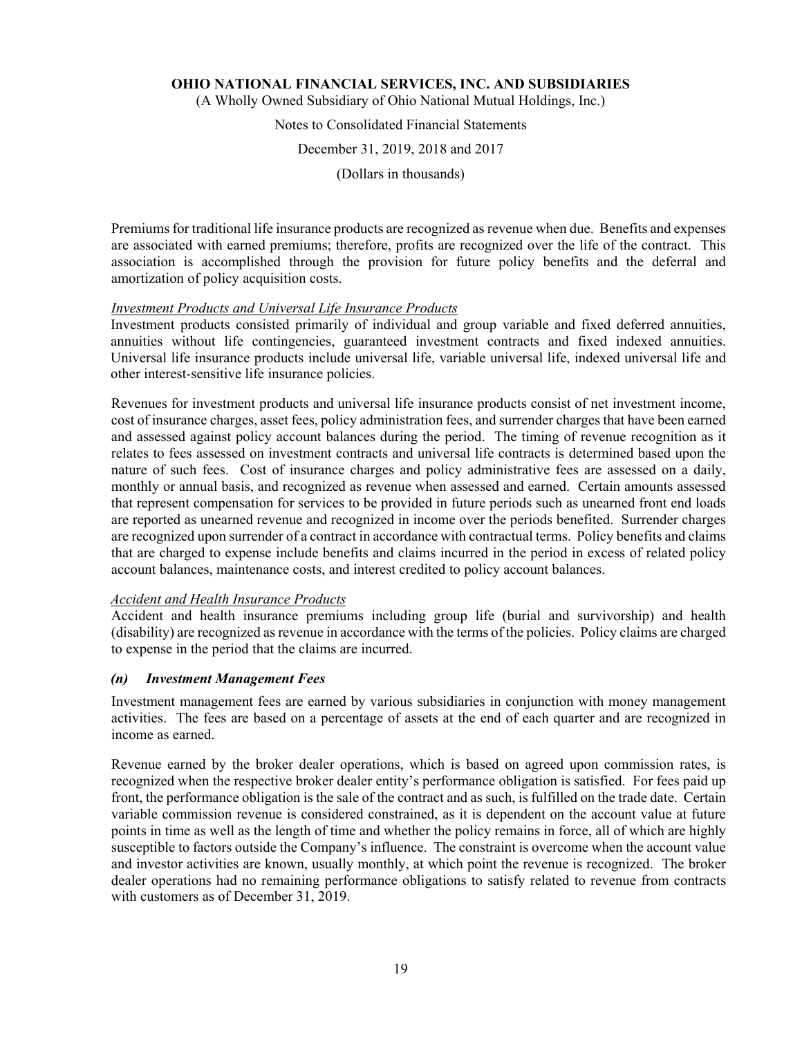Premiums for traditional life insurance products are recognized as revenue when due. Benefits and expenses are associated with earned premiums; therefore, profits are recognized over the life of the contract. This association is accomplished through the provision for future policy benefits and the deferral and amortization of policy acquisition costs.

*Investment Products and Universal Life Insurance Products*

Investment products consisted primarily of individual and group variable and fixed deferred annuities, annuities without life contingencies, guaranteed investment contracts and fixed indexed annuities. Universal life insurance products include universal life, variable universal life, indexed universal life and other interest-sensitive life insurance policies.

Revenues for investment products and universal life insurance products consist of net investment income, cost of insurance charges, asset fees, policy administration fees, and surrender charges that have been earned and assessed against policy account balances during the period. The timing of revenue recognition as it relates to fees assessed on investment contracts and universal life contracts is determined based upon the nature of such fees. Cost of insurance charges and policy administrative fees are assessed on a daily, monthly or annual basis, and recognized as revenue when assessed and earned. Certain amounts assessed that represent compensation for services to be provided in future periods such as unearned front end loads are reported as unearned revenue and recognized in income over the periods benefited. Surrender charges are recognized upon surrender of a contract in accordance with contractual terms. Policy benefits and claims that are charged to expense include benefits and claims incurred in the period in excess of related policy account balances, maintenance costs, and interest credited to policy account balances.

*Accident and Health Insurance Products*

Accident and health insurance premiums including group life (burial and survivorship) and health (disability) are recognized as revenue in accordance with the terms of the policies. Policy claims are charged to expense in the period that the claims are incurred.

### *(n) Investment Management Fees*

Investment management fees are earned by various subsidiaries in conjunction with money management activities. The fees are based on a percentage of assets at the end of each quarter and are recognized in income as earned.

Revenue earned by the broker dealer operations, which is based on agreed upon commission rates, is recognized when the respective broker dealer entity's performance obligation is satisfied. For fees paid up front, the performance obligation is the sale of the contract and as such, is fulfilled on the trade date. Certain variable commission revenue is considered constrained, as it is dependent on the account value at future points in time as well as the length of time and whether the policy remains in force, all of which are highly susceptible to factors outside the Company's influence. The constraint is overcome when the account value and investor activities are known, usually monthly, at which point the revenue is recognized. The broker dealer operations had no remaining performance obligations to satisfy related to revenue from contracts with customers as of December 31, 2019.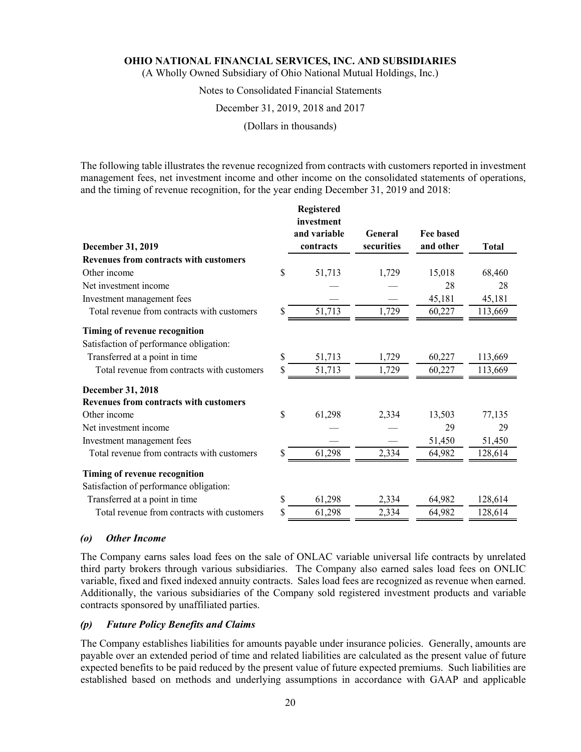The following table illustrates the revenue recognized from contracts with customers reported in investment management fees, net investment income and other income on the consolidated statements of operations, and the timing of revenue recognition, for the year ending December 31, 2019 and 2018:

| December 31, 2019 | Registered investment and variable contracts | General securities | Fee based and other | Total |
|---|---|---|---|---|
| **Revenues from contracts with customers** | | | | |
| Other income | $ 51,713 | 1,729 | 15,018 | 68,460 |
| Net investment income | — | — | 28 | 28 |
| Investment management fees | — | — | 45,181 | 45,181 |
| Total revenue from contracts with customers | $ 51,713 | 1,729 | 60,227 | 113,669 |
| **Timing of revenue recognition** | | | | |
| Satisfaction of performance obligation: | | | | |
| Transferred at a point in time | $ 51,713 | 1,729 | 60,227 | 113,669 |
| Total revenue from contracts with customers | $ 51,713 | 1,729 | 60,227 | 113,669 |
| **December 31, 2018** | | | | |
| **Revenues from contracts with customers** | | | | |
| Other income | $ 61,298 | 2,334 | 13,503 | 77,135 |
| Net investment income | — | — | 29 | 29 |
| Investment management fees | — | — | 51,450 | 51,450 |
| Total revenue from contracts with customers | $ 61,298 | 2,334 | 64,982 | 128,614 |
| **Timing of revenue recognition** | | | | |
| Satisfaction of performance obligation: | | | | |
| Transferred at a point in time | $ 61,298 | 2,334 | 64,982 | 128,614 |
| Total revenue from contracts with customers | $ 61,298 | 2,334 | 64,982 | 128,614 |

### *(o) Other Income*

The Company earns sales load fees on the sale of ONLAC variable universal life contracts by unrelated third party brokers through various subsidiaries. The Company also earned sales load fees on ONLIC variable, fixed and fixed indexed annuity contracts. Sales load fees are recognized as revenue when earned. Additionally, the various subsidiaries of the Company sold registered investment products and variable contracts sponsored by unaffiliated parties.

### *(p) Future Policy Benefits and Claims*

The Company establishes liabilities for amounts payable under insurance policies. Generally, amounts are payable over an extended period of time and related liabilities are calculated as the present value of future expected benefits to be paid reduced by the present value of future expected premiums. Such liabilities are established based on methods and underlying assumptions in accordance with GAAP and applicable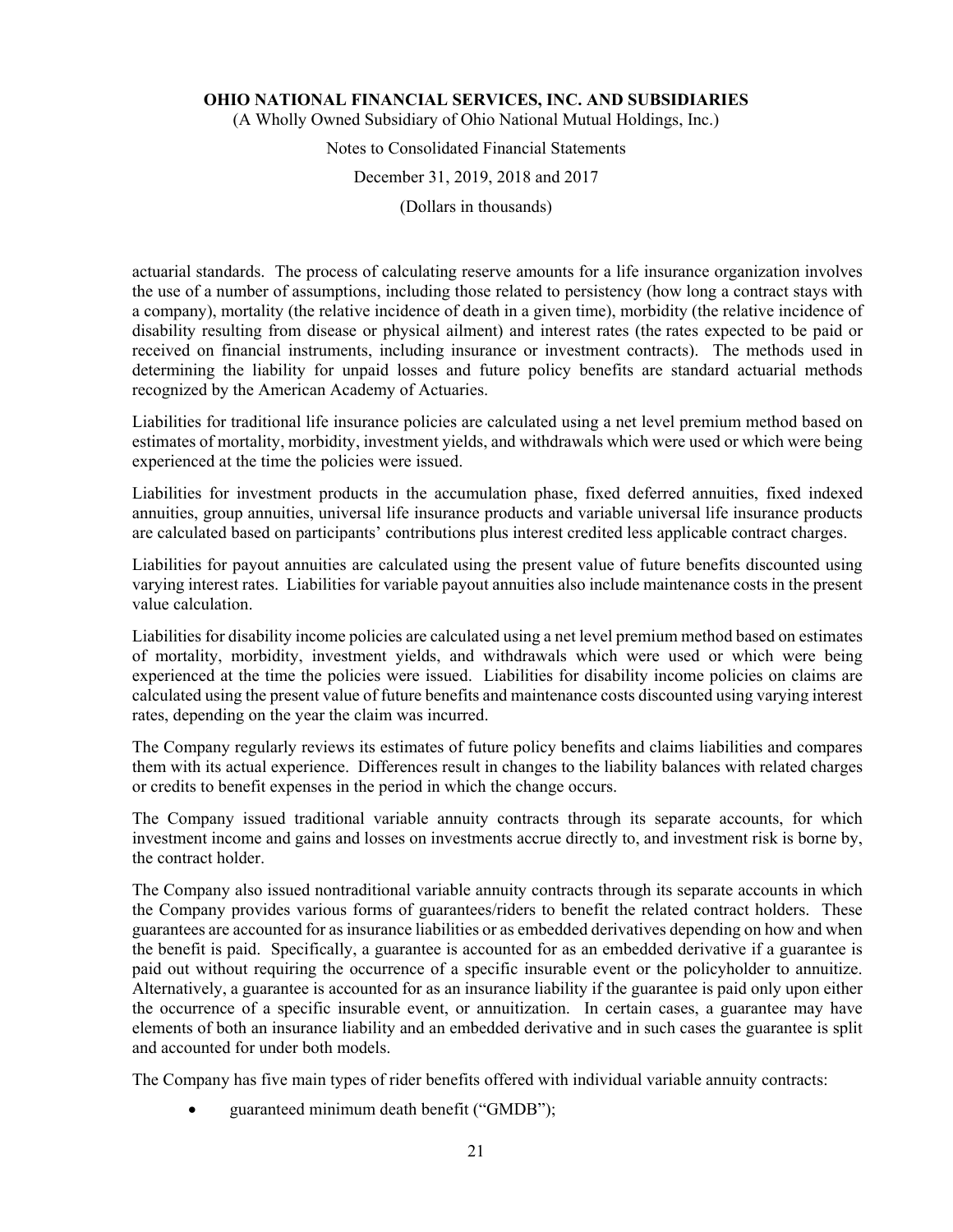actuarial standards. The process of calculating reserve amounts for a life insurance organization involves the use of a number of assumptions, including those related to persistency (how long a contract stays with a company), mortality (the relative incidence of death in a given time), morbidity (the relative incidence of disability resulting from disease or physical ailment) and interest rates (the rates expected to be paid or received on financial instruments, including insurance or investment contracts). The methods used in determining the liability for unpaid losses and future policy benefits are standard actuarial methods recognized by the American Academy of Actuaries.

Liabilities for traditional life insurance policies are calculated using a net level premium method based on estimates of mortality, morbidity, investment yields, and withdrawals which were used or which were being experienced at the time the policies were issued.

Liabilities for investment products in the accumulation phase, fixed deferred annuities, fixed indexed annuities, group annuities, universal life insurance products and variable universal life insurance products are calculated based on participants' contributions plus interest credited less applicable contract charges.

Liabilities for payout annuities are calculated using the present value of future benefits discounted using varying interest rates. Liabilities for variable payout annuities also include maintenance costs in the present value calculation.

Liabilities for disability income policies are calculated using a net level premium method based on estimates of mortality, morbidity, investment yields, and withdrawals which were used or which were being experienced at the time the policies were issued. Liabilities for disability income policies on claims are calculated using the present value of future benefits and maintenance costs discounted using varying interest rates, depending on the year the claim was incurred.

The Company regularly reviews its estimates of future policy benefits and claims liabilities and compares them with its actual experience. Differences result in changes to the liability balances with related charges or credits to benefit expenses in the period in which the change occurs.

The Company issued traditional variable annuity contracts through its separate accounts, for which investment income and gains and losses on investments accrue directly to, and investment risk is borne by, the contract holder.

The Company also issued nontraditional variable annuity contracts through its separate accounts in which the Company provides various forms of guarantees/riders to benefit the related contract holders. These guarantees are accounted for as insurance liabilities or as embedded derivatives depending on how and when the benefit is paid. Specifically, a guarantee is accounted for as an embedded derivative if a guarantee is paid out without requiring the occurrence of a specific insurable event or the policyholder to annuitize. Alternatively, a guarantee is accounted for as an insurance liability if the guarantee is paid only upon either the occurrence of a specific insurable event, or annuitization. In certain cases, a guarantee may have elements of both an insurance liability and an embedded derivative and in such cases the guarantee is split and accounted for under both models.

The Company has five main types of rider benefits offered with individual variable annuity contracts:

- guaranteed minimum death benefit ("GMDB");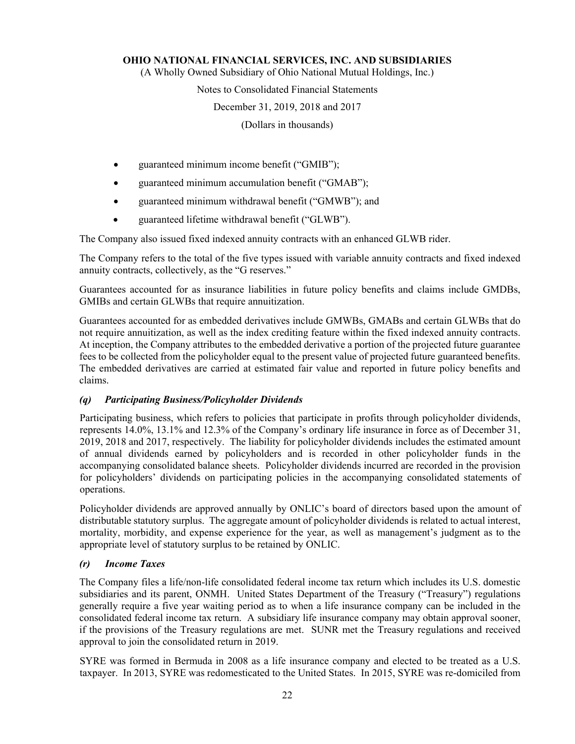- guaranteed minimum income benefit ("GMIB");
- guaranteed minimum accumulation benefit ("GMAB");
- guaranteed minimum withdrawal benefit ("GMWB"); and
- guaranteed lifetime withdrawal benefit ("GLWB").

The Company also issued fixed indexed annuity contracts with an enhanced GLWB rider.

The Company refers to the total of the five types issued with variable annuity contracts and fixed indexed annuity contracts, collectively, as the "G reserves."

Guarantees accounted for as insurance liabilities in future policy benefits and claims include GMDBs, GMIBs and certain GLWBs that require annuitization.

Guarantees accounted for as embedded derivatives include GMWBs, GMABs and certain GLWBs that do not require annuitization, as well as the index crediting feature within the fixed indexed annuity contracts. At inception, the Company attributes to the embedded derivative a portion of the projected future guarantee fees to be collected from the policyholder equal to the present value of projected future guaranteed benefits. The embedded derivatives are carried at estimated fair value and reported in future policy benefits and claims.

### *(q) Participating Business/Policyholder Dividends*

Participating business, which refers to policies that participate in profits through policyholder dividends, represents 14.0%, 13.1% and 12.3% of the Company's ordinary life insurance in force as of December 31, 2019, 2018 and 2017, respectively. The liability for policyholder dividends includes the estimated amount of annual dividends earned by policyholders and is recorded in other policyholder funds in the accompanying consolidated balance sheets. Policyholder dividends incurred are recorded in the provision for policyholders' dividends on participating policies in the accompanying consolidated statements of operations.

Policyholder dividends are approved annually by ONLIC's board of directors based upon the amount of distributable statutory surplus. The aggregate amount of policyholder dividends is related to actual interest, mortality, morbidity, and expense experience for the year, as well as management's judgment as to the appropriate level of statutory surplus to be retained by ONLIC.

### *(r) Income Taxes*

The Company files a life/non-life consolidated federal income tax return which includes its U.S. domestic subsidiaries and its parent, ONMH. United States Department of the Treasury ("Treasury") regulations generally require a five year waiting period as to when a life insurance company can be included in the consolidated federal income tax return. A subsidiary life insurance company may obtain approval sooner, if the provisions of the Treasury regulations are met. SUNR met the Treasury regulations and received approval to join the consolidated return in 2019.

SYRE was formed in Bermuda in 2008 as a life insurance company and elected to be treated as a U.S. taxpayer. In 2013, SYRE was redomesticated to the United States. In 2015, SYRE was re-domiciled from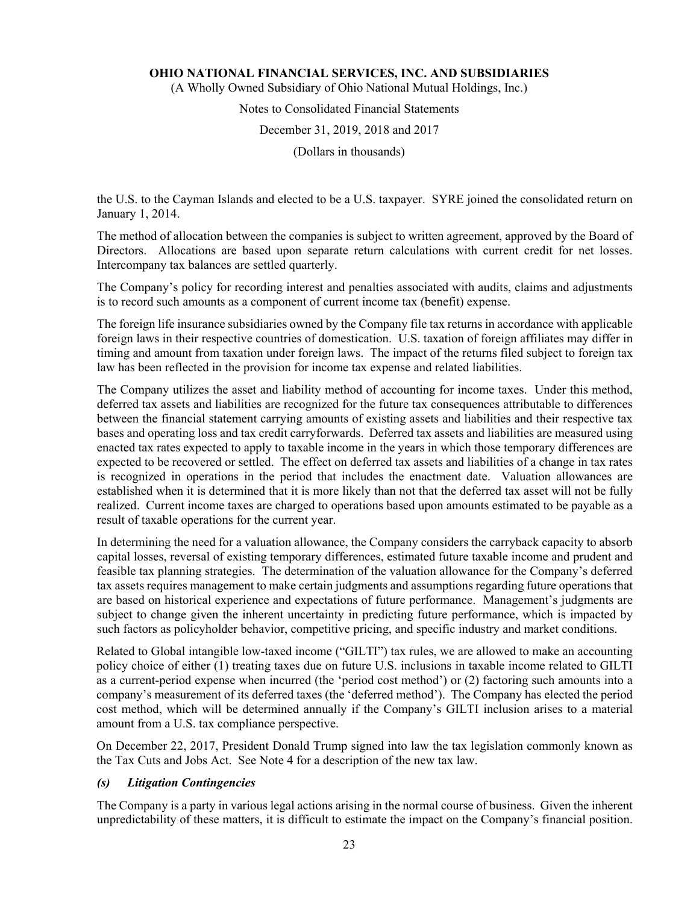the U.S. to the Cayman Islands and elected to be a U.S. taxpayer. SYRE joined the consolidated return on January 1, 2014.

The method of allocation between the companies is subject to written agreement, approved by the Board of Directors. Allocations are based upon separate return calculations with current credit for net losses. Intercompany tax balances are settled quarterly.

The Company's policy for recording interest and penalties associated with audits, claims and adjustments is to record such amounts as a component of current income tax (benefit) expense.

The foreign life insurance subsidiaries owned by the Company file tax returns in accordance with applicable foreign laws in their respective countries of domestication. U.S. taxation of foreign affiliates may differ in timing and amount from taxation under foreign laws. The impact of the returns filed subject to foreign tax law has been reflected in the provision for income tax expense and related liabilities.

The Company utilizes the asset and liability method of accounting for income taxes. Under this method, deferred tax assets and liabilities are recognized for the future tax consequences attributable to differences between the financial statement carrying amounts of existing assets and liabilities and their respective tax bases and operating loss and tax credit carryforwards. Deferred tax assets and liabilities are measured using enacted tax rates expected to apply to taxable income in the years in which those temporary differences are expected to be recovered or settled. The effect on deferred tax assets and liabilities of a change in tax rates is recognized in operations in the period that includes the enactment date. Valuation allowances are established when it is determined that it is more likely than not that the deferred tax asset will not be fully realized. Current income taxes are charged to operations based upon amounts estimated to be payable as a result of taxable operations for the current year.

In determining the need for a valuation allowance, the Company considers the carryback capacity to absorb capital losses, reversal of existing temporary differences, estimated future taxable income and prudent and feasible tax planning strategies. The determination of the valuation allowance for the Company's deferred tax assets requires management to make certain judgments and assumptions regarding future operations that are based on historical experience and expectations of future performance. Management's judgments are subject to change given the inherent uncertainty in predicting future performance, which is impacted by such factors as policyholder behavior, competitive pricing, and specific industry and market conditions.

Related to Global intangible low-taxed income ("GILTI") tax rules, we are allowed to make an accounting policy choice of either (1) treating taxes due on future U.S. inclusions in taxable income related to GILTI as a current-period expense when incurred (the 'period cost method') or (2) factoring such amounts into a company's measurement of its deferred taxes (the 'deferred method'). The Company has elected the period cost method, which will be determined annually if the Company's GILTI inclusion arises to a material amount from a U.S. tax compliance perspective.

On December 22, 2017, President Donald Trump signed into law the tax legislation commonly known as the Tax Cuts and Jobs Act. See Note 4 for a description of the new tax law.

### *(s) Litigation Contingencies*

The Company is a party in various legal actions arising in the normal course of business. Given the inherent unpredictability of these matters, it is difficult to estimate the impact on the Company's financial position.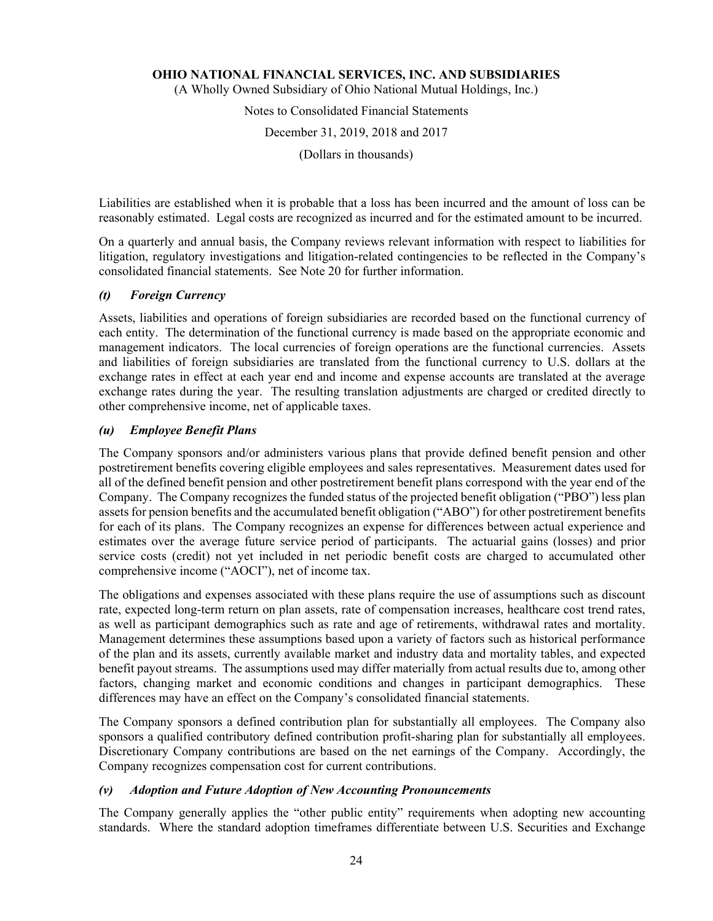Liabilities are established when it is probable that a loss has been incurred and the amount of loss can be reasonably estimated. Legal costs are recognized as incurred and for the estimated amount to be incurred.

On a quarterly and annual basis, the Company reviews relevant information with respect to liabilities for litigation, regulatory investigations and litigation-related contingencies to be reflected in the Company's consolidated financial statements. See Note 20 for further information.

### *(t) Foreign Currency*

Assets, liabilities and operations of foreign subsidiaries are recorded based on the functional currency of each entity. The determination of the functional currency is made based on the appropriate economic and management indicators. The local currencies of foreign operations are the functional currencies. Assets and liabilities of foreign subsidiaries are translated from the functional currency to U.S. dollars at the exchange rates in effect at each year end and income and expense accounts are translated at the average exchange rates during the year. The resulting translation adjustments are charged or credited directly to other comprehensive income, net of applicable taxes.

### *(u) Employee Benefit Plans*

The Company sponsors and/or administers various plans that provide defined benefit pension and other postretirement benefits covering eligible employees and sales representatives. Measurement dates used for all of the defined benefit pension and other postretirement benefit plans correspond with the year end of the Company. The Company recognizes the funded status of the projected benefit obligation ("PBO") less plan assets for pension benefits and the accumulated benefit obligation ("ABO") for other postretirement benefits for each of its plans. The Company recognizes an expense for differences between actual experience and estimates over the average future service period of participants. The actuarial gains (losses) and prior service costs (credit) not yet included in net periodic benefit costs are charged to accumulated other comprehensive income ("AOCI"), net of income tax.

The obligations and expenses associated with these plans require the use of assumptions such as discount rate, expected long-term return on plan assets, rate of compensation increases, healthcare cost trend rates, as well as participant demographics such as rate and age of retirements, withdrawal rates and mortality. Management determines these assumptions based upon a variety of factors such as historical performance of the plan and its assets, currently available market and industry data and mortality tables, and expected benefit payout streams. The assumptions used may differ materially from actual results due to, among other factors, changing market and economic conditions and changes in participant demographics. These differences may have an effect on the Company's consolidated financial statements.

The Company sponsors a defined contribution plan for substantially all employees. The Company also sponsors a qualified contributory defined contribution profit-sharing plan for substantially all employees. Discretionary Company contributions are based on the net earnings of the Company. Accordingly, the Company recognizes compensation cost for current contributions.

### *(v) Adoption and Future Adoption of New Accounting Pronouncements*

The Company generally applies the "other public entity" requirements when adopting new accounting standards. Where the standard adoption timeframes differentiate between U.S. Securities and Exchange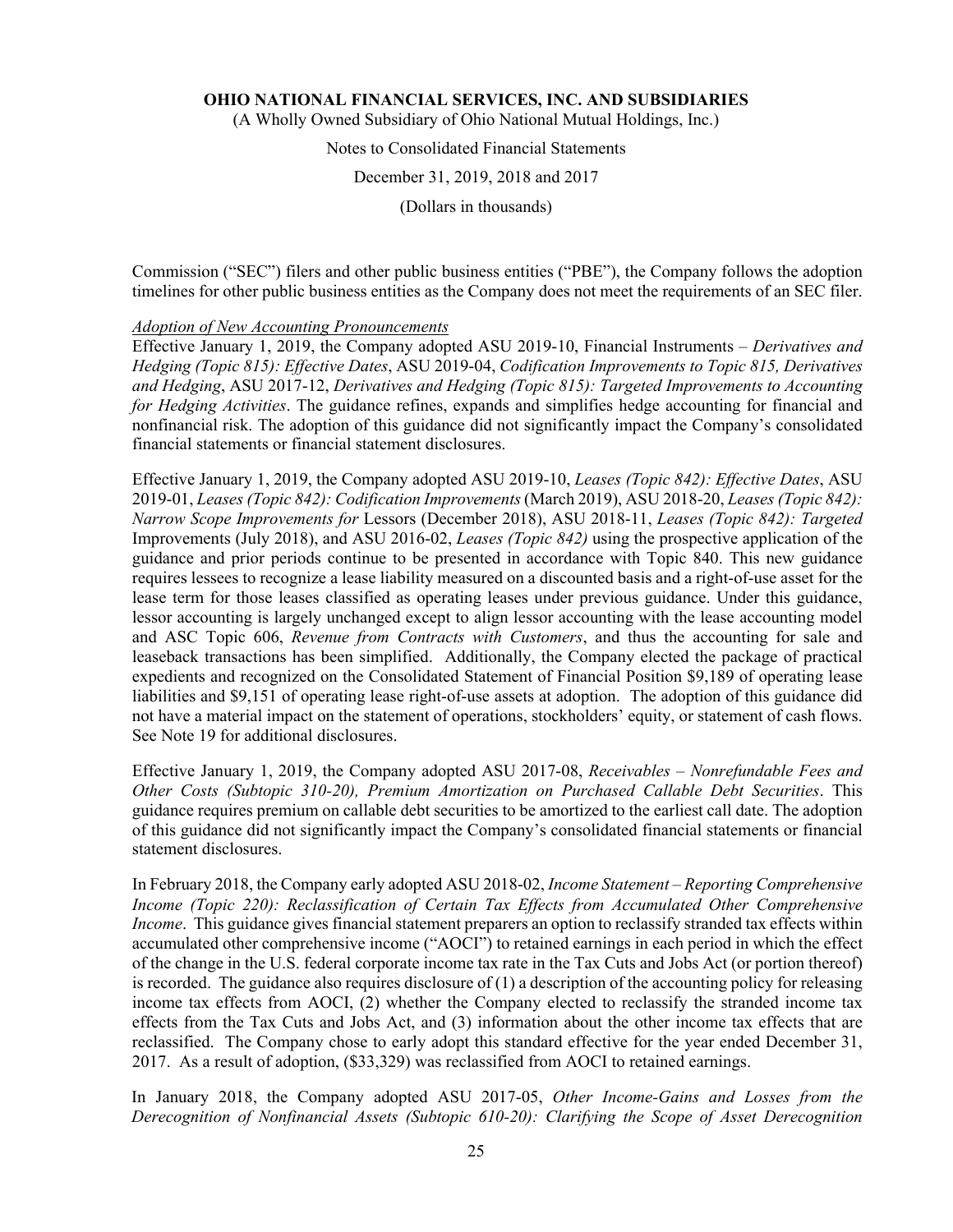Commission ("SEC") filers and other public business entities ("PBE"), the Company follows the adoption timelines for other public business entities as the Company does not meet the requirements of an SEC filer.

*Adoption of New Accounting Pronouncements*

Effective January 1, 2019, the Company adopted ASU 2019-10, Financial Instruments – *Derivatives and Hedging (Topic 815): Effective Dates*, ASU 2019-04, *Codification Improvements to Topic 815, Derivatives and Hedging*, ASU 2017-12, *Derivatives and Hedging (Topic 815): Targeted Improvements to Accounting for Hedging Activities*. The guidance refines, expands and simplifies hedge accounting for financial and nonfinancial risk. The adoption of this guidance did not significantly impact the Company's consolidated financial statements or financial statement disclosures.

Effective January 1, 2019, the Company adopted ASU 2019-10, *Leases (Topic 842): Effective Dates*, ASU 2019-01, *Leases (Topic 842): Codification Improvements* (March 2019), ASU 2018-20, *Leases (Topic 842): Narrow Scope Improvements for* Lessors (December 2018), ASU 2018-11, *Leases (Topic 842): Targeted* Improvements (July 2018), and ASU 2016-02, *Leases (Topic 842)* using the prospective application of the guidance and prior periods continue to be presented in accordance with Topic 840. This new guidance requires lessees to recognize a lease liability measured on a discounted basis and a right-of-use asset for the lease term for those leases classified as operating leases under previous guidance. Under this guidance, lessor accounting is largely unchanged except to align lessor accounting with the lease accounting model and ASC Topic 606, *Revenue from Contracts with Customers*, and thus the accounting for sale and leaseback transactions has been simplified. Additionally, the Company elected the package of practical expedients and recognized on the Consolidated Statement of Financial Position $9,189 of operating lease liabilities and $9,151 of operating lease right-of-use assets at adoption. The adoption of this guidance did not have a material impact on the statement of operations, stockholders' equity, or statement of cash flows. See Note 19 for additional disclosures.

Effective January 1, 2019, the Company adopted ASU 2017-08, *Receivables – Nonrefundable Fees and Other Costs (Subtopic 310-20), Premium Amortization on Purchased Callable Debt Securities*. This guidance requires premium on callable debt securities to be amortized to the earliest call date. The adoption of this guidance did not significantly impact the Company's consolidated financial statements or financial statement disclosures.

In February 2018, the Company early adopted ASU 2018-02, *Income Statement – Reporting Comprehensive Income (Topic 220): Reclassification of Certain Tax Effects from Accumulated Other Comprehensive Income*. This guidance gives financial statement preparers an option to reclassify stranded tax effects within accumulated other comprehensive income ("AOCI") to retained earnings in each period in which the effect of the change in the U.S. federal corporate income tax rate in the Tax Cuts and Jobs Act (or portion thereof) is recorded. The guidance also requires disclosure of (1) a description of the accounting policy for releasing income tax effects from AOCI, (2) whether the Company elected to reclassify the stranded income tax effects from the Tax Cuts and Jobs Act, and (3) information about the other income tax effects that are reclassified. The Company chose to early adopt this standard effective for the year ended December 31, 2017. As a result of adoption, ($33,329) was reclassified from AOCI to retained earnings.

In January 2018, the Company adopted ASU 2017-05, *Other Income-Gains and Losses from the Derecognition of Nonfinancial Assets (Subtopic 610-20): Clarifying the Scope of Asset Derecognition*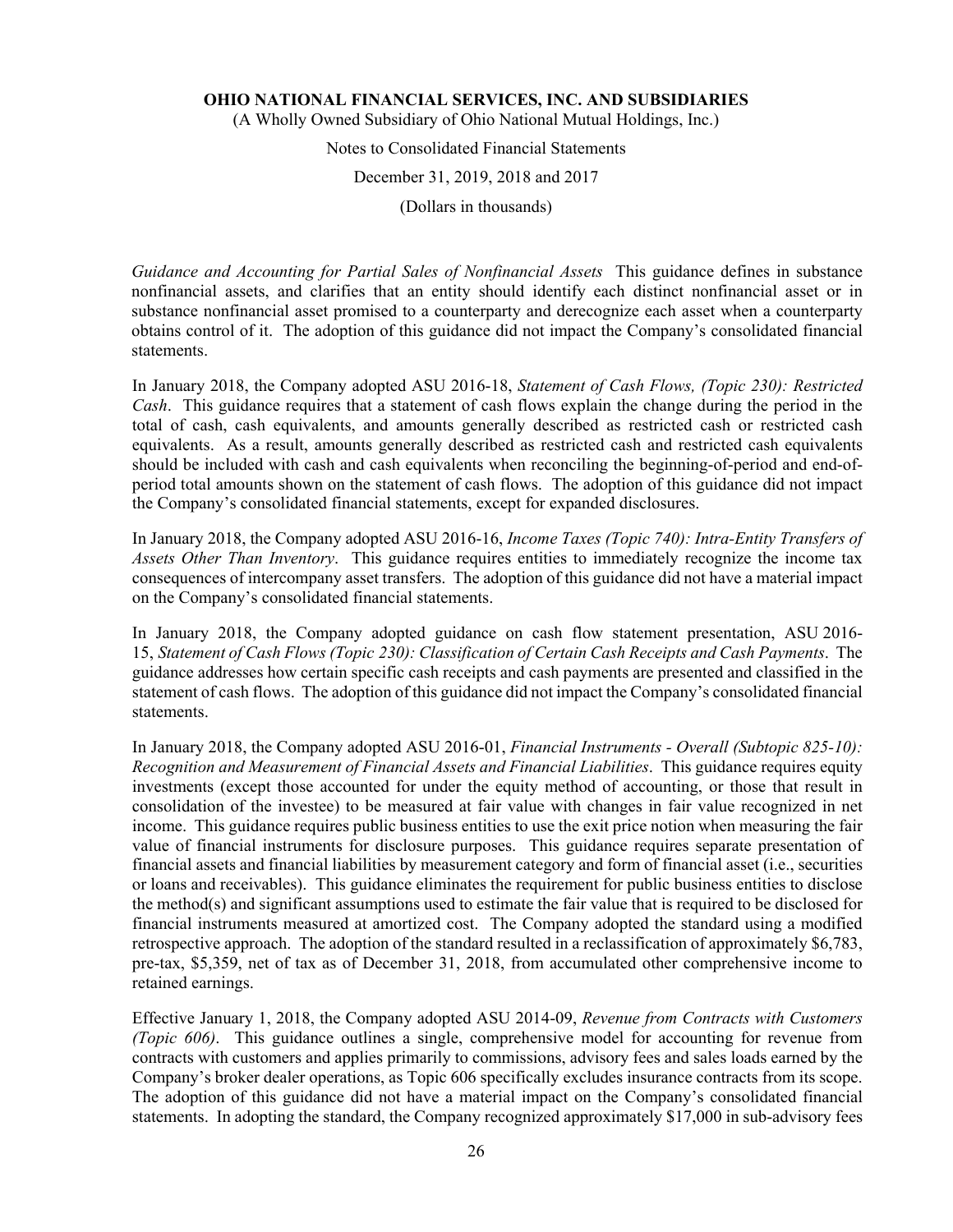*Guidance and Accounting for Partial Sales of Nonfinancial Assets* This guidance defines in substance nonfinancial assets, and clarifies that an entity should identify each distinct nonfinancial asset or in substance nonfinancial asset promised to a counterparty and derecognize each asset when a counterparty obtains control of it. The adoption of this guidance did not impact the Company's consolidated financial statements.

In January 2018, the Company adopted ASU 2016-18, *Statement of Cash Flows, (Topic 230): Restricted Cash*. This guidance requires that a statement of cash flows explain the change during the period in the total of cash, cash equivalents, and amounts generally described as restricted cash or restricted cash equivalents. As a result, amounts generally described as restricted cash and restricted cash equivalents should be included with cash and cash equivalents when reconciling the beginning-of-period and end-of-period total amounts shown on the statement of cash flows. The adoption of this guidance did not impact the Company's consolidated financial statements, except for expanded disclosures.

In January 2018, the Company adopted ASU 2016-16, *Income Taxes (Topic 740): Intra-Entity Transfers of Assets Other Than Inventory*. This guidance requires entities to immediately recognize the income tax consequences of intercompany asset transfers. The adoption of this guidance did not have a material impact on the Company's consolidated financial statements.

In January 2018, the Company adopted guidance on cash flow statement presentation, ASU 2016-15, *Statement of Cash Flows (Topic 230): Classification of Certain Cash Receipts and Cash Payments*. The guidance addresses how certain specific cash receipts and cash payments are presented and classified in the statement of cash flows. The adoption of this guidance did not impact the Company's consolidated financial statements.

In January 2018, the Company adopted ASU 2016-01, *Financial Instruments - Overall (Subtopic 825-10): Recognition and Measurement of Financial Assets and Financial Liabilities*. This guidance requires equity investments (except those accounted for under the equity method of accounting, or those that result in consolidation of the investee) to be measured at fair value with changes in fair value recognized in net income. This guidance requires public business entities to use the exit price notion when measuring the fair value of financial instruments for disclosure purposes. This guidance requires separate presentation of financial assets and financial liabilities by measurement category and form of financial asset (i.e., securities or loans and receivables). This guidance eliminates the requirement for public business entities to disclose the method(s) and significant assumptions used to estimate the fair value that is required to be disclosed for financial instruments measured at amortized cost. The Company adopted the standard using a modified retrospective approach. The adoption of the standard resulted in a reclassification of approximately $6,783, pre-tax, $5,359, net of tax as of December 31, 2018, from accumulated other comprehensive income to retained earnings.

Effective January 1, 2018, the Company adopted ASU 2014-09, *Revenue from Contracts with Customers (Topic 606)*. This guidance outlines a single, comprehensive model for accounting for revenue from contracts with customers and applies primarily to commissions, advisory fees and sales loads earned by the Company's broker dealer operations, as Topic 606 specifically excludes insurance contracts from its scope. The adoption of this guidance did not have a material impact on the Company's consolidated financial statements. In adopting the standard, the Company recognized approximately $17,000 in sub-advisory fees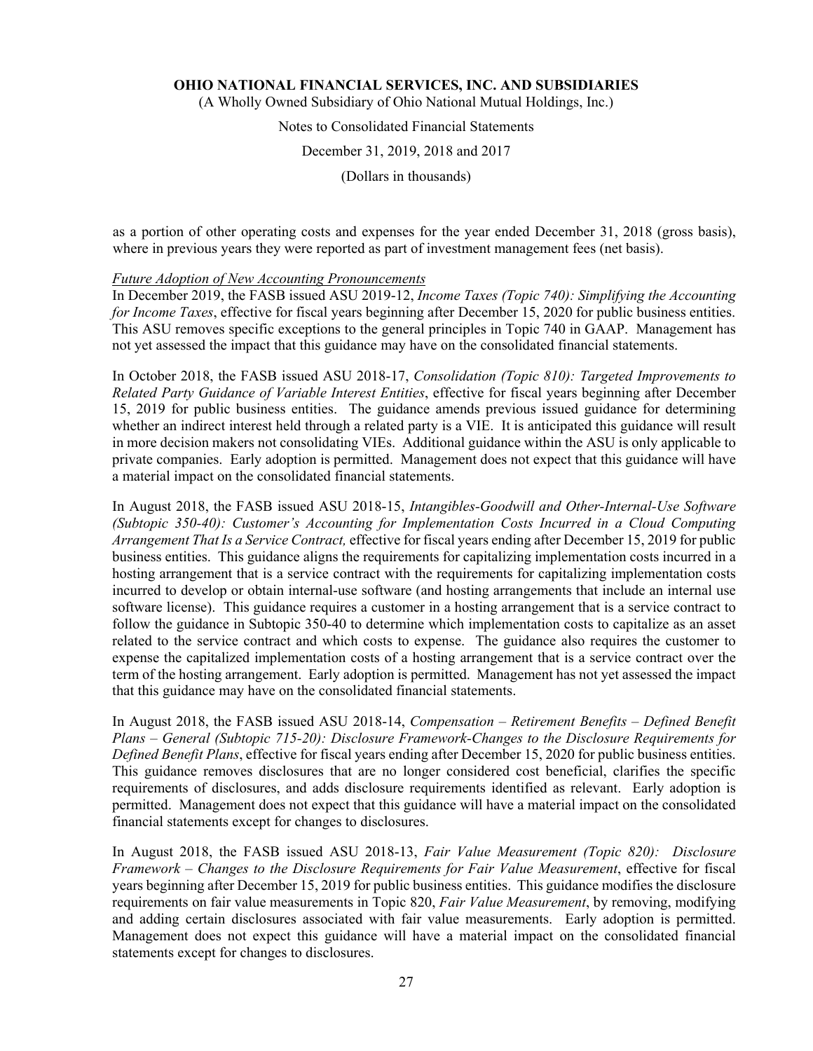as a portion of other operating costs and expenses for the year ended December 31, 2018 (gross basis), where in previous years they were reported as part of investment management fees (net basis).

*Future Adoption of New Accounting Pronouncements*

In December 2019, the FASB issued ASU 2019-12, *Income Taxes (Topic 740): Simplifying the Accounting for Income Taxes*, effective for fiscal years beginning after December 15, 2020 for public business entities. This ASU removes specific exceptions to the general principles in Topic 740 in GAAP. Management has not yet assessed the impact that this guidance may have on the consolidated financial statements.

In October 2018, the FASB issued ASU 2018-17, *Consolidation (Topic 810): Targeted Improvements to Related Party Guidance of Variable Interest Entities*, effective for fiscal years beginning after December 15, 2019 for public business entities. The guidance amends previous issued guidance for determining whether an indirect interest held through a related party is a VIE. It is anticipated this guidance will result in more decision makers not consolidating VIEs. Additional guidance within the ASU is only applicable to private companies. Early adoption is permitted. Management does not expect that this guidance will have a material impact on the consolidated financial statements.

In August 2018, the FASB issued ASU 2018-15, *Intangibles-Goodwill and Other-Internal-Use Software (Subtopic 350-40): Customer's Accounting for Implementation Costs Incurred in a Cloud Computing Arrangement That Is a Service Contract,* effective for fiscal years ending after December 15, 2019 for public business entities. This guidance aligns the requirements for capitalizing implementation costs incurred in a hosting arrangement that is a service contract with the requirements for capitalizing implementation costs incurred to develop or obtain internal-use software (and hosting arrangements that include an internal use software license). This guidance requires a customer in a hosting arrangement that is a service contract to follow the guidance in Subtopic 350-40 to determine which implementation costs to capitalize as an asset related to the service contract and which costs to expense. The guidance also requires the customer to expense the capitalized implementation costs of a hosting arrangement that is a service contract over the term of the hosting arrangement. Early adoption is permitted. Management has not yet assessed the impact that this guidance may have on the consolidated financial statements.

In August 2018, the FASB issued ASU 2018-14, *Compensation – Retirement Benefits – Defined Benefit Plans – General (Subtopic 715-20): Disclosure Framework-Changes to the Disclosure Requirements for Defined Benefit Plans*, effective for fiscal years ending after December 15, 2020 for public business entities. This guidance removes disclosures that are no longer considered cost beneficial, clarifies the specific requirements of disclosures, and adds disclosure requirements identified as relevant. Early adoption is permitted. Management does not expect that this guidance will have a material impact on the consolidated financial statements except for changes to disclosures.

In August 2018, the FASB issued ASU 2018-13, *Fair Value Measurement (Topic 820): Disclosure Framework – Changes to the Disclosure Requirements for Fair Value Measurement*, effective for fiscal years beginning after December 15, 2019 for public business entities. This guidance modifies the disclosure requirements on fair value measurements in Topic 820, *Fair Value Measurement*, by removing, modifying and adding certain disclosures associated with fair value measurements. Early adoption is permitted. Management does not expect this guidance will have a material impact on the consolidated financial statements except for changes to disclosures.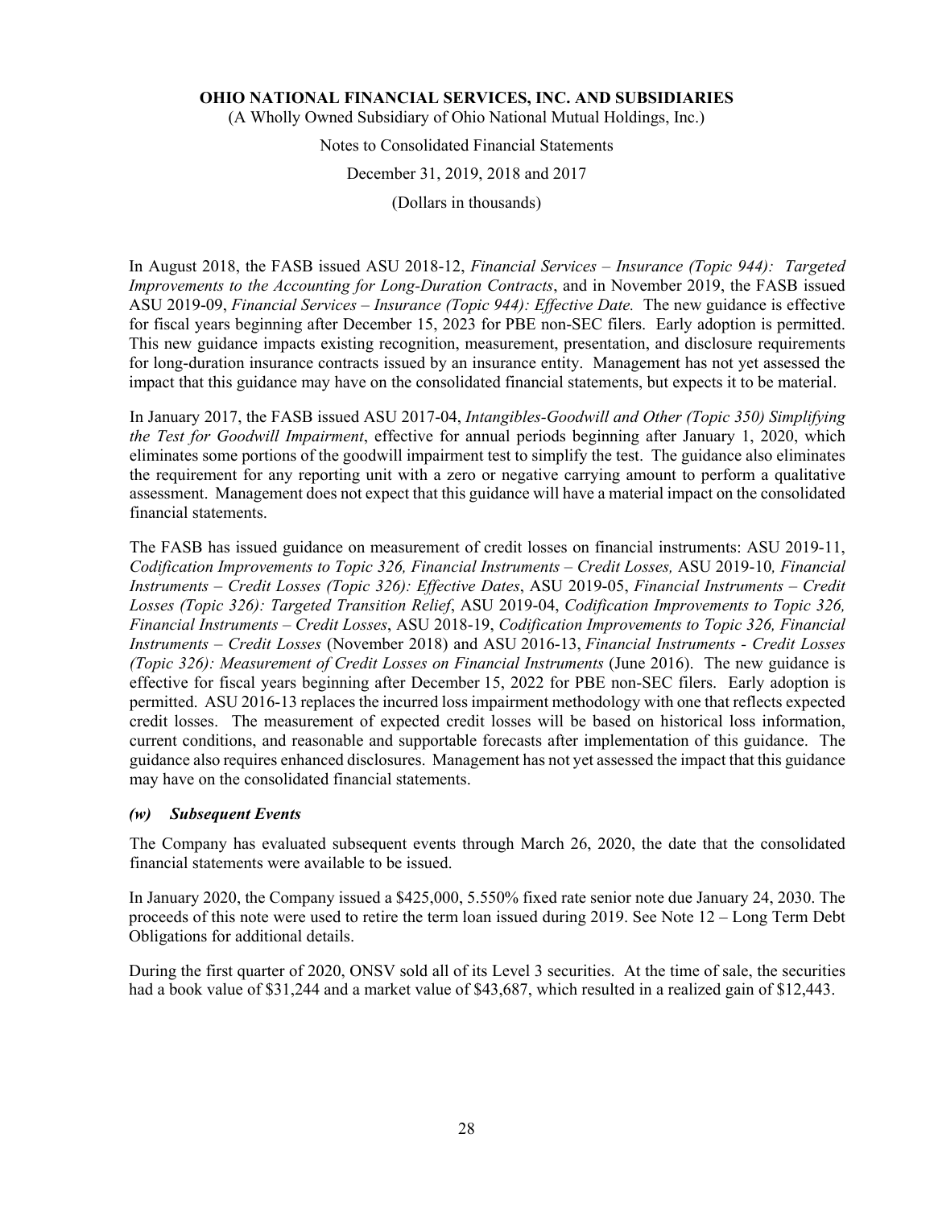In August 2018, the FASB issued ASU 2018-12, *Financial Services – Insurance (Topic 944): Targeted Improvements to the Accounting for Long-Duration Contracts*, and in November 2019, the FASB issued ASU 2019-09, *Financial Services – Insurance (Topic 944): Effective Date.* The new guidance is effective for fiscal years beginning after December 15, 2023 for PBE non-SEC filers. Early adoption is permitted. This new guidance impacts existing recognition, measurement, presentation, and disclosure requirements for long-duration insurance contracts issued by an insurance entity. Management has not yet assessed the impact that this guidance may have on the consolidated financial statements, but expects it to be material.

In January 2017, the FASB issued ASU 2017-04, *Intangibles-Goodwill and Other (Topic 350) Simplifying the Test for Goodwill Impairment*, effective for annual periods beginning after January 1, 2020, which eliminates some portions of the goodwill impairment test to simplify the test. The guidance also eliminates the requirement for any reporting unit with a zero or negative carrying amount to perform a qualitative assessment. Management does not expect that this guidance will have a material impact on the consolidated financial statements.

The FASB has issued guidance on measurement of credit losses on financial instruments: ASU 2019-11, *Codification Improvements to Topic 326, Financial Instruments – Credit Losses,* ASU 2019-10*, Financial Instruments – Credit Losses (Topic 326): Effective Dates*, ASU 2019-05, *Financial Instruments – Credit Losses (Topic 326): Targeted Transition Relief*, ASU 2019-04, *Codification Improvements to Topic 326, Financial Instruments – Credit Losses*, ASU 2018-19, *Codification Improvements to Topic 326, Financial Instruments – Credit Losses* (November 2018) and ASU 2016-13, *Financial Instruments - Credit Losses (Topic 326): Measurement of Credit Losses on Financial Instruments* (June 2016). The new guidance is effective for fiscal years beginning after December 15, 2022 for PBE non-SEC filers. Early adoption is permitted. ASU 2016-13 replaces the incurred loss impairment methodology with one that reflects expected credit losses. The measurement of expected credit losses will be based on historical loss information, current conditions, and reasonable and supportable forecasts after implementation of this guidance. The guidance also requires enhanced disclosures. Management has not yet assessed the impact that this guidance may have on the consolidated financial statements.

### *(w) Subsequent Events*

The Company has evaluated subsequent events through March 26, 2020, the date that the consolidated financial statements were available to be issued.

In January 2020, the Company issued a $425,000, 5.550% fixed rate senior note due January 24, 2030. The proceeds of this note were used to retire the term loan issued during 2019. See Note 12 – Long Term Debt Obligations for additional details.

During the first quarter of 2020, ONSV sold all of its Level 3 securities. At the time of sale, the securities had a book value of $31,244 and a market value of $43,687, which resulted in a realized gain of $12,443.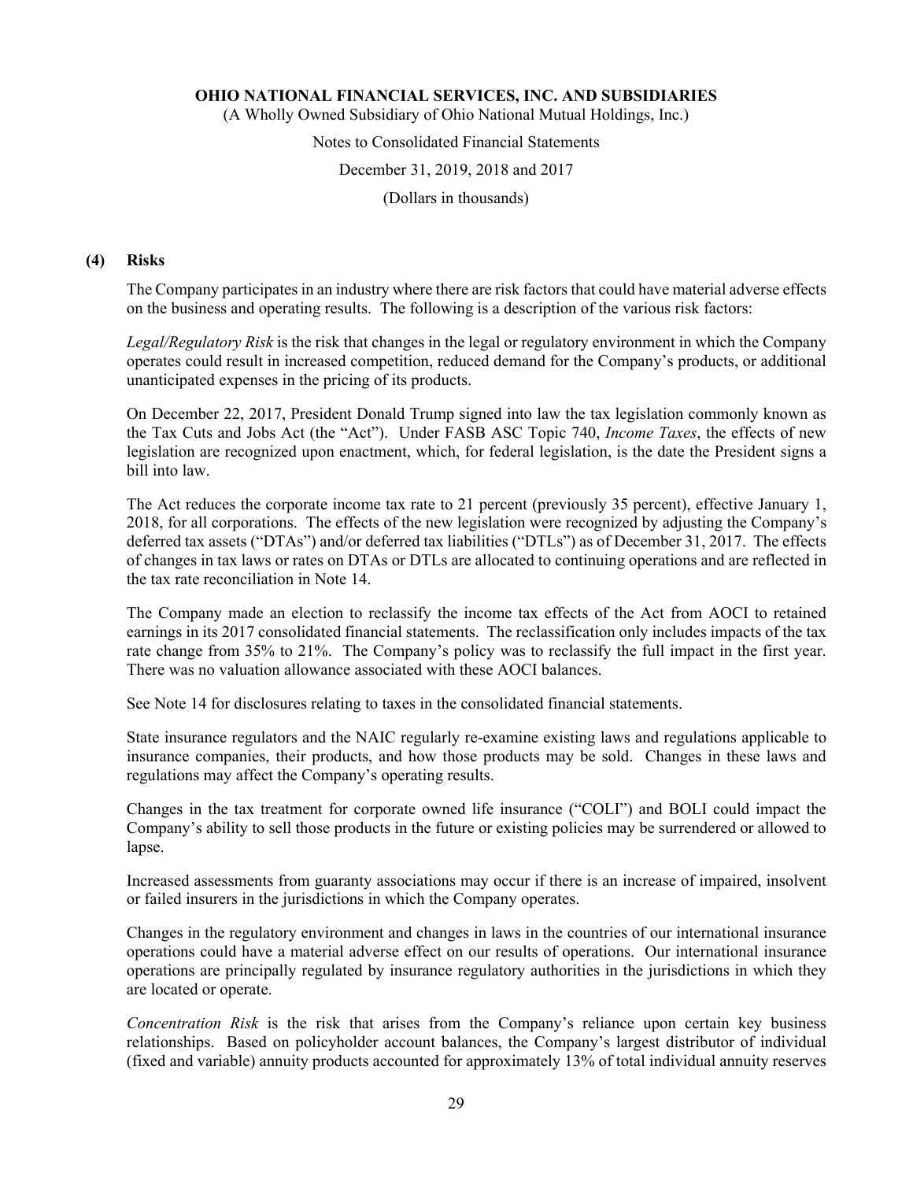## (4) Risks

The Company participates in an industry where there are risk factors that could have material adverse effects on the business and operating results. The following is a description of the various risk factors:

*Legal/Regulatory Risk* is the risk that changes in the legal or regulatory environment in which the Company operates could result in increased competition, reduced demand for the Company's products, or additional unanticipated expenses in the pricing of its products.

On December 22, 2017, President Donald Trump signed into law the tax legislation commonly known as the Tax Cuts and Jobs Act (the "Act"). Under FASB ASC Topic 740, *Income Taxes*, the effects of new legislation are recognized upon enactment, which, for federal legislation, is the date the President signs a bill into law.

The Act reduces the corporate income tax rate to 21 percent (previously 35 percent), effective January 1, 2018, for all corporations. The effects of the new legislation were recognized by adjusting the Company's deferred tax assets ("DTAs") and/or deferred tax liabilities ("DTLs") as of December 31, 2017. The effects of changes in tax laws or rates on DTAs or DTLs are allocated to continuing operations and are reflected in the tax rate reconciliation in Note 14.

The Company made an election to reclassify the income tax effects of the Act from AOCI to retained earnings in its 2017 consolidated financial statements. The reclassification only includes impacts of the tax rate change from 35% to 21%. The Company's policy was to reclassify the full impact in the first year. There was no valuation allowance associated with these AOCI balances.

See Note 14 for disclosures relating to taxes in the consolidated financial statements.

State insurance regulators and the NAIC regularly re-examine existing laws and regulations applicable to insurance companies, their products, and how those products may be sold. Changes in these laws and regulations may affect the Company's operating results.

Changes in the tax treatment for corporate owned life insurance ("COLI") and BOLI could impact the Company's ability to sell those products in the future or existing policies may be surrendered or allowed to lapse.

Increased assessments from guaranty associations may occur if there is an increase of impaired, insolvent or failed insurers in the jurisdictions in which the Company operates.

Changes in the regulatory environment and changes in laws in the countries of our international insurance operations could have a material adverse effect on our results of operations. Our international insurance operations are principally regulated by insurance regulatory authorities in the jurisdictions in which they are located or operate.

*Concentration Risk* is the risk that arises from the Company's reliance upon certain key business relationships. Based on policyholder account balances, the Company's largest distributor of individual (fixed and variable) annuity products accounted for approximately 13% of total individual annuity reserves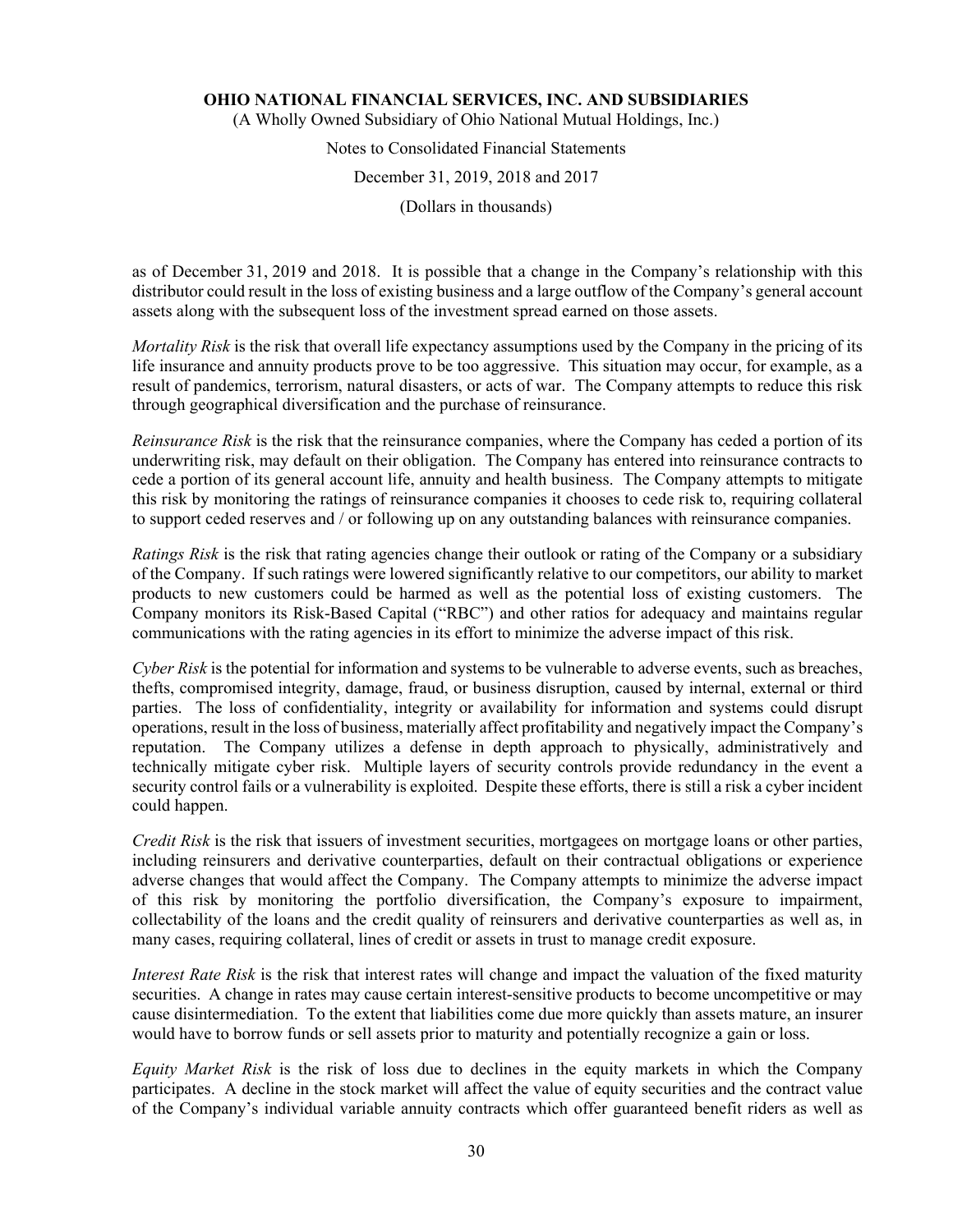as of December 31, 2019 and 2018. It is possible that a change in the Company's relationship with this distributor could result in the loss of existing business and a large outflow of the Company's general account assets along with the subsequent loss of the investment spread earned on those assets.

*Mortality Risk* is the risk that overall life expectancy assumptions used by the Company in the pricing of its life insurance and annuity products prove to be too aggressive. This situation may occur, for example, as a result of pandemics, terrorism, natural disasters, or acts of war. The Company attempts to reduce this risk through geographical diversification and the purchase of reinsurance.

*Reinsurance Risk* is the risk that the reinsurance companies, where the Company has ceded a portion of its underwriting risk, may default on their obligation. The Company has entered into reinsurance contracts to cede a portion of its general account life, annuity and health business. The Company attempts to mitigate this risk by monitoring the ratings of reinsurance companies it chooses to cede risk to, requiring collateral to support ceded reserves and / or following up on any outstanding balances with reinsurance companies.

*Ratings Risk* is the risk that rating agencies change their outlook or rating of the Company or a subsidiary of the Company. If such ratings were lowered significantly relative to our competitors, our ability to market products to new customers could be harmed as well as the potential loss of existing customers. The Company monitors its Risk-Based Capital ("RBC") and other ratios for adequacy and maintains regular communications with the rating agencies in its effort to minimize the adverse impact of this risk.

*Cyber Risk* is the potential for information and systems to be vulnerable to adverse events, such as breaches, thefts, compromised integrity, damage, fraud, or business disruption, caused by internal, external or third parties. The loss of confidentiality, integrity or availability for information and systems could disrupt operations, result in the loss of business, materially affect profitability and negatively impact the Company's reputation. The Company utilizes a defense in depth approach to physically, administratively and technically mitigate cyber risk. Multiple layers of security controls provide redundancy in the event a security control fails or a vulnerability is exploited. Despite these efforts, there is still a risk a cyber incident could happen.

*Credit Risk* is the risk that issuers of investment securities, mortgagees on mortgage loans or other parties, including reinsurers and derivative counterparties, default on their contractual obligations or experience adverse changes that would affect the Company. The Company attempts to minimize the adverse impact of this risk by monitoring the portfolio diversification, the Company's exposure to impairment, collectability of the loans and the credit quality of reinsurers and derivative counterparties as well as, in many cases, requiring collateral, lines of credit or assets in trust to manage credit exposure.

*Interest Rate Risk* is the risk that interest rates will change and impact the valuation of the fixed maturity securities. A change in rates may cause certain interest-sensitive products to become uncompetitive or may cause disintermediation. To the extent that liabilities come due more quickly than assets mature, an insurer would have to borrow funds or sell assets prior to maturity and potentially recognize a gain or loss.

*Equity Market Risk* is the risk of loss due to declines in the equity markets in which the Company participates. A decline in the stock market will affect the value of equity securities and the contract value of the Company's individual variable annuity contracts which offer guaranteed benefit riders as well as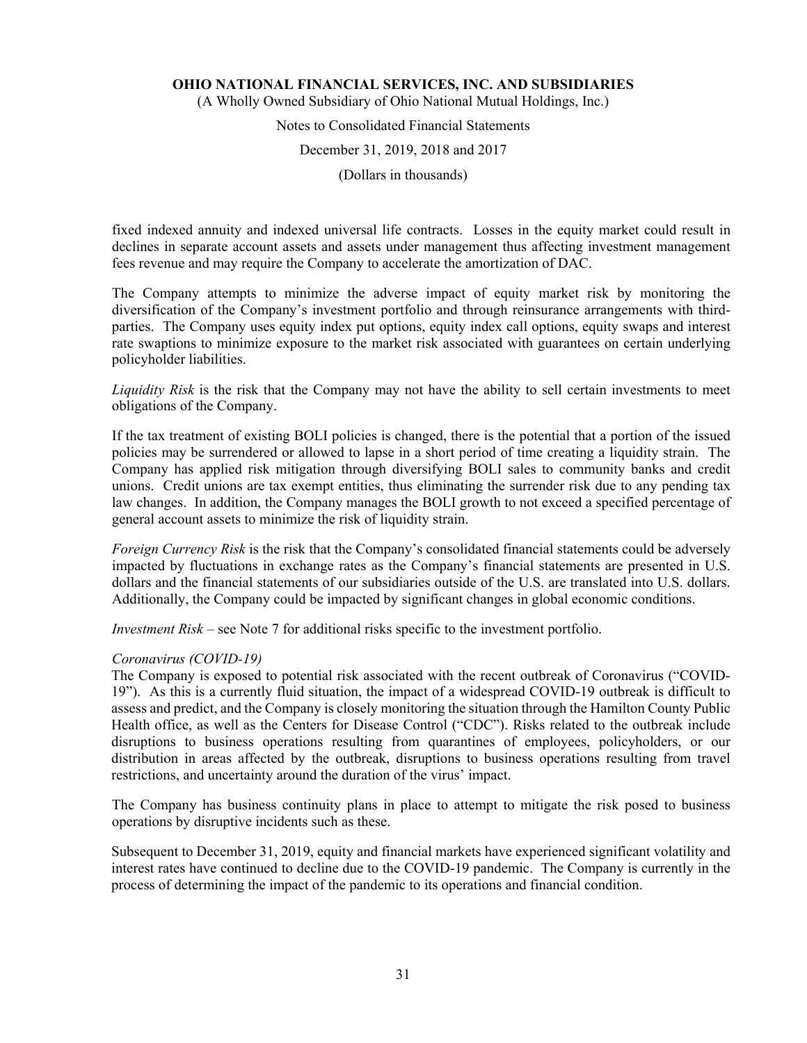fixed indexed annuity and indexed universal life contracts. Losses in the equity market could result in declines in separate account assets and assets under management thus affecting investment management fees revenue and may require the Company to accelerate the amortization of DAC.

The Company attempts to minimize the adverse impact of equity market risk by monitoring the diversification of the Company's investment portfolio and through reinsurance arrangements with third-parties. The Company uses equity index put options, equity index call options, equity swaps and interest rate swaptions to minimize exposure to the market risk associated with guarantees on certain underlying policyholder liabilities.

*Liquidity Risk* is the risk that the Company may not have the ability to sell certain investments to meet obligations of the Company.

If the tax treatment of existing BOLI policies is changed, there is the potential that a portion of the issued policies may be surrendered or allowed to lapse in a short period of time creating a liquidity strain. The Company has applied risk mitigation through diversifying BOLI sales to community banks and credit unions. Credit unions are tax exempt entities, thus eliminating the surrender risk due to any pending tax law changes. In addition, the Company manages the BOLI growth to not exceed a specified percentage of general account assets to minimize the risk of liquidity strain.

*Foreign Currency Risk* is the risk that the Company's consolidated financial statements could be adversely impacted by fluctuations in exchange rates as the Company's financial statements are presented in U.S. dollars and the financial statements of our subsidiaries outside of the U.S. are translated into U.S. dollars. Additionally, the Company could be impacted by significant changes in global economic conditions.

*Investment Risk* – see Note 7 for additional risks specific to the investment portfolio.

*Coronavirus (COVID-19)*

The Company is exposed to potential risk associated with the recent outbreak of Coronavirus ("COVID-19"). As this is a currently fluid situation, the impact of a widespread COVID-19 outbreak is difficult to assess and predict, and the Company is closely monitoring the situation through the Hamilton County Public Health office, as well as the Centers for Disease Control ("CDC"). Risks related to the outbreak include disruptions to business operations resulting from quarantines of employees, policyholders, or our distribution in areas affected by the outbreak, disruptions to business operations resulting from travel restrictions, and uncertainty around the duration of the virus' impact.

The Company has business continuity plans in place to attempt to mitigate the risk posed to business operations by disruptive incidents such as these.

Subsequent to December 31, 2019, equity and financial markets have experienced significant volatility and interest rates have continued to decline due to the COVID-19 pandemic. The Company is currently in the process of determining the impact of the pandemic to its operations and financial condition.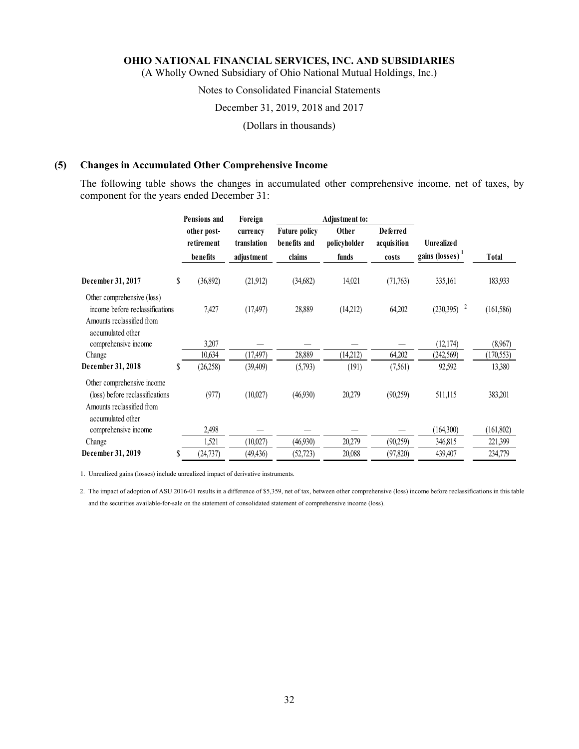OHIO NATIONAL FINANCIAL SERVICES, INC. AND SUBSIDIARIES

(A Wholly Owned Subsidiary of Ohio National Mutual Holdings, Inc.)

Notes to Consolidated Financial Statements

December 31, 2019, 2018 and 2017

(Dollars in thousands)

## (5) Changes in Accumulated Other Comprehensive Income

The following table shows the changes in accumulated other comprehensive income, net of taxes, by component for the years ended December 31:

| | Pensions and other post-retirement benefits | Foreign currency translation adjustment | Adjustment to: Future policy benefits and claims | Adjustment to: Other policyholder funds | Adjustment to: Deferred acquisition costs | Unrealized gains (losses) [1] | Total |
|---|---|---|---|---|---|---|---|
| **December 31, 2017** | $ (36,892) | (21,912) | (34,682) | 14,021 | (71,763) | 335,161 | 183,933 |
| Other comprehensive (loss) income before reclassifications | 7,427 | (17,497) | 28,889 | (14,212) | 64,202 | (230,395) [2] | (161,586) |
| Amounts reclassified from accumulated other comprehensive income | 3,207 | — | — | — | — | (12,174) | (8,967) |
| Change | 10,634 | (17,497) | 28,889 | (14,212) | 64,202 | (242,569) | (170,553) |
| **December 31, 2018** | $ (26,258) | (39,409) | (5,793) | (191) | (7,561) | 92,592 | 13,380 |
| Other comprehensive income (loss) before reclassifications | (977) | (10,027) | (46,930) | 20,279 | (90,259) | 511,115 | 383,201 |
| Amounts reclassified from accumulated other comprehensive income | 2,498 | — | — | — | — | (164,300) | (161,802) |
| Change | 1,521 | (10,027) | (46,930) | 20,279 | (90,259) | 346,815 | 221,399 |
| **December 31, 2019** | $ (24,737) | (49,436) | (52,723) | 20,088 | (97,820) | 439,407 | 234,779 |

1. Unrealized gains (losses) include unrealized impact of derivative instruments.

2. The impact of adoption of ASU 2016-01 results in a difference of $5,359, net of tax, between other comprehensive (loss) income before reclassifications in this table and the securities available-for-sale on the statement of consolidated statement of comprehensive income (loss).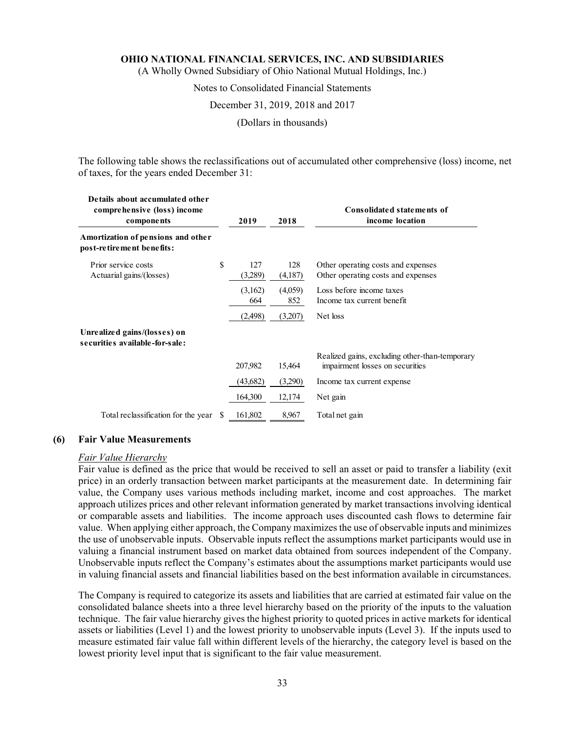The following table shows the reclassifications out of accumulated other comprehensive (loss) income, net of taxes, for the years ended December 31:

| Details about accumulated other comprehensive (loss) income components | 2019 | 2018 | Consolidated statements of income location |
|---|---|---|---|
| **Amortization of pensions and other post-retirement benefits:** | | | |
| Prior service costs | $ 127 | 128 | Other operating costs and expenses |
| Actuarial gains/(losses) | (3,289) | (4,187) | Other operating costs and expenses |
| | (3,162) | (4,059) | Loss before income taxes |
| | 664 | 852 | Income tax current benefit |
| | (2,498) | (3,207) | Net loss |
| **Unrealized gains/(losses) on securities available-for-sale:** | | | |
| | 207,982 | 15,464 | Realized gains, excluding other-than-temporary impairment losses on securities |
| | (43,682) | (3,290) | Income tax current expense |
| | 164,300 | 12,174 | Net gain |
| Total reclassification for the year | $ 161,802 | 8,967 | Total net gain |

## (6) Fair Value Measurements

*Fair Value Hierarchy*

Fair value is defined as the price that would be received to sell an asset or paid to transfer a liability (exit price) in an orderly transaction between market participants at the measurement date. In determining fair value, the Company uses various methods including market, income and cost approaches. The market approach utilizes prices and other relevant information generated by market transactions involving identical or comparable assets and liabilities. The income approach uses discounted cash flows to determine fair value. When applying either approach, the Company maximizes the use of observable inputs and minimizes the use of unobservable inputs. Observable inputs reflect the assumptions market participants would use in valuing a financial instrument based on market data obtained from sources independent of the Company. Unobservable inputs reflect the Company's estimates about the assumptions market participants would use in valuing financial assets and financial liabilities based on the best information available in circumstances.

The Company is required to categorize its assets and liabilities that are carried at estimated fair value on the consolidated balance sheets into a three level hierarchy based on the priority of the inputs to the valuation technique. The fair value hierarchy gives the highest priority to quoted prices in active markets for identical assets or liabilities (Level 1) and the lowest priority to unobservable inputs (Level 3). If the inputs used to measure estimated fair value fall within different levels of the hierarchy, the category level is based on the lowest priority level input that is significant to the fair value measurement.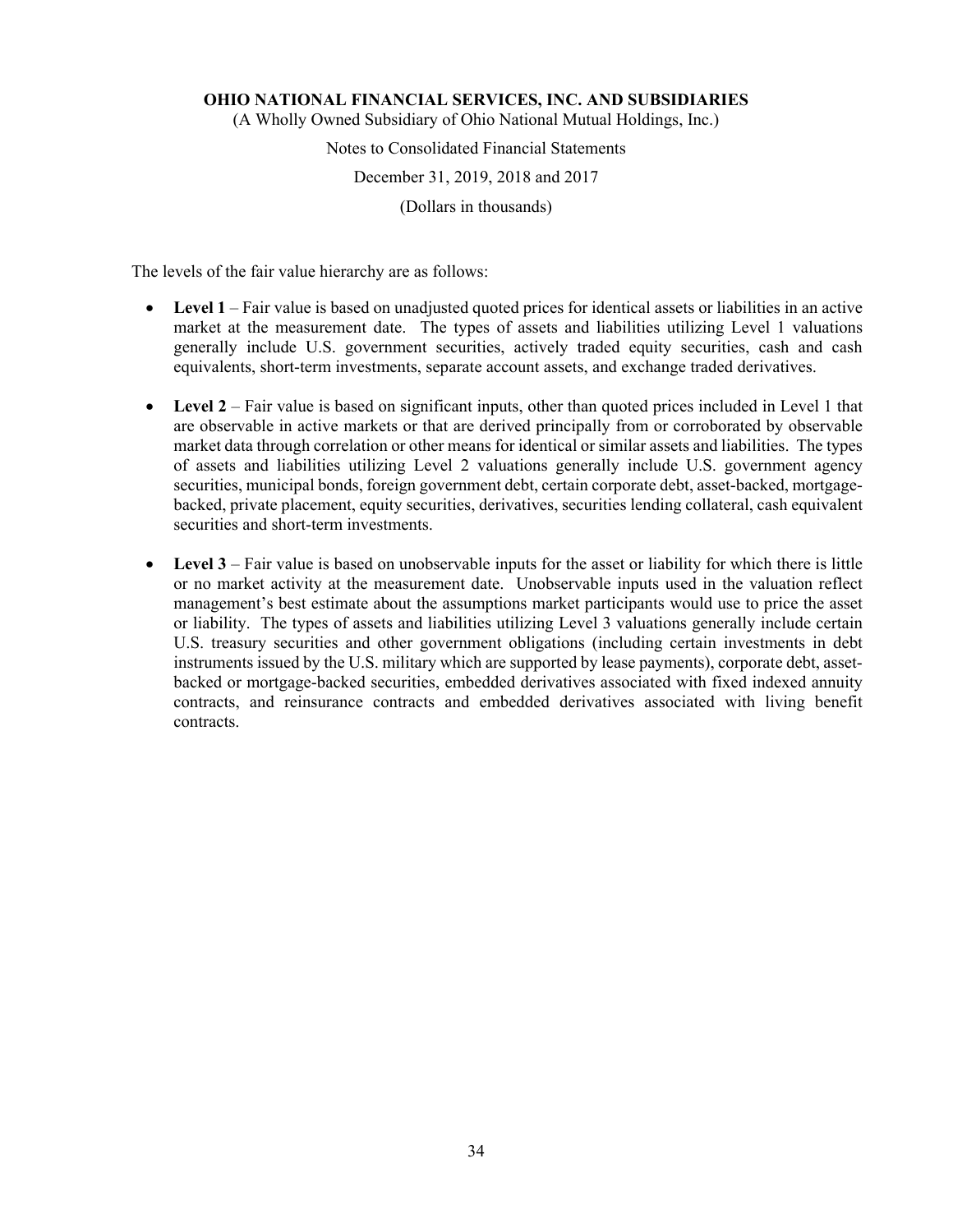The levels of the fair value hierarchy are as follows:

- **Level 1** – Fair value is based on unadjusted quoted prices for identical assets or liabilities in an active market at the measurement date. The types of assets and liabilities utilizing Level 1 valuations generally include U.S. government securities, actively traded equity securities, cash and cash equivalents, short-term investments, separate account assets, and exchange traded derivatives.

- **Level 2** – Fair value is based on significant inputs, other than quoted prices included in Level 1 that are observable in active markets or that are derived principally from or corroborated by observable market data through correlation or other means for identical or similar assets and liabilities. The types of assets and liabilities utilizing Level 2 valuations generally include U.S. government agency securities, municipal bonds, foreign government debt, certain corporate debt, asset-backed, mortgage-backed, private placement, equity securities, derivatives, securities lending collateral, cash equivalent securities and short-term investments.

- **Level 3** – Fair value is based on unobservable inputs for the asset or liability for which there is little or no market activity at the measurement date. Unobservable inputs used in the valuation reflect management's best estimate about the assumptions market participants would use to price the asset or liability. The types of assets and liabilities utilizing Level 3 valuations generally include certain U.S. treasury securities and other government obligations (including certain investments in debt instruments issued by the U.S. military which are supported by lease payments), corporate debt, asset-backed or mortgage-backed securities, embedded derivatives associated with fixed indexed annuity contracts, and reinsurance contracts and embedded derivatives associated with living benefit contracts.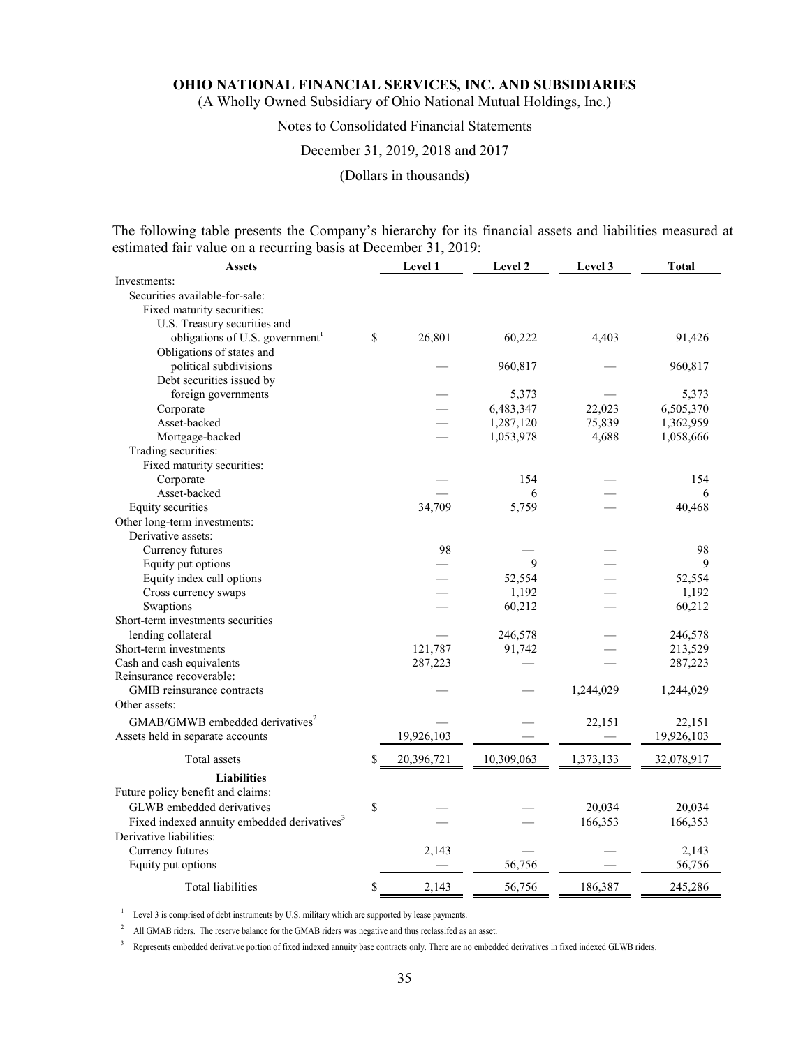The following table presents the Company's hierarchy for its financial assets and liabilities measured at estimated fair value on a recurring basis at December 31, 2019:

| Assets | Level 1 | Level 2 | Level 3 | Total |
|---|---|---|---|---|
| Investments: | | | | |
| Securities available-for-sale: | | | | |
| Fixed maturity securities: | | | | |
| U.S. Treasury securities and obligations of U.S. government[1] | $ 26,801 | 60,222 | 4,403 | 91,426 |
| Obligations of states and political subdivisions | — | 960,817 | — | 960,817 |
| Debt securities issued by foreign governments | — | 5,373 | — | 5,373 |
| Corporate | — | 6,483,347 | 22,023 | 6,505,370 |
| Asset-backed | — | 1,287,120 | 75,839 | 1,362,959 |
| Mortgage-backed | — | 1,053,978 | 4,688 | 1,058,666 |
| Trading securities: | | | | |
| Fixed maturity securities: | | | | |
| Corporate | — | 154 | — | 154 |
| Asset-backed | — | 6 | — | 6 |
| Equity securities | 34,709 | 5,759 | — | 40,468 |
| Other long-term investments: | | | | |
| Derivative assets: | | | | |
| Currency futures | 98 | — | — | 98 |
| Equity put options | — | 9 | — | 9 |
| Equity index call options | — | 52,554 | — | 52,554 |
| Cross currency swaps | — | 1,192 | — | 1,192 |
| Swaptions | — | 60,212 | — | 60,212 |
| Short-term investments securities lending collateral | — | 246,578 | — | 246,578 |
| Short-term investments | 121,787 | 91,742 | — | 213,529 |
| Cash and cash equivalents | 287,223 | — | — | 287,223 |
| Reinsurance recoverable: | | | | |
| GMIB reinsurance contracts | — | — | 1,244,029 | 1,244,029 |
| Other assets: | | | | |
| GMAB/GMWB embedded derivatives[2] | — | — | 22,151 | 22,151 |
| Assets held in separate accounts | 19,926,103 | — | — | 19,926,103 |
| Total assets | $ 20,396,721 | 10,309,063 | 1,373,133 | 32,078,917 |
| **Liabilities** | | | | |
| Future policy benefit and claims: | | | | |
| GLWB embedded derivatives | $ — | — | 20,034 | 20,034 |
| Fixed indexed annuity embedded derivatives[3] | — | — | 166,353 | 166,353 |
| Derivative liabilities: | | | | |
| Currency futures | 2,143 | — | — | 2,143 |
| Equity put options | — | 56,756 | — | 56,756 |
| Total liabilities | $ 2,143 | 56,756 | 186,387 | 245,286 |

[1] Level 3 is comprised of debt instruments by U.S. military which are supported by lease payments.

[2] All GMAB riders. The reserve balance for the GMAB riders was negative and thus reclassifed as an asset.

[3] Represents embedded derivative portion of fixed indexed annuity base contracts only. There are no embedded derivatives in fixed indexed GLWB riders.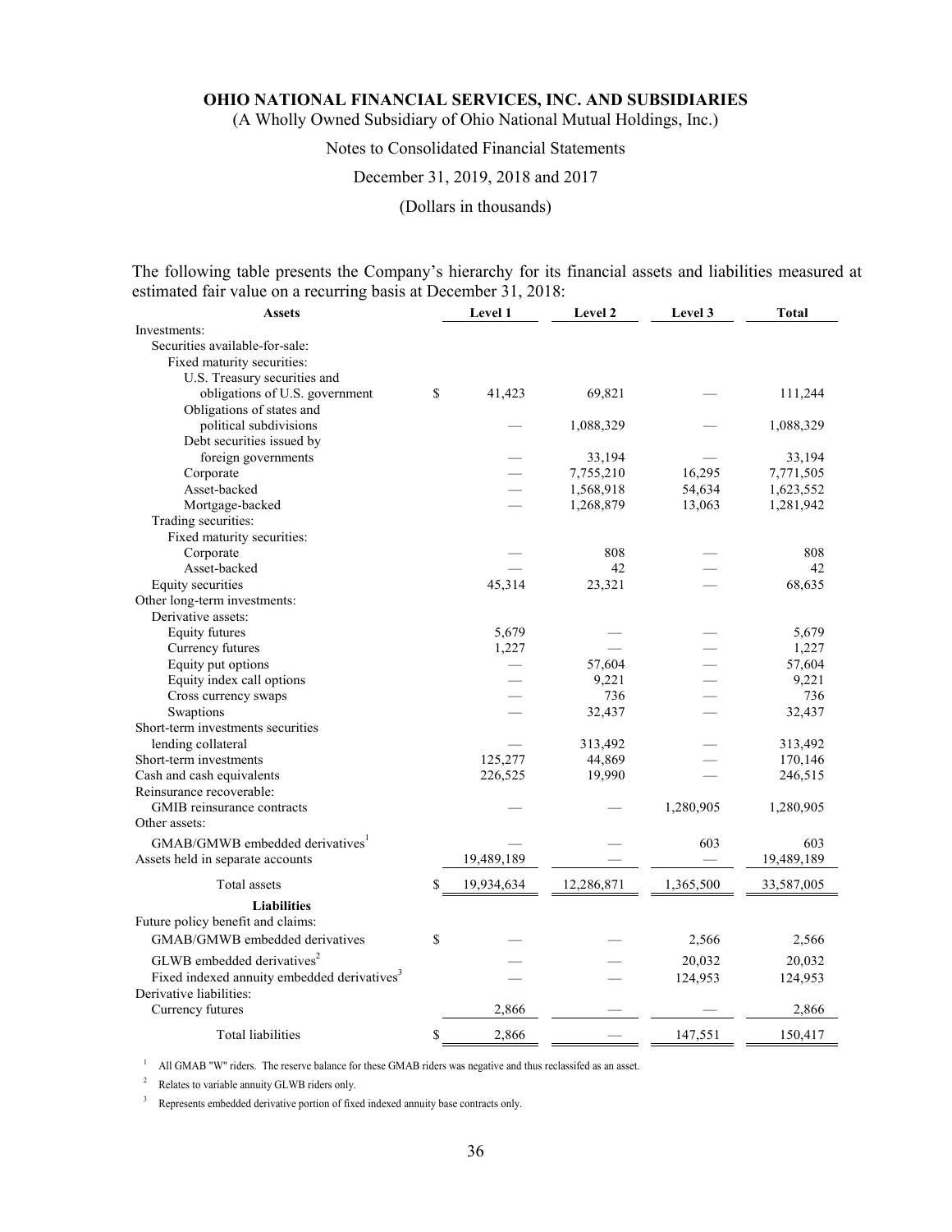**OHIO NATIONAL FINANCIAL SERVICES, INC. AND SUBSIDIARIES**

(A Wholly Owned Subsidiary of Ohio National Mutual Holdings, Inc.)

Notes to Consolidated Financial Statements

December 31, 2019, 2018 and 2017

(Dollars in thousands)

The following table presents the Company's hierarchy for its financial assets and liabilities measured at estimated fair value on a recurring basis at December 31, 2018:

| Assets | Level 1 | Level 2 | Level 3 | Total |
|---|---|---|---|---|
| Investments: | | | | |
| Securities available-for-sale: | | | | |
| Fixed maturity securities: | | | | |
| U.S. Treasury securities and obligations of U.S. government | $ 41,423 | 69,821 | — | 111,244 |
| Obligations of states and political subdivisions | — | 1,088,329 | — | 1,088,329 |
| Debt securities issued by foreign governments | — | 33,194 | — | 33,194 |
| Corporate | — | 7,755,210 | 16,295 | 7,771,505 |
| Asset-backed | — | 1,568,918 | 54,634 | 1,623,552 |
| Mortgage-backed | — | 1,268,879 | 13,063 | 1,281,942 |
| Trading securities: | | | | |
| Fixed maturity securities: | | | | |
| Corporate | — | 808 | — | 808 |
| Asset-backed | — | 42 | — | 42 |
| Equity securities | 45,314 | 23,321 | — | 68,635 |
| Other long-term investments: | | | | |
| Derivative assets: | | | | |
| Equity futures | 5,679 | — | — | 5,679 |
| Currency futures | 1,227 | — | — | 1,227 |
| Equity put options | — | 57,604 | — | 57,604 |
| Equity index call options | — | 9,221 | — | 9,221 |
| Cross currency swaps | — | 736 | — | 736 |
| Swaptions | — | 32,437 | — | 32,437 |
| Short-term investments securities lending collateral | — | 313,492 | — | 313,492 |
| Short-term investments | 125,277 | 44,869 | — | 170,146 |
| Cash and cash equivalents | 226,525 | 19,990 | — | 246,515 |
| Reinsurance recoverable: | | | | |
| GMIB reinsurance contracts | — | — | 1,280,905 | 1,280,905 |
| Other assets: | | | | |
| GMAB/GMWB embedded derivatives[1] | — | — | 603 | 603 |
| Assets held in separate accounts | 19,489,189 | — | — | 19,489,189 |
| Total assets | $ 19,934,634 | 12,286,871 | 1,365,500 | 33,587,005 |
| **Liabilities** | | | | |
| Future policy benefit and claims: | | | | |
| GMAB/GMWB embedded derivatives | $ — | — | 2,566 | 2,566 |
| GLWB embedded derivatives[2] | — | — | 20,032 | 20,032 |
| Fixed indexed annuity embedded derivatives[3] | — | — | 124,953 | 124,953 |
| Derivative liabilities: | | | | |
| Currency futures | 2,866 | — | — | 2,866 |
| Total liabilities | $ 2,866 | — | 147,551 | 150,417 |

[1] All GMAB "W" riders. The reserve balance for these GMAB riders was negative and thus reclassifed as an asset.

[2] Relates to variable annuity GLWB riders only.

[3] Represents embedded derivative portion of fixed indexed annuity base contracts only.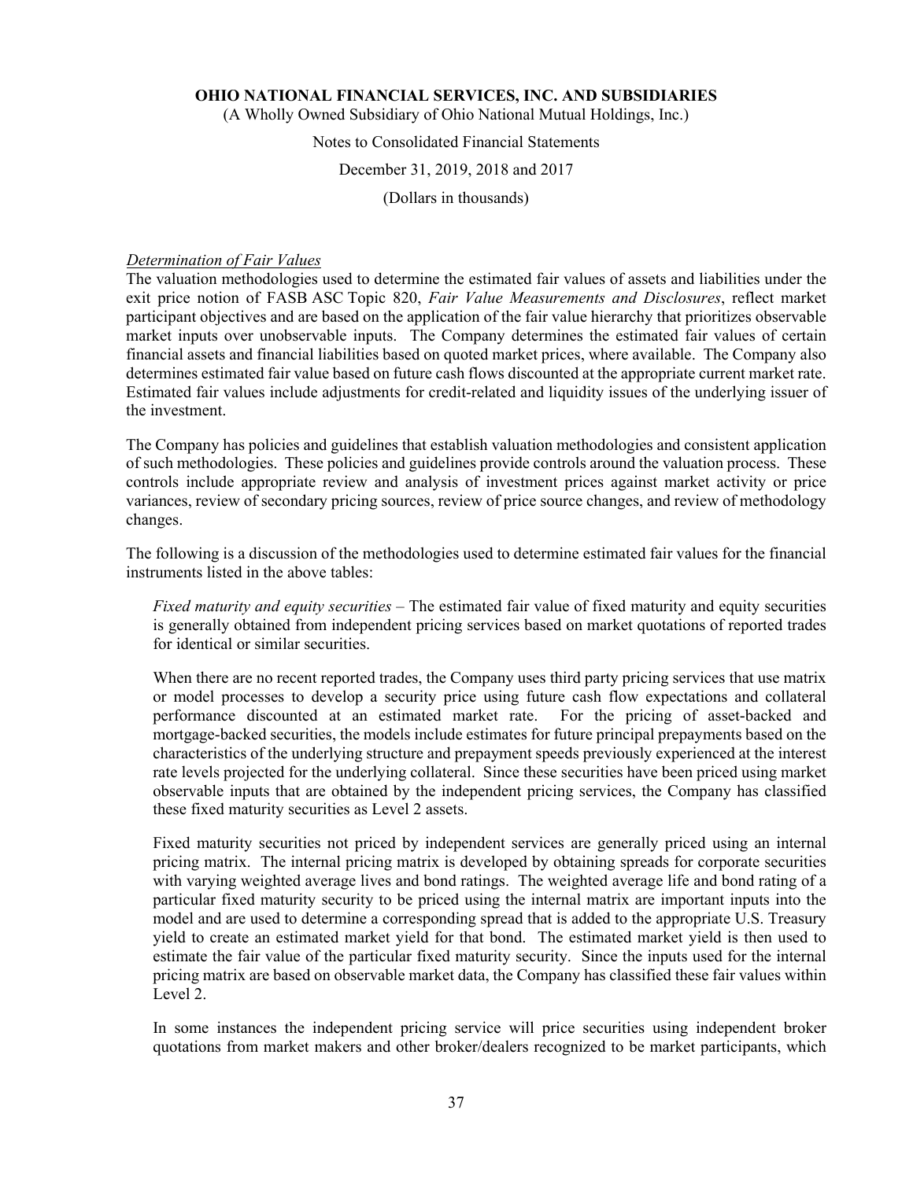*Determination of Fair Values*

The valuation methodologies used to determine the estimated fair values of assets and liabilities under the exit price notion of FASB ASC Topic 820, *Fair Value Measurements and Disclosures*, reflect market participant objectives and are based on the application of the fair value hierarchy that prioritizes observable market inputs over unobservable inputs. The Company determines the estimated fair values of certain financial assets and financial liabilities based on quoted market prices, where available. The Company also determines estimated fair value based on future cash flows discounted at the appropriate current market rate. Estimated fair values include adjustments for credit-related and liquidity issues of the underlying issuer of the investment.

The Company has policies and guidelines that establish valuation methodologies and consistent application of such methodologies. These policies and guidelines provide controls around the valuation process. These controls include appropriate review and analysis of investment prices against market activity or price variances, review of secondary pricing sources, review of price source changes, and review of methodology changes.

The following is a discussion of the methodologies used to determine estimated fair values for the financial instruments listed in the above tables:

*Fixed maturity and equity securities* – The estimated fair value of fixed maturity and equity securities is generally obtained from independent pricing services based on market quotations of reported trades for identical or similar securities.

When there are no recent reported trades, the Company uses third party pricing services that use matrix or model processes to develop a security price using future cash flow expectations and collateral performance discounted at an estimated market rate. For the pricing of asset-backed and mortgage-backed securities, the models include estimates for future principal prepayments based on the characteristics of the underlying structure and prepayment speeds previously experienced at the interest rate levels projected for the underlying collateral. Since these securities have been priced using market observable inputs that are obtained by the independent pricing services, the Company has classified these fixed maturity securities as Level 2 assets.

Fixed maturity securities not priced by independent services are generally priced using an internal pricing matrix. The internal pricing matrix is developed by obtaining spreads for corporate securities with varying weighted average lives and bond ratings. The weighted average life and bond rating of a particular fixed maturity security to be priced using the internal matrix are important inputs into the model and are used to determine a corresponding spread that is added to the appropriate U.S. Treasury yield to create an estimated market yield for that bond. The estimated market yield is then used to estimate the fair value of the particular fixed maturity security. Since the inputs used for the internal pricing matrix are based on observable market data, the Company has classified these fair values within Level 2.

In some instances the independent pricing service will price securities using independent broker quotations from market makers and other broker/dealers recognized to be market participants, which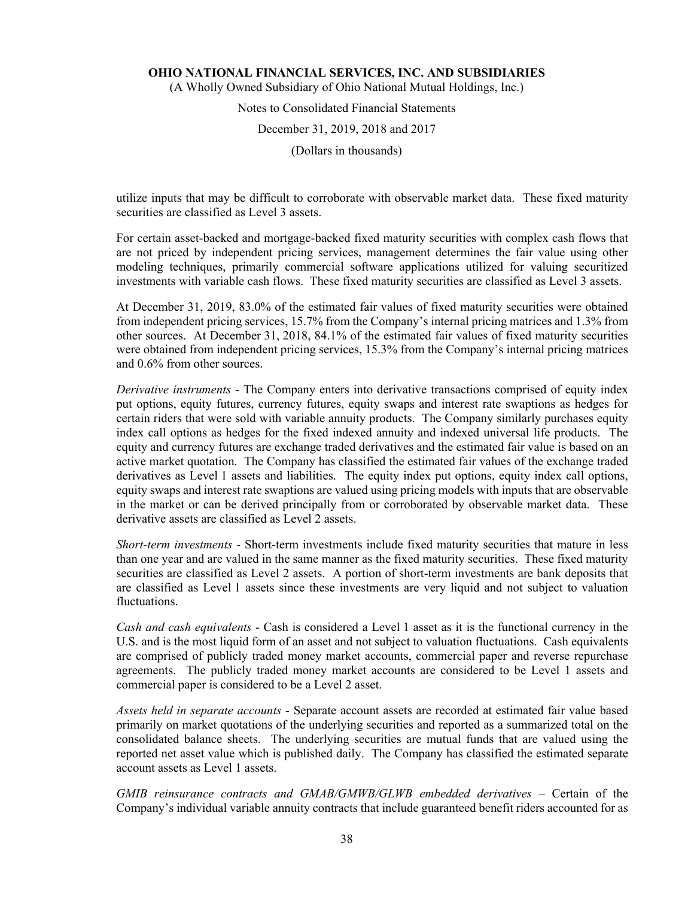utilize inputs that may be difficult to corroborate with observable market data. These fixed maturity securities are classified as Level 3 assets.

For certain asset-backed and mortgage-backed fixed maturity securities with complex cash flows that are not priced by independent pricing services, management determines the fair value using other modeling techniques, primarily commercial software applications utilized for valuing securitized investments with variable cash flows. These fixed maturity securities are classified as Level 3 assets.

At December 31, 2019, 83.0% of the estimated fair values of fixed maturity securities were obtained from independent pricing services, 15.7% from the Company's internal pricing matrices and 1.3% from other sources. At December 31, 2018, 84.1% of the estimated fair values of fixed maturity securities were obtained from independent pricing services, 15.3% from the Company's internal pricing matrices and 0.6% from other sources.

*Derivative instruments -* The Company enters into derivative transactions comprised of equity index put options, equity futures, currency futures, equity swaps and interest rate swaptions as hedges for certain riders that were sold with variable annuity products. The Company similarly purchases equity index call options as hedges for the fixed indexed annuity and indexed universal life products. The equity and currency futures are exchange traded derivatives and the estimated fair value is based on an active market quotation. The Company has classified the estimated fair values of the exchange traded derivatives as Level 1 assets and liabilities. The equity index put options, equity index call options, equity swaps and interest rate swaptions are valued using pricing models with inputs that are observable in the market or can be derived principally from or corroborated by observable market data. These derivative assets are classified as Level 2 assets.

*Short-term investments -* Short-term investments include fixed maturity securities that mature in less than one year and are valued in the same manner as the fixed maturity securities. These fixed maturity securities are classified as Level 2 assets. A portion of short-term investments are bank deposits that are classified as Level 1 assets since these investments are very liquid and not subject to valuation fluctuations.

*Cash and cash equivalents* - Cash is considered a Level 1 asset as it is the functional currency in the U.S. and is the most liquid form of an asset and not subject to valuation fluctuations. Cash equivalents are comprised of publicly traded money market accounts, commercial paper and reverse repurchase agreements. The publicly traded money market accounts are considered to be Level 1 assets and commercial paper is considered to be a Level 2 asset.

*Assets held in separate accounts -* Separate account assets are recorded at estimated fair value based primarily on market quotations of the underlying securities and reported as a summarized total on the consolidated balance sheets. The underlying securities are mutual funds that are valued using the reported net asset value which is published daily. The Company has classified the estimated separate account assets as Level 1 assets.

*GMIB reinsurance contracts and GMAB/GMWB/GLWB embedded derivatives* – Certain of the Company's individual variable annuity contracts that include guaranteed benefit riders accounted for as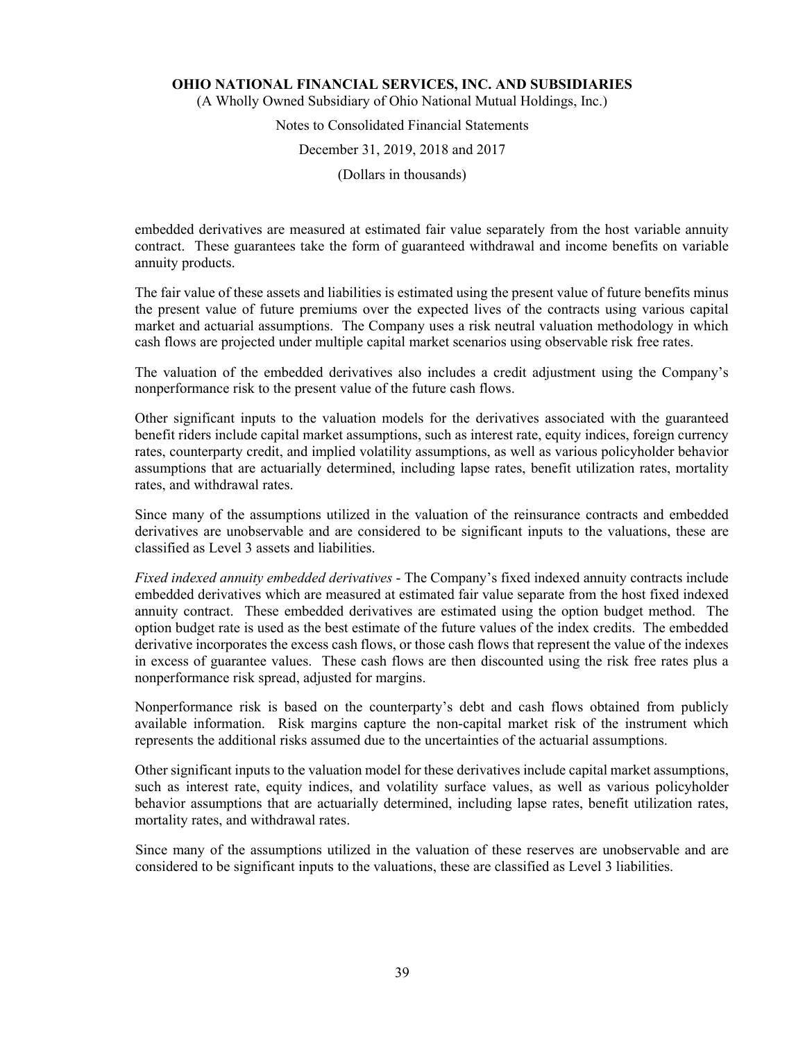embedded derivatives are measured at estimated fair value separately from the host variable annuity contract. These guarantees take the form of guaranteed withdrawal and income benefits on variable annuity products.

The fair value of these assets and liabilities is estimated using the present value of future benefits minus the present value of future premiums over the expected lives of the contracts using various capital market and actuarial assumptions. The Company uses a risk neutral valuation methodology in which cash flows are projected under multiple capital market scenarios using observable risk free rates.

The valuation of the embedded derivatives also includes a credit adjustment using the Company's nonperformance risk to the present value of the future cash flows.

Other significant inputs to the valuation models for the derivatives associated with the guaranteed benefit riders include capital market assumptions, such as interest rate, equity indices, foreign currency rates, counterparty credit, and implied volatility assumptions, as well as various policyholder behavior assumptions that are actuarially determined, including lapse rates, benefit utilization rates, mortality rates, and withdrawal rates.

Since many of the assumptions utilized in the valuation of the reinsurance contracts and embedded derivatives are unobservable and are considered to be significant inputs to the valuations, these are classified as Level 3 assets and liabilities.

*Fixed indexed annuity embedded derivatives* - The Company's fixed indexed annuity contracts include embedded derivatives which are measured at estimated fair value separate from the host fixed indexed annuity contract. These embedded derivatives are estimated using the option budget method. The option budget rate is used as the best estimate of the future values of the index credits. The embedded derivative incorporates the excess cash flows, or those cash flows that represent the value of the indexes in excess of guarantee values. These cash flows are then discounted using the risk free rates plus a nonperformance risk spread, adjusted for margins.

Nonperformance risk is based on the counterparty's debt and cash flows obtained from publicly available information. Risk margins capture the non-capital market risk of the instrument which represents the additional risks assumed due to the uncertainties of the actuarial assumptions.

Other significant inputs to the valuation model for these derivatives include capital market assumptions, such as interest rate, equity indices, and volatility surface values, as well as various policyholder behavior assumptions that are actuarially determined, including lapse rates, benefit utilization rates, mortality rates, and withdrawal rates.

Since many of the assumptions utilized in the valuation of these reserves are unobservable and are considered to be significant inputs to the valuations, these are classified as Level 3 liabilities.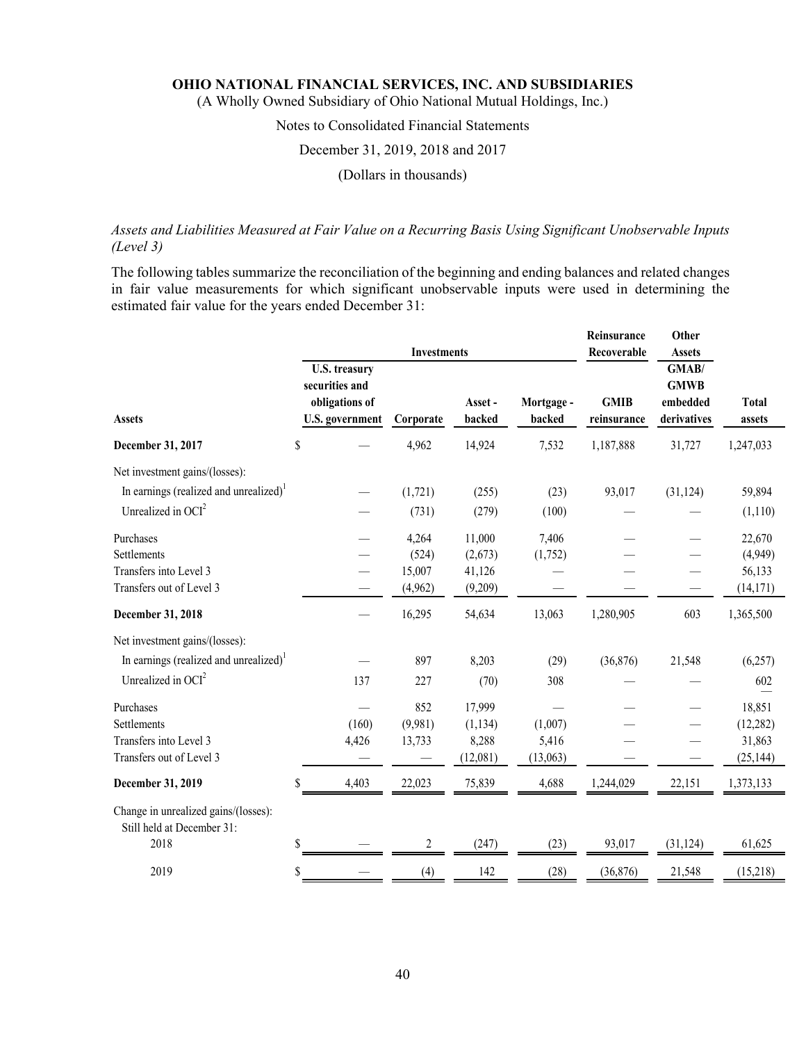*Assets and Liabilities Measured at Fair Value on a Recurring Basis Using Significant Unobservable Inputs (Level 3)*

The following tables summarize the reconciliation of the beginning and ending balances and related changes in fair value measurements for which significant unobservable inputs were used in determining the estimated fair value for the years ended December 31:

| | Investments | | | | Reinsurance Recoverable | Other Assets | |
|---|---|---|---|---|---|---|---|
| **Assets** | **U.S. treasury securities and obligations of U.S. government** | **Corporate** | **Asset - backed** | **Mortgage - backed** | **GMIB reinsurance** | **GMAB/ GMWB embedded derivatives** | **Total assets** |
| **December 31, 2017** | $ — | 4,962 | 14,924 | 7,532 | 1,187,888 | 31,727 | 1,247,033 |
| Net investment gains/(losses): | | | | | | | |
| In earnings (realized and unrealized)[1] | — | (1,721) | (255) | (23) | 93,017 | (31,124) | 59,894 |
| Unrealized in OCI[2] | — | (731) | (279) | (100) | — | — | (1,110) |
| Purchases | — | 4,264 | 11,000 | 7,406 | — | — | 22,670 |
| Settlements | — | (524) | (2,673) | (1,752) | — | — | (4,949) |
| Transfers into Level 3 | — | 15,007 | 41,126 | — | — | — | 56,133 |
| Transfers out of Level 3 | — | (4,962) | (9,209) | — | — | — | (14,171) |
| **December 31, 2018** | — | 16,295 | 54,634 | 13,063 | 1,280,905 | 603 | 1,365,500 |
| Net investment gains/(losses): | | | | | | | |
| In earnings (realized and unrealized)[1] | — | 897 | 8,203 | (29) | (36,876) | 21,548 | (6,257) |
| Unrealized in OCI[2] | 137 | 227 | (70) | 308 | — | — | 602 |
| Purchases | — | 852 | 17,999 | — | — | — | 18,851 |
| Settlements | (160) | (9,981) | (1,134) | (1,007) | — | — | (12,282) |
| Transfers into Level 3 | 4,426 | 13,733 | 8,288 | 5,416 | — | — | 31,863 |
| Transfers out of Level 3 | — | — | (12,081) | (13,063) | — | — | (25,144) |
| **December 31, 2019** | $ 4,403 | 22,023 | 75,839 | 4,688 | 1,244,029 | 22,151 | 1,373,133 |
| Change in unrealized gains/(losses): Still held at December 31: | | | | | | | |
| 2018 | $ — | 2 | (247) | (23) | 93,017 | (31,124) | 61,625 |
| 2019 | $ — | (4) | 142 | (28) | (36,876) | 21,548 | (15,218) |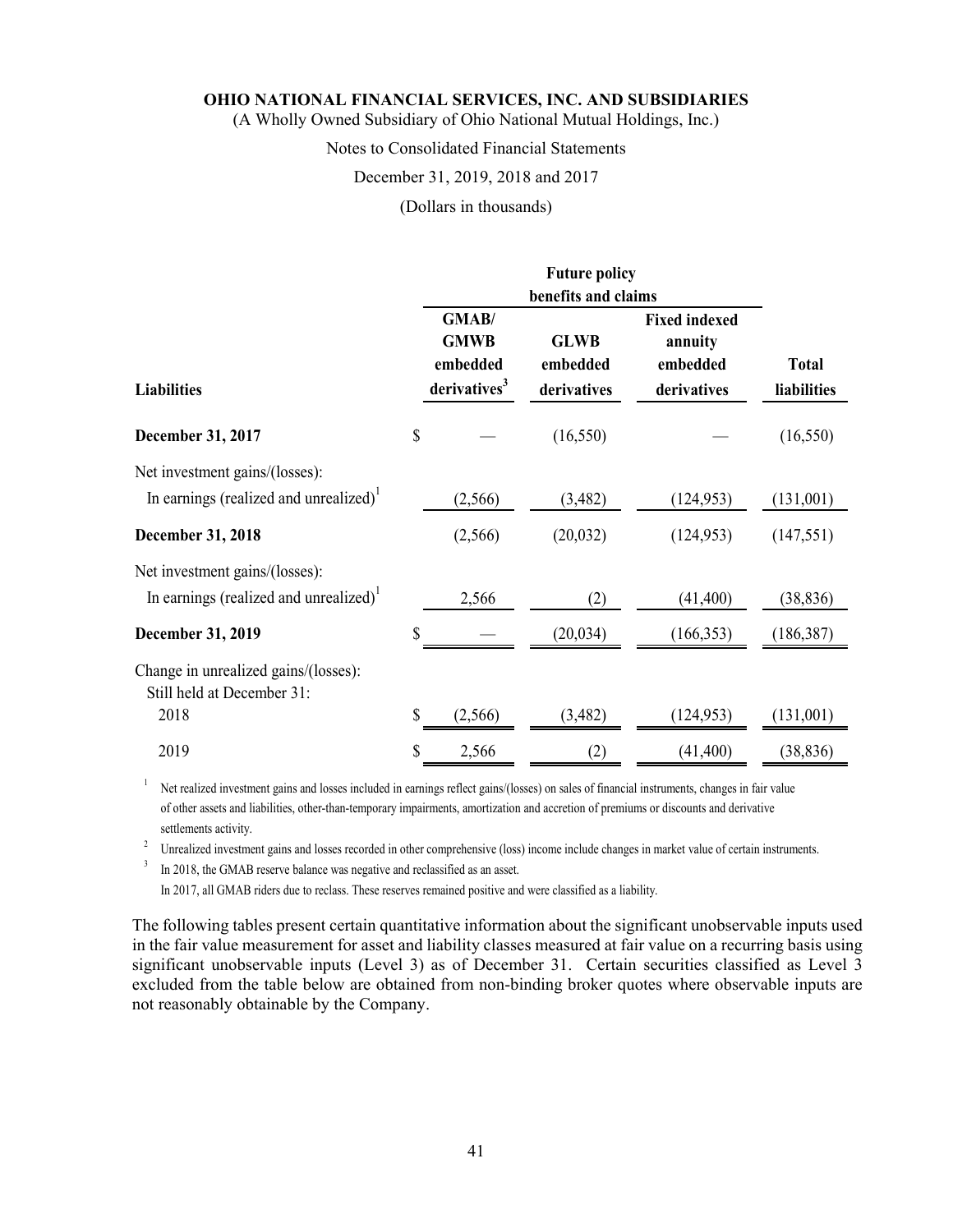| Liabilities | Future policy benefits and claims | | | |
|---|---|---|---|---|
| | GMAB/ GMWB embedded derivatives[3] | GLWB embedded derivatives | Fixed indexed annuity embedded derivatives | Total liabilities |
| **December 31, 2017** | $ — | (16,550) | — | (16,550) |
| Net investment gains/(losses): | | | | |
| In earnings (realized and unrealized)[1] | (2,566) | (3,482) | (124,953) | (131,001) |
| **December 31, 2018** | (2,566) | (20,032) | (124,953) | (147,551) |
| Net investment gains/(losses): | | | | |
| In earnings (realized and unrealized)[1] | 2,566 | (2) | (41,400) | (38,836) |
| **December 31, 2019** | $ — | (20,034) | (166,353) | (186,387) |
| Change in unrealized gains/(losses): Still held at December 31: | | | | |
| 2018 | $ (2,566) | (3,482) | (124,953) | (131,001) |
| 2019 | $ 2,566 | (2) | (41,400) | (38,836) |

[1] Net realized investment gains and losses included in earnings reflect gains/(losses) on sales of financial instruments, changes in fair value of other assets and liabilities, other-than-temporary impairments, amortization and accretion of premiums or discounts and derivative settlements activity.

[2] Unrealized investment gains and losses recorded in other comprehensive (loss) income include changes in market value of certain instruments.

[3] In 2018, the GMAB reserve balance was negative and reclassified as an asset.
In 2017, all GMAB riders due to reclass. These reserves remained positive and were classified as a liability.

The following tables present certain quantitative information about the significant unobservable inputs used in the fair value measurement for asset and liability classes measured at fair value on a recurring basis using significant unobservable inputs (Level 3) as of December 31. Certain securities classified as Level 3 excluded from the table below are obtained from non-binding broker quotes where observable inputs are not reasonably obtainable by the Company.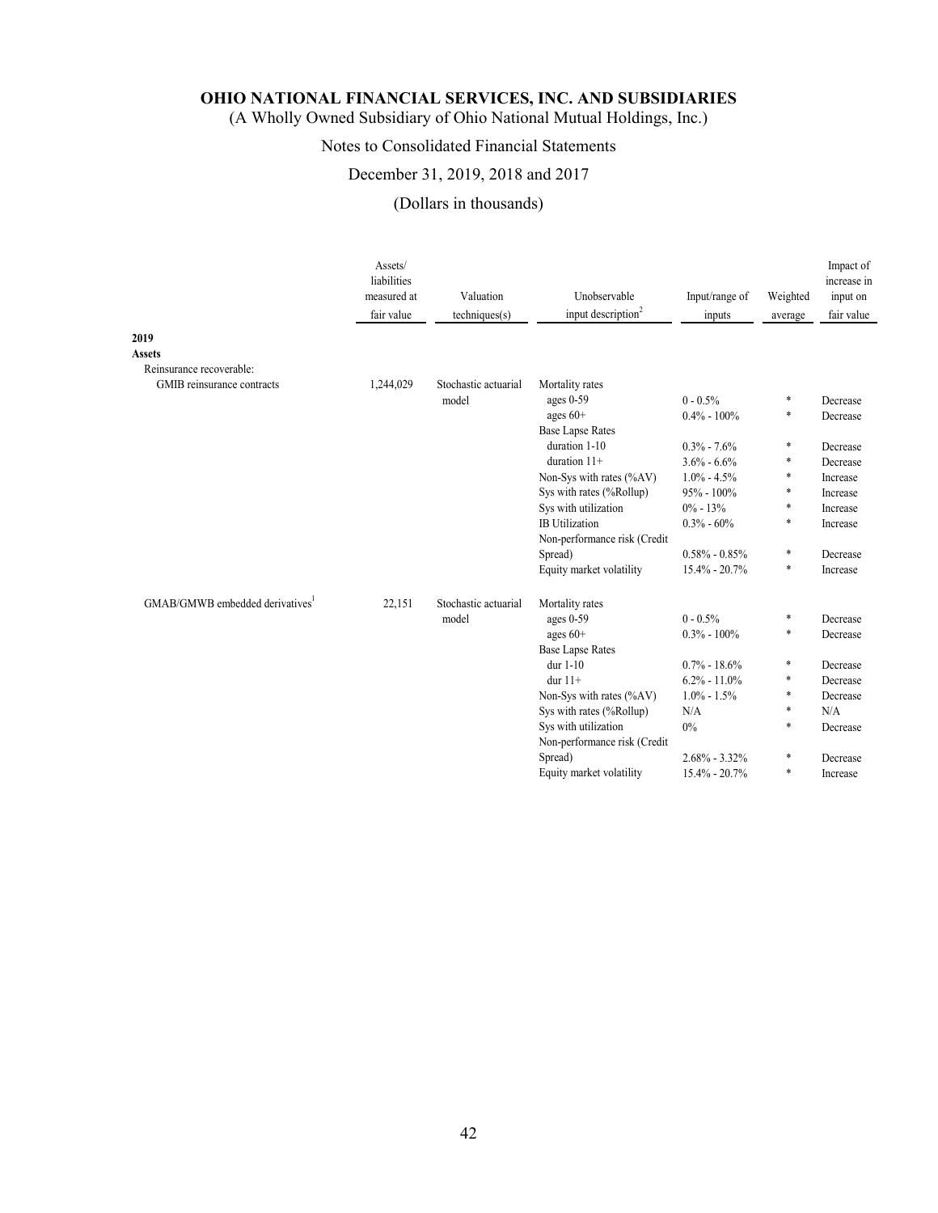**OHIO NATIONAL FINANCIAL SERVICES, INC. AND SUBSIDIARIES**

(A Wholly Owned Subsidiary of Ohio National Mutual Holdings, Inc.)

Notes to Consolidated Financial Statements

December 31, 2019, 2018 and 2017

(Dollars in thousands)

| | Assets/ liabilities measured at fair value | Valuation techniques(s) | Unobservable input description[2] | Input/range of inputs | Weighted average | Impact of increase in input on fair value |
|---|---|---|---|---|---|---|
| **2019** | | | | | | |
| **Assets** | | | | | | |
| Reinsurance recoverable: | | | | | | |
| GMIB reinsurance contracts | 1,244,029 | Stochastic actuarial model | Mortality rates | | | |
| | | | ages 0-59 | 0 - 0.5% | * | Decrease |
| | | | ages 60+ | 0.4% - 100% | * | Decrease |
| | | | Base Lapse Rates | | | |
| | | | duration 1-10 | 0.3% - 7.6% | * | Decrease |
| | | | duration 11+ | 3.6% - 6.6% | * | Decrease |
| | | | Non-Sys with rates (%AV) | 1.0% - 4.5% | * | Increase |
| | | | Sys with rates (%Rollup) | 95% - 100% | * | Increase |
| | | | Sys with utilization | 0% - 13% | * | Increase |
| | | | IB Utilization | 0.3% - 60% | * | Increase |
| | | | Non-performance risk (Credit Spread) | 0.58% - 0.85% | * | Decrease |
| | | | Equity market volatility | 15.4% - 20.7% | * | Increase |
| GMAB/GMWB embedded derivatives[1] | 22,151 | Stochastic actuarial model | Mortality rates | | | |
| | | | ages 0-59 | 0 - 0.5% | * | Decrease |
| | | | ages 60+ | 0.3% - 100% | * | Decrease |
| | | | Base Lapse Rates | | | |
| | | | dur 1-10 | 0.7% - 18.6% | * | Decrease |
| | | | dur 11+ | 6.2% - 11.0% | * | Decrease |
| | | | Non-Sys with rates (%AV) | 1.0% - 1.5% | * | Decrease |
| | | | Sys with rates (%Rollup) | N/A | * | N/A |
| | | | Sys with utilization | 0% | * | Decrease |
| | | | Non-performance risk (Credit Spread) | 2.68% - 3.32% | * | Decrease |
| | | | Equity market volatility | 15.4% - 20.7% | * | Increase |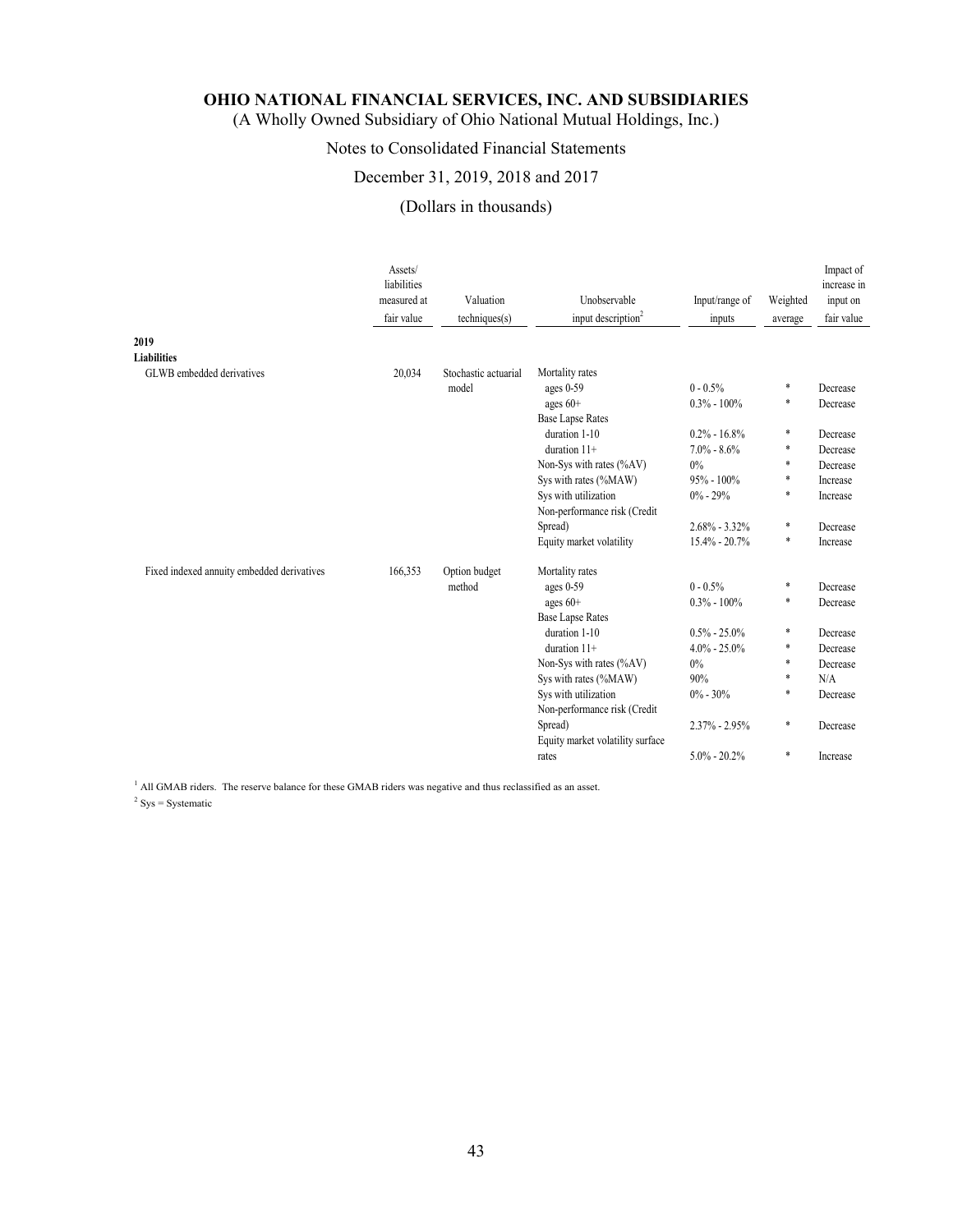# OHIO NATIONAL FINANCIAL SERVICES, INC. AND SUBSIDIARIES

(A Wholly Owned Subsidiary of Ohio National Mutual Holdings, Inc.)

Notes to Consolidated Financial Statements

December 31, 2019, 2018 and 2017

(Dollars in thousands)

| | Assets/ liabilities measured at fair value | Valuation techniques(s) | Unobservable input description[2] | Input/range of inputs | Weighted average | Impact of increase in input on fair value |
|---|---|---|---|---|---|---|
| **2019** | | | | | | |
| **Liabilities** | | | | | | |
| GLWB embedded derivatives | 20,034 | Stochastic actuarial model | Mortality rates | | | |
| | | | ages 0-59 | 0 - 0.5% | * | Decrease |
| | | | ages 60+ | 0.3% - 100% | * | Decrease |
| | | | Base Lapse Rates | | | |
| | | | duration 1-10 | 0.2% - 16.8% | * | Decrease |
| | | | duration 11+ | 7.0% - 8.6% | * | Decrease |
| | | | Non-Sys with rates (%AV) | 0% | * | Decrease |
| | | | Sys with rates (%MAW) | 95% - 100% | * | Increase |
| | | | Sys with utilization | 0% - 29% | * | Increase |
| | | | Non-performance risk (Credit Spread) | 2.68% - 3.32% | * | Decrease |
| | | | Equity market volatility | 15.4% - 20.7% | * | Increase |
| Fixed indexed annuity embedded derivatives | 166,353 | Option budget method | Mortality rates | | | |
| | | | ages 0-59 | 0 - 0.5% | * | Decrease |
| | | | ages 60+ | 0.3% - 100% | * | Decrease |
| | | | Base Lapse Rates | | | |
| | | | duration 1-10 | 0.5% - 25.0% | * | Decrease |
| | | | duration 11+ | 4.0% - 25.0% | * | Decrease |
| | | | Non-Sys with rates (%AV) | 0% | * | Decrease |
| | | | Sys with rates (%MAW) | 90% | * | N/A |
| | | | Sys with utilization | 0% - 30% | * | Decrease |
| | | | Non-performance risk (Credit Spread) | 2.37% - 2.95% | * | Decrease |
| | | | Equity market volatility surface rates | 5.0% - 20.2% | * | Increase |

[1] All GMAB riders. The reserve balance for these GMAB riders was negative and thus reclassified as an asset.

[2] Sys = Systematic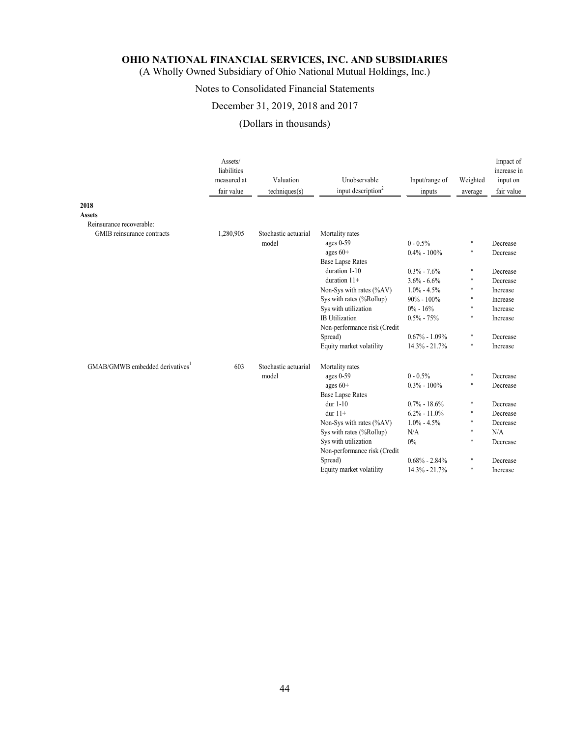**OHIO NATIONAL FINANCIAL SERVICES, INC. AND SUBSIDIARIES**
(A Wholly Owned Subsidiary of Ohio National Mutual Holdings, Inc.)

Notes to Consolidated Financial Statements

December 31, 2019, 2018 and 2017

(Dollars in thousands)

| | Assets/ liabilities measured at fair value | Valuation techniques(s) | Unobservable input description[2] | Input/range of inputs | Weighted average | Impact of increase in input on fair value |
|---|---|---|---|---|---|---|
| **2018** | | | | | | |
| **Assets** | | | | | | |
| Reinsurance recoverable: | | | | | | |
| GMIB reinsurance contracts | 1,280,905 | Stochastic actuarial model | Mortality rates | | | |
| | | | ages 0-59 | 0 - 0.5% | * | Decrease |
| | | | ages 60+ | 0.4% - 100% | * | Decrease |
| | | | Base Lapse Rates | | | |
| | | | duration 1-10 | 0.3% - 7.6% | * | Decrease |
| | | | duration 11+ | 3.6% - 6.6% | * | Decrease |
| | | | Non-Sys with rates (%AV) | 1.0% - 4.5% | * | Increase |
| | | | Sys with rates (%Rollup) | 90% - 100% | * | Increase |
| | | | Sys with utilization | 0% - 16% | * | Increase |
| | | | IB Utilization | 0.5% - 75% | * | Increase |
| | | | Non-performance risk (Credit Spread) | 0.67% - 1.09% | * | Decrease |
| | | | Equity market volatility | 14.3% - 21.7% | * | Increase |
| GMAB/GMWB embedded derivatives[1] | 603 | Stochastic actuarial model | Mortality rates | | | |
| | | | ages 0-59 | 0 - 0.5% | * | Decrease |
| | | | ages 60+ | 0.3% - 100% | * | Decrease |
| | | | Base Lapse Rates | | | |
| | | | dur 1-10 | 0.7% - 18.6% | * | Decrease |
| | | | dur 11+ | 6.2% - 11.0% | * | Decrease |
| | | | Non-Sys with rates (%AV) | 1.0% - 4.5% | * | Decrease |
| | | | Sys with rates (%Rollup) | N/A | * | N/A |
| | | | Sys with utilization | 0% | * | Decrease |
| | | | Non-performance risk (Credit Spread) | 0.68% - 2.84% | * | Decrease |
| | | | Equity market volatility | 14.3% - 21.7% | * | Increase |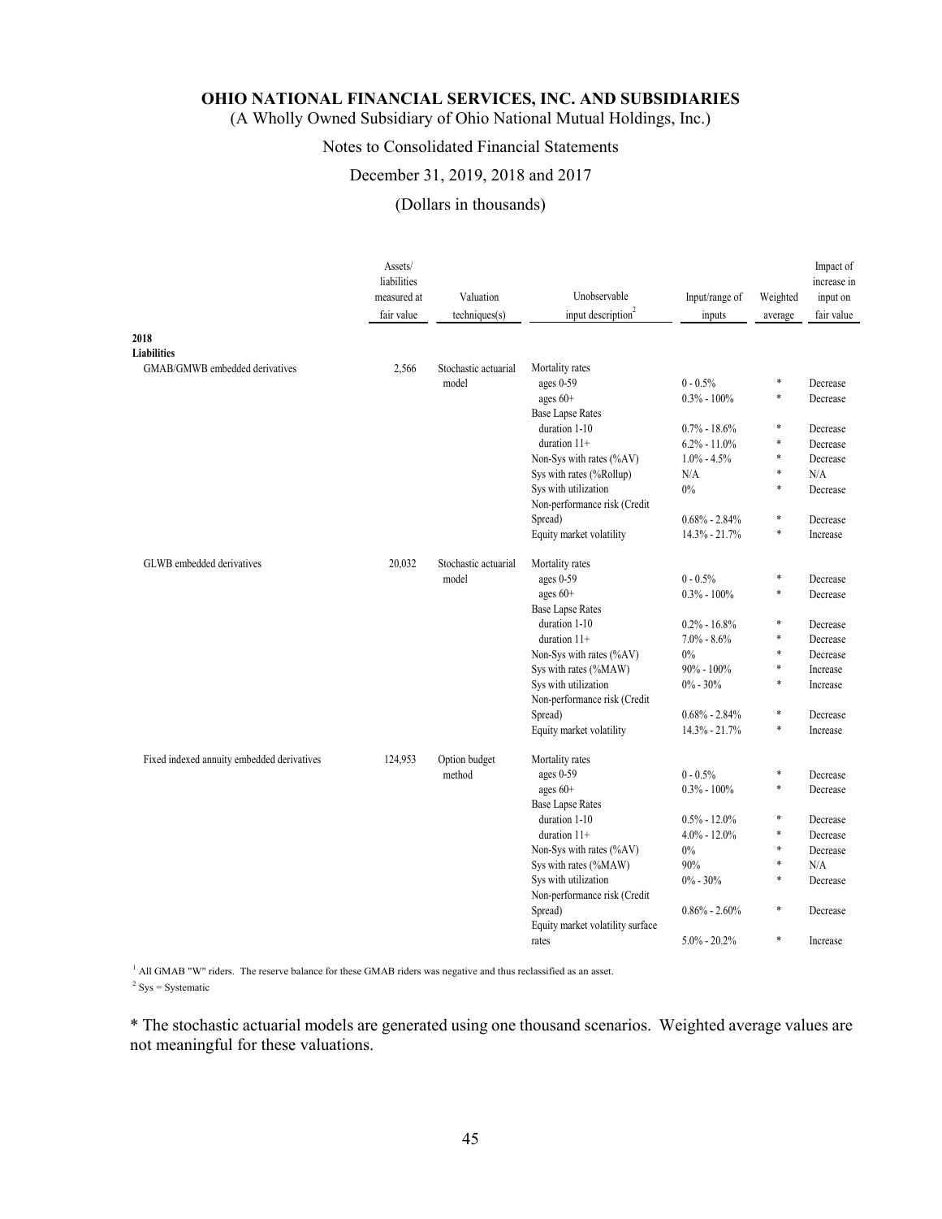| | Assets/ liabilities measured at fair value | Valuation techniques(s) | Unobservable input description[2] | Input/range of inputs | Weighted average | Impact of increase in input on fair value |
|---|---|---|---|---|---|---|
| **2018** | | | | | | |
| **Liabilities** | | | | | | |
| GMAB/GMWB embedded derivatives | 2,566 | Stochastic actuarial model | Mortality rates | | | |
| | | | ages 0-59 | 0 - 0.5% | * | Decrease |
| | | | ages 60+ | 0.3% - 100% | * | Decrease |
| | | | Base Lapse Rates | | | |
| | | | duration 1-10 | 0.7% - 18.6% | * | Decrease |
| | | | duration 11+ | 6.2% - 11.0% | * | Decrease |
| | | | Non-Sys with rates (%AV) | 1.0% - 4.5% | * | Decrease |
| | | | Sys with rates (%Rollup) | N/A | * | N/A |
| | | | Sys with utilization | 0% | * | Decrease |
| | | | Non-performance risk (Credit Spread) | 0.68% - 2.84% | * | Decrease |
| | | | Equity market volatility | 14.3% - 21.7% | * | Increase |
| GLWB embedded derivatives | 20,032 | Stochastic actuarial model | Mortality rates | | | |
| | | | ages 0-59 | 0 - 0.5% | * | Decrease |
| | | | ages 60+ | 0.3% - 100% | * | Decrease |
| | | | Base Lapse Rates | | | |
| | | | duration 1-10 | 0.2% - 16.8% | * | Decrease |
| | | | duration 11+ | 7.0% - 8.6% | * | Decrease |
| | | | Non-Sys with rates (%AV) | 0% | * | Decrease |
| | | | Sys with rates (%MAW) | 90% - 100% | * | Increase |
| | | | Sys with utilization | 0% - 30% | * | Increase |
| | | | Non-performance risk (Credit Spread) | 0.68% - 2.84% | * | Decrease |
| | | | Equity market volatility | 14.3% - 21.7% | * | Increase |
| Fixed indexed annuity embedded derivatives | 124,953 | Option budget method | Mortality rates | | | |
| | | | ages 0-59 | 0 - 0.5% | * | Decrease |
| | | | ages 60+ | 0.3% - 100% | * | Decrease |
| | | | Base Lapse Rates | | | |
| | | | duration 1-10 | 0.5% - 12.0% | * | Decrease |
| | | | duration 11+ | 4.0% - 12.0% | * | Decrease |
| | | | Non-Sys with rates (%AV) | 0% | * | Decrease |
| | | | Sys with rates (%MAW) | 90% | * | N/A |
| | | | Sys with utilization | 0% - 30% | * | Decrease |
| | | | Non-performance risk (Credit Spread) | 0.86% - 2.60% | * | Decrease |
| | | | Equity market volatility surface rates | 5.0% - 20.2% | * | Increase |

[1] All GMAB "W" riders. The reserve balance for these GMAB riders was negative and thus reclassified as an asset.

[2] Sys = Systematic

* The stochastic actuarial models are generated using one thousand scenarios. Weighted average values are not meaningful for these valuations.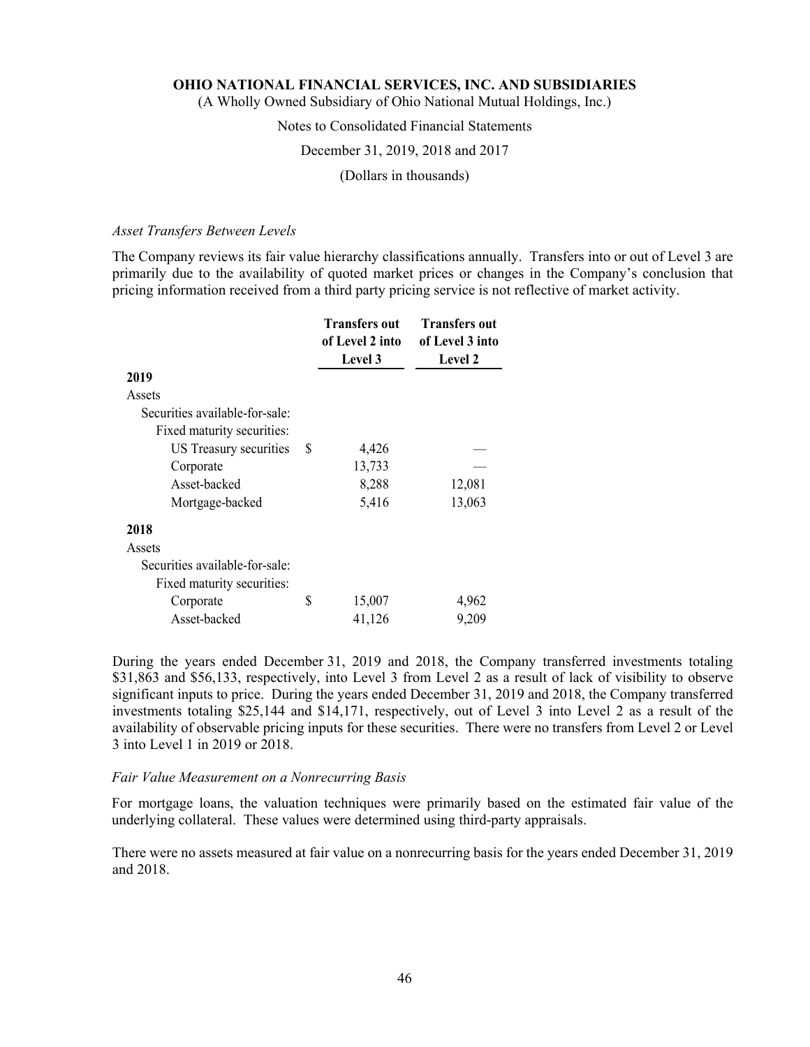*Asset Transfers Between Levels*

The Company reviews its fair value hierarchy classifications annually. Transfers into or out of Level 3 are primarily due to the availability of quoted market prices or changes in the Company's conclusion that pricing information received from a third party pricing service is not reflective of market activity.

| | Transfers out of Level 2 into Level 3 | Transfers out of Level 3 into Level 2 |
|---|---|---|
| **2019** | | |
| Assets | | |
| Securities available-for-sale: | | |
| Fixed maturity securities: | | |
| US Treasury securities | $ 4,426 | — |
| Corporate | 13,733 | — |
| Asset-backed | 8,288 | 12,081 |
| Mortgage-backed | 5,416 | 13,063 |
| **2018** | | |
| Assets | | |
| Securities available-for-sale: | | |
| Fixed maturity securities: | | |
| Corporate | $ 15,007 | 4,962 |
| Asset-backed | 41,126 | 9,209 |

During the years ended December 31, 2019 and 2018, the Company transferred investments totaling $31,863 and $56,133, respectively, into Level 3 from Level 2 as a result of lack of visibility to observe significant inputs to price. During the years ended December 31, 2019 and 2018, the Company transferred investments totaling $25,144 and $14,171, respectively, out of Level 3 into Level 2 as a result of the availability of observable pricing inputs for these securities. There were no transfers from Level 2 or Level 3 into Level 1 in 2019 or 2018.

*Fair Value Measurement on a Nonrecurring Basis*

For mortgage loans, the valuation techniques were primarily based on the estimated fair value of the underlying collateral. These values were determined using third-party appraisals.

There were no assets measured at fair value on a nonrecurring basis for the years ended December 31, 2019 and 2018.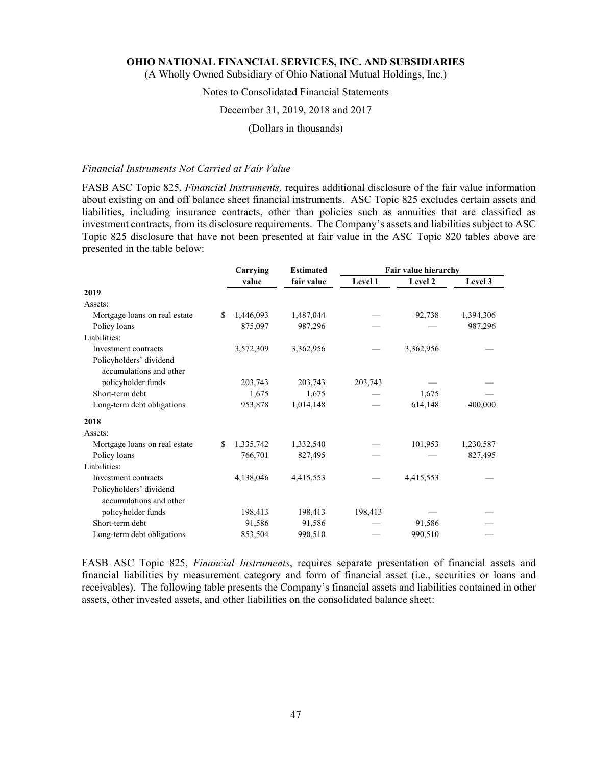*Financial Instruments Not Carried at Fair Value*

FASB ASC Topic 825, *Financial Instruments,* requires additional disclosure of the fair value information about existing on and off balance sheet financial instruments. ASC Topic 825 excludes certain assets and liabilities, including insurance contracts, other than policies such as annuities that are classified as investment contracts, from its disclosure requirements. The Company's assets and liabilities subject to ASC Topic 825 disclosure that have not been presented at fair value in the ASC Topic 820 tables above are presented in the table below:

| | Carrying value | Estimated fair value | Fair value hierarchy | | |
|---|---|---|---|---|---|
| | | | Level 1 | Level 2 | Level 3 |
| **2019** | | | | | |
| Assets: | | | | | |
| Mortgage loans on real estate | $ 1,446,093 | 1,487,044 | — | 92,738 | 1,394,306 |
| Policy loans | 875,097 | 987,296 | — | — | 987,296 |
| Liabilities: | | | | | |
| Investment contracts | 3,572,309 | 3,362,956 | — | 3,362,956 | — |
| Policyholders' dividend accumulations and other policyholder funds | 203,743 | 203,743 | 203,743 | — | — |
| Short-term debt | 1,675 | 1,675 | — | 1,675 | — |
| Long-term debt obligations | 953,878 | 1,014,148 | — | 614,148 | 400,000 |
| **2018** | | | | | |
| Assets: | | | | | |
| Mortgage loans on real estate | $ 1,335,742 | 1,332,540 | — | 101,953 | 1,230,587 |
| Policy loans | 766,701 | 827,495 | — | — | 827,495 |
| Liabilities: | | | | | |
| Investment contracts | 4,138,046 | 4,415,553 | — | 4,415,553 | — |
| Policyholders' dividend accumulations and other policyholder funds | 198,413 | 198,413 | 198,413 | — | — |
| Short-term debt | 91,586 | 91,586 | — | 91,586 | — |
| Long-term debt obligations | 853,504 | 990,510 | — | 990,510 | — |

FASB ASC Topic 825, *Financial Instruments*, requires separate presentation of financial assets and financial liabilities by measurement category and form of financial asset (i.e., securities or loans and receivables). The following table presents the Company's financial assets and liabilities contained in other assets, other invested assets, and other liabilities on the consolidated balance sheet: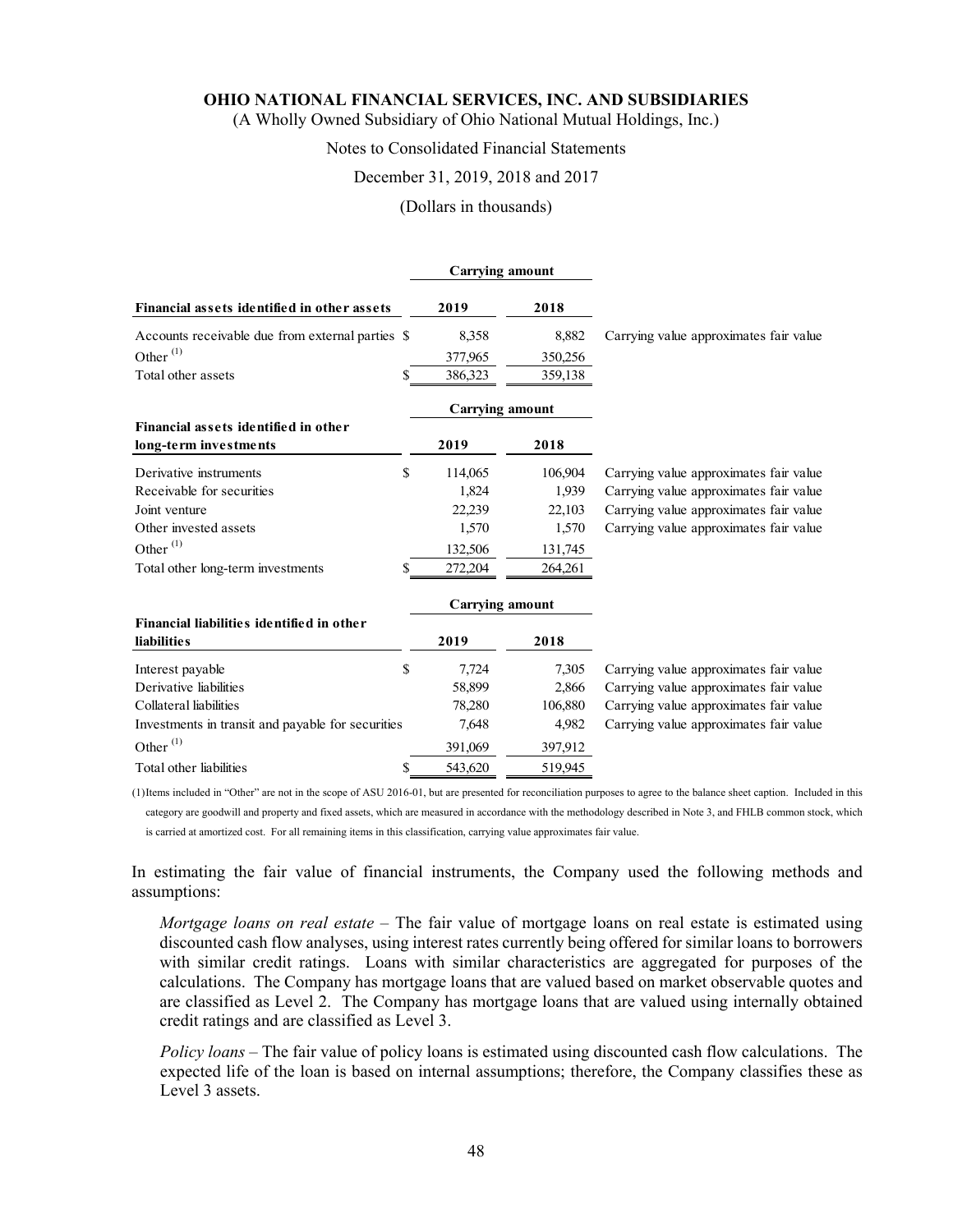| Financial assets identified in other assets | Carrying amount 2019 | Carrying amount 2018 | |
|---|---|---|---|
| Accounts receivable due from external parties | $ 8,358 | 8,882 | Carrying value approximates fair value |
| Other [(1)] | 377,965 | 350,256 | |
| Total other assets | $ 386,323 | 359,138 | |

| Financial assets identified in other long-term investments | Carrying amount 2019 | Carrying amount 2018 | |
|---|---|---|---|
| Derivative instruments | $ 114,065 | 106,904 | Carrying value approximates fair value |
| Receivable for securities | 1,824 | 1,939 | Carrying value approximates fair value |
| Joint venture | 22,239 | 22,103 | Carrying value approximates fair value |
| Other invested assets | 1,570 | 1,570 | Carrying value approximates fair value |
| Other [(1)] | 132,506 | 131,745 | |
| Total other long-term investments | $ 272,204 | 264,261 | |

| Financial liabilities identified in other liabilities | Carrying amount 2019 | Carrying amount 2018 | |
|---|---|---|---|
| Interest payable | $ 7,724 | 7,305 | Carrying value approximates fair value |
| Derivative liabilities | 58,899 | 2,866 | Carrying value approximates fair value |
| Collateral liabilities | 78,280 | 106,880 | Carrying value approximates fair value |
| Investments in transit and payable for securities | 7,648 | 4,982 | Carrying value approximates fair value |
| Other [(1)] | 391,069 | 397,912 | |
| Total other liabilities | $ 543,620 | 519,945 | |

(1) Items included in "Other" are not in the scope of ASU 2016-01, but are presented for reconciliation purposes to agree to the balance sheet caption. Included in this category are goodwill and property and fixed assets, which are measured in accordance with the methodology described in Note 3, and FHLB common stock, which is carried at amortized cost. For all remaining items in this classification, carrying value approximates fair value.

In estimating the fair value of financial instruments, the Company used the following methods and assumptions:

*Mortgage loans on real estate* – The fair value of mortgage loans on real estate is estimated using discounted cash flow analyses, using interest rates currently being offered for similar loans to borrowers with similar credit ratings. Loans with similar characteristics are aggregated for purposes of the calculations. The Company has mortgage loans that are valued based on market observable quotes and are classified as Level 2. The Company has mortgage loans that are valued using internally obtained credit ratings and are classified as Level 3.

*Policy loans* – The fair value of policy loans is estimated using discounted cash flow calculations. The expected life of the loan is based on internal assumptions; therefore, the Company classifies these as Level 3 assets.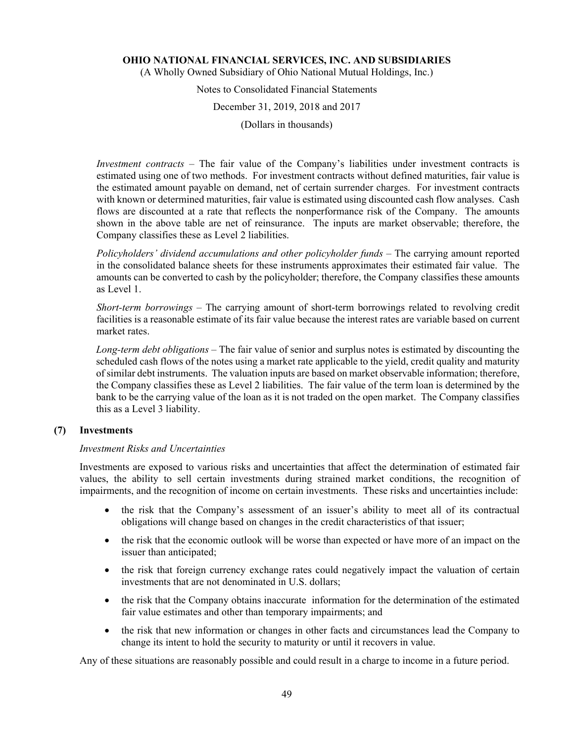*Investment contracts* – The fair value of the Company's liabilities under investment contracts is estimated using one of two methods. For investment contracts without defined maturities, fair value is the estimated amount payable on demand, net of certain surrender charges. For investment contracts with known or determined maturities, fair value is estimated using discounted cash flow analyses. Cash flows are discounted at a rate that reflects the nonperformance risk of the Company. The amounts shown in the above table are net of reinsurance. The inputs are market observable; therefore, the Company classifies these as Level 2 liabilities.

*Policyholders' dividend accumulations and other policyholder funds* – The carrying amount reported in the consolidated balance sheets for these instruments approximates their estimated fair value. The amounts can be converted to cash by the policyholder; therefore, the Company classifies these amounts as Level 1.

*Short-term borrowings* – The carrying amount of short-term borrowings related to revolving credit facilities is a reasonable estimate of its fair value because the interest rates are variable based on current market rates.

*Long-term debt obligations* – The fair value of senior and surplus notes is estimated by discounting the scheduled cash flows of the notes using a market rate applicable to the yield, credit quality and maturity of similar debt instruments. The valuation inputs are based on market observable information; therefore, the Company classifies these as Level 2 liabilities. The fair value of the term loan is determined by the bank to be the carrying value of the loan as it is not traded on the open market. The Company classifies this as a Level 3 liability.

## (7) Investments

*Investment Risks and Uncertainties*

Investments are exposed to various risks and uncertainties that affect the determination of estimated fair values, the ability to sell certain investments during strained market conditions, the recognition of impairments, and the recognition of income on certain investments. These risks and uncertainties include:

- the risk that the Company's assessment of an issuer's ability to meet all of its contractual obligations will change based on changes in the credit characteristics of that issuer;
- the risk that the economic outlook will be worse than expected or have more of an impact on the issuer than anticipated;
- the risk that foreign currency exchange rates could negatively impact the valuation of certain investments that are not denominated in U.S. dollars;
- the risk that the Company obtains inaccurate information for the determination of the estimated fair value estimates and other than temporary impairments; and
- the risk that new information or changes in other facts and circumstances lead the Company to change its intent to hold the security to maturity or until it recovers in value.

Any of these situations are reasonably possible and could result in a charge to income in a future period.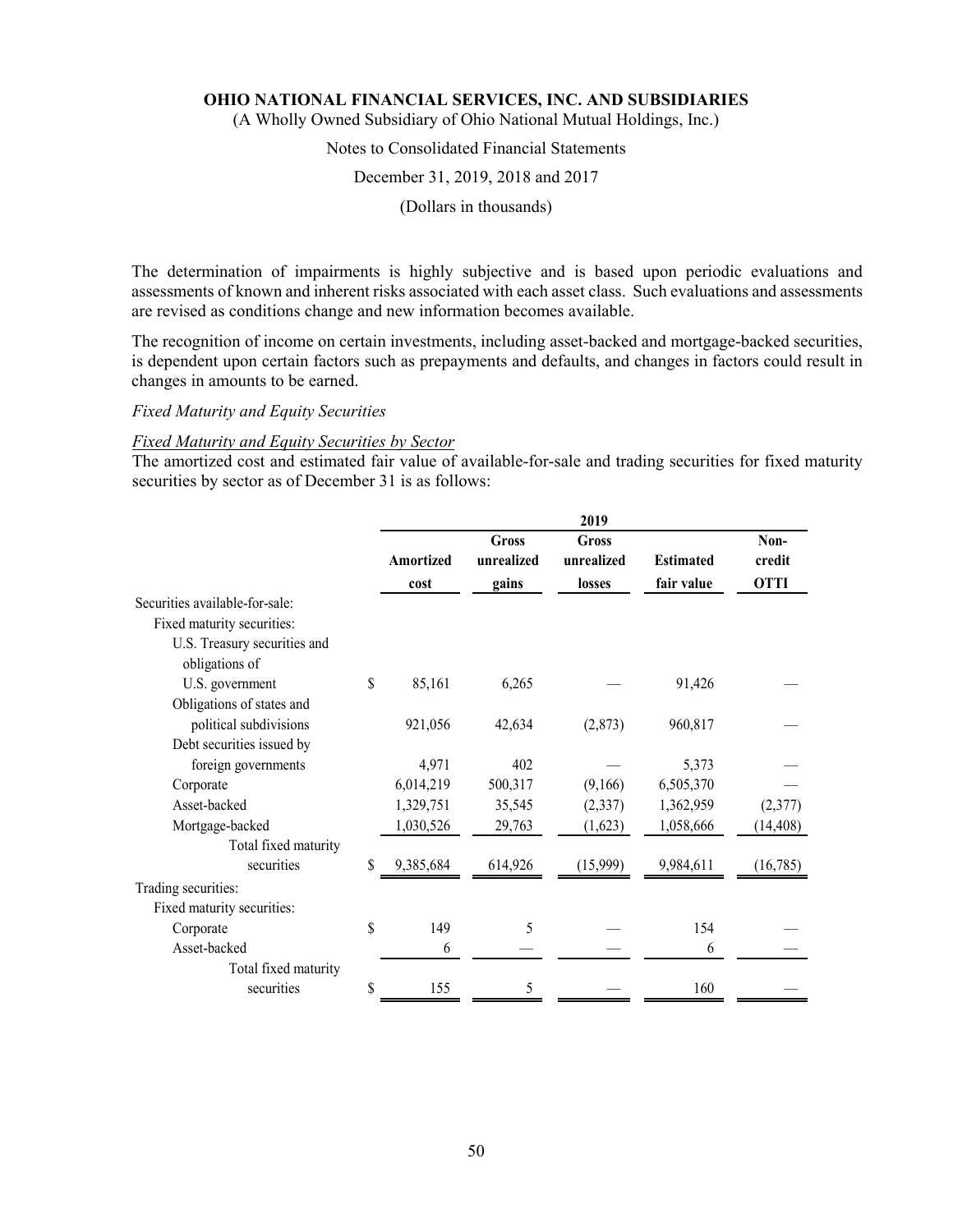The determination of impairments is highly subjective and is based upon periodic evaluations and assessments of known and inherent risks associated with each asset class. Such evaluations and assessments are revised as conditions change and new information becomes available.

The recognition of income on certain investments, including asset-backed and mortgage-backed securities, is dependent upon certain factors such as prepayments and defaults, and changes in factors could result in changes in amounts to be earned.

*Fixed Maturity and Equity Securities*

*Fixed Maturity and Equity Securities by Sector*

The amortized cost and estimated fair value of available-for-sale and trading securities for fixed maturity securities by sector as of December 31 is as follows:

| | 2019 | | | | |
|---|---|---|---|---|---|
| | Amortized cost | Gross unrealized gains | Gross unrealized losses | Estimated fair value | Non-credit OTTI |
| Securities available-for-sale: | | | | | |
| Fixed maturity securities: | | | | | |
| U.S. Treasury securities and obligations of U.S. government | $ 85,161 | 6,265 | — | 91,426 | — |
| Obligations of states and political subdivisions | 921,056 | 42,634 | (2,873) | 960,817 | — |
| Debt securities issued by foreign governments | 4,971 | 402 | — | 5,373 | — |
| Corporate | 6,014,219 | 500,317 | (9,166) | 6,505,370 | — |
| Asset-backed | 1,329,751 | 35,545 | (2,337) | 1,362,959 | (2,377) |
| Mortgage-backed | 1,030,526 | 29,763 | (1,623) | 1,058,666 | (14,408) |
| Total fixed maturity securities | $ 9,385,684 | 614,926 | (15,999) | 9,984,611 | (16,785) |
| Trading securities: | | | | | |
| Fixed maturity securities: | | | | | |
| Corporate | $ 149 | 5 | — | 154 | — |
| Asset-backed | 6 | — | — | 6 | — |
| Total fixed maturity securities | $ 155 | 5 | — | 160 | — |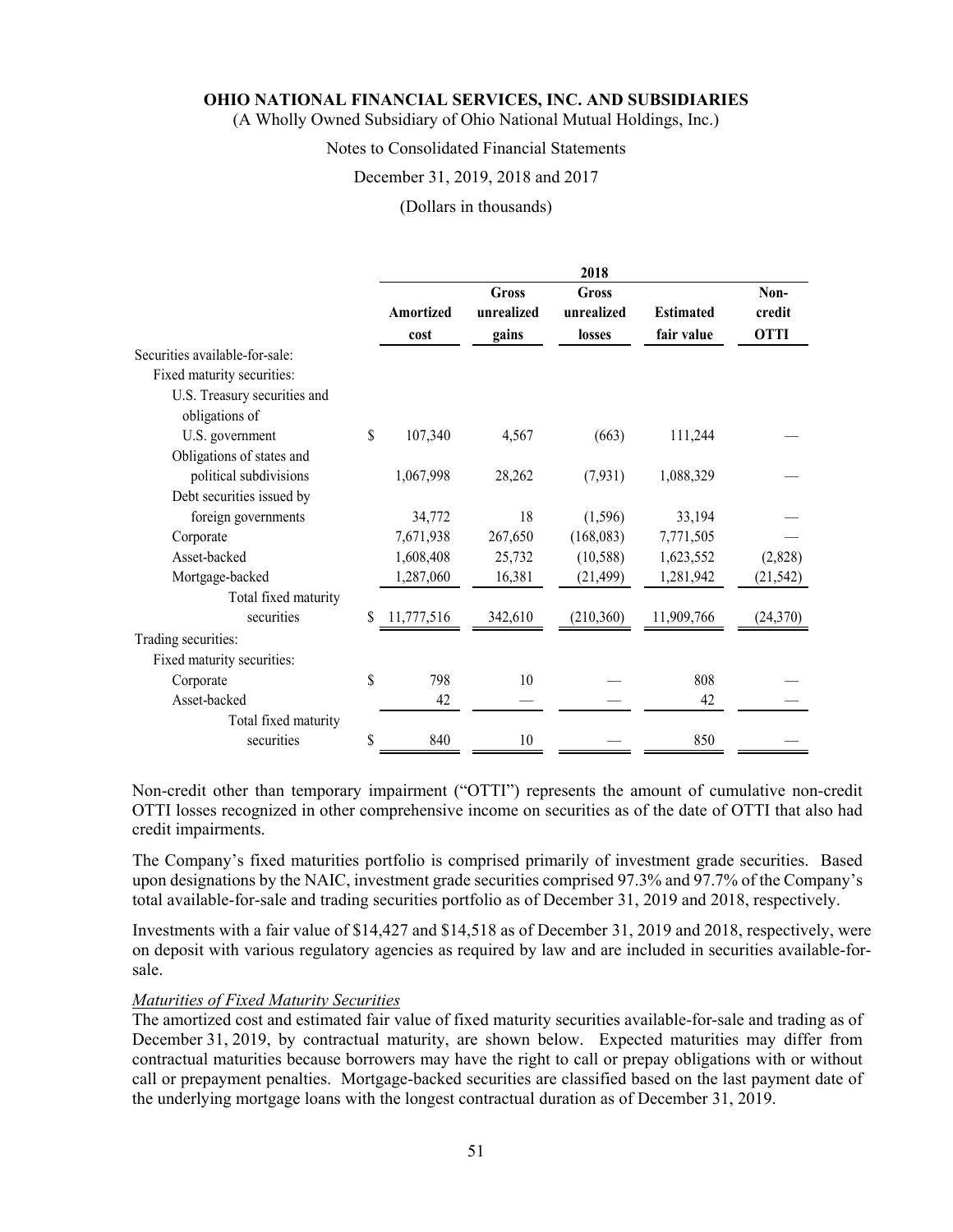| | 2018 | | | | |
|---|---|---|---|---|---|
| | Amortized cost | Gross unrealized gains | Gross unrealized losses | Estimated fair value | Non-credit OTTI |
| Securities available-for-sale: | | | | | |
| Fixed maturity securities: | | | | | |
| U.S. Treasury securities and obligations of U.S. government | $ 107,340 | 4,567 | (663) | 111,244 | — |
| Obligations of states and political subdivisions | 1,067,998 | 28,262 | (7,931) | 1,088,329 | — |
| Debt securities issued by foreign governments | 34,772 | 18 | (1,596) | 33,194 | — |
| Corporate | 7,671,938 | 267,650 | (168,083) | 7,771,505 | — |
| Asset-backed | 1,608,408 | 25,732 | (10,588) | 1,623,552 | (2,828) |
| Mortgage-backed | 1,287,060 | 16,381 | (21,499) | 1,281,942 | (21,542) |
| Total fixed maturity securities | $ 11,777,516 | 342,610 | (210,360) | 11,909,766 | (24,370) |
| Trading securities: | | | | | |
| Fixed maturity securities: | | | | | |
| Corporate | $ 798 | 10 | — | 808 | — |
| Asset-backed | 42 | — | — | 42 | — |
| Total fixed maturity securities | $ 840 | 10 | — | 850 | — |

Non-credit other than temporary impairment ("OTTI") represents the amount of cumulative non-credit OTTI losses recognized in other comprehensive income on securities as of the date of OTTI that also had credit impairments.

The Company's fixed maturities portfolio is comprised primarily of investment grade securities. Based upon designations by the NAIC, investment grade securities comprised 97.3% and 97.7% of the Company's total available-for-sale and trading securities portfolio as of December 31, 2019 and 2018, respectively.

Investments with a fair value of $14,427 and $14,518 as of December 31, 2019 and 2018, respectively, were on deposit with various regulatory agencies as required by law and are included in securities available-for-sale.

*Maturities of Fixed Maturity Securities*

The amortized cost and estimated fair value of fixed maturity securities available-for-sale and trading as of December 31, 2019, by contractual maturity, are shown below. Expected maturities may differ from contractual maturities because borrowers may have the right to call or prepay obligations with or without call or prepayment penalties. Mortgage-backed securities are classified based on the last payment date of the underlying mortgage loans with the longest contractual duration as of December 31, 2019.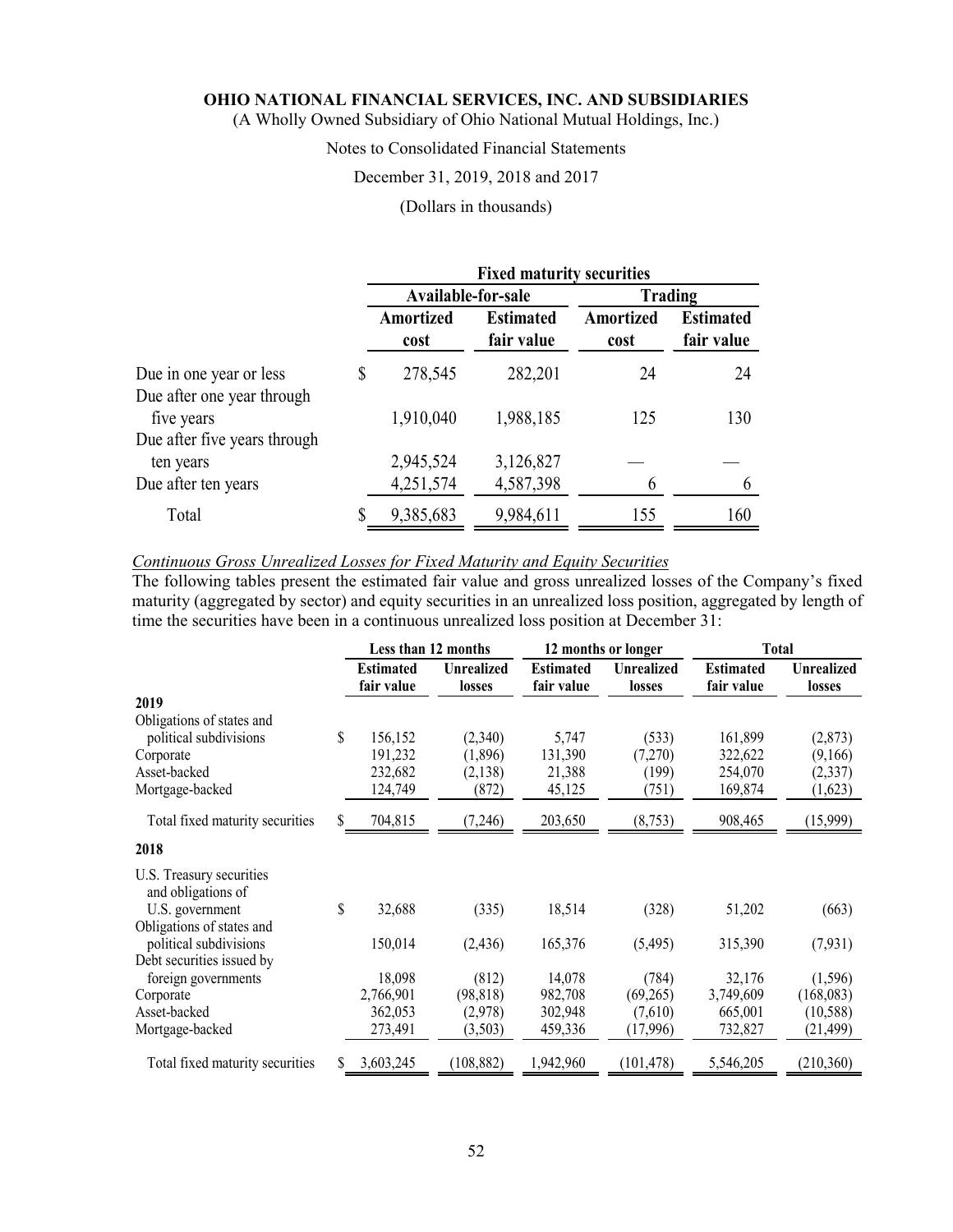| | Fixed maturity securities | | | |
|---|---|---|---|---|
| | Available-for-sale | | Trading | |
| | Amortized cost | Estimated fair value | Amortized cost | Estimated fair value |
| Due in one year or less | $ 278,545 | 282,201 | 24 | 24 |
| Due after one year through five years | 1,910,040 | 1,988,185 | 125 | 130 |
| Due after five years through ten years | 2,945,524 | 3,126,827 | — | — |
| Due after ten years | 4,251,574 | 4,587,398 | 6 | 6 |
| Total | $ 9,385,683 | 9,984,611 | 155 | 160 |

*Continuous Gross Unrealized Losses for Fixed Maturity and Equity Securities*

The following tables present the estimated fair value and gross unrealized losses of the Company's fixed maturity (aggregated by sector) and equity securities in an unrealized loss position, aggregated by length of time the securities have been in a continuous unrealized loss position at December 31:

| | Less than 12 months | | 12 months or longer | | Total | |
|---|---|---|---|---|---|---|
| | Estimated fair value | Unrealized losses | Estimated fair value | Unrealized losses | Estimated fair value | Unrealized losses |
| **2019** | | | | | | |
| Obligations of states and political subdivisions | $ 156,152 | (2,340) | 5,747 | (533) | 161,899 | (2,873) |
| Corporate | 191,232 | (1,896) | 131,390 | (7,270) | 322,622 | (9,166) |
| Asset-backed | 232,682 | (2,138) | 21,388 | (199) | 254,070 | (2,337) |
| Mortgage-backed | 124,749 | (872) | 45,125 | (751) | 169,874 | (1,623) |
| Total fixed maturity securities | $ 704,815 | (7,246) | 203,650 | (8,753) | 908,465 | (15,999) |
| **2018** | | | | | | |
| U.S. Treasury securities and obligations of U.S. government | $ 32,688 | (335) | 18,514 | (328) | 51,202 | (663) |
| Obligations of states and political subdivisions | 150,014 | (2,436) | 165,376 | (5,495) | 315,390 | (7,931) |
| Debt securities issued by foreign governments | 18,098 | (812) | 14,078 | (784) | 32,176 | (1,596) |
| Corporate | 2,766,901 | (98,818) | 982,708 | (69,265) | 3,749,609 | (168,083) |
| Asset-backed | 362,053 | (2,978) | 302,948 | (7,610) | 665,001 | (10,588) |
| Mortgage-backed | 273,491 | (3,503) | 459,336 | (17,996) | 732,827 | (21,499) |
| Total fixed maturity securities | $ 3,603,245 | (108,882) | 1,942,960 | (101,478) | 5,546,205 | (210,360) |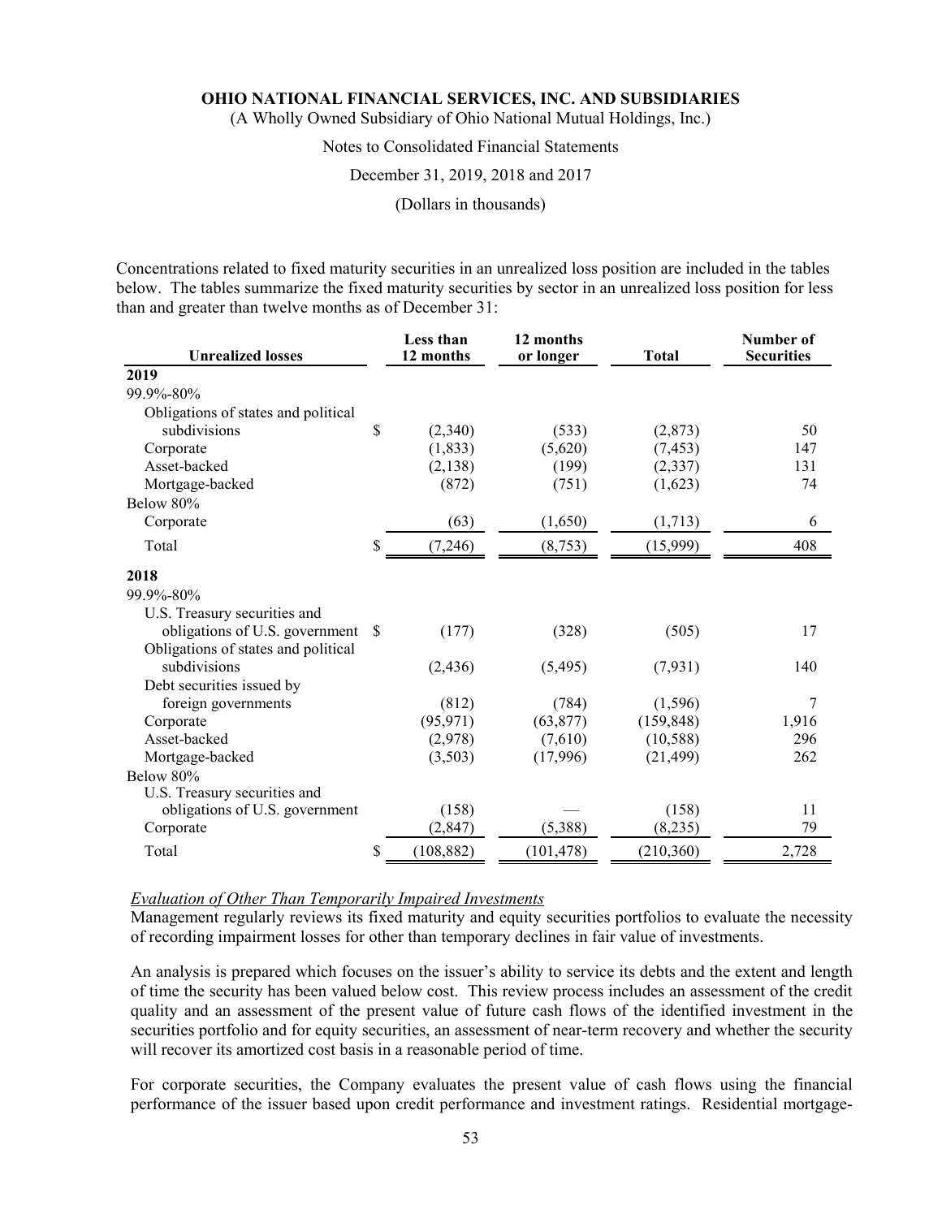Concentrations related to fixed maturity securities in an unrealized loss position are included in the tables below. The tables summarize the fixed maturity securities by sector in an unrealized loss position for less than and greater than twelve months as of December 31:

| Unrealized losses | Less than 12 months | 12 months or longer | Total | Number of Securities |
|---|---|---|---|---|
| **2019** | | | | |
| 99.9%-80% | | | | |
| Obligations of states and political subdivisions | $ (2,340) | (533) | (2,873) | 50 |
| Corporate | (1,833) | (5,620) | (7,453) | 147 |
| Asset-backed | (2,138) | (199) | (2,337) | 131 |
| Mortgage-backed | (872) | (751) | (1,623) | 74 |
| Below 80% | | | | |
| Corporate | (63) | (1,650) | (1,713) | 6 |
| Total | $ (7,246) | (8,753) | (15,999) | 408 |
| **2018** | | | | |
| 99.9%-80% | | | | |
| U.S. Treasury securities and obligations of U.S. government | $ (177) | (328) | (505) | 17 |
| Obligations of states and political subdivisions | (2,436) | (5,495) | (7,931) | 140 |
| Debt securities issued by foreign governments | (812) | (784) | (1,596) | 7 |
| Corporate | (95,971) | (63,877) | (159,848) | 1,916 |
| Asset-backed | (2,978) | (7,610) | (10,588) | 296 |
| Mortgage-backed | (3,503) | (17,996) | (21,499) | 262 |
| Below 80% | | | | |
| U.S. Treasury securities and obligations of U.S. government | (158) | — | (158) | 11 |
| Corporate | (2,847) | (5,388) | (8,235) | 79 |
| Total | $ (108,882) | (101,478) | (210,360) | 2,728 |

*Evaluation of Other Than Temporarily Impaired Investments*

Management regularly reviews its fixed maturity and equity securities portfolios to evaluate the necessity of recording impairment losses for other than temporary declines in fair value of investments.

An analysis is prepared which focuses on the issuer's ability to service its debts and the extent and length of time the security has been valued below cost. This review process includes an assessment of the credit quality and an assessment of the present value of future cash flows of the identified investment in the securities portfolio and for equity securities, an assessment of near-term recovery and whether the security will recover its amortized cost basis in a reasonable period of time.

For corporate securities, the Company evaluates the present value of cash flows using the financial performance of the issuer based upon credit performance and investment ratings. Residential mortgage-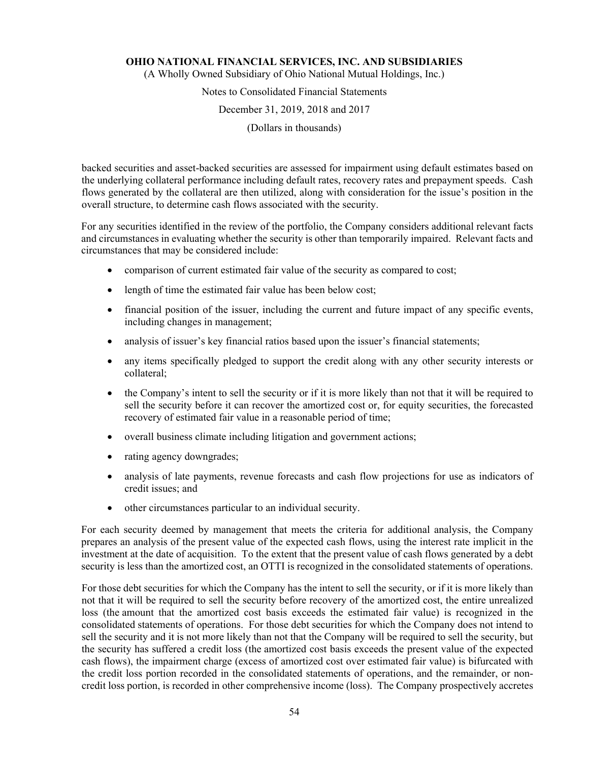backed securities and asset-backed securities are assessed for impairment using default estimates based on the underlying collateral performance including default rates, recovery rates and prepayment speeds. Cash flows generated by the collateral are then utilized, along with consideration for the issue's position in the overall structure, to determine cash flows associated with the security.

For any securities identified in the review of the portfolio, the Company considers additional relevant facts and circumstances in evaluating whether the security is other than temporarily impaired. Relevant facts and circumstances that may be considered include:

- comparison of current estimated fair value of the security as compared to cost;
- length of time the estimated fair value has been below cost;
- financial position of the issuer, including the current and future impact of any specific events, including changes in management;
- analysis of issuer's key financial ratios based upon the issuer's financial statements;
- any items specifically pledged to support the credit along with any other security interests or collateral;
- the Company's intent to sell the security or if it is more likely than not that it will be required to sell the security before it can recover the amortized cost or, for equity securities, the forecasted recovery of estimated fair value in a reasonable period of time;
- overall business climate including litigation and government actions;
- rating agency downgrades;
- analysis of late payments, revenue forecasts and cash flow projections for use as indicators of credit issues; and
- other circumstances particular to an individual security.

For each security deemed by management that meets the criteria for additional analysis, the Company prepares an analysis of the present value of the expected cash flows, using the interest rate implicit in the investment at the date of acquisition. To the extent that the present value of cash flows generated by a debt security is less than the amortized cost, an OTTI is recognized in the consolidated statements of operations.

For those debt securities for which the Company has the intent to sell the security, or if it is more likely than not that it will be required to sell the security before recovery of the amortized cost, the entire unrealized loss (the amount that the amortized cost basis exceeds the estimated fair value) is recognized in the consolidated statements of operations. For those debt securities for which the Company does not intend to sell the security and it is not more likely than not that the Company will be required to sell the security, but the security has suffered a credit loss (the amortized cost basis exceeds the present value of the expected cash flows), the impairment charge (excess of amortized cost over estimated fair value) is bifurcated with the credit loss portion recorded in the consolidated statements of operations, and the remainder, or non-credit loss portion, is recorded in other comprehensive income (loss). The Company prospectively accretes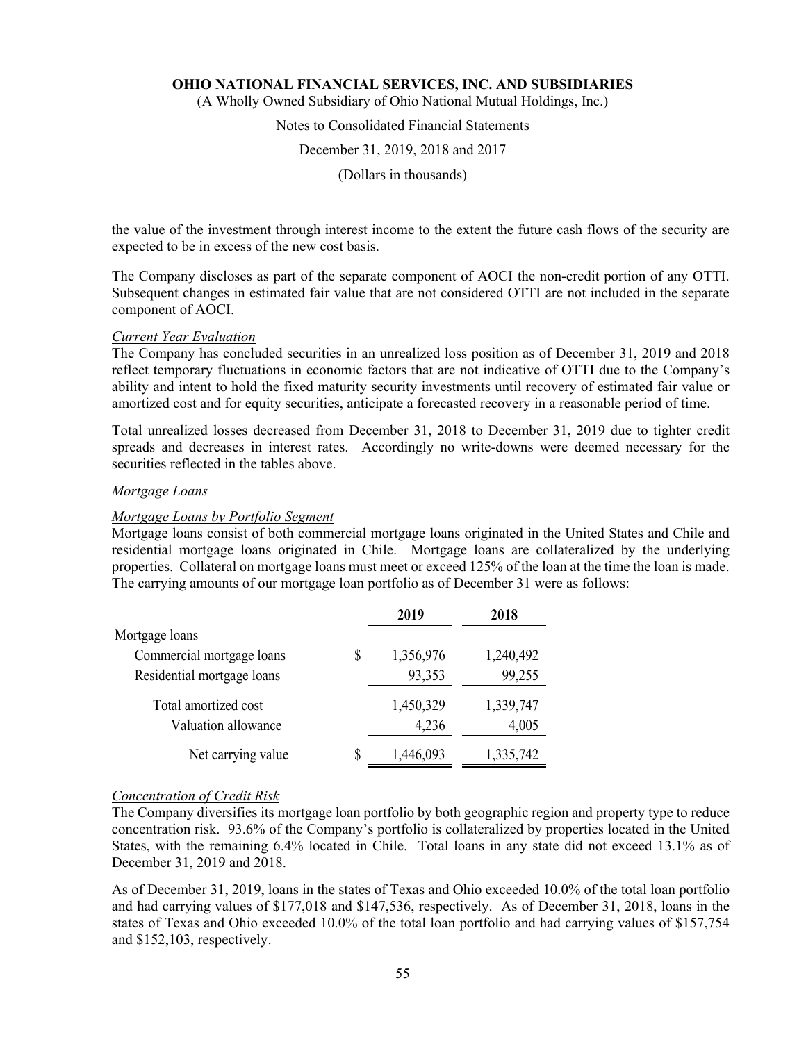the value of the investment through interest income to the extent the future cash flows of the security are expected to be in excess of the new cost basis.

The Company discloses as part of the separate component of AOCI the non-credit portion of any OTTI. Subsequent changes in estimated fair value that are not considered OTTI are not included in the separate component of AOCI.

*Current Year Evaluation*

The Company has concluded securities in an unrealized loss position as of December 31, 2019 and 2018 reflect temporary fluctuations in economic factors that are not indicative of OTTI due to the Company's ability and intent to hold the fixed maturity security investments until recovery of estimated fair value or amortized cost and for equity securities, anticipate a forecasted recovery in a reasonable period of time.

Total unrealized losses decreased from December 31, 2018 to December 31, 2019 due to tighter credit spreads and decreases in interest rates. Accordingly no write-downs were deemed necessary for the securities reflected in the tables above.

*Mortgage Loans*

*Mortgage Loans by Portfolio Segment*

Mortgage loans consist of both commercial mortgage loans originated in the United States and Chile and residential mortgage loans originated in Chile. Mortgage loans are collateralized by the underlying properties. Collateral on mortgage loans must meet or exceed 125% of the loan at the time the loan is made. The carrying amounts of our mortgage loan portfolio as of December 31 were as follows:

| | 2019 | 2018 |
|---|---|---|
| Mortgage loans | | |
| Commercial mortgage loans | $ 1,356,976 | 1,240,492 |
| Residential mortgage loans | 93,353 | 99,255 |
| Total amortized cost | 1,450,329 | 1,339,747 |
| Valuation allowance | 4,236 | 4,005 |
| Net carrying value | $ 1,446,093 | 1,335,742 |

*Concentration of Credit Risk*

The Company diversifies its mortgage loan portfolio by both geographic region and property type to reduce concentration risk. 93.6% of the Company's portfolio is collateralized by properties located in the United States, with the remaining 6.4% located in Chile. Total loans in any state did not exceed 13.1% as of December 31, 2019 and 2018.

As of December 31, 2019, loans in the states of Texas and Ohio exceeded 10.0% of the total loan portfolio and had carrying values of $177,018 and $147,536, respectively. As of December 31, 2018, loans in the states of Texas and Ohio exceeded 10.0% of the total loan portfolio and had carrying values of $157,754 and $152,103, respectively.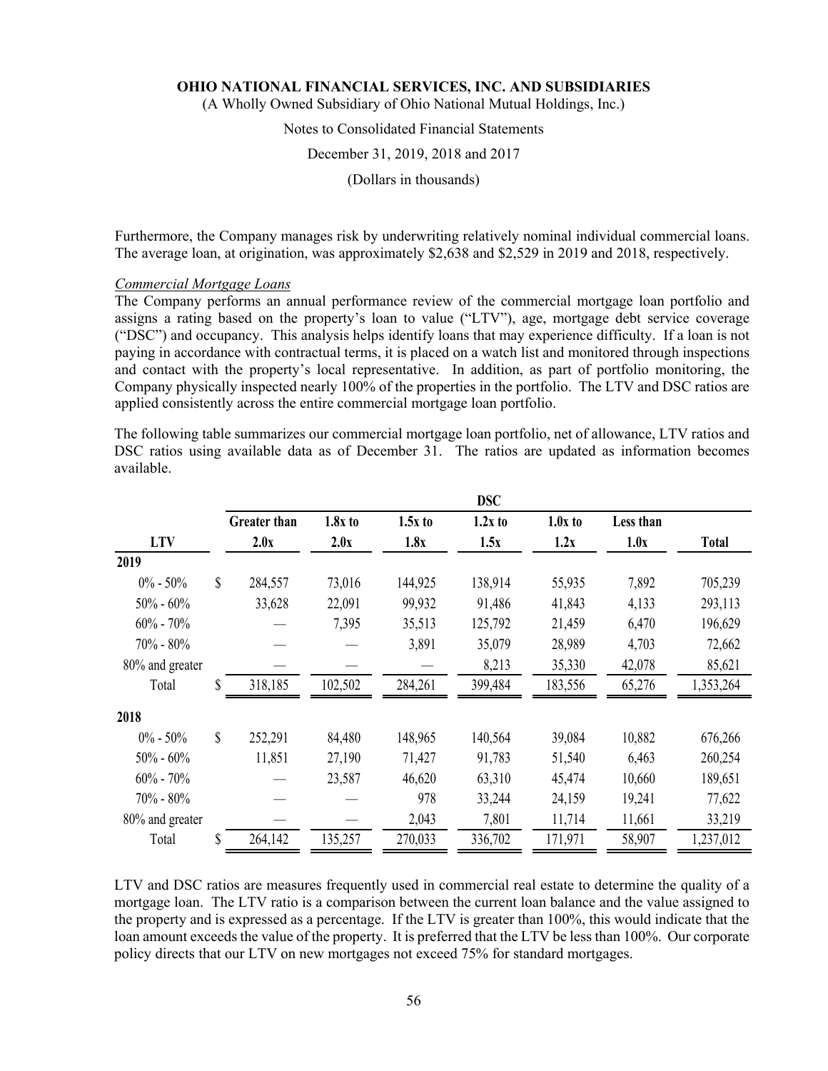Furthermore, the Company manages risk by underwriting relatively nominal individual commercial loans. The average loan, at origination, was approximately $2,638 and $2,529 in 2019 and 2018, respectively.

*Commercial Mortgage Loans*

The Company performs an annual performance review of the commercial mortgage loan portfolio and assigns a rating based on the property's loan to value ("LTV"), age, mortgage debt service coverage ("DSC") and occupancy. This analysis helps identify loans that may experience difficulty. If a loan is not paying in accordance with contractual terms, it is placed on a watch list and monitored through inspections and contact with the property's local representative. In addition, as part of portfolio monitoring, the Company physically inspected nearly 100% of the properties in the portfolio. The LTV and DSC ratios are applied consistently across the entire commercial mortgage loan portfolio.

The following table summarizes our commercial mortgage loan portfolio, net of allowance, LTV ratios and DSC ratios using available data as of December 31. The ratios are updated as information becomes available.

| | DSC | | | | | | |
|---|---|---|---|---|---|---|---|
| **LTV** | **Greater than 2.0x** | **1.8x to 2.0x** | **1.5x to 1.8x** | **1.2x to 1.5x** | **1.0x to 1.2x** | **Less than 1.0x** | **Total** |
| **2019** | | | | | | | |
| 0% - 50% | $ 284,557 | 73,016 | 144,925 | 138,914 | 55,935 | 7,892 | 705,239 |
| 50% - 60% | 33,628 | 22,091 | 99,932 | 91,486 | 41,843 | 4,133 | 293,113 |
| 60% - 70% | — | 7,395 | 35,513 | 125,792 | 21,459 | 6,470 | 196,629 |
| 70% - 80% | — | — | 3,891 | 35,079 | 28,989 | 4,703 | 72,662 |
| 80% and greater | — | — | — | 8,213 | 35,330 | 42,078 | 85,621 |
| Total | $ 318,185 | 102,502 | 284,261 | 399,484 | 183,556 | 65,276 | 1,353,264 |
| **2018** | | | | | | | |
| 0% - 50% | $ 252,291 | 84,480 | 148,965 | 140,564 | 39,084 | 10,882 | 676,266 |
| 50% - 60% | 11,851 | 27,190 | 71,427 | 91,783 | 51,540 | 6,463 | 260,254 |
| 60% - 70% | — | 23,587 | 46,620 | 63,310 | 45,474 | 10,660 | 189,651 |
| 70% - 80% | — | — | 978 | 33,244 | 24,159 | 19,241 | 77,622 |
| 80% and greater | — | — | 2,043 | 7,801 | 11,714 | 11,661 | 33,219 |
| Total | $ 264,142 | 135,257 | 270,033 | 336,702 | 171,971 | 58,907 | 1,237,012 |

LTV and DSC ratios are measures frequently used in commercial real estate to determine the quality of a mortgage loan. The LTV ratio is a comparison between the current loan balance and the value assigned to the property and is expressed as a percentage. If the LTV is greater than 100%, this would indicate that the loan amount exceeds the value of the property. It is preferred that the LTV be less than 100%. Our corporate policy directs that our LTV on new mortgages not exceed 75% for standard mortgages.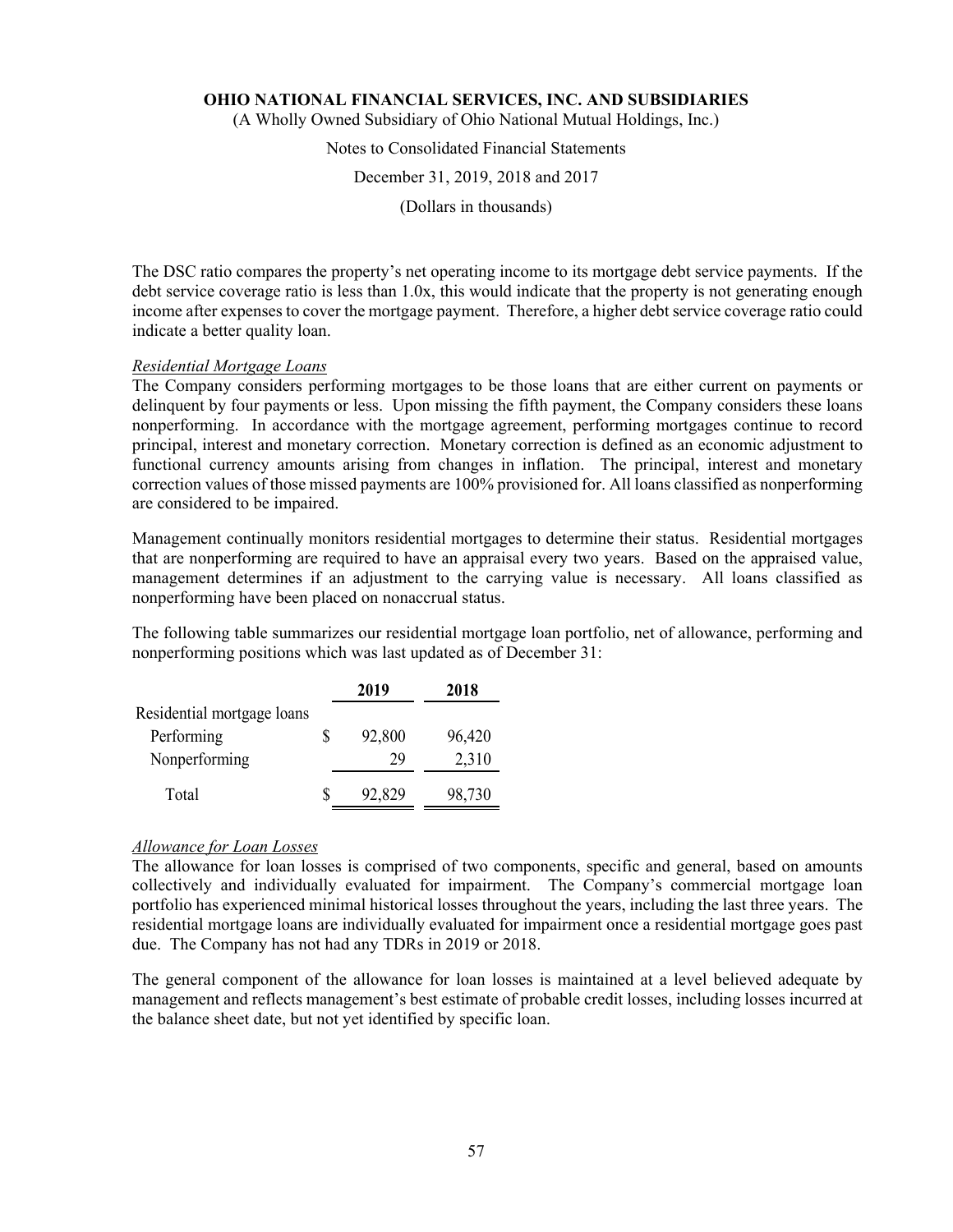The DSC ratio compares the property's net operating income to its mortgage debt service payments. If the debt service coverage ratio is less than 1.0x, this would indicate that the property is not generating enough income after expenses to cover the mortgage payment. Therefore, a higher debt service coverage ratio could indicate a better quality loan.

*Residential Mortgage Loans*

The Company considers performing mortgages to be those loans that are either current on payments or delinquent by four payments or less. Upon missing the fifth payment, the Company considers these loans nonperforming. In accordance with the mortgage agreement, performing mortgages continue to record principal, interest and monetary correction. Monetary correction is defined as an economic adjustment to functional currency amounts arising from changes in inflation. The principal, interest and monetary correction values of those missed payments are 100% provisioned for. All loans classified as nonperforming are considered to be impaired.

Management continually monitors residential mortgages to determine their status. Residential mortgages that are nonperforming are required to have an appraisal every two years. Based on the appraised value, management determines if an adjustment to the carrying value is necessary. All loans classified as nonperforming have been placed on nonaccrual status.

The following table summarizes our residential mortgage loan portfolio, net of allowance, performing and nonperforming positions which was last updated as of December 31:

| | 2019 | 2018 |
|---|---|---|
| Residential mortgage loans | | |
| Performing | $ 92,800 | 96,420 |
| Nonperforming | 29 | 2,310 |
| Total | $ 92,829 | 98,730 |

*Allowance for Loan Losses*

The allowance for loan losses is comprised of two components, specific and general, based on amounts collectively and individually evaluated for impairment. The Company's commercial mortgage loan portfolio has experienced minimal historical losses throughout the years, including the last three years. The residential mortgage loans are individually evaluated for impairment once a residential mortgage goes past due. The Company has not had any TDRs in 2019 or 2018.

The general component of the allowance for loan losses is maintained at a level believed adequate by management and reflects management's best estimate of probable credit losses, including losses incurred at the balance sheet date, but not yet identified by specific loan.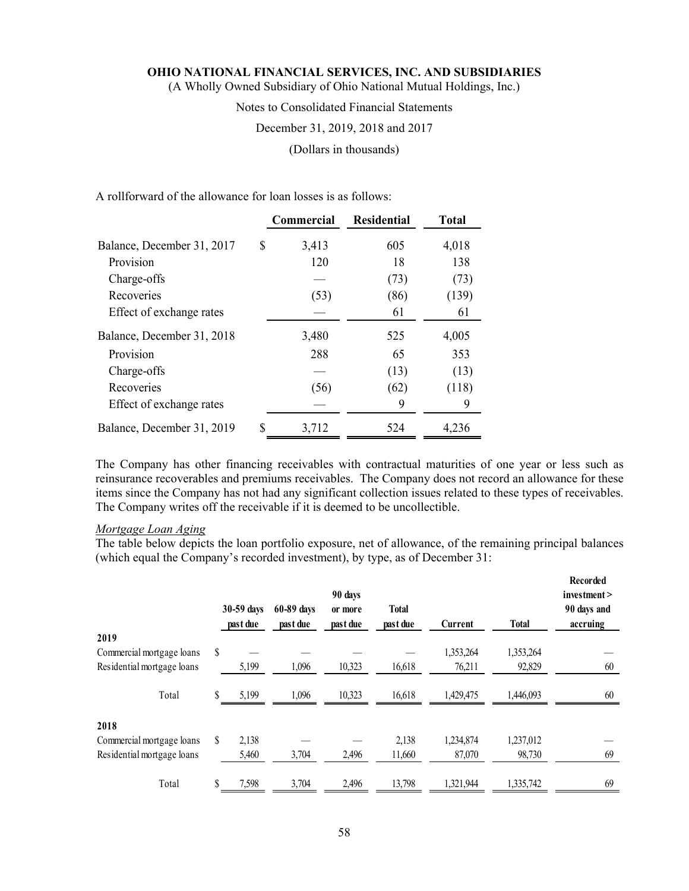A rollforward of the allowance for loan losses is as follows:

| | Commercial | Residential | Total |
|---|---|---|---|
| Balance, December 31, 2017 | $ 3,413 | 605 | 4,018 |
| Provision | 120 | 18 | 138 |
| Charge-offs | — | (73) | (73) |
| Recoveries | (53) | (86) | (139) |
| Effect of exchange rates | — | 61 | 61 |
| Balance, December 31, 2018 | 3,480 | 525 | 4,005 |
| Provision | 288 | 65 | 353 |
| Charge-offs | — | (13) | (13) |
| Recoveries | (56) | (62) | (118) |
| Effect of exchange rates | — | 9 | 9 |
| Balance, December 31, 2019 | $ 3,712 | 524 | 4,236 |

The Company has other financing receivables with contractual maturities of one year or less such as reinsurance recoverables and premiums receivables. The Company does not record an allowance for these items since the Company has not had any significant collection issues related to these types of receivables. The Company writes off the receivable if it is deemed to be uncollectible.

*Mortgage Loan Aging*

The table below depicts the loan portfolio exposure, net of allowance, of the remaining principal balances (which equal the Company's recorded investment), by type, as of December 31:

| | 30-59 days past due | 60-89 days past due | 90 days or more past due | Total past due | Current | Total | Recorded investment > 90 days and accruing |
|---|---|---|---|---|---|---|---|
| **2019** | | | | | | | |
| Commercial mortgage loans | $ — | — | — | — | 1,353,264 | 1,353,264 | — |
| Residential mortgage loans | 5,199 | 1,096 | 10,323 | 16,618 | 76,211 | 92,829 | 60 |
| Total | $ 5,199 | 1,096 | 10,323 | 16,618 | 1,429,475 | 1,446,093 | 60 |
| **2018** | | | | | | | |
| Commercial mortgage loans | $ 2,138 | — | — | 2,138 | 1,234,874 | 1,237,012 | — |
| Residential mortgage loans | 5,460 | 3,704 | 2,496 | 11,660 | 87,070 | 98,730 | 69 |
| Total | $ 7,598 | 3,704 | 2,496 | 13,798 | 1,321,944 | 1,335,742 | 69 |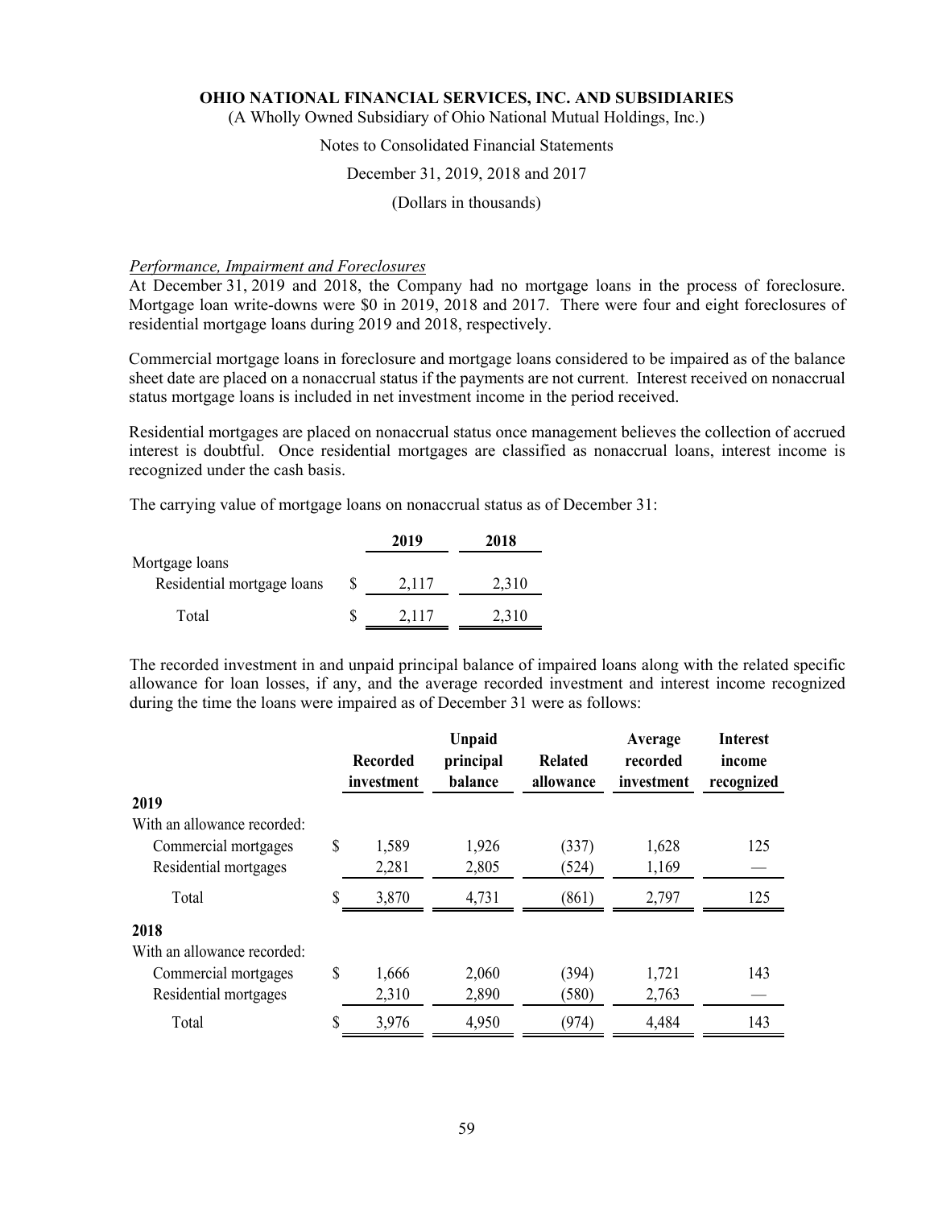*Performance, Impairment and Foreclosures*

At December 31, 2019 and 2018, the Company had no mortgage loans in the process of foreclosure. Mortgage loan write-downs were $0 in 2019, 2018 and 2017. There were four and eight foreclosures of residential mortgage loans during 2019 and 2018, respectively.

Commercial mortgage loans in foreclosure and mortgage loans considered to be impaired as of the balance sheet date are placed on a nonaccrual status if the payments are not current. Interest received on nonaccrual status mortgage loans is included in net investment income in the period received.

Residential mortgages are placed on nonaccrual status once management believes the collection of accrued interest is doubtful. Once residential mortgages are classified as nonaccrual loans, interest income is recognized under the cash basis.

The carrying value of mortgage loans on nonaccrual status as of December 31:

| | 2019 | 2018 |
|---|---|---|
| Mortgage loans | | |
| Residential mortgage loans | $ 2,117 | 2,310 |
| Total | $ 2,117 | 2,310 |

The recorded investment in and unpaid principal balance of impaired loans along with the related specific allowance for loan losses, if any, and the average recorded investment and interest income recognized during the time the loans were impaired as of December 31 were as follows:

| | Recorded investment | Unpaid principal balance | Related allowance | Average recorded investment | Interest income recognized |
|---|---|---|---|---|---|
| **2019** | | | | | |
| With an allowance recorded: | | | | | |
| Commercial mortgages | $ 1,589 | 1,926 | (337) | 1,628 | 125 |
| Residential mortgages | 2,281 | 2,805 | (524) | 1,169 | — |
| Total | $ 3,870 | 4,731 | (861) | 2,797 | 125 |
| **2018** | | | | | |
| With an allowance recorded: | | | | | |
| Commercial mortgages | $ 1,666 | 2,060 | (394) | 1,721 | 143 |
| Residential mortgages | 2,310 | 2,890 | (580) | 2,763 | — |
| Total | $ 3,976 | 4,950 | (974) | 4,484 | 143 |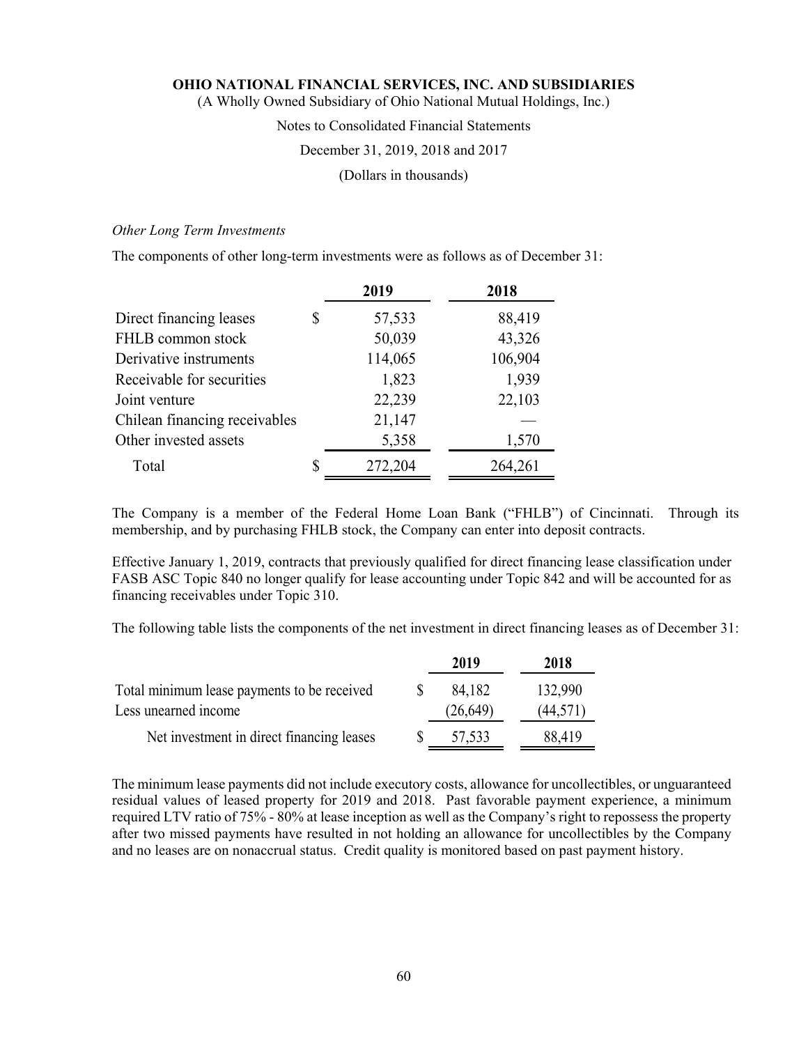*Other Long Term Investments*

The components of other long-term investments were as follows as of December 31:

| | 2019 | 2018 |
|---|---|---|
| Direct financing leases | $ 57,533 | 88,419 |
| FHLB common stock | 50,039 | 43,326 |
| Derivative instruments | 114,065 | 106,904 |
| Receivable for securities | 1,823 | 1,939 |
| Joint venture | 22,239 | 22,103 |
| Chilean financing receivables | 21,147 | — |
| Other invested assets | 5,358 | 1,570 |
| Total | $ 272,204 | 264,261 |

The Company is a member of the Federal Home Loan Bank ("FHLB") of Cincinnati. Through its membership, and by purchasing FHLB stock, the Company can enter into deposit contracts.

Effective January 1, 2019, contracts that previously qualified for direct financing lease classification under FASB ASC Topic 840 no longer qualify for lease accounting under Topic 842 and will be accounted for as financing receivables under Topic 310.

The following table lists the components of the net investment in direct financing leases as of December 31:

| | 2019 | 2018 |
|---|---|---|
| Total minimum lease payments to be received | $ 84,182 | 132,990 |
| Less unearned income | (26,649) | (44,571) |
| Net investment in direct financing leases | $ 57,533 | 88,419 |

The minimum lease payments did not include executory costs, allowance for uncollectibles, or unguaranteed residual values of leased property for 2019 and 2018. Past favorable payment experience, a minimum required LTV ratio of 75% - 80% at lease inception as well as the Company's right to repossess the property after two missed payments have resulted in not holding an allowance for uncollectibles by the Company and no leases are on nonaccrual status. Credit quality is monitored based on past payment history.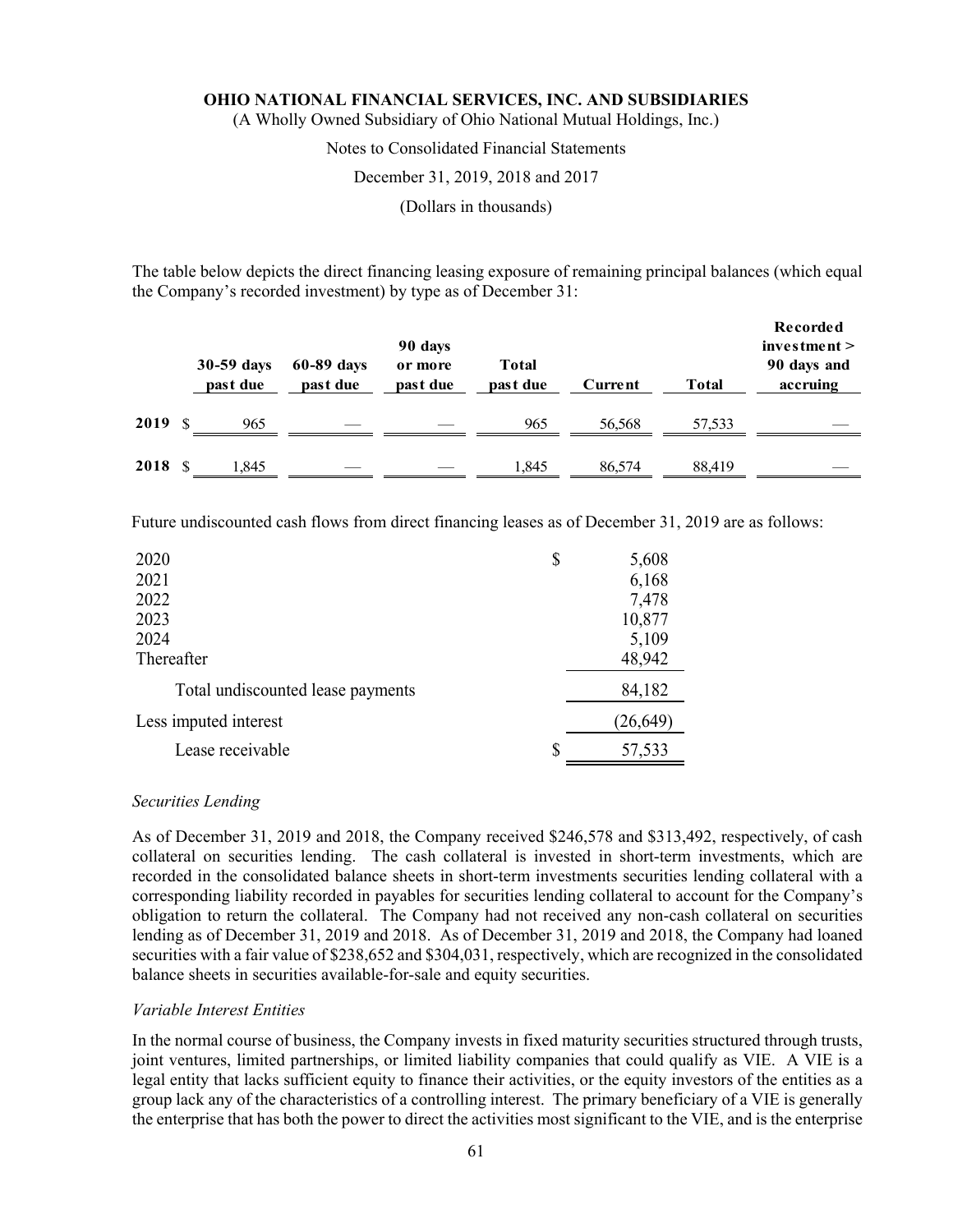The table below depicts the direct financing leasing exposure of remaining principal balances (which equal the Company's recorded investment) by type as of December 31:

| | 30-59 days past due | 60-89 days past due | 90 days or more past due | Total past due | Current | Total | Recorded investment > 90 days and accruing |
|---|---|---|---|---|---|---|---|
| 2019 | $ 965 | — | — | 965 | 56,568 | 57,533 | — |
| 2018 | $ 1,845 | — | — | 1,845 | 86,574 | 88,419 | — |

Future undiscounted cash flows from direct financing leases as of December 31, 2019 are as follows:

| | |
|---|---|
| 2020 | $ 5,608 |
| 2021 | 6,168 |
| 2022 | 7,478 |
| 2023 | 10,877 |
| 2024 | 5,109 |
| Thereafter | 48,942 |
| Total undiscounted lease payments | 84,182 |
| Less imputed interest | (26,649) |
| Lease receivable | $ 57,533 |

*Securities Lending*

As of December 31, 2019 and 2018, the Company received $246,578 and $313,492, respectively, of cash collateral on securities lending. The cash collateral is invested in short-term investments, which are recorded in the consolidated balance sheets in short-term investments securities lending collateral with a corresponding liability recorded in payables for securities lending collateral to account for the Company's obligation to return the collateral. The Company had not received any non-cash collateral on securities lending as of December 31, 2019 and 2018. As of December 31, 2019 and 2018, the Company had loaned securities with a fair value of $238,652 and $304,031, respectively, which are recognized in the consolidated balance sheets in securities available-for-sale and equity securities.

*Variable Interest Entities*

In the normal course of business, the Company invests in fixed maturity securities structured through trusts, joint ventures, limited partnerships, or limited liability companies that could qualify as VIE. A VIE is a legal entity that lacks sufficient equity to finance their activities, or the equity investors of the entities as a group lack any of the characteristics of a controlling interest. The primary beneficiary of a VIE is generally the enterprise that has both the power to direct the activities most significant to the VIE, and is the enterprise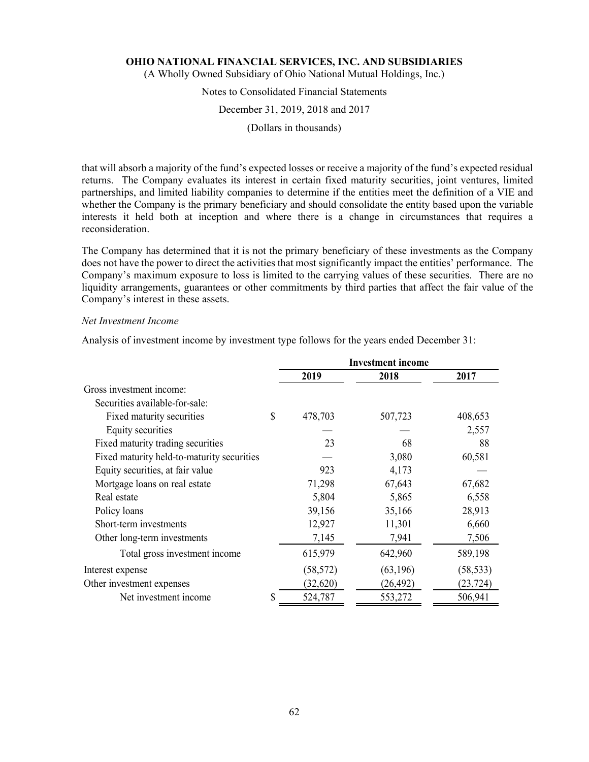that will absorb a majority of the fund's expected losses or receive a majority of the fund's expected residual returns. The Company evaluates its interest in certain fixed maturity securities, joint ventures, limited partnerships, and limited liability companies to determine if the entities meet the definition of a VIE and whether the Company is the primary beneficiary and should consolidate the entity based upon the variable interests it held both at inception and where there is a change in circumstances that requires a reconsideration.

The Company has determined that it is not the primary beneficiary of these investments as the Company does not have the power to direct the activities that most significantly impact the entities' performance. The Company's maximum exposure to loss is limited to the carrying values of these securities. There are no liquidity arrangements, guarantees or other commitments by third parties that affect the fair value of the Company's interest in these assets.

*Net Investment Income*

Analysis of investment income by investment type follows for the years ended December 31:

| | Investment income | | |
|---|---|---|---|
| | 2019 | 2018 | 2017 |
| Gross investment income: | | | |
| Securities available-for-sale: | | | |
| Fixed maturity securities | $ 478,703 | 507,723 | 408,653 |
| Equity securities | — | — | 2,557 |
| Fixed maturity trading securities | 23 | 68 | 88 |
| Fixed maturity held-to-maturity securities | — | 3,080 | 60,581 |
| Equity securities, at fair value | 923 | 4,173 | — |
| Mortgage loans on real estate | 71,298 | 67,643 | 67,682 |
| Real estate | 5,804 | 5,865 | 6,558 |
| Policy loans | 39,156 | 35,166 | 28,913 |
| Short-term investments | 12,927 | 11,301 | 6,660 |
| Other long-term investments | 7,145 | 7,941 | 7,506 |
| Total gross investment income | 615,979 | 642,960 | 589,198 |
| Interest expense | (58,572) | (63,196) | (58,533) |
| Other investment expenses | (32,620) | (26,492) | (23,724) |
| Net investment income | $ 524,787 | 553,272 | 506,941 |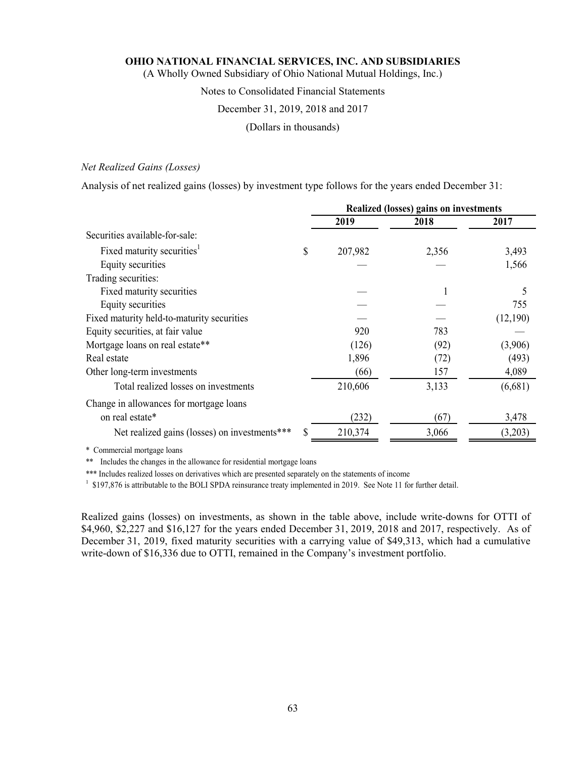*Net Realized Gains (Losses)*

Analysis of net realized gains (losses) by investment type follows for the years ended December 31:

| | Realized (losses) gains on investments | | |
|---|---|---|---|
| | 2019 | 2018 | 2017 |
| Securities available-for-sale: | | | |
| Fixed maturity securities[1] | $ 207,982 | 2,356 | 3,493 |
| Equity securities | — | — | 1,566 |
| Trading securities: | | | |
| Fixed maturity securities | — | 1 | 5 |
| Equity securities | — | — | 755 |
| Fixed maturity held-to-maturity securities | — | — | (12,190) |
| Equity securities, at fair value | 920 | 783 | — |
| Mortgage loans on real estate** | (126) | (92) | (3,906) |
| Real estate | 1,896 | (72) | (493) |
| Other long-term investments | (66) | 157 | 4,089 |
| Total realized losses on investments | 210,606 | 3,133 | (6,681) |
| Change in allowances for mortgage loans on real estate* | (232) | (67) | 3,478 |
| Net realized gains (losses) on investments*** | $ 210,374 | 3,066 | (3,203) |

\* Commercial mortgage loans

** Includes the changes in the allowance for residential mortgage loans

*** Includes realized losses on derivatives which are presented separately on the statements of income

[1] $197,876 is attributable to the BOLI SPDA reinsurance treaty implemented in 2019. See Note 11 for further detail.

Realized gains (losses) on investments, as shown in the table above, include write-downs for OTTI of $4,960, $2,227 and $16,127 for the years ended December 31, 2019, 2018 and 2017, respectively. As of December 31, 2019, fixed maturity securities with a carrying value of $49,313, which had a cumulative write-down of $16,336 due to OTTI, remained in the Company's investment portfolio.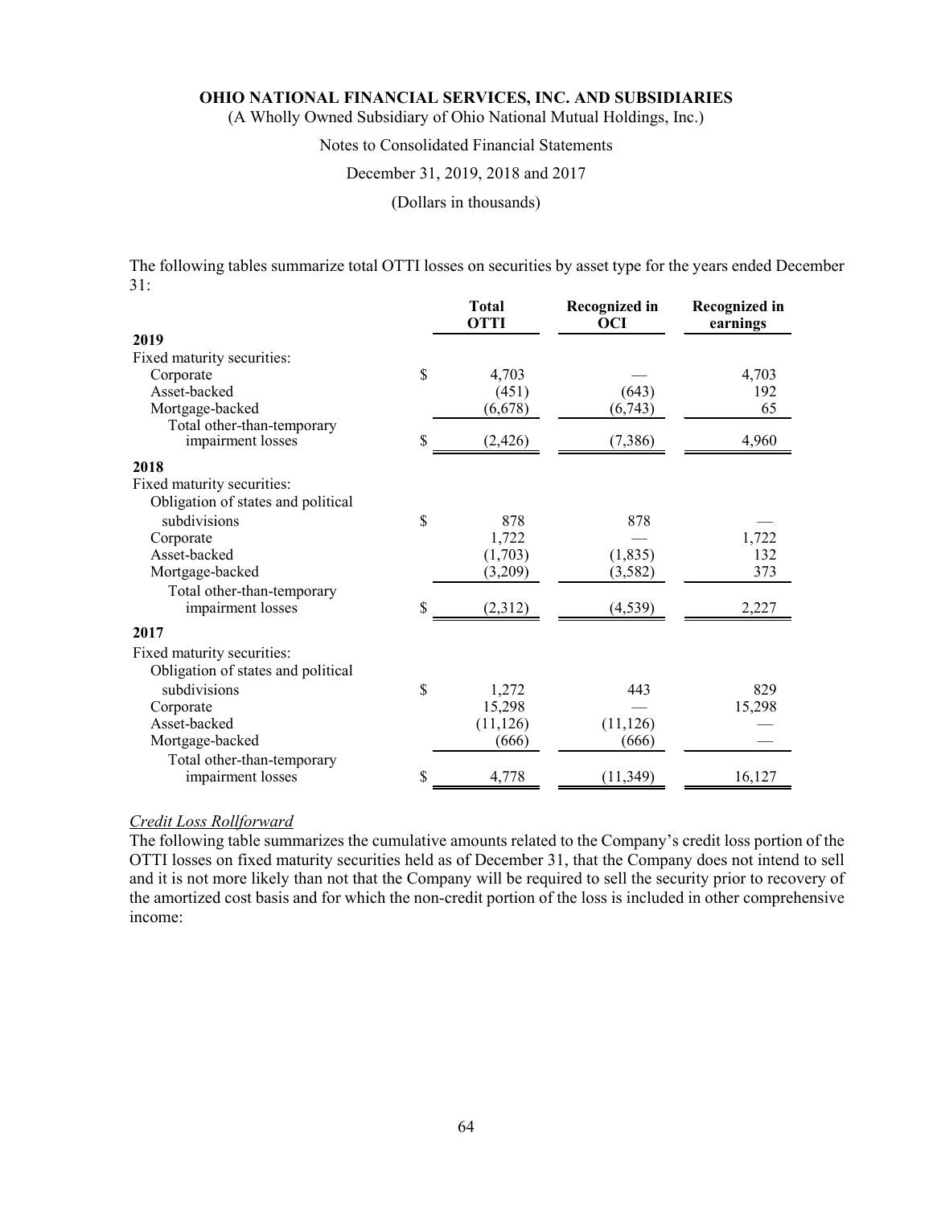The following tables summarize total OTTI losses on securities by asset type for the years ended December 31:

| | Total OTTI | Recognized in OCI | Recognized in earnings |
|---|---|---|---|
| **2019** | | | |
| Fixed maturity securities: | | | |
| Corporate | $ 4,703 | — | 4,703 |
| Asset-backed | (451) | (643) | 192 |
| Mortgage-backed | (6,678) | (6,743) | 65 |
| Total other-than-temporary impairment losses | $ (2,426) | (7,386) | 4,960 |
| **2018** | | | |
| Fixed maturity securities: | | | |
| Obligation of states and political subdivisions | $ 878 | 878 | — |
| Corporate | 1,722 | — | 1,722 |
| Asset-backed | (1,703) | (1,835) | 132 |
| Mortgage-backed | (3,209) | (3,582) | 373 |
| Total other-than-temporary impairment losses | $ (2,312) | (4,539) | 2,227 |
| **2017** | | | |
| Fixed maturity securities: | | | |
| Obligation of states and political subdivisions | $ 1,272 | 443 | 829 |
| Corporate | 15,298 | — | 15,298 |
| Asset-backed | (11,126) | (11,126) | — |
| Mortgage-backed | (666) | (666) | — |
| Total other-than-temporary impairment losses | $ 4,778 | (11,349) | 16,127 |

*Credit Loss Rollforward*

The following table summarizes the cumulative amounts related to the Company's credit loss portion of the OTTI losses on fixed maturity securities held as of December 31, that the Company does not intend to sell and it is not more likely than not that the Company will be required to sell the security prior to recovery of the amortized cost basis and for which the non-credit portion of the loss is included in other comprehensive income: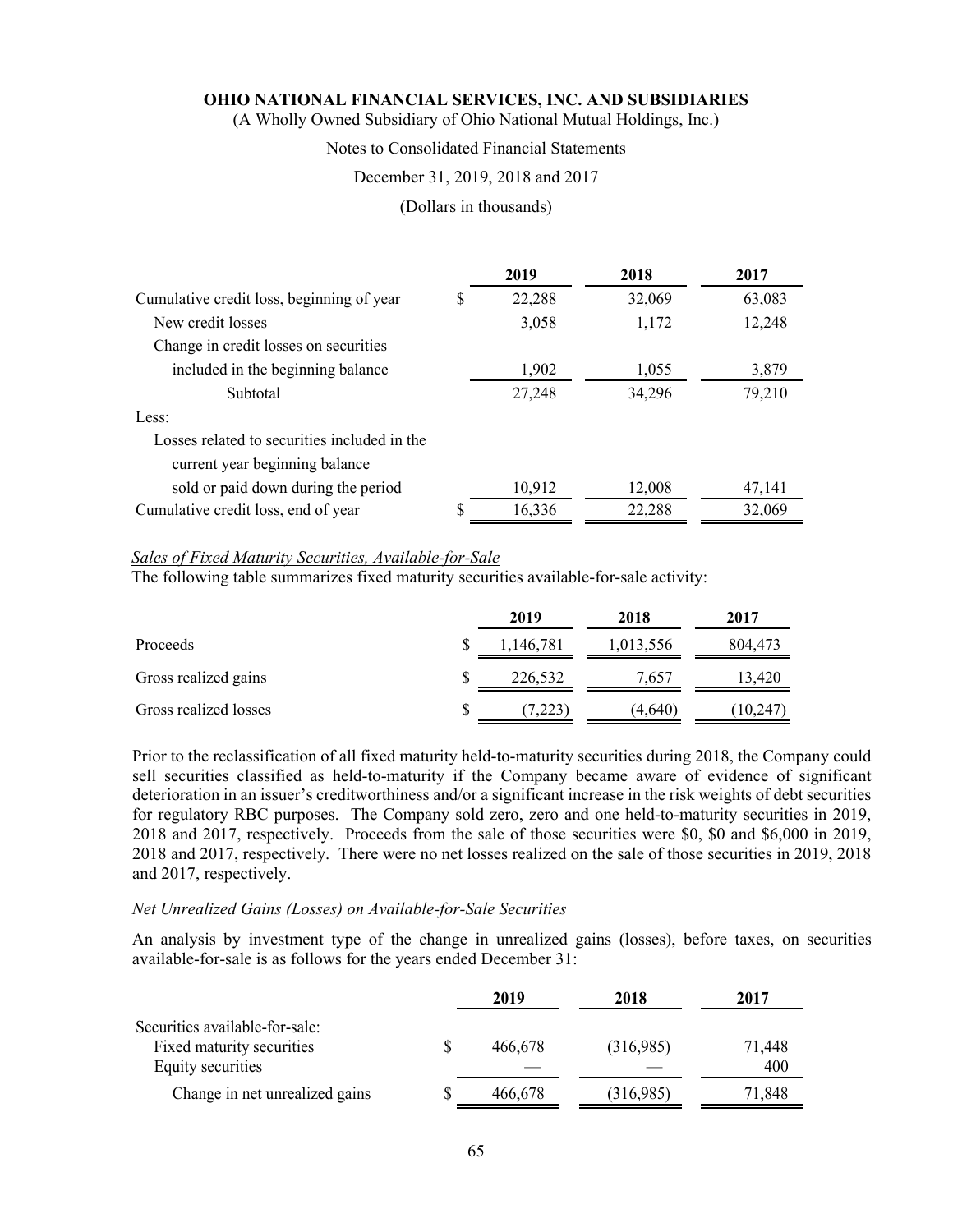|  | 2019 | 2018 | 2017 |
| --- | --- | --- | --- |
| Cumulative credit loss, beginning of year | $ 22,288 | 32,069 | 63,083 |
| New credit losses | 3,058 | 1,172 | 12,248 |
| Change in credit losses on securities included in the beginning balance | 1,902 | 1,055 | 3,879 |
| Subtotal | 27,248 | 34,296 | 79,210 |
| Less: |  |  |  |
| Losses related to securities included in the current year beginning balance sold or paid down during the period | 10,912 | 12,008 | 47,141 |
| Cumulative credit loss, end of year | $ 16,336 | 22,288 | 32,069 |

*Sales of Fixed Maturity Securities, Available-for-Sale*

The following table summarizes fixed maturity securities available-for-sale activity:

|  | 2019 | 2018 | 2017 |
| --- | --- | --- | --- |
| Proceeds | $ 1,146,781 | 1,013,556 | 804,473 |
| Gross realized gains | $ 226,532 | 7,657 | 13,420 |
| Gross realized losses | $ (7,223) | (4,640) | (10,247) |

Prior to the reclassification of all fixed maturity held-to-maturity securities during 2018, the Company could sell securities classified as held-to-maturity if the Company became aware of evidence of significant deterioration in an issuer's creditworthiness and/or a significant increase in the risk weights of debt securities for regulatory RBC purposes. The Company sold zero, zero and one held-to-maturity securities in 2019, 2018 and 2017, respectively. Proceeds from the sale of those securities were $0, $0 and $6,000 in 2019, 2018 and 2017, respectively. There were no net losses realized on the sale of those securities in 2019, 2018 and 2017, respectively.

*Net Unrealized Gains (Losses) on Available-for-Sale Securities*

An analysis by investment type of the change in unrealized gains (losses), before taxes, on securities available-for-sale is as follows for the years ended December 31:

|  | 2019 | 2018 | 2017 |
| --- | --- | --- | --- |
| Securities available-for-sale: |  |  |  |
| Fixed maturity securities | $ 466,678 | (316,985) | 71,448 |
| Equity securities | — | — | 400 |
| Change in net unrealized gains | $ 466,678 | (316,985) | 71,848 |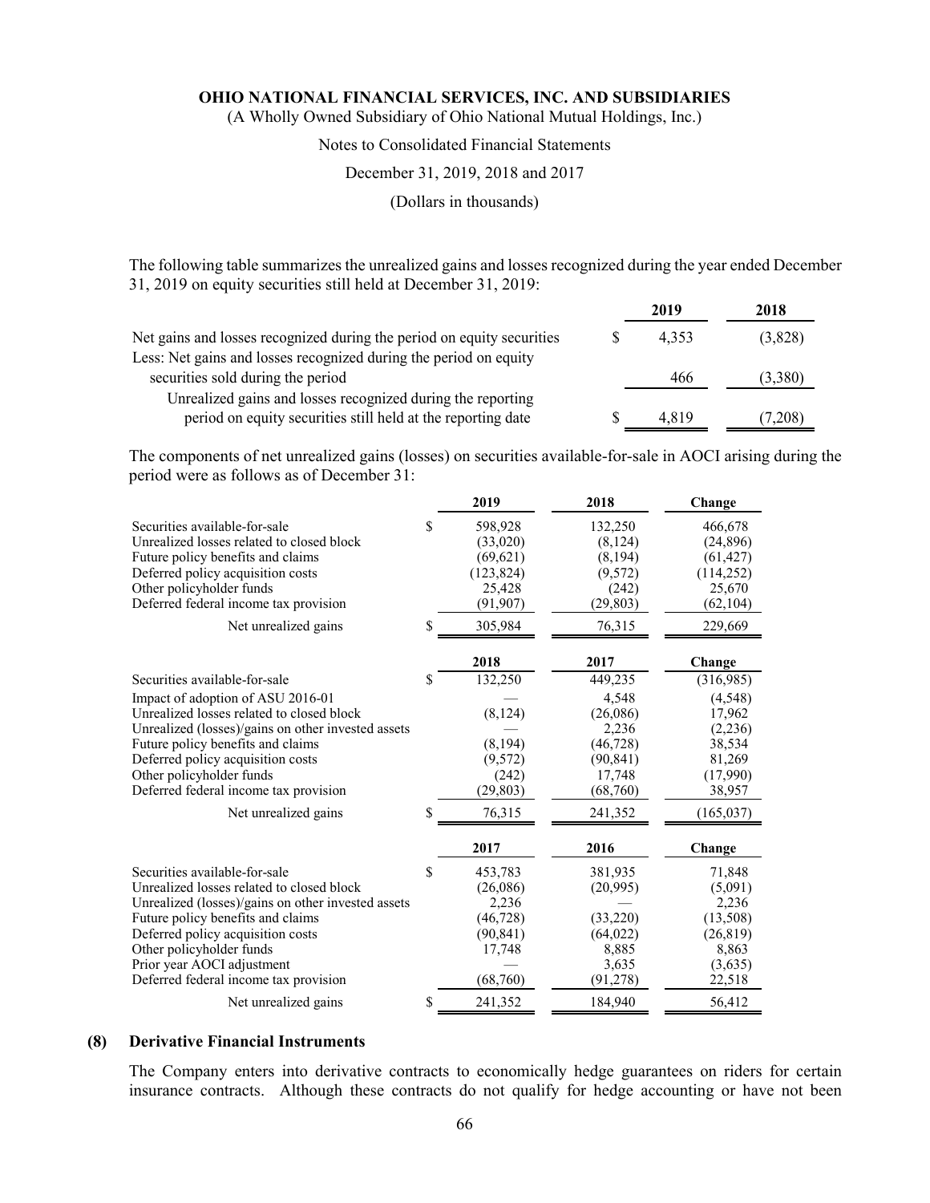The following table summarizes the unrealized gains and losses recognized during the year ended December 31, 2019 on equity securities still held at December 31, 2019:

| | 2019 | 2018 |
|---|---|---|
| Net gains and losses recognized during the period on equity securities | $ 4,353 | (3,828) |
| Less: Net gains and losses recognized during the period on equity securities sold during the period | 466 | (3,380) |
| Unrealized gains and losses recognized during the reporting period on equity securities still held at the reporting date | $ 4,819 | (7,208) |

The components of net unrealized gains (losses) on securities available-for-sale in AOCI arising during the period were as follows as of December 31:

| | 2019 | 2018 | Change |
|---|---|---|---|
| Securities available-for-sale | $ 598,928 | 132,250 | 466,678 |
| Unrealized losses related to closed block | (33,020) | (8,124) | (24,896) |
| Future policy benefits and claims | (69,621) | (8,194) | (61,427) |
| Deferred policy acquisition costs | (123,824) | (9,572) | (114,252) |
| Other policyholder funds | 25,428 | (242) | 25,670 |
| Deferred federal income tax provision | (91,907) | (29,803) | (62,104) |
| Net unrealized gains | $ 305,984 | 76,315 | 229,669 |

| | 2018 | 2017 | Change |
|---|---|---|---|
| Securities available-for-sale | $ 132,250 | 449,235 | (316,985) |
| Impact of adoption of ASU 2016-01 | — | 4,548 | (4,548) |
| Unrealized losses related to closed block | (8,124) | (26,086) | 17,962 |
| Unrealized (losses)/gains on other invested assets | — | 2,236 | (2,236) |
| Future policy benefits and claims | (8,194) | (46,728) | 38,534 |
| Deferred policy acquisition costs | (9,572) | (90,841) | 81,269 |
| Other policyholder funds | (242) | 17,748 | (17,990) |
| Deferred federal income tax provision | (29,803) | (68,760) | 38,957 |
| Net unrealized gains | $ 76,315 | 241,352 | (165,037) |

| | 2017 | 2016 | Change |
|---|---|---|---|
| Securities available-for-sale | $ 453,783 | 381,935 | 71,848 |
| Unrealized losses related to closed block | (26,086) | (20,995) | (5,091) |
| Unrealized (losses)/gains on other invested assets | 2,236 | — | 2,236 |
| Future policy benefits and claims | (46,728) | (33,220) | (13,508) |
| Deferred policy acquisition costs | (90,841) | (64,022) | (26,819) |
| Other policyholder funds | 17,748 | 8,885 | 8,863 |
| Prior year AOCI adjustment | — | 3,635 | (3,635) |
| Deferred federal income tax provision | (68,760) | (91,278) | 22,518 |
| Net unrealized gains | $ 241,352 | 184,940 | 56,412 |

## (8) Derivative Financial Instruments

The Company enters into derivative contracts to economically hedge guarantees on riders for certain insurance contracts. Although these contracts do not qualify for hedge accounting or have not been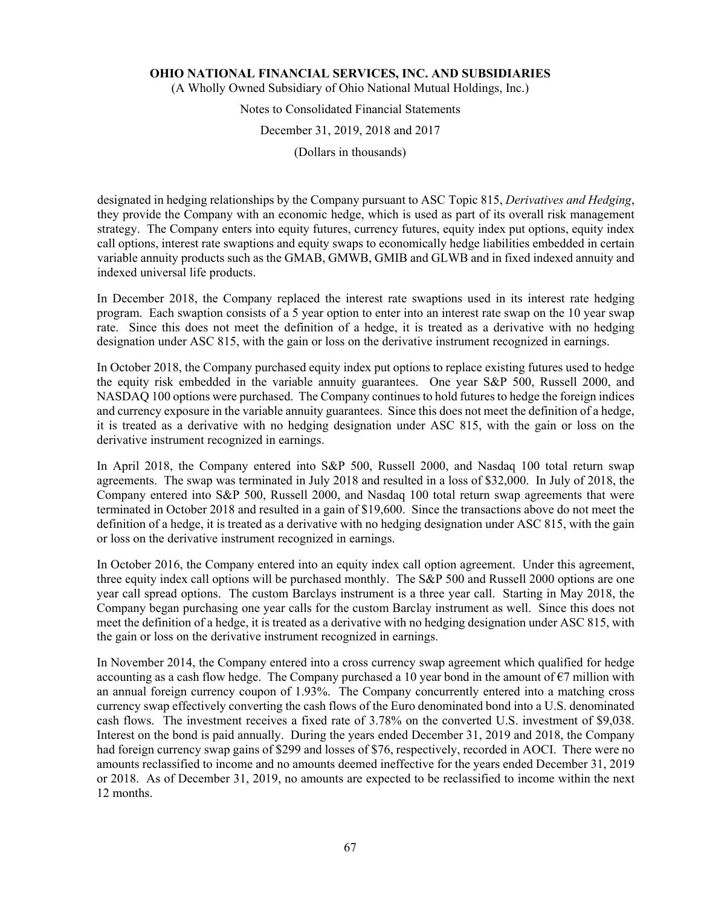designated in hedging relationships by the Company pursuant to ASC Topic 815, *Derivatives and Hedging*, they provide the Company with an economic hedge, which is used as part of its overall risk management strategy. The Company enters into equity futures, currency futures, equity index put options, equity index call options, interest rate swaptions and equity swaps to economically hedge liabilities embedded in certain variable annuity products such as the GMAB, GMWB, GMIB and GLWB and in fixed indexed annuity and indexed universal life products.

In December 2018, the Company replaced the interest rate swaptions used in its interest rate hedging program. Each swaption consists of a 5 year option to enter into an interest rate swap on the 10 year swap rate. Since this does not meet the definition of a hedge, it is treated as a derivative with no hedging designation under ASC 815, with the gain or loss on the derivative instrument recognized in earnings.

In October 2018, the Company purchased equity index put options to replace existing futures used to hedge the equity risk embedded in the variable annuity guarantees. One year S&P 500, Russell 2000, and NASDAQ 100 options were purchased. The Company continues to hold futures to hedge the foreign indices and currency exposure in the variable annuity guarantees. Since this does not meet the definition of a hedge, it is treated as a derivative with no hedging designation under ASC 815, with the gain or loss on the derivative instrument recognized in earnings.

In April 2018, the Company entered into S&P 500, Russell 2000, and Nasdaq 100 total return swap agreements. The swap was terminated in July 2018 and resulted in a loss of $32,000. In July of 2018, the Company entered into S&P 500, Russell 2000, and Nasdaq 100 total return swap agreements that were terminated in October 2018 and resulted in a gain of $19,600. Since the transactions above do not meet the definition of a hedge, it is treated as a derivative with no hedging designation under ASC 815, with the gain or loss on the derivative instrument recognized in earnings.

In October 2016, the Company entered into an equity index call option agreement. Under this agreement, three equity index call options will be purchased monthly. The S&P 500 and Russell 2000 options are one year call spread options. The custom Barclays instrument is a three year call. Starting in May 2018, the Company began purchasing one year calls for the custom Barclay instrument as well. Since this does not meet the definition of a hedge, it is treated as a derivative with no hedging designation under ASC 815, with the gain or loss on the derivative instrument recognized in earnings.

In November 2014, the Company entered into a cross currency swap agreement which qualified for hedge accounting as a cash flow hedge. The Company purchased a 10 year bond in the amount of €7 million with an annual foreign currency coupon of 1.93%. The Company concurrently entered into a matching cross currency swap effectively converting the cash flows of the Euro denominated bond into a U.S. denominated cash flows. The investment receives a fixed rate of 3.78% on the converted U.S. investment of $9,038. Interest on the bond is paid annually. During the years ended December 31, 2019 and 2018, the Company had foreign currency swap gains of $299 and losses of $76, respectively, recorded in AOCI. There were no amounts reclassified to income and no amounts deemed ineffective for the years ended December 31, 2019 or 2018. As of December 31, 2019, no amounts are expected to be reclassified to income within the next 12 months.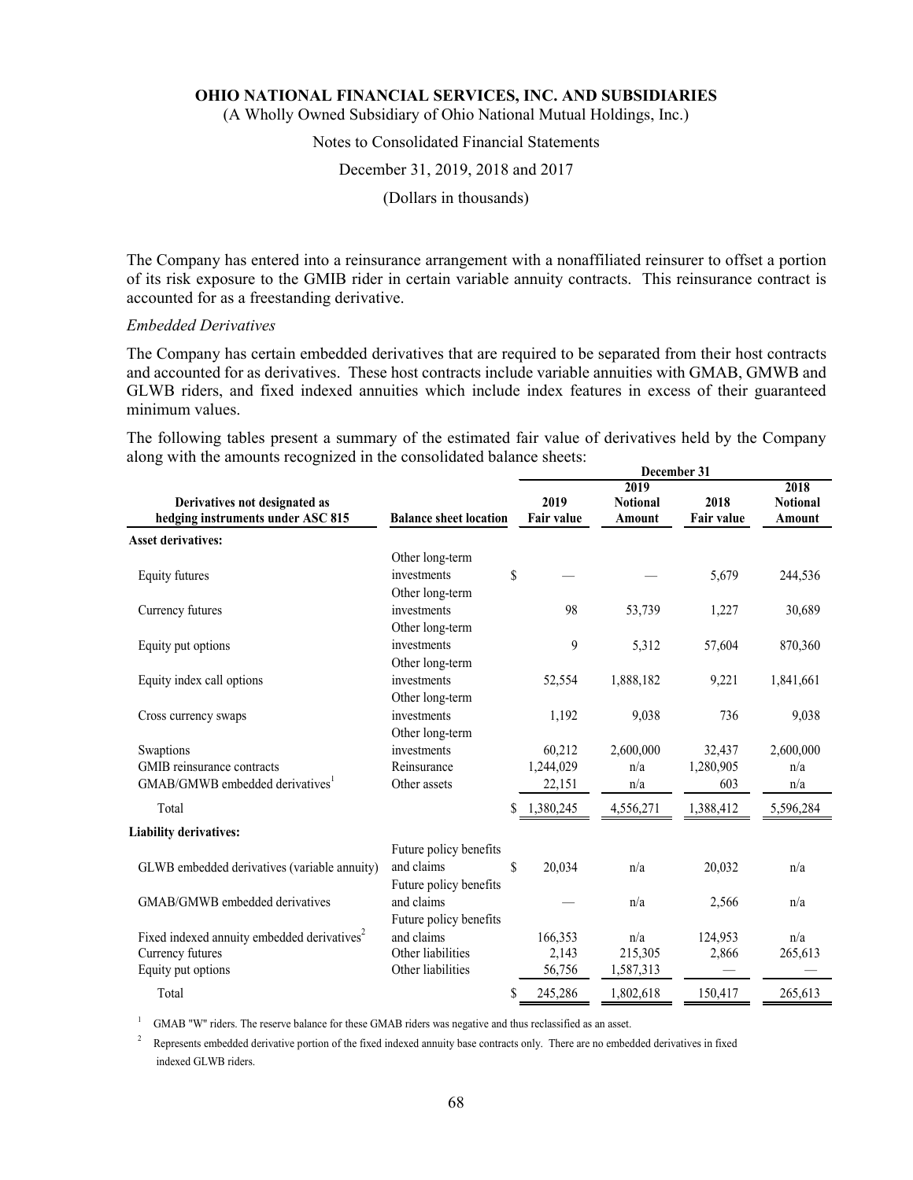The Company has entered into a reinsurance arrangement with a nonaffiliated reinsurer to offset a portion of its risk exposure to the GMIB rider in certain variable annuity contracts. This reinsurance contract is accounted for as a freestanding derivative.

*Embedded Derivatives*

The Company has certain embedded derivatives that are required to be separated from their host contracts and accounted for as derivatives. These host contracts include variable annuities with GMAB, GMWB and GLWB riders, and fixed indexed annuities which include index features in excess of their guaranteed minimum values.

The following tables present a summary of the estimated fair value of derivatives held by the Company along with the amounts recognized in the consolidated balance sheets:

| Derivatives not designated as hedging instruments under ASC 815 | Balance sheet location | December 31 2019 Fair value | 2019 Notional Amount | 2018 Fair value | 2018 Notional Amount |
|---|---|---|---|---|---|
| **Asset derivatives:** | | | | | |
| Equity futures | Other long-term investments | $ — | — | 5,679 | 244,536 |
| Currency futures | Other long-term investments | 98 | 53,739 | 1,227 | 30,689 |
| Equity put options | Other long-term investments | 9 | 5,312 | 57,604 | 870,360 |
| Equity index call options | Other long-term investments | 52,554 | 1,888,182 | 9,221 | 1,841,661 |
| Cross currency swaps | Other long-term investments | 1,192 | 9,038 | 736 | 9,038 |
| Swaptions | Other long-term investments | 60,212 | 2,600,000 | 32,437 | 2,600,000 |
| GMIB reinsurance contracts | Reinsurance | 1,244,029 | n/a | 1,280,905 | n/a |
| GMAB/GMWB embedded derivatives[1] | Other assets | 22,151 | n/a | 603 | n/a |
| Total | | $ 1,380,245 | 4,556,271 | 1,388,412 | 5,596,284 |
| **Liability derivatives:** | | | | | |
| GLWB embedded derivatives (variable annuity) | Future policy benefits and claims | $ 20,034 | n/a | 20,032 | n/a |
| GMAB/GMWB embedded derivatives | Future policy benefits and claims | — | n/a | 2,566 | n/a |
| Fixed indexed annuity embedded derivatives[2] | Future policy benefits and claims | 166,353 | n/a | 124,953 | n/a |
| Currency futures | Other liabilities | 2,143 | 215,305 | 2,866 | 265,613 |
| Equity put options | Other liabilities | 56,756 | 1,587,313 | — | — |
| Total | | $ 245,286 | 1,802,618 | 150,417 | 265,613 |

[1] GMAB "W" riders. The reserve balance for these GMAB riders was negative and thus reclassified as an asset.

[2] Represents embedded derivative portion of the fixed indexed annuity base contracts only. There are no embedded derivatives in fixed indexed GLWB riders.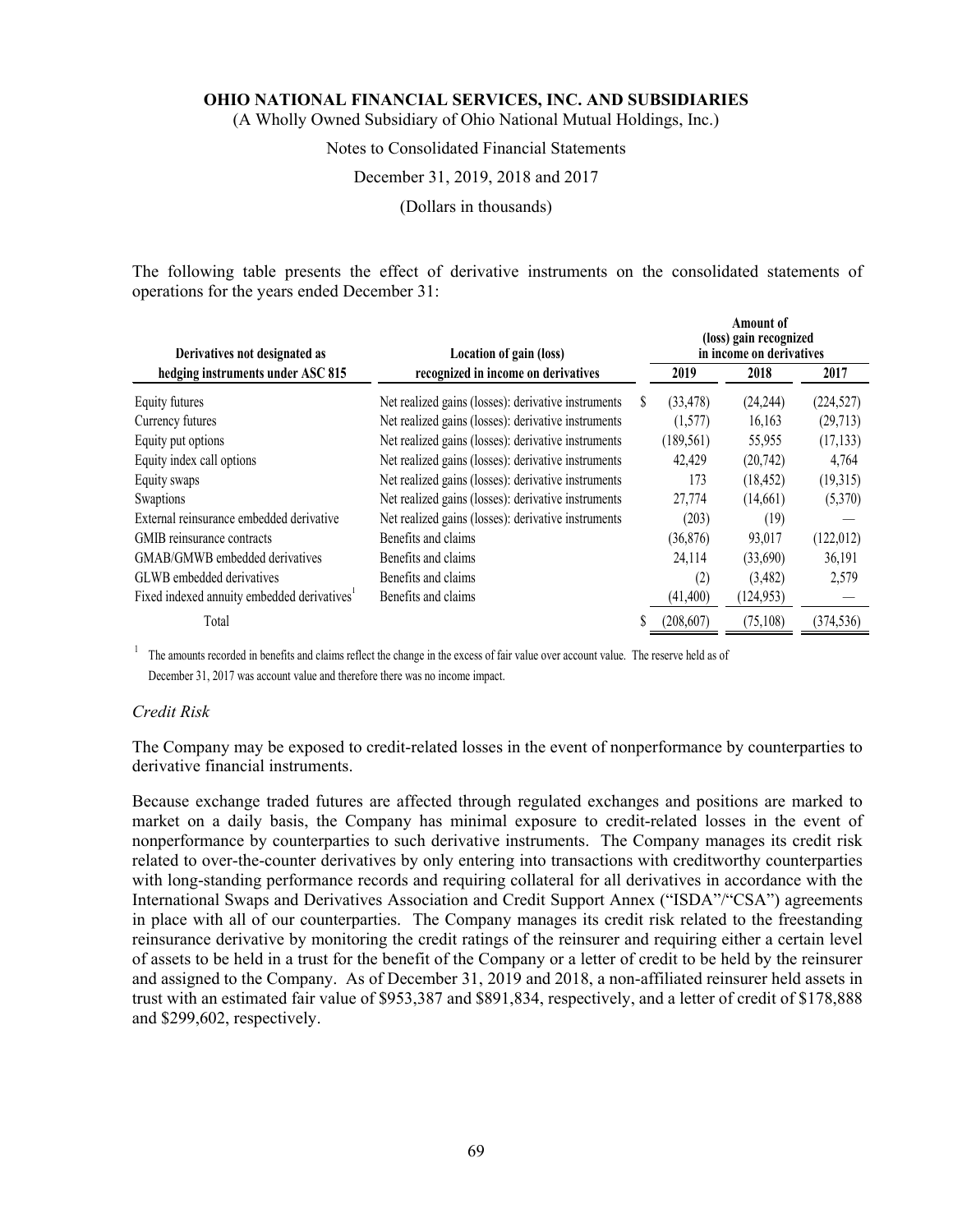OHIO NATIONAL FINANCIAL SERVICES, INC. AND SUBSIDIARIES

(A Wholly Owned Subsidiary of Ohio National Mutual Holdings, Inc.)

Notes to Consolidated Financial Statements

December 31, 2019, 2018 and 2017

(Dollars in thousands)

The following table presents the effect of derivative instruments on the consolidated statements of operations for the years ended December 31:

| Derivatives not designated as hedging instruments under ASC 815 | Location of gain (loss) recognized in income on derivatives | Amount of (loss) gain recognized in income on derivatives | | |
|---|---|---|---|---|
| | | 2019 | 2018 | 2017 |
| Equity futures | Net realized gains (losses): derivative instruments | $ (33,478) | (24,244) | (224,527) |
| Currency futures | Net realized gains (losses): derivative instruments | (1,577) | 16,163 | (29,713) |
| Equity put options | Net realized gains (losses): derivative instruments | (189,561) | 55,955 | (17,133) |
| Equity index call options | Net realized gains (losses): derivative instruments | 42,429 | (20,742) | 4,764 |
| Equity swaps | Net realized gains (losses): derivative instruments | 173 | (18,452) | (19,315) |
| Swaptions | Net realized gains (losses): derivative instruments | 27,774 | (14,661) | (5,370) |
| External reinsurance embedded derivative | Net realized gains (losses): derivative instruments | (203) | (19) | — |
| GMIB reinsurance contracts | Benefits and claims | (36,876) | 93,017 | (122,012) |
| GMAB/GMWB embedded derivatives | Benefits and claims | 24,114 | (33,690) | 36,191 |
| GLWB embedded derivatives | Benefits and claims | (2) | (3,482) | 2,579 |
| Fixed indexed annuity embedded derivatives[1] | Benefits and claims | (41,400) | (124,953) | — |
| Total | | $ (208,607) | (75,108) | (374,536) |

[1] The amounts recorded in benefits and claims reflect the change in the excess of fair value over account value. The reserve held as of December 31, 2017 was account value and therefore there was no income impact.

*Credit Risk*

The Company may be exposed to credit-related losses in the event of nonperformance by counterparties to derivative financial instruments.

Because exchange traded futures are affected through regulated exchanges and positions are marked to market on a daily basis, the Company has minimal exposure to credit-related losses in the event of nonperformance by counterparties to such derivative instruments. The Company manages its credit risk related to over-the-counter derivatives by only entering into transactions with creditworthy counterparties with long-standing performance records and requiring collateral for all derivatives in accordance with the International Swaps and Derivatives Association and Credit Support Annex ("ISDA"/"CSA") agreements in place with all of our counterparties. The Company manages its credit risk related to the freestanding reinsurance derivative by monitoring the credit ratings of the reinsurer and requiring either a certain level of assets to be held in a trust for the benefit of the Company or a letter of credit to be held by the reinsurer and assigned to the Company. As of December 31, 2019 and 2018, a non-affiliated reinsurer held assets in trust with an estimated fair value of $953,387 and $891,834, respectively, and a letter of credit of $178,888 and $299,602, respectively.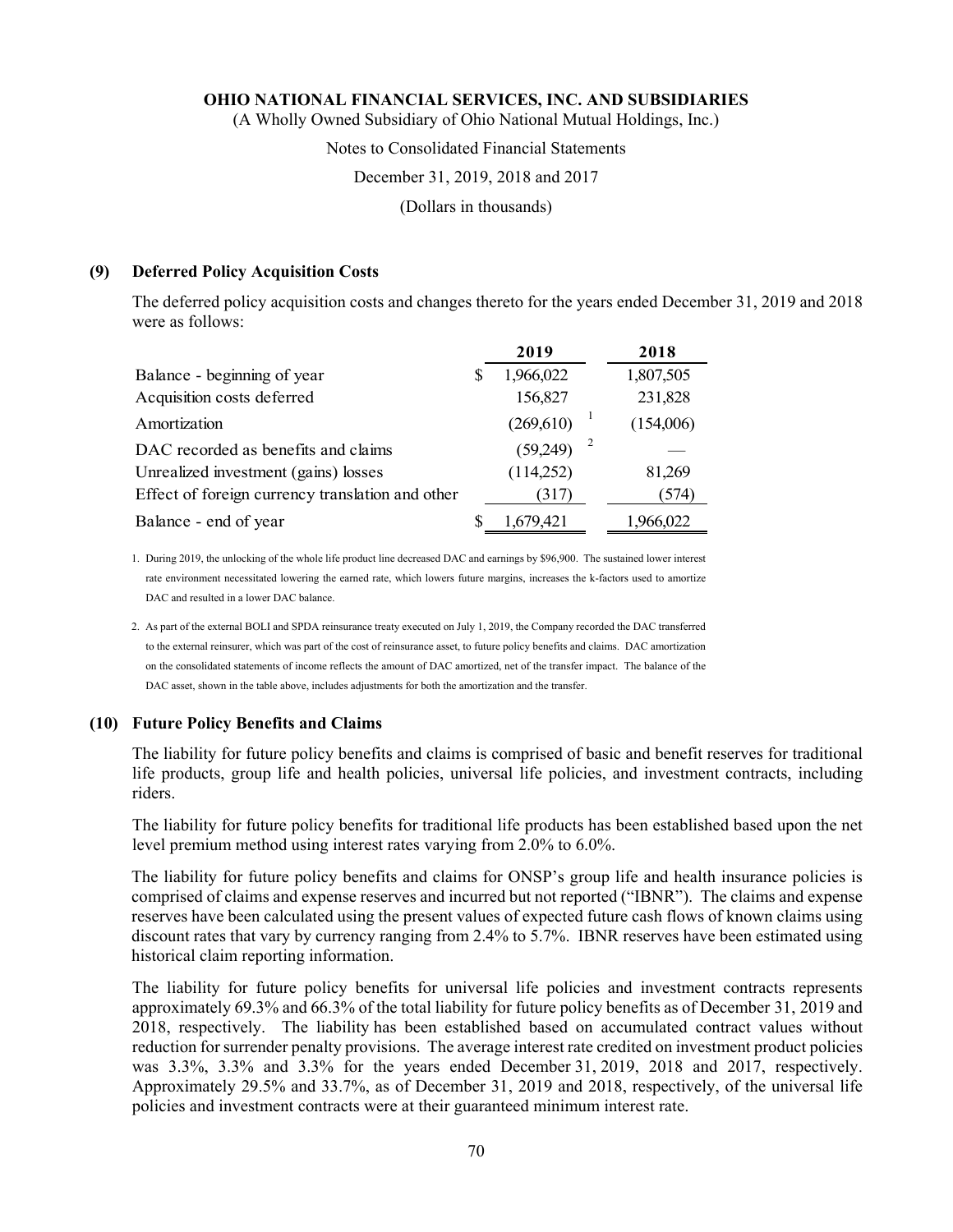## (9) Deferred Policy Acquisition Costs

The deferred policy acquisition costs and changes thereto for the years ended December 31, 2019 and 2018 were as follows:

| | 2019 | 2018 |
|---|---|---|
| Balance - beginning of year | $ 1,966,022 | 1,807,505 |
| Acquisition costs deferred | 156,827 | 231,828 |
| Amortization | (269,610) [1] | (154,006) |
| DAC recorded as benefits and claims | (59,249) [2] | — |
| Unrealized investment (gains) losses | (114,252) | 81,269 |
| Effect of foreign currency translation and other | (317) | (574) |
| Balance - end of year | $ 1,679,421 | 1,966,022 |

1. During 2019, the unlocking of the whole life product line decreased DAC and earnings by $96,900. The sustained lower interest rate environment necessitated lowering the earned rate, which lowers future margins, increases the k-factors used to amortize DAC and resulted in a lower DAC balance.

2. As part of the external BOLI and SPDA reinsurance treaty executed on July 1, 2019, the Company recorded the DAC transferred to the external reinsurer, which was part of the cost of reinsurance asset, to future policy benefits and claims. DAC amortization on the consolidated statements of income reflects the amount of DAC amortized, net of the transfer impact. The balance of the DAC asset, shown in the table above, includes adjustments for both the amortization and the transfer.

## (10) Future Policy Benefits and Claims

The liability for future policy benefits and claims is comprised of basic and benefit reserves for traditional life products, group life and health policies, universal life policies, and investment contracts, including riders.

The liability for future policy benefits for traditional life products has been established based upon the net level premium method using interest rates varying from 2.0% to 6.0%.

The liability for future policy benefits and claims for ONSP's group life and health insurance policies is comprised of claims and expense reserves and incurred but not reported ("IBNR"). The claims and expense reserves have been calculated using the present values of expected future cash flows of known claims using discount rates that vary by currency ranging from 2.4% to 5.7%. IBNR reserves have been estimated using historical claim reporting information.

The liability for future policy benefits for universal life policies and investment contracts represents approximately 69.3% and 66.3% of the total liability for future policy benefits as of December 31, 2019 and 2018, respectively. The liability has been established based on accumulated contract values without reduction for surrender penalty provisions. The average interest rate credited on investment product policies was 3.3%, 3.3% and 3.3% for the years ended December 31, 2019, 2018 and 2017, respectively. Approximately 29.5% and 33.7%, as of December 31, 2019 and 2018, respectively, of the universal life policies and investment contracts were at their guaranteed minimum interest rate.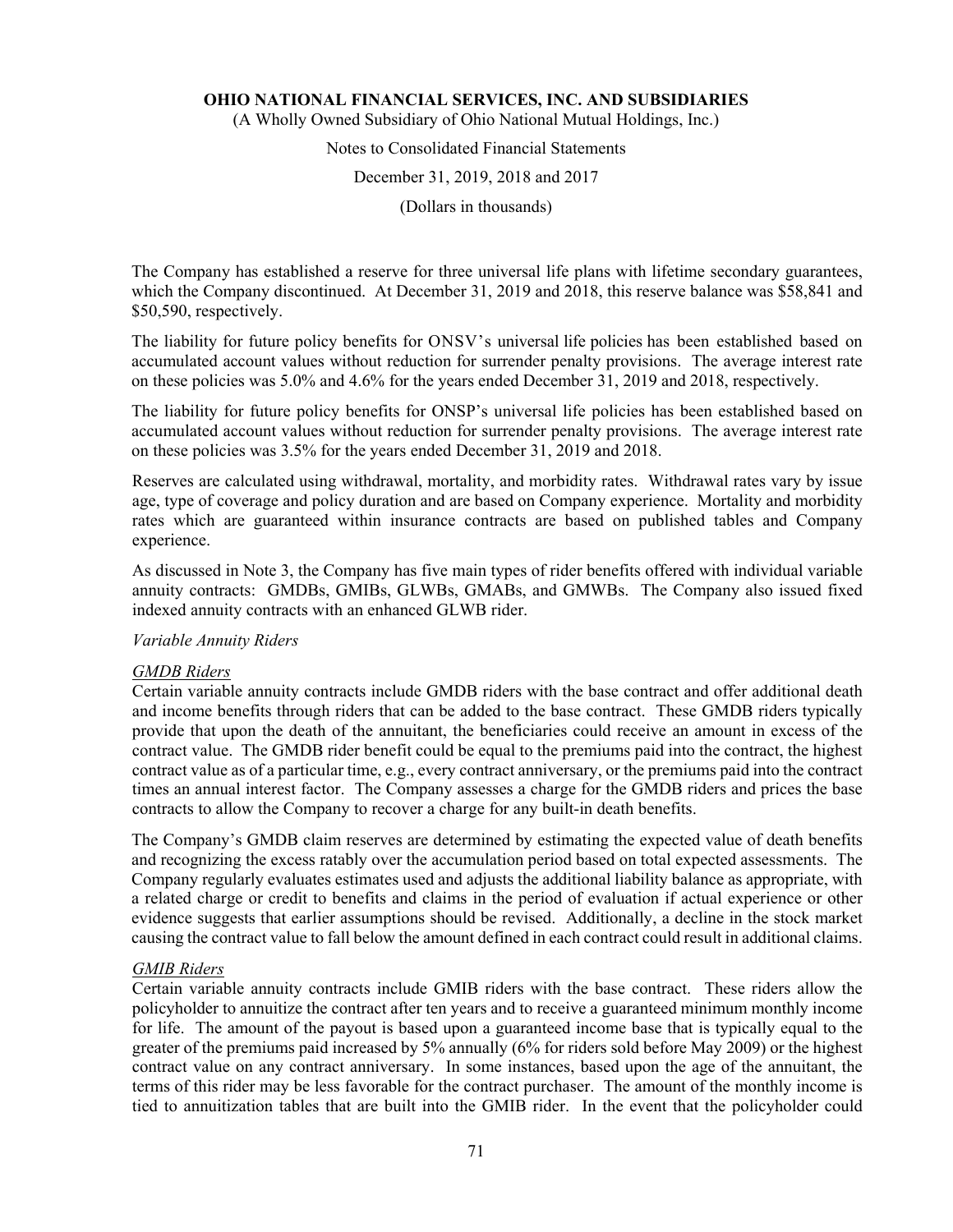The Company has established a reserve for three universal life plans with lifetime secondary guarantees, which the Company discontinued. At December 31, 2019 and 2018, this reserve balance was $58,841 and $50,590, respectively.

The liability for future policy benefits for ONSV's universal life policies has been established based on accumulated account values without reduction for surrender penalty provisions. The average interest rate on these policies was 5.0% and 4.6% for the years ended December 31, 2019 and 2018, respectively.

The liability for future policy benefits for ONSP's universal life policies has been established based on accumulated account values without reduction for surrender penalty provisions. The average interest rate on these policies was 3.5% for the years ended December 31, 2019 and 2018.

Reserves are calculated using withdrawal, mortality, and morbidity rates. Withdrawal rates vary by issue age, type of coverage and policy duration and are based on Company experience. Mortality and morbidity rates which are guaranteed within insurance contracts are based on published tables and Company experience.

As discussed in Note 3, the Company has five main types of rider benefits offered with individual variable annuity contracts: GMDBs, GMIBs, GLWBs, GMABs, and GMWBs. The Company also issued fixed indexed annuity contracts with an enhanced GLWB rider.

*Variable Annuity Riders*

*GMDB Riders*

Certain variable annuity contracts include GMDB riders with the base contract and offer additional death and income benefits through riders that can be added to the base contract. These GMDB riders typically provide that upon the death of the annuitant, the beneficiaries could receive an amount in excess of the contract value. The GMDB rider benefit could be equal to the premiums paid into the contract, the highest contract value as of a particular time, e.g., every contract anniversary, or the premiums paid into the contract times an annual interest factor. The Company assesses a charge for the GMDB riders and prices the base contracts to allow the Company to recover a charge for any built-in death benefits.

The Company's GMDB claim reserves are determined by estimating the expected value of death benefits and recognizing the excess ratably over the accumulation period based on total expected assessments. The Company regularly evaluates estimates used and adjusts the additional liability balance as appropriate, with a related charge or credit to benefits and claims in the period of evaluation if actual experience or other evidence suggests that earlier assumptions should be revised. Additionally, a decline in the stock market causing the contract value to fall below the amount defined in each contract could result in additional claims.

*GMIB Riders*

Certain variable annuity contracts include GMIB riders with the base contract. These riders allow the policyholder to annuitize the contract after ten years and to receive a guaranteed minimum monthly income for life. The amount of the payout is based upon a guaranteed income base that is typically equal to the greater of the premiums paid increased by 5% annually (6% for riders sold before May 2009) or the highest contract value on any contract anniversary. In some instances, based upon the age of the annuitant, the terms of this rider may be less favorable for the contract purchaser. The amount of the monthly income is tied to annuitization tables that are built into the GMIB rider. In the event that the policyholder could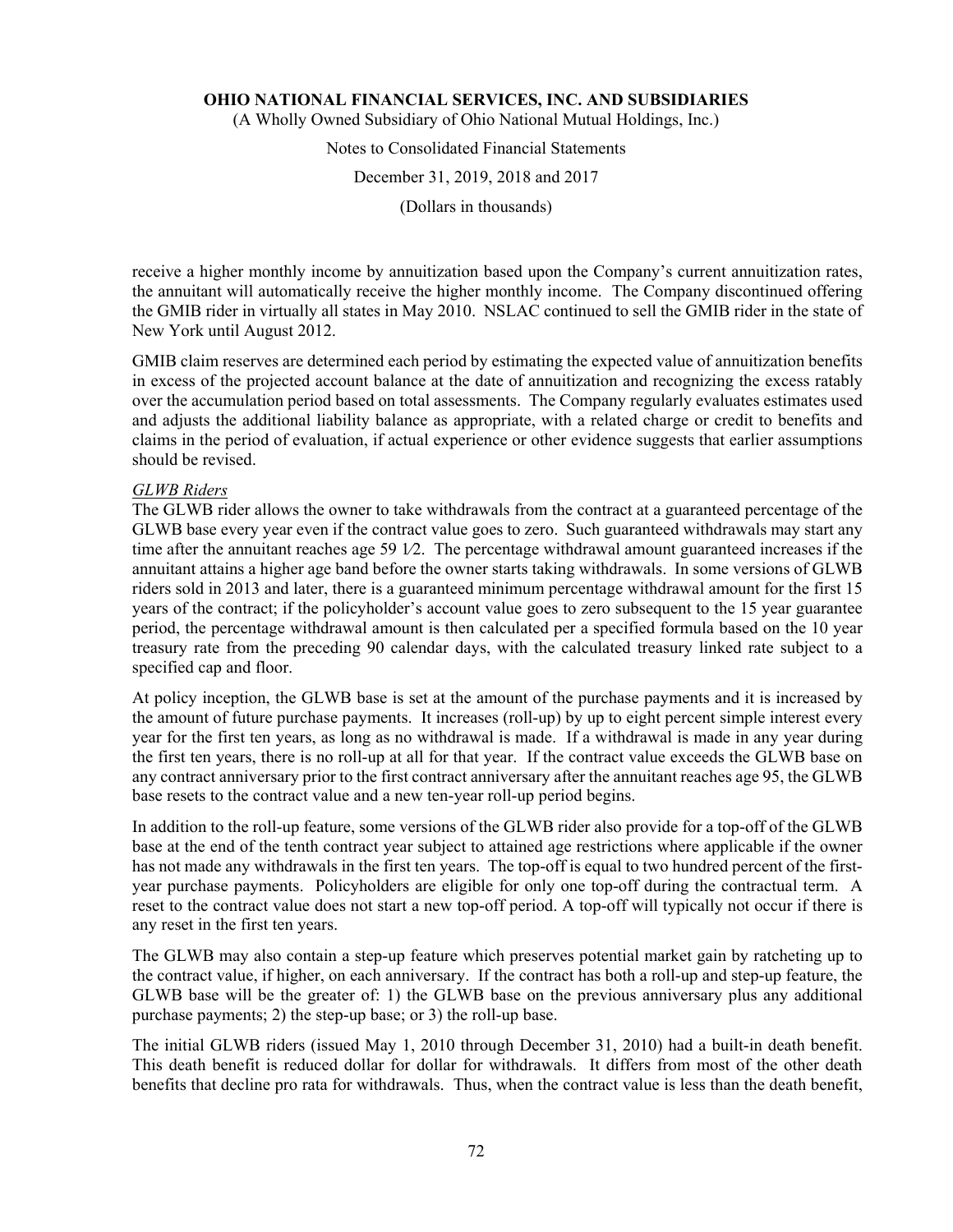receive a higher monthly income by annuitization based upon the Company's current annuitization rates, the annuitant will automatically receive the higher monthly income. The Company discontinued offering the GMIB rider in virtually all states in May 2010. NSLAC continued to sell the GMIB rider in the state of New York until August 2012.

GMIB claim reserves are determined each period by estimating the expected value of annuitization benefits in excess of the projected account balance at the date of annuitization and recognizing the excess ratably over the accumulation period based on total assessments. The Company regularly evaluates estimates used and adjusts the additional liability balance as appropriate, with a related charge or credit to benefits and claims in the period of evaluation, if actual experience or other evidence suggests that earlier assumptions should be revised.

*GLWB Riders*

The GLWB rider allows the owner to take withdrawals from the contract at a guaranteed percentage of the GLWB base every year even if the contract value goes to zero. Such guaranteed withdrawals may start any time after the annuitant reaches age 59 1⁄2. The percentage withdrawal amount guaranteed increases if the annuitant attains a higher age band before the owner starts taking withdrawals. In some versions of GLWB riders sold in 2013 and later, there is a guaranteed minimum percentage withdrawal amount for the first 15 years of the contract; if the policyholder's account value goes to zero subsequent to the 15 year guarantee period, the percentage withdrawal amount is then calculated per a specified formula based on the 10 year treasury rate from the preceding 90 calendar days, with the calculated treasury linked rate subject to a specified cap and floor.

At policy inception, the GLWB base is set at the amount of the purchase payments and it is increased by the amount of future purchase payments. It increases (roll-up) by up to eight percent simple interest every year for the first ten years, as long as no withdrawal is made. If a withdrawal is made in any year during the first ten years, there is no roll-up at all for that year. If the contract value exceeds the GLWB base on any contract anniversary prior to the first contract anniversary after the annuitant reaches age 95, the GLWB base resets to the contract value and a new ten-year roll-up period begins.

In addition to the roll-up feature, some versions of the GLWB rider also provide for a top-off of the GLWB base at the end of the tenth contract year subject to attained age restrictions where applicable if the owner has not made any withdrawals in the first ten years. The top-off is equal to two hundred percent of the first-year purchase payments. Policyholders are eligible for only one top-off during the contractual term. A reset to the contract value does not start a new top-off period. A top-off will typically not occur if there is any reset in the first ten years.

The GLWB may also contain a step-up feature which preserves potential market gain by ratcheting up to the contract value, if higher, on each anniversary. If the contract has both a roll-up and step-up feature, the GLWB base will be the greater of: 1) the GLWB base on the previous anniversary plus any additional purchase payments; 2) the step-up base; or 3) the roll-up base.

The initial GLWB riders (issued May 1, 2010 through December 31, 2010) had a built-in death benefit. This death benefit is reduced dollar for dollar for withdrawals. It differs from most of the other death benefits that decline pro rata for withdrawals. Thus, when the contract value is less than the death benefit,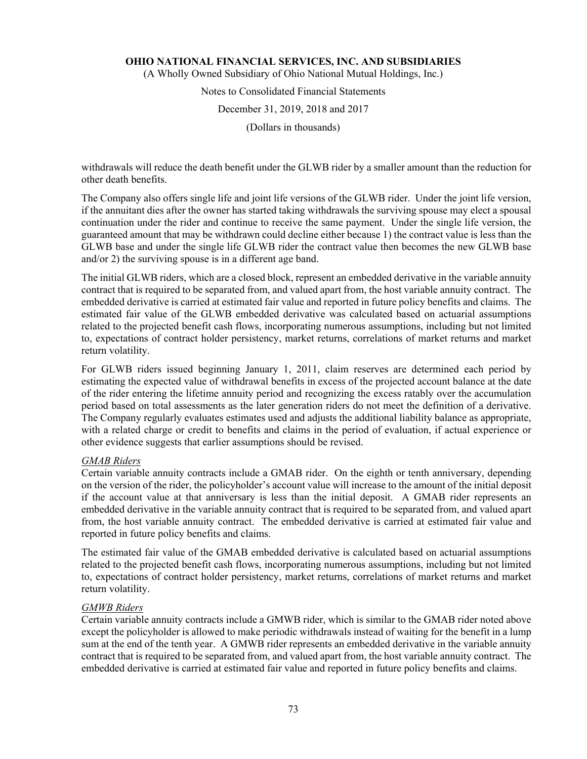withdrawals will reduce the death benefit under the GLWB rider by a smaller amount than the reduction for other death benefits.

The Company also offers single life and joint life versions of the GLWB rider. Under the joint life version, if the annuitant dies after the owner has started taking withdrawals the surviving spouse may elect a spousal continuation under the rider and continue to receive the same payment. Under the single life version, the guaranteed amount that may be withdrawn could decline either because 1) the contract value is less than the GLWB base and under the single life GLWB rider the contract value then becomes the new GLWB base and/or 2) the surviving spouse is in a different age band.

The initial GLWB riders, which are a closed block, represent an embedded derivative in the variable annuity contract that is required to be separated from, and valued apart from, the host variable annuity contract. The embedded derivative is carried at estimated fair value and reported in future policy benefits and claims. The estimated fair value of the GLWB embedded derivative was calculated based on actuarial assumptions related to the projected benefit cash flows, incorporating numerous assumptions, including but not limited to, expectations of contract holder persistency, market returns, correlations of market returns and market return volatility.

For GLWB riders issued beginning January 1, 2011, claim reserves are determined each period by estimating the expected value of withdrawal benefits in excess of the projected account balance at the date of the rider entering the lifetime annuity period and recognizing the excess ratably over the accumulation period based on total assessments as the later generation riders do not meet the definition of a derivative. The Company regularly evaluates estimates used and adjusts the additional liability balance as appropriate, with a related charge or credit to benefits and claims in the period of evaluation, if actual experience or other evidence suggests that earlier assumptions should be revised.

*GMAB Riders*

Certain variable annuity contracts include a GMAB rider. On the eighth or tenth anniversary, depending on the version of the rider, the policyholder's account value will increase to the amount of the initial deposit if the account value at that anniversary is less than the initial deposit. A GMAB rider represents an embedded derivative in the variable annuity contract that is required to be separated from, and valued apart from, the host variable annuity contract. The embedded derivative is carried at estimated fair value and reported in future policy benefits and claims.

The estimated fair value of the GMAB embedded derivative is calculated based on actuarial assumptions related to the projected benefit cash flows, incorporating numerous assumptions, including but not limited to, expectations of contract holder persistency, market returns, correlations of market returns and market return volatility.

*GMWB Riders*

Certain variable annuity contracts include a GMWB rider, which is similar to the GMAB rider noted above except the policyholder is allowed to make periodic withdrawals instead of waiting for the benefit in a lump sum at the end of the tenth year. A GMWB rider represents an embedded derivative in the variable annuity contract that is required to be separated from, and valued apart from, the host variable annuity contract. The embedded derivative is carried at estimated fair value and reported in future policy benefits and claims.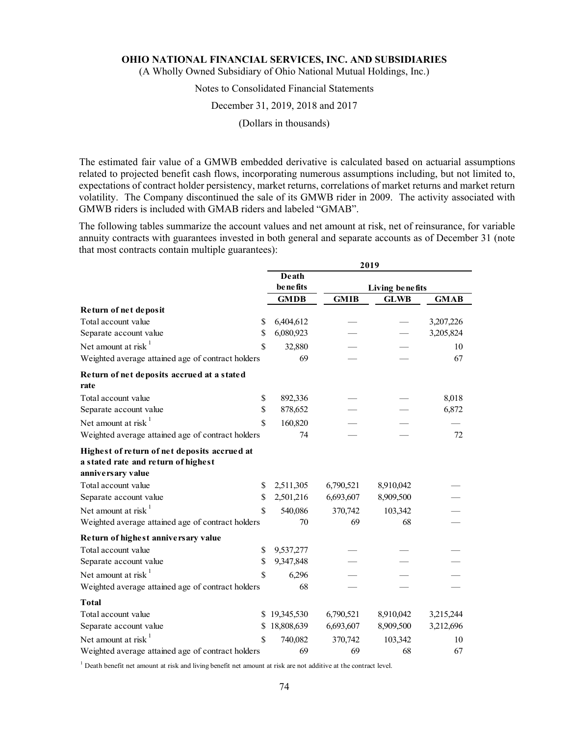The estimated fair value of a GMWB embedded derivative is calculated based on actuarial assumptions related to projected benefit cash flows, incorporating numerous assumptions including, but not limited to, expectations of contract holder persistency, market returns, correlations of market returns and market return volatility. The Company discontinued the sale of its GMWB rider in 2009. The activity associated with GMWB riders is included with GMAB riders and labeled "GMAB".

The following tables summarize the account values and net amount at risk, net of reinsurance, for variable annuity contracts with guarantees invested in both general and separate accounts as of December 31 (note that most contracts contain multiple guarantees):

| | 2019 | | | |
|---|---|---|---|---|
| | Death benefits | Living benefits | | |
| | GMDB | GMIB | GLWB | GMAB |
| **Return of net deposit** | | | | |
| Total account value | $ 6,404,612 | — | — | 3,207,226 |
| Separate account value | $ 6,080,923 | — | — | 3,205,824 |
| Net amount at risk [1] | $ 32,880 | — | — | 10 |
| Weighted average attained age of contract holders | 69 | — | — | 67 |
| **Return of net deposits accrued at a stated rate** | | | | |
| Total account value | $ 892,336 | — | — | 8,018 |
| Separate account value | $ 878,652 | — | — | 6,872 |
| Net amount at risk [1] | $ 160,820 | — | — | — |
| Weighted average attained age of contract holders | 74 | — | — | 72 |
| **Highest of return of net deposits accrued at a stated rate and return of highest anniversary value** | | | | |
| Total account value | $ 2,511,305 | 6,790,521 | 8,910,042 | — |
| Separate account value | $ 2,501,216 | 6,693,607 | 8,909,500 | — |
| Net amount at risk [1] | $ 540,086 | 370,742 | 103,342 | — |
| Weighted average attained age of contract holders | 70 | 69 | 68 | — |
| **Return of highest anniversary value** | | | | |
| Total account value | $ 9,537,277 | — | — | — |
| Separate account value | $ 9,347,848 | — | — | — |
| Net amount at risk [1] | $ 6,296 | — | — | — |
| Weighted average attained age of contract holders | 68 | — | — | — |
| **Total** | | | | |
| Total account value | $ 19,345,530 | 6,790,521 | 8,910,042 | 3,215,244 |
| Separate account value | $ 18,808,639 | 6,693,607 | 8,909,500 | 3,212,696 |
| Net amount at risk [1] | $ 740,082 | 370,742 | 103,342 | 10 |
| Weighted average attained age of contract holders | 69 | 69 | 68 | 67 |

[1] Death benefit net amount at risk and living benefit net amount at risk are not additive at the contract level.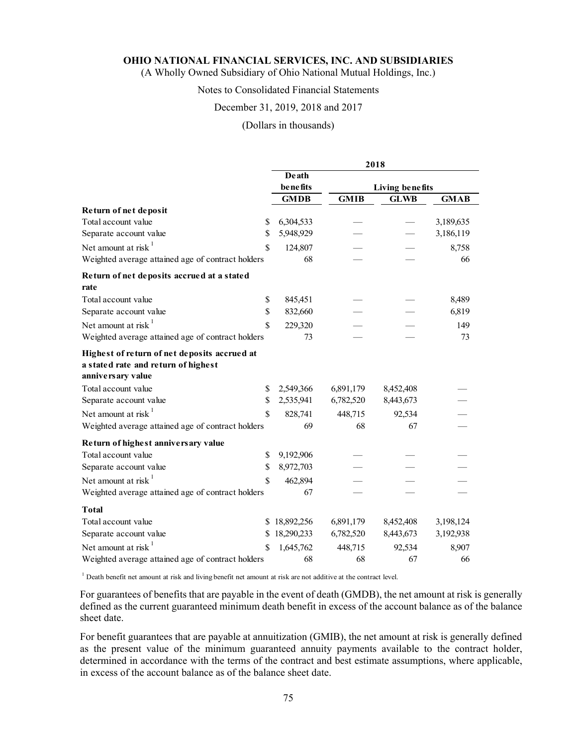| | 2018 | | | |
|---|---|---|---|---|
| | Death benefits | Living benefits | | |
| | GMDB | GMIB | GLWB | GMAB |
| **Return of net deposit** | | | | |
| Total account value | $ 6,304,533 | — | — | 3,189,635 |
| Separate account value | $ 5,948,929 | — | — | 3,186,119 |
| Net amount at risk [1] | $ 124,807 | — | — | 8,758 |
| Weighted average attained age of contract holders | 68 | — | — | 66 |
| **Return of net deposits accrued at a stated rate** | | | | |
| Total account value | $ 845,451 | — | — | 8,489 |
| Separate account value | $ 832,660 | — | — | 6,819 |
| Net amount at risk [1] | $ 229,320 | — | — | 149 |
| Weighted average attained age of contract holders | 73 | — | — | 73 |
| **Highest of return of net deposits accrued at a stated rate and return of highest anniversary value** | | | | |
| Total account value | $ 2,549,366 | 6,891,179 | 8,452,408 | — |
| Separate account value | $ 2,535,941 | 6,782,520 | 8,443,673 | — |
| Net amount at risk [1] | $ 828,741 | 448,715 | 92,534 | — |
| Weighted average attained age of contract holders | 69 | 68 | 67 | — |
| **Return of highest anniversary value** | | | | |
| Total account value | $ 9,192,906 | — | — | — |
| Separate account value | $ 8,972,703 | — | — | — |
| Net amount at risk [1] | $ 462,894 | — | — | — |
| Weighted average attained age of contract holders | 67 | — | — | — |
| **Total** | | | | |
| Total account value | $ 18,892,256 | 6,891,179 | 8,452,408 | 3,198,124 |
| Separate account value | $ 18,290,233 | 6,782,520 | 8,443,673 | 3,192,938 |
| Net amount at risk [1] | $ 1,645,762 | 448,715 | 92,534 | 8,907 |
| Weighted average attained age of contract holders | 68 | 68 | 67 | 66 |

[1] Death benefit net amount at risk and living benefit net amount at risk are not additive at the contract level.

For guarantees of benefits that are payable in the event of death (GMDB), the net amount at risk is generally defined as the current guaranteed minimum death benefit in excess of the account balance as of the balance sheet date.

For benefit guarantees that are payable at annuitization (GMIB), the net amount at risk is generally defined as the present value of the minimum guaranteed annuity payments available to the contract holder, determined in accordance with the terms of the contract and best estimate assumptions, where applicable, in excess of the account balance as of the balance sheet date.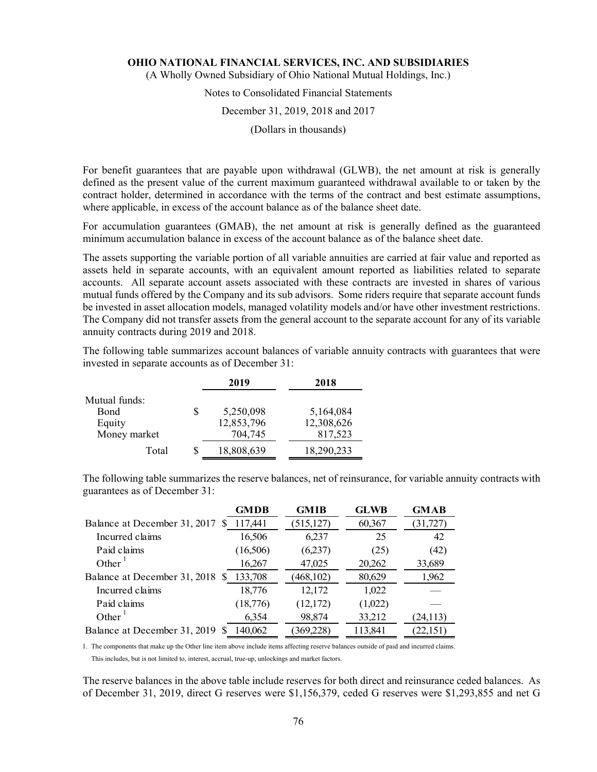**OHIO NATIONAL FINANCIAL SERVICES, INC. AND SUBSIDIARIES**

(A Wholly Owned Subsidiary of Ohio National Mutual Holdings, Inc.)

Notes to Consolidated Financial Statements

December 31, 2019, 2018 and 2017

(Dollars in thousands)

For benefit guarantees that are payable upon withdrawal (GLWB), the net amount at risk is generally defined as the present value of the current maximum guaranteed withdrawal available to or taken by the contract holder, determined in accordance with the terms of the contract and best estimate assumptions, where applicable, in excess of the account balance as of the balance sheet date.

For accumulation guarantees (GMAB), the net amount at risk is generally defined as the guaranteed minimum accumulation balance in excess of the account balance as of the balance sheet date.

The assets supporting the variable portion of all variable annuities are carried at fair value and reported as assets held in separate accounts, with an equivalent amount reported as liabilities related to separate accounts. All separate account assets associated with these contracts are invested in shares of various mutual funds offered by the Company and its sub advisors. Some riders require that separate account funds be invested in asset allocation models, managed volatility models and/or have other investment restrictions. The Company did not transfer assets from the general account to the separate account for any of its variable annuity contracts during 2019 and 2018.

The following table summarizes account balances of variable annuity contracts with guarantees that were invested in separate accounts as of December 31:

| | 2019 | 2018 |
|---|---|---|
| Mutual funds: | | |
| Bond | $ 5,250,098 | 5,164,084 |
| Equity | 12,853,796 | 12,308,626 |
| Money market | 704,745 | 817,523 |
| Total | $ 18,808,639 | 18,290,233 |

The following table summarizes the reserve balances, net of reinsurance, for variable annuity contracts with guarantees as of December 31:

| | GMDB | GMIB | GLWB | GMAB |
|---|---|---|---|---|
| Balance at December 31, 2017 | $ 117,441 | (515,127) | 60,367 | (31,727) |
| Incurred claims | 16,506 | 6,237 | 25 | 42 |
| Paid claims | (16,506) | (6,237) | (25) | (42) |
| Other [1] | 16,267 | 47,025 | 20,262 | 33,689 |
| Balance at December 31, 2018 | $ 133,708 | (468,102) | 80,629 | 1,962 |
| Incurred claims | 18,776 | 12,172 | 1,022 | — |
| Paid claims | (18,776) | (12,172) | (1,022) | — |
| Other [1] | 6,354 | 98,874 | 33,212 | (24,113) |
| Balance at December 31, 2019 | $ 140,062 | (369,228) | 113,841 | (22,151) |

1. The components that make up the Other line item above include items affecting reserve balances outside of paid and incurred claims. This includes, but is not limited to, interest, accrual, true-up, unlockings and market factors.

The reserve balances in the above table include reserves for both direct and reinsurance ceded balances. As of December 31, 2019, direct G reserves were $1,156,379, ceded G reserves were $1,293,855 and net G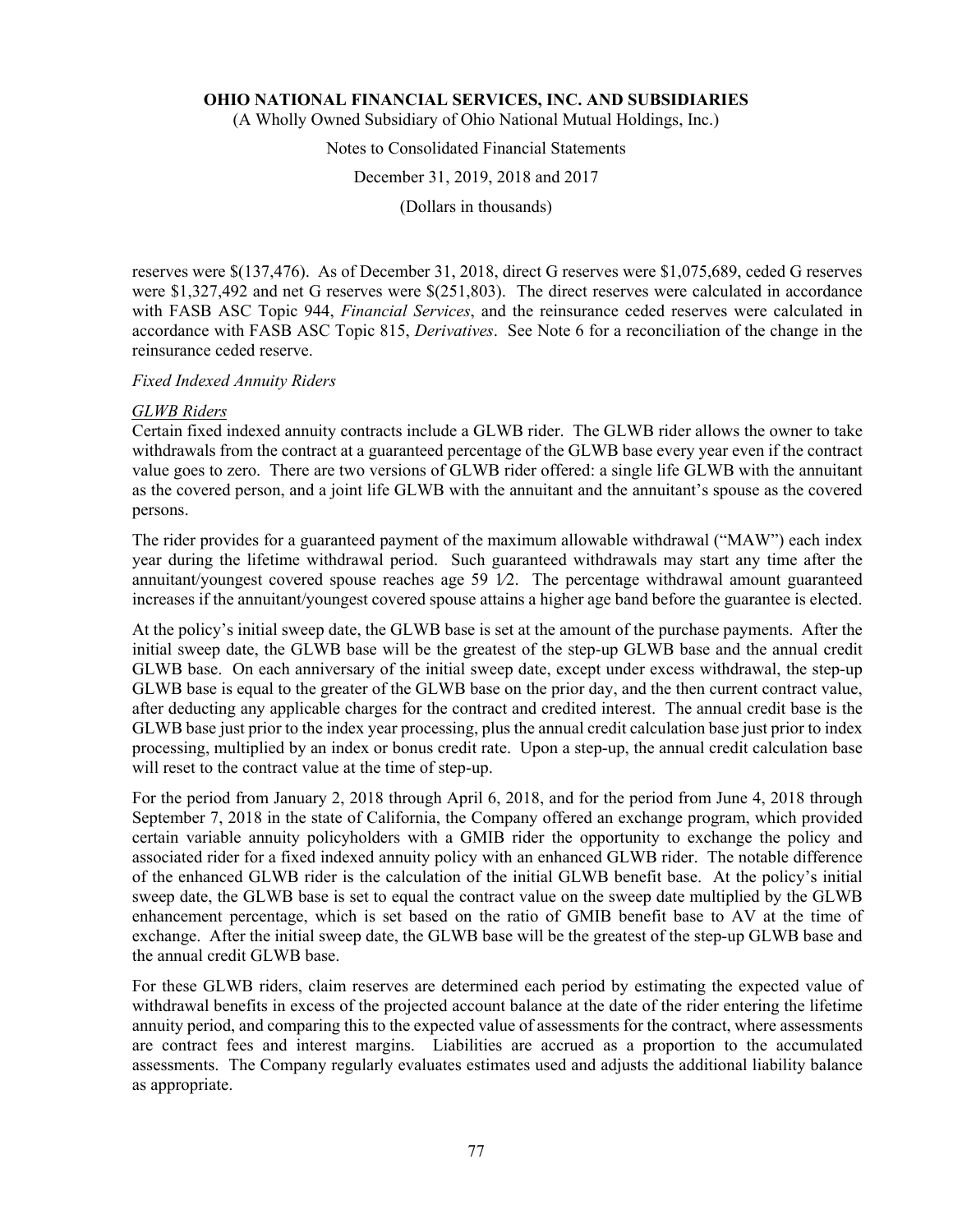reserves were $(137,476). As of December 31, 2018, direct G reserves were $1,075,689, ceded G reserves were $1,327,492 and net G reserves were $(251,803). The direct reserves were calculated in accordance with FASB ASC Topic 944, *Financial Services*, and the reinsurance ceded reserves were calculated in accordance with FASB ASC Topic 815, *Derivatives*. See Note 6 for a reconciliation of the change in the reinsurance ceded reserve.

*Fixed Indexed Annuity Riders*

*GLWB Riders*

Certain fixed indexed annuity contracts include a GLWB rider. The GLWB rider allows the owner to take withdrawals from the contract at a guaranteed percentage of the GLWB base every year even if the contract value goes to zero. There are two versions of GLWB rider offered: a single life GLWB with the annuitant as the covered person, and a joint life GLWB with the annuitant and the annuitant's spouse as the covered persons.

The rider provides for a guaranteed payment of the maximum allowable withdrawal ("MAW") each index year during the lifetime withdrawal period. Such guaranteed withdrawals may start any time after the annuitant/youngest covered spouse reaches age 59 1⁄2. The percentage withdrawal amount guaranteed increases if the annuitant/youngest covered spouse attains a higher age band before the guarantee is elected.

At the policy's initial sweep date, the GLWB base is set at the amount of the purchase payments. After the initial sweep date, the GLWB base will be the greatest of the step-up GLWB base and the annual credit GLWB base. On each anniversary of the initial sweep date, except under excess withdrawal, the step-up GLWB base is equal to the greater of the GLWB base on the prior day, and the then current contract value, after deducting any applicable charges for the contract and credited interest. The annual credit base is the GLWB base just prior to the index year processing, plus the annual credit calculation base just prior to index processing, multiplied by an index or bonus credit rate. Upon a step-up, the annual credit calculation base will reset to the contract value at the time of step-up.

For the period from January 2, 2018 through April 6, 2018, and for the period from June 4, 2018 through September 7, 2018 in the state of California, the Company offered an exchange program, which provided certain variable annuity policyholders with a GMIB rider the opportunity to exchange the policy and associated rider for a fixed indexed annuity policy with an enhanced GLWB rider. The notable difference of the enhanced GLWB rider is the calculation of the initial GLWB benefit base. At the policy's initial sweep date, the GLWB base is set to equal the contract value on the sweep date multiplied by the GLWB enhancement percentage, which is set based on the ratio of GMIB benefit base to AV at the time of exchange. After the initial sweep date, the GLWB base will be the greatest of the step-up GLWB base and the annual credit GLWB base.

For these GLWB riders, claim reserves are determined each period by estimating the expected value of withdrawal benefits in excess of the projected account balance at the date of the rider entering the lifetime annuity period, and comparing this to the expected value of assessments for the contract, where assessments are contract fees and interest margins. Liabilities are accrued as a proportion to the accumulated assessments. The Company regularly evaluates estimates used and adjusts the additional liability balance as appropriate.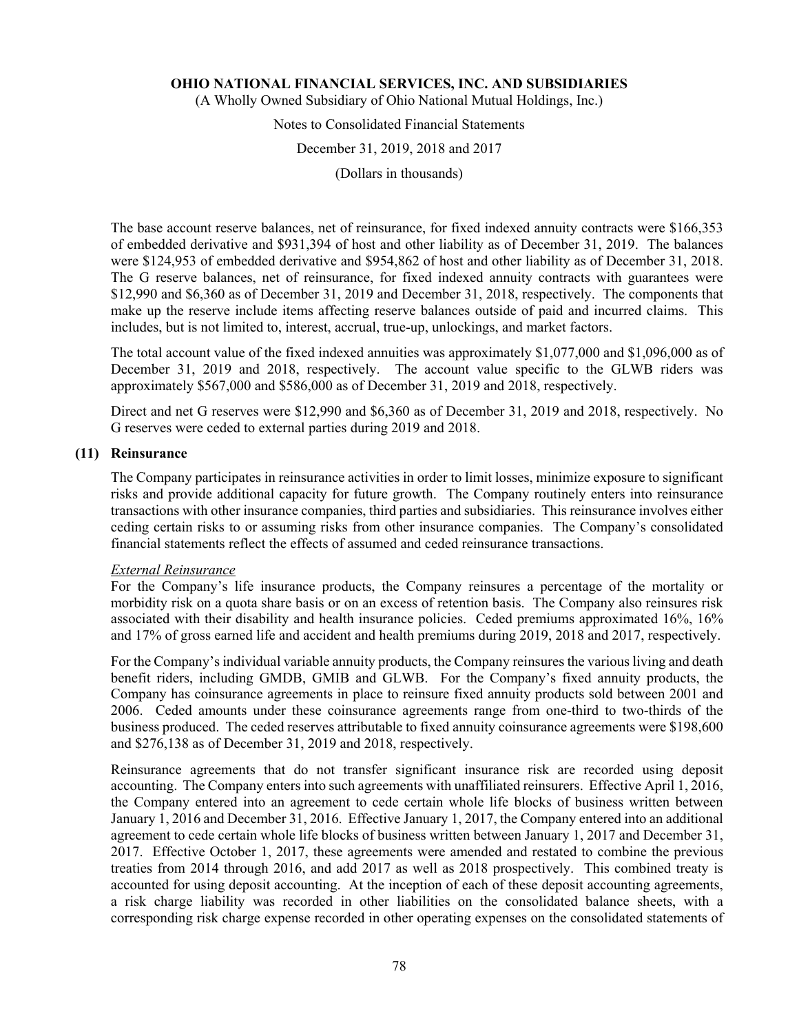The base account reserve balances, net of reinsurance, for fixed indexed annuity contracts were $166,353 of embedded derivative and $931,394 of host and other liability as of December 31, 2019. The balances were $124,953 of embedded derivative and $954,862 of host and other liability as of December 31, 2018. The G reserve balances, net of reinsurance, for fixed indexed annuity contracts with guarantees were $12,990 and $6,360 as of December 31, 2019 and December 31, 2018, respectively. The components that make up the reserve include items affecting reserve balances outside of paid and incurred claims. This includes, but is not limited to, interest, accrual, true-up, unlockings, and market factors.

The total account value of the fixed indexed annuities was approximately $1,077,000 and $1,096,000 as of December 31, 2019 and 2018, respectively. The account value specific to the GLWB riders was approximately $567,000 and $586,000 as of December 31, 2019 and 2018, respectively.

Direct and net G reserves were $12,990 and $6,360 as of December 31, 2019 and 2018, respectively. No G reserves were ceded to external parties during 2019 and 2018.

## (11) Reinsurance

The Company participates in reinsurance activities in order to limit losses, minimize exposure to significant risks and provide additional capacity for future growth. The Company routinely enters into reinsurance transactions with other insurance companies, third parties and subsidiaries. This reinsurance involves either ceding certain risks to or assuming risks from other insurance companies. The Company's consolidated financial statements reflect the effects of assumed and ceded reinsurance transactions.

*External Reinsurance*

For the Company's life insurance products, the Company reinsures a percentage of the mortality or morbidity risk on a quota share basis or on an excess of retention basis. The Company also reinsures risk associated with their disability and health insurance policies. Ceded premiums approximated 16%, 16% and 17% of gross earned life and accident and health premiums during 2019, 2018 and 2017, respectively.

For the Company's individual variable annuity products, the Company reinsures the various living and death benefit riders, including GMDB, GMIB and GLWB. For the Company's fixed annuity products, the Company has coinsurance agreements in place to reinsure fixed annuity products sold between 2001 and 2006. Ceded amounts under these coinsurance agreements range from one-third to two-thirds of the business produced. The ceded reserves attributable to fixed annuity coinsurance agreements were $198,600 and $276,138 as of December 31, 2019 and 2018, respectively.

Reinsurance agreements that do not transfer significant insurance risk are recorded using deposit accounting. The Company enters into such agreements with unaffiliated reinsurers. Effective April 1, 2016, the Company entered into an agreement to cede certain whole life blocks of business written between January 1, 2016 and December 31, 2016. Effective January 1, 2017, the Company entered into an additional agreement to cede certain whole life blocks of business written between January 1, 2017 and December 31, 2017. Effective October 1, 2017, these agreements were amended and restated to combine the previous treaties from 2014 through 2016, and add 2017 as well as 2018 prospectively. This combined treaty is accounted for using deposit accounting. At the inception of each of these deposit accounting agreements, a risk charge liability was recorded in other liabilities on the consolidated balance sheets, with a corresponding risk charge expense recorded in other operating expenses on the consolidated statements of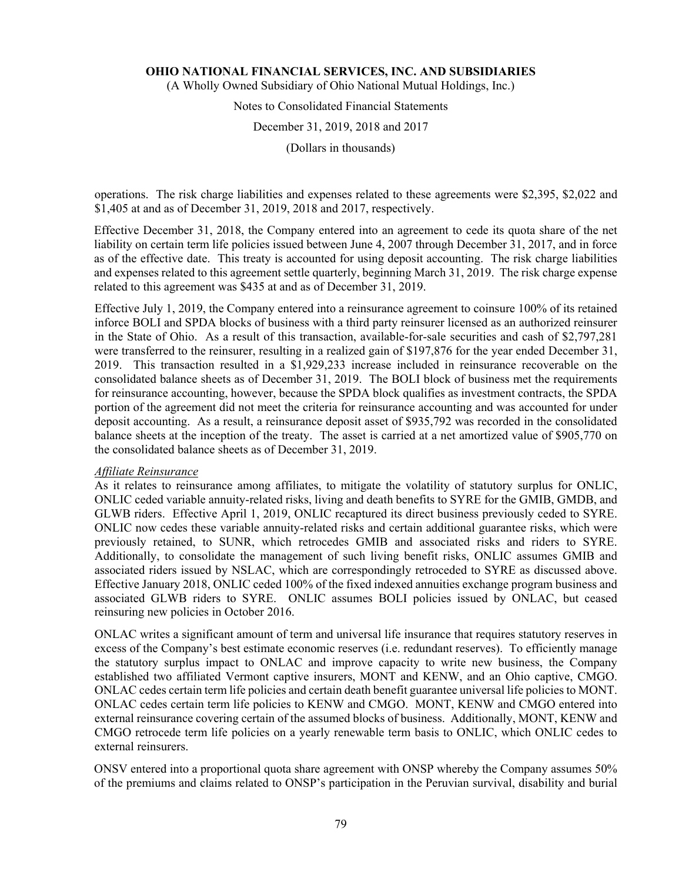operations. The risk charge liabilities and expenses related to these agreements were $2,395, $2,022 and $1,405 at and as of December 31, 2019, 2018 and 2017, respectively.

Effective December 31, 2018, the Company entered into an agreement to cede its quota share of the net liability on certain term life policies issued between June 4, 2007 through December 31, 2017, and in force as of the effective date. This treaty is accounted for using deposit accounting. The risk charge liabilities and expenses related to this agreement settle quarterly, beginning March 31, 2019. The risk charge expense related to this agreement was $435 at and as of December 31, 2019.

Effective July 1, 2019, the Company entered into a reinsurance agreement to coinsure 100% of its retained inforce BOLI and SPDA blocks of business with a third party reinsurer licensed as an authorized reinsurer in the State of Ohio. As a result of this transaction, available-for-sale securities and cash of $2,797,281 were transferred to the reinsurer, resulting in a realized gain of $197,876 for the year ended December 31, 2019. This transaction resulted in a $1,929,233 increase included in reinsurance recoverable on the consolidated balance sheets as of December 31, 2019. The BOLI block of business met the requirements for reinsurance accounting, however, because the SPDA block qualifies as investment contracts, the SPDA portion of the agreement did not meet the criteria for reinsurance accounting and was accounted for under deposit accounting. As a result, a reinsurance deposit asset of $935,792 was recorded in the consolidated balance sheets at the inception of the treaty. The asset is carried at a net amortized value of $905,770 on the consolidated balance sheets as of December 31, 2019.

*Affiliate Reinsurance*

As it relates to reinsurance among affiliates, to mitigate the volatility of statutory surplus for ONLIC, ONLIC ceded variable annuity-related risks, living and death benefits to SYRE for the GMIB, GMDB, and GLWB riders. Effective April 1, 2019, ONLIC recaptured its direct business previously ceded to SYRE. ONLIC now cedes these variable annuity-related risks and certain additional guarantee risks, which were previously retained, to SUNR, which retrocedes GMIB and associated risks and riders to SYRE. Additionally, to consolidate the management of such living benefit risks, ONLIC assumes GMIB and associated riders issued by NSLAC, which are correspondingly retroceded to SYRE as discussed above. Effective January 2018, ONLIC ceded 100% of the fixed indexed annuities exchange program business and associated GLWB riders to SYRE. ONLIC assumes BOLI policies issued by ONLAC, but ceased reinsuring new policies in October 2016.

ONLAC writes a significant amount of term and universal life insurance that requires statutory reserves in excess of the Company's best estimate economic reserves (i.e. redundant reserves). To efficiently manage the statutory surplus impact to ONLAC and improve capacity to write new business, the Company established two affiliated Vermont captive insurers, MONT and KENW, and an Ohio captive, CMGO. ONLAC cedes certain term life policies and certain death benefit guarantee universal life policies to MONT. ONLAC cedes certain term life policies to KENW and CMGO. MONT, KENW and CMGO entered into external reinsurance covering certain of the assumed blocks of business. Additionally, MONT, KENW and CMGO retrocede term life policies on a yearly renewable term basis to ONLIC, which ONLIC cedes to external reinsurers.

ONSV entered into a proportional quota share agreement with ONSP whereby the Company assumes 50% of the premiums and claims related to ONSP's participation in the Peruvian survival, disability and burial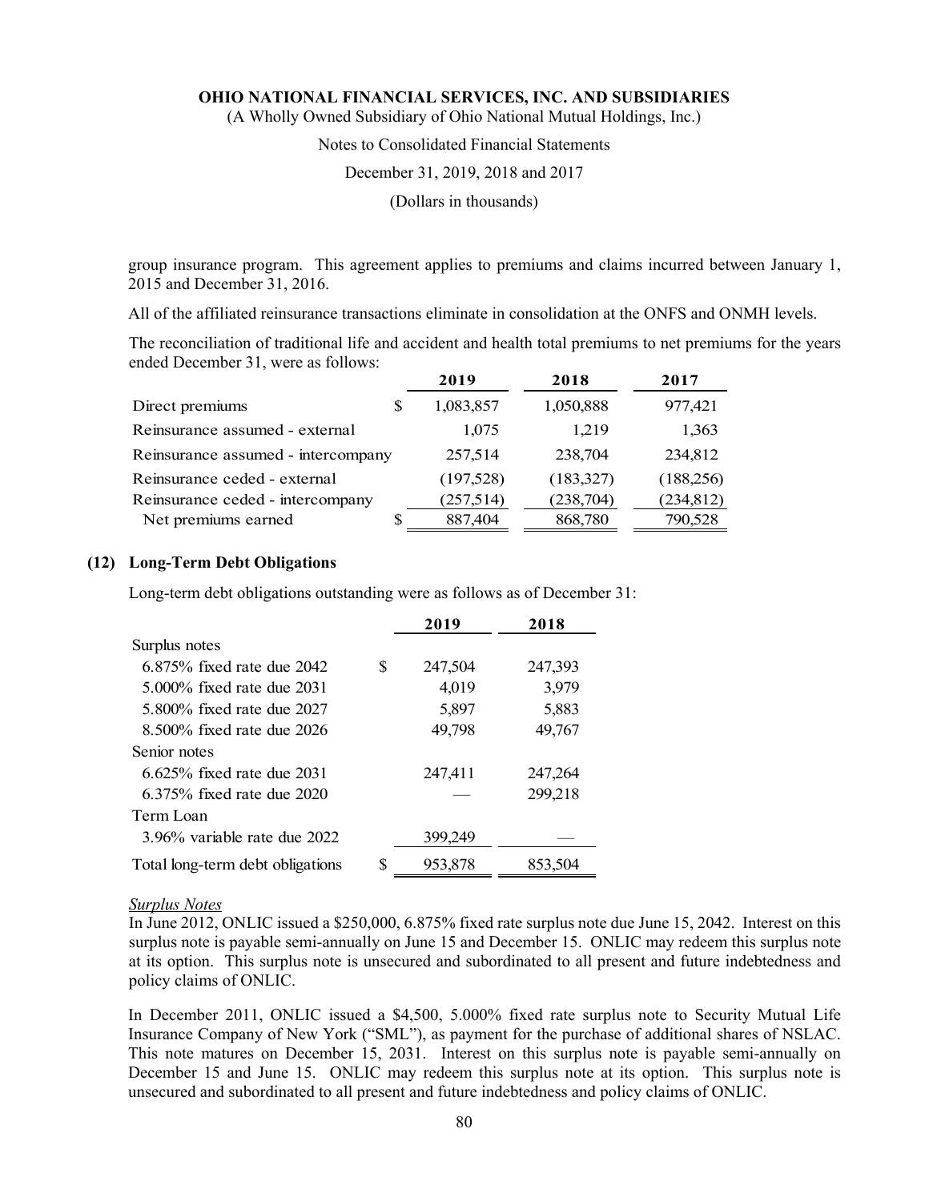group insurance program. This agreement applies to premiums and claims incurred between January 1, 2015 and December 31, 2016.

All of the affiliated reinsurance transactions eliminate in consolidation at the ONFS and ONMH levels.

The reconciliation of traditional life and accident and health total premiums to net premiums for the years ended December 31, were as follows:

| | 2019 | 2018 | 2017 |
|---|---|---|---|
| Direct premiums | $ 1,083,857 | 1,050,888 | 977,421 |
| Reinsurance assumed - external | 1,075 | 1,219 | 1,363 |
| Reinsurance assumed - intercompany | 257,514 | 238,704 | 234,812 |
| Reinsurance ceded - external | (197,528) | (183,327) | (188,256) |
| Reinsurance ceded - intercompany | (257,514) | (238,704) | (234,812) |
| Net premiums earned | $ 887,404 | 868,780 | 790,528 |

## (12) Long-Term Debt Obligations

Long-term debt obligations outstanding were as follows as of December 31:

| | 2019 | 2018 |
|---|---|---|
| Surplus notes | | |
| 6.875% fixed rate due 2042 | $ 247,504 | 247,393 |
| 5.000% fixed rate due 2031 | 4,019 | 3,979 |
| 5.800% fixed rate due 2027 | 5,897 | 5,883 |
| 8.500% fixed rate due 2026 | 49,798 | 49,767 |
| Senior notes | | |
| 6.625% fixed rate due 2031 | 247,411 | 247,264 |
| 6.375% fixed rate due 2020 | — | 299,218 |
| Term Loan | | |
| 3.96% variable rate due 2022 | 399,249 | — |
| Total long-term debt obligations | $ 953,878 | 853,504 |

*Surplus Notes*

In June 2012, ONLIC issued a $250,000, 6.875% fixed rate surplus note due June 15, 2042. Interest on this surplus note is payable semi-annually on June 15 and December 15. ONLIC may redeem this surplus note at its option. This surplus note is unsecured and subordinated to all present and future indebtedness and policy claims of ONLIC.

In December 2011, ONLIC issued a $4,500, 5.000% fixed rate surplus note to Security Mutual Life Insurance Company of New York ("SML"), as payment for the purchase of additional shares of NSLAC. This note matures on December 15, 2031. Interest on this surplus note is payable semi-annually on December 15 and June 15. ONLIC may redeem this surplus note at its option. This surplus note is unsecured and subordinated to all present and future indebtedness and policy claims of ONLIC.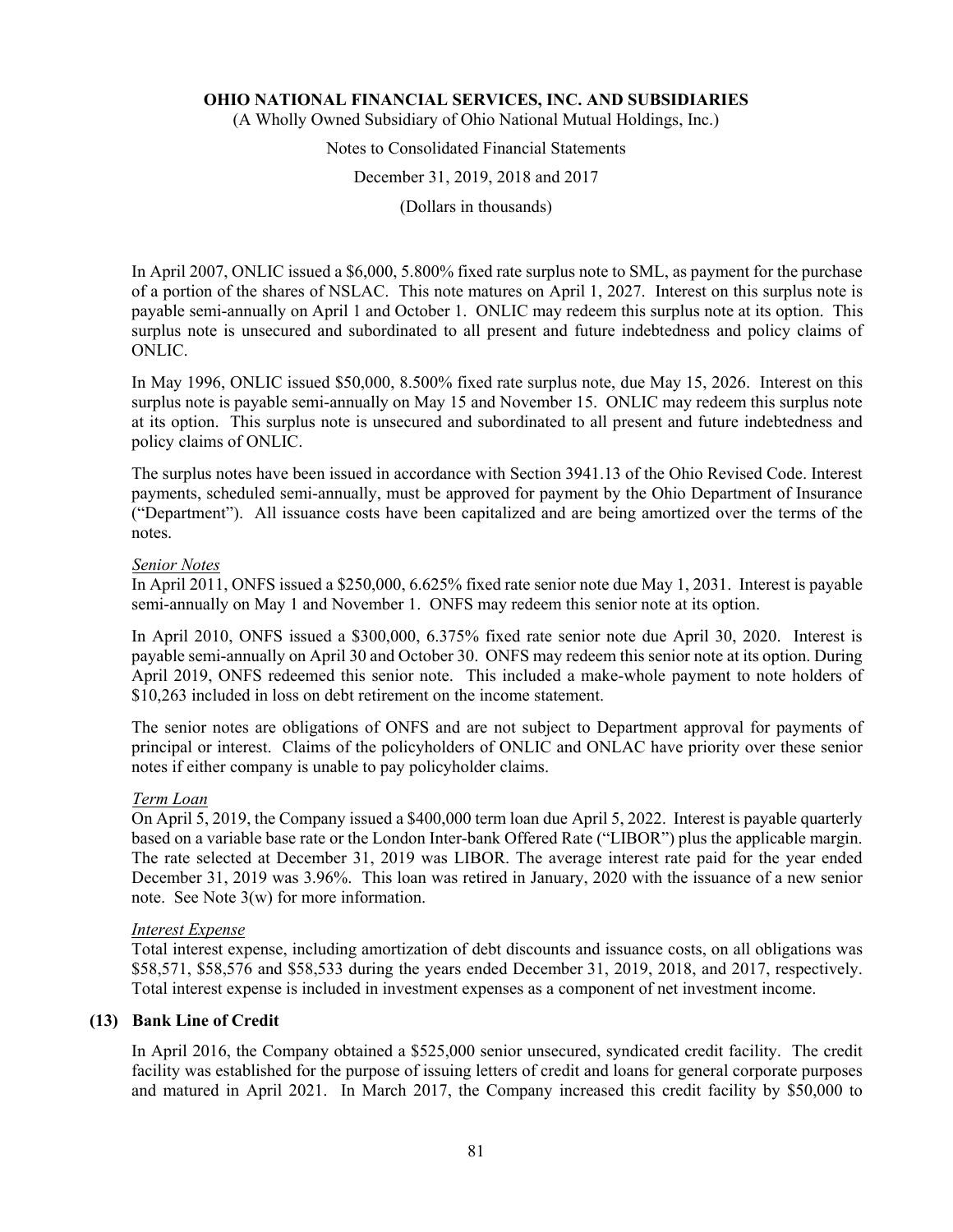In April 2007, ONLIC issued a $6,000, 5.800% fixed rate surplus note to SML, as payment for the purchase of a portion of the shares of NSLAC. This note matures on April 1, 2027. Interest on this surplus note is payable semi-annually on April 1 and October 1. ONLIC may redeem this surplus note at its option. This surplus note is unsecured and subordinated to all present and future indebtedness and policy claims of ONLIC.

In May 1996, ONLIC issued $50,000, 8.500% fixed rate surplus note, due May 15, 2026. Interest on this surplus note is payable semi-annually on May 15 and November 15. ONLIC may redeem this surplus note at its option. This surplus note is unsecured and subordinated to all present and future indebtedness and policy claims of ONLIC.

The surplus notes have been issued in accordance with Section 3941.13 of the Ohio Revised Code. Interest payments, scheduled semi-annually, must be approved for payment by the Ohio Department of Insurance ("Department"). All issuance costs have been capitalized and are being amortized over the terms of the notes.

*Senior Notes*

In April 2011, ONFS issued a $250,000, 6.625% fixed rate senior note due May 1, 2031. Interest is payable semi-annually on May 1 and November 1. ONFS may redeem this senior note at its option.

In April 2010, ONFS issued a $300,000, 6.375% fixed rate senior note due April 30, 2020. Interest is payable semi-annually on April 30 and October 30. ONFS may redeem this senior note at its option. During April 2019, ONFS redeemed this senior note. This included a make-whole payment to note holders of $10,263 included in loss on debt retirement on the income statement.

The senior notes are obligations of ONFS and are not subject to Department approval for payments of principal or interest. Claims of the policyholders of ONLIC and ONLAC have priority over these senior notes if either company is unable to pay policyholder claims.

*Term Loan*

On April 5, 2019, the Company issued a $400,000 term loan due April 5, 2022. Interest is payable quarterly based on a variable base rate or the London Inter-bank Offered Rate ("LIBOR") plus the applicable margin. The rate selected at December 31, 2019 was LIBOR. The average interest rate paid for the year ended December 31, 2019 was 3.96%. This loan was retired in January, 2020 with the issuance of a new senior note. See Note 3(w) for more information.

*Interest Expense*

Total interest expense, including amortization of debt discounts and issuance costs, on all obligations was $58,571, $58,576 and $58,533 during the years ended December 31, 2019, 2018, and 2017, respectively. Total interest expense is included in investment expenses as a component of net investment income.

## (13) Bank Line of Credit

In April 2016, the Company obtained a $525,000 senior unsecured, syndicated credit facility. The credit facility was established for the purpose of issuing letters of credit and loans for general corporate purposes and matured in April 2021. In March 2017, the Company increased this credit facility by $50,000 to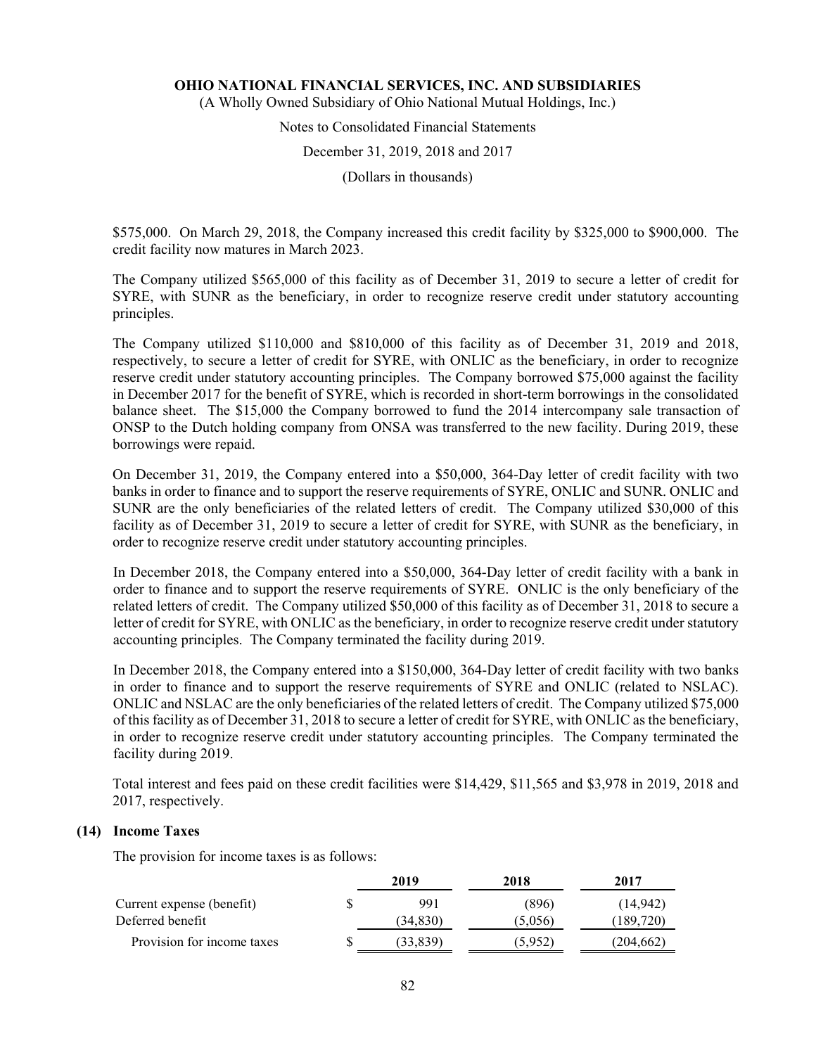$575,000. On March 29, 2018, the Company increased this credit facility by $325,000 to $900,000. The credit facility now matures in March 2023.

The Company utilized $565,000 of this facility as of December 31, 2019 to secure a letter of credit for SYRE, with SUNR as the beneficiary, in order to recognize reserve credit under statutory accounting principles.

The Company utilized $110,000 and $810,000 of this facility as of December 31, 2019 and 2018, respectively, to secure a letter of credit for SYRE, with ONLIC as the beneficiary, in order to recognize reserve credit under statutory accounting principles. The Company borrowed $75,000 against the facility in December 2017 for the benefit of SYRE, which is recorded in short-term borrowings in the consolidated balance sheet. The $15,000 the Company borrowed to fund the 2014 intercompany sale transaction of ONSP to the Dutch holding company from ONSA was transferred to the new facility. During 2019, these borrowings were repaid.

On December 31, 2019, the Company entered into a $50,000, 364-Day letter of credit facility with two banks in order to finance and to support the reserve requirements of SYRE, ONLIC and SUNR. ONLIC and SUNR are the only beneficiaries of the related letters of credit. The Company utilized $30,000 of this facility as of December 31, 2019 to secure a letter of credit for SYRE, with SUNR as the beneficiary, in order to recognize reserve credit under statutory accounting principles.

In December 2018, the Company entered into a $50,000, 364-Day letter of credit facility with a bank in order to finance and to support the reserve requirements of SYRE. ONLIC is the only beneficiary of the related letters of credit. The Company utilized $50,000 of this facility as of December 31, 2018 to secure a letter of credit for SYRE, with ONLIC as the beneficiary, in order to recognize reserve credit under statutory accounting principles. The Company terminated the facility during 2019.

In December 2018, the Company entered into a $150,000, 364-Day letter of credit facility with two banks in order to finance and to support the reserve requirements of SYRE and ONLIC (related to NSLAC). ONLIC and NSLAC are the only beneficiaries of the related letters of credit. The Company utilized $75,000 of this facility as of December 31, 2018 to secure a letter of credit for SYRE, with ONLIC as the beneficiary, in order to recognize reserve credit under statutory accounting principles. The Company terminated the facility during 2019.

Total interest and fees paid on these credit facilities were $14,429, $11,565 and $3,978 in 2019, 2018 and 2017, respectively.

## (14) Income Taxes

The provision for income taxes is as follows:

| | 2019 | 2018 | 2017 |
|---|---|---|---|
| Current expense (benefit) | $ 991 | (896) | (14,942) |
| Deferred benefit | (34,830) | (5,056) | (189,720) |
| Provision for income taxes | $ (33,839) | (5,952) | (204,662) |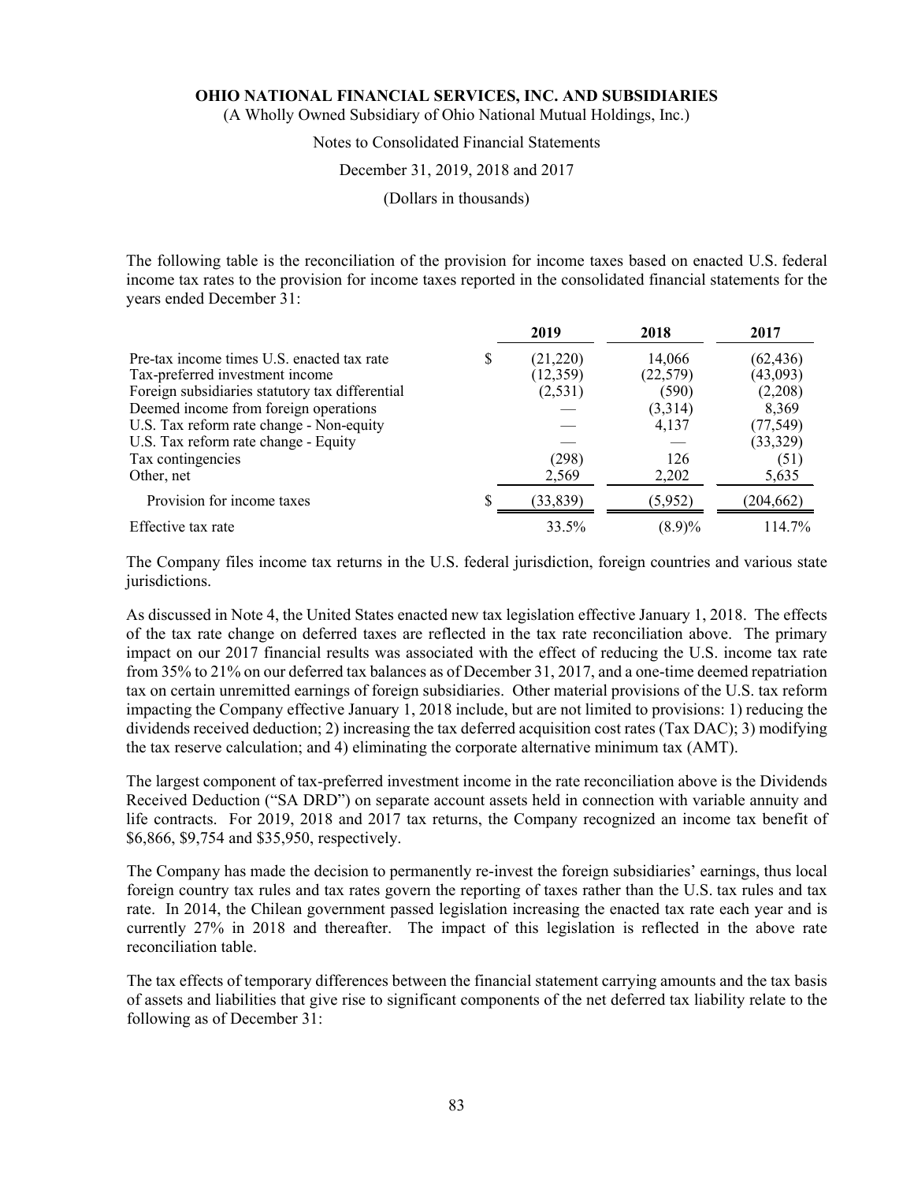The following table is the reconciliation of the provision for income taxes based on enacted U.S. federal income tax rates to the provision for income taxes reported in the consolidated financial statements for the years ended December 31:

| | 2019 | 2018 | 2017 |
|---|---|---|---|
| Pre-tax income times U.S. enacted tax rate | $ (21,220) | 14,066 | (62,436) |
| Tax-preferred investment income | (12,359) | (22,579) | (43,093) |
| Foreign subsidiaries statutory tax differential | (2,531) | (590) | (2,208) |
| Deemed income from foreign operations | — | (3,314) | 8,369 |
| U.S. Tax reform rate change - Non-equity | — | 4,137 | (77,549) |
| U.S. Tax reform rate change - Equity | — | — | (33,329) |
| Tax contingencies | (298) | 126 | (51) |
| Other, net | 2,569 | 2,202 | 5,635 |
| Provision for income taxes | $ (33,839) | (5,952) | (204,662) |
| Effective tax rate | 33.5% | (8.9)% | 114.7% |

The Company files income tax returns in the U.S. federal jurisdiction, foreign countries and various state jurisdictions.

As discussed in Note 4, the United States enacted new tax legislation effective January 1, 2018. The effects of the tax rate change on deferred taxes are reflected in the tax rate reconciliation above. The primary impact on our 2017 financial results was associated with the effect of reducing the U.S. income tax rate from 35% to 21% on our deferred tax balances as of December 31, 2017, and a one-time deemed repatriation tax on certain unremitted earnings of foreign subsidiaries. Other material provisions of the U.S. tax reform impacting the Company effective January 1, 2018 include, but are not limited to provisions: 1) reducing the dividends received deduction; 2) increasing the tax deferred acquisition cost rates (Tax DAC); 3) modifying the tax reserve calculation; and 4) eliminating the corporate alternative minimum tax (AMT).

The largest component of tax-preferred investment income in the rate reconciliation above is the Dividends Received Deduction ("SA DRD") on separate account assets held in connection with variable annuity and life contracts. For 2019, 2018 and 2017 tax returns, the Company recognized an income tax benefit of $6,866, $9,754 and $35,950, respectively.

The Company has made the decision to permanently re-invest the foreign subsidiaries' earnings, thus local foreign country tax rules and tax rates govern the reporting of taxes rather than the U.S. tax rules and tax rate. In 2014, the Chilean government passed legislation increasing the enacted tax rate each year and is currently 27% in 2018 and thereafter. The impact of this legislation is reflected in the above rate reconciliation table.

The tax effects of temporary differences between the financial statement carrying amounts and the tax basis of assets and liabilities that give rise to significant components of the net deferred tax liability relate to the following as of December 31: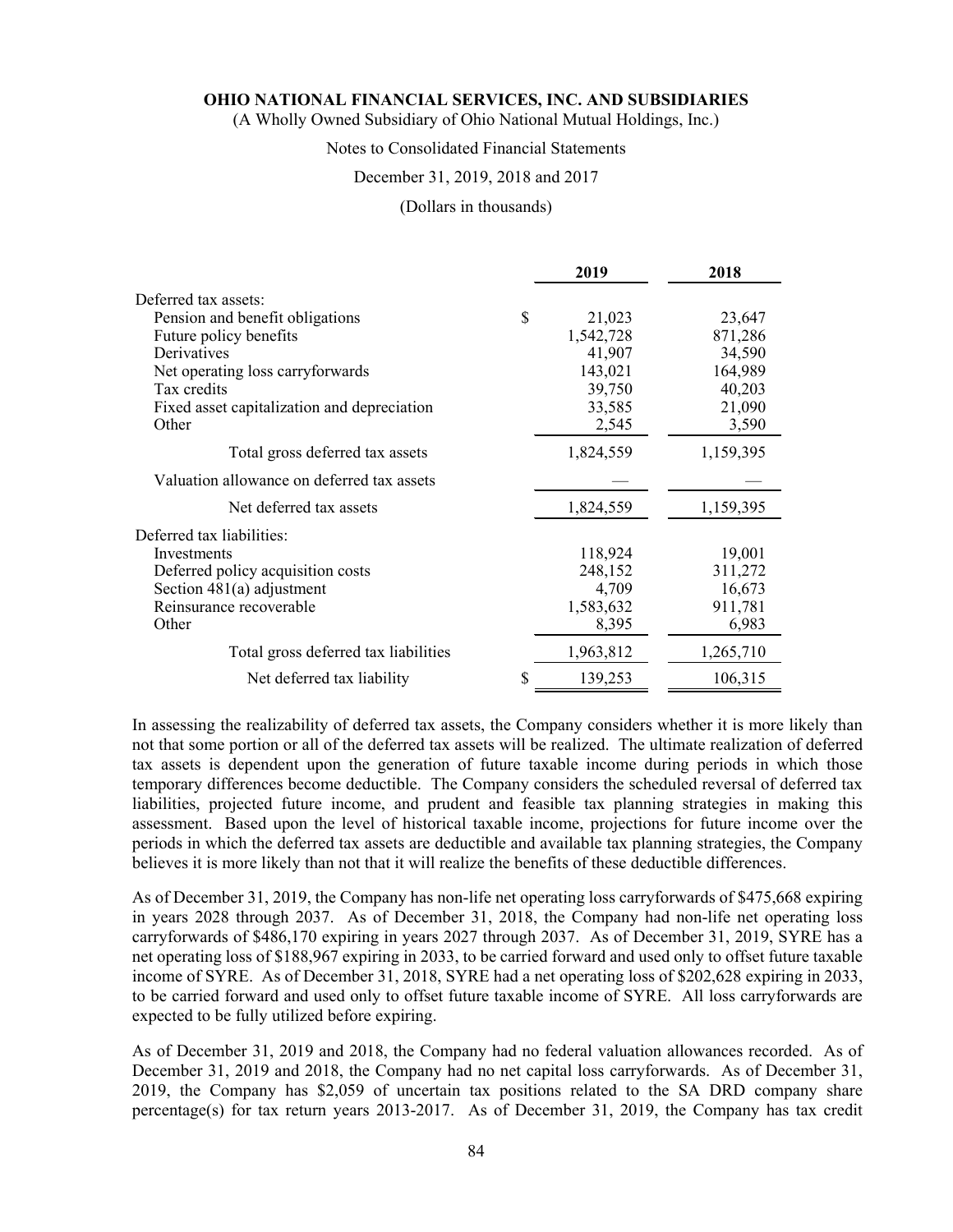|  | 2019 | 2018 |
|---|---|---|
| Deferred tax assets: |  |  |
| Pension and benefit obligations | $ 21,023 | 23,647 |
| Future policy benefits | 1,542,728 | 871,286 |
| Derivatives | 41,907 | 34,590 |
| Net operating loss carryforwards | 143,021 | 164,989 |
| Tax credits | 39,750 | 40,203 |
| Fixed asset capitalization and depreciation | 33,585 | 21,090 |
| Other | 2,545 | 3,590 |
| Total gross deferred tax assets | 1,824,559 | 1,159,395 |
| Valuation allowance on deferred tax assets | — | — |
| Net deferred tax assets | 1,824,559 | 1,159,395 |
| Deferred tax liabilities: |  |  |
| Investments | 118,924 | 19,001 |
| Deferred policy acquisition costs | 248,152 | 311,272 |
| Section 481(a) adjustment | 4,709 | 16,673 |
| Reinsurance recoverable | 1,583,632 | 911,781 |
| Other | 8,395 | 6,983 |
| Total gross deferred tax liabilities | 1,963,812 | 1,265,710 |
| Net deferred tax liability | $ 139,253 | 106,315 |

In assessing the realizability of deferred tax assets, the Company considers whether it is more likely than not that some portion or all of the deferred tax assets will be realized. The ultimate realization of deferred tax assets is dependent upon the generation of future taxable income during periods in which those temporary differences become deductible. The Company considers the scheduled reversal of deferred tax liabilities, projected future income, and prudent and feasible tax planning strategies in making this assessment. Based upon the level of historical taxable income, projections for future income over the periods in which the deferred tax assets are deductible and available tax planning strategies, the Company believes it is more likely than not that it will realize the benefits of these deductible differences.

As of December 31, 2019, the Company has non-life net operating loss carryforwards of $475,668 expiring in years 2028 through 2037. As of December 31, 2018, the Company had non-life net operating loss carryforwards of $486,170 expiring in years 2027 through 2037. As of December 31, 2019, SYRE has a net operating loss of $188,967 expiring in 2033, to be carried forward and used only to offset future taxable income of SYRE. As of December 31, 2018, SYRE had a net operating loss of $202,628 expiring in 2033, to be carried forward and used only to offset future taxable income of SYRE. All loss carryforwards are expected to be fully utilized before expiring.

As of December 31, 2019 and 2018, the Company had no federal valuation allowances recorded. As of December 31, 2019 and 2018, the Company had no net capital loss carryforwards. As of December 31, 2019, the Company has $2,059 of uncertain tax positions related to the SA DRD company share percentage(s) for tax return years 2013-2017. As of December 31, 2019, the Company has tax credit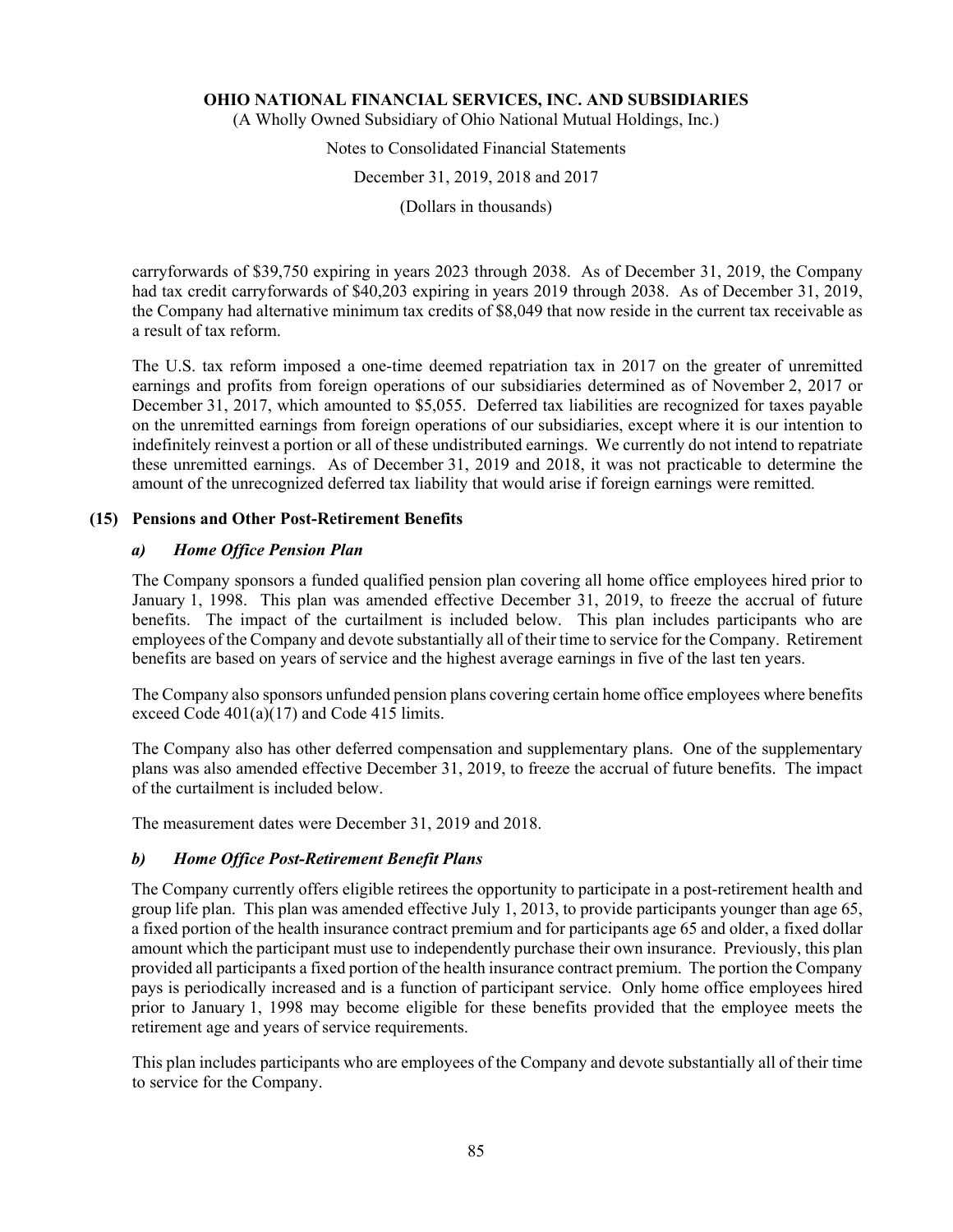carryforwards of $39,750 expiring in years 2023 through 2038. As of December 31, 2019, the Company had tax credit carryforwards of $40,203 expiring in years 2019 through 2038. As of December 31, 2019, the Company had alternative minimum tax credits of $8,049 that now reside in the current tax receivable as a result of tax reform.

The U.S. tax reform imposed a one-time deemed repatriation tax in 2017 on the greater of unremitted earnings and profits from foreign operations of our subsidiaries determined as of November 2, 2017 or December 31, 2017, which amounted to $5,055. Deferred tax liabilities are recognized for taxes payable on the unremitted earnings from foreign operations of our subsidiaries, except where it is our intention to indefinitely reinvest a portion or all of these undistributed earnings. We currently do not intend to repatriate these unremitted earnings. As of December 31, 2019 and 2018, it was not practicable to determine the amount of the unrecognized deferred tax liability that would arise if foreign earnings were remitted.

## (15) Pensions and Other Post-Retirement Benefits

### *a) Home Office Pension Plan*

The Company sponsors a funded qualified pension plan covering all home office employees hired prior to January 1, 1998. This plan was amended effective December 31, 2019, to freeze the accrual of future benefits. The impact of the curtailment is included below. This plan includes participants who are employees of the Company and devote substantially all of their time to service for the Company. Retirement benefits are based on years of service and the highest average earnings in five of the last ten years.

The Company also sponsors unfunded pension plans covering certain home office employees where benefits exceed Code 401(a)(17) and Code 415 limits.

The Company also has other deferred compensation and supplementary plans. One of the supplementary plans was also amended effective December 31, 2019, to freeze the accrual of future benefits. The impact of the curtailment is included below.

The measurement dates were December 31, 2019 and 2018.

### *b) Home Office Post-Retirement Benefit Plans*

The Company currently offers eligible retirees the opportunity to participate in a post-retirement health and group life plan. This plan was amended effective July 1, 2013, to provide participants younger than age 65, a fixed portion of the health insurance contract premium and for participants age 65 and older, a fixed dollar amount which the participant must use to independently purchase their own insurance. Previously, this plan provided all participants a fixed portion of the health insurance contract premium. The portion the Company pays is periodically increased and is a function of participant service. Only home office employees hired prior to January 1, 1998 may become eligible for these benefits provided that the employee meets the retirement age and years of service requirements.

This plan includes participants who are employees of the Company and devote substantially all of their time to service for the Company.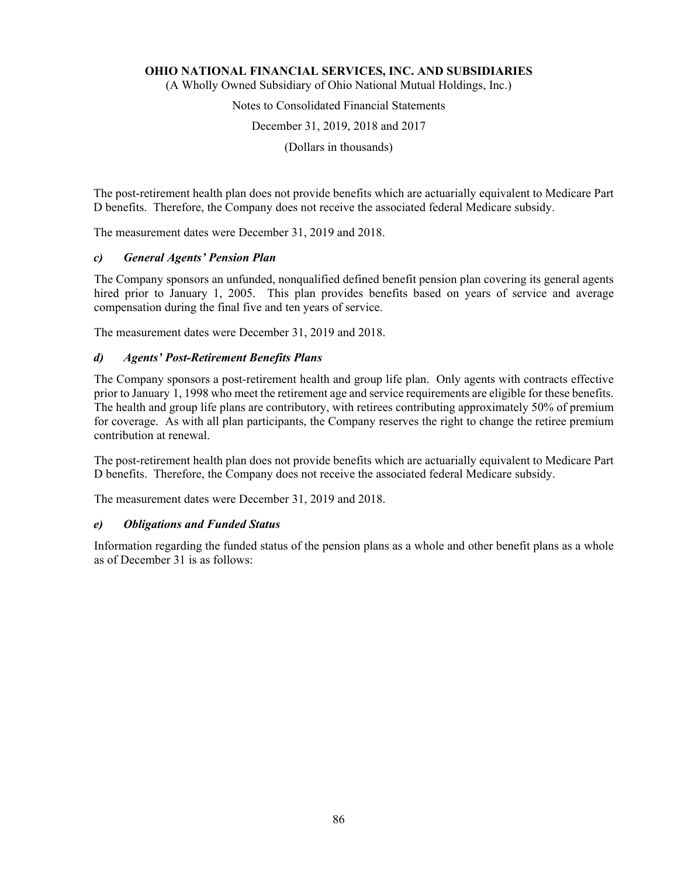The post-retirement health plan does not provide benefits which are actuarially equivalent to Medicare Part D benefits. Therefore, the Company does not receive the associated federal Medicare subsidy.

The measurement dates were December 31, 2019 and 2018.

### *c) General Agents' Pension Plan*

The Company sponsors an unfunded, nonqualified defined benefit pension plan covering its general agents hired prior to January 1, 2005. This plan provides benefits based on years of service and average compensation during the final five and ten years of service.

The measurement dates were December 31, 2019 and 2018.

### *d) Agents' Post-Retirement Benefits Plans*

The Company sponsors a post-retirement health and group life plan. Only agents with contracts effective prior to January 1, 1998 who meet the retirement age and service requirements are eligible for these benefits. The health and group life plans are contributory, with retirees contributing approximately 50% of premium for coverage. As with all plan participants, the Company reserves the right to change the retiree premium contribution at renewal.

The post-retirement health plan does not provide benefits which are actuarially equivalent to Medicare Part D benefits. Therefore, the Company does not receive the associated federal Medicare subsidy.

The measurement dates were December 31, 2019 and 2018.

### *e) Obligations and Funded Status*

Information regarding the funded status of the pension plans as a whole and other benefit plans as a whole as of December 31 is as follows: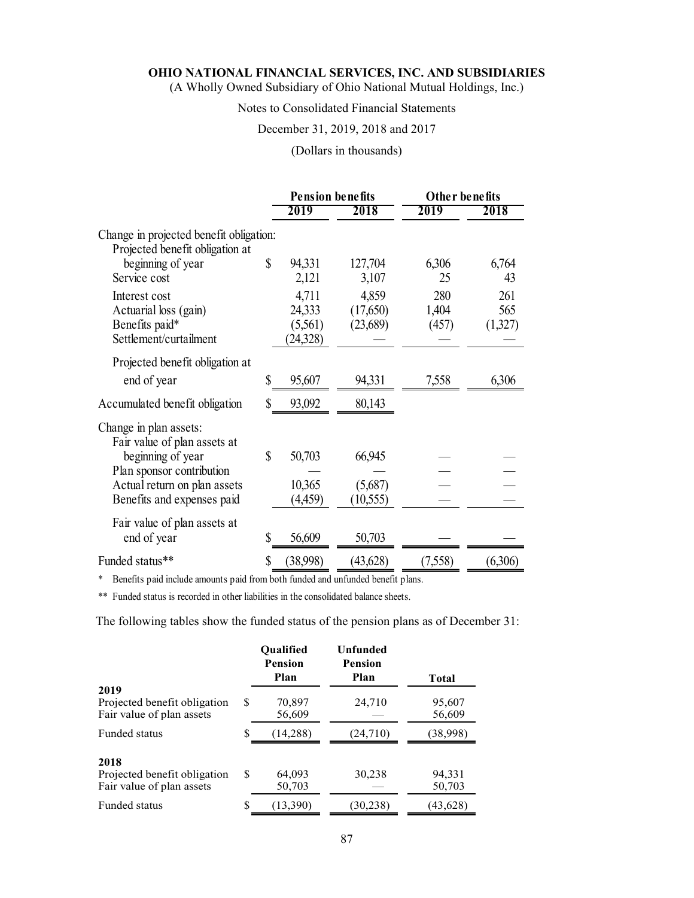**OHIO NATIONAL FINANCIAL SERVICES, INC. AND SUBSIDIARIES**
(A Wholly Owned Subsidiary of Ohio National Mutual Holdings, Inc.)

Notes to Consolidated Financial Statements

December 31, 2019, 2018 and 2017

(Dollars in thousands)

| | Pension benefits | | Other benefits | |
|---|---|---|---|---|
| | 2019 | 2018 | 2019 | 2018 |
| Change in projected benefit obligation: | | | | |
| Projected benefit obligation at beginning of year | $ 94,331 | 127,704 | 6,306 | 6,764 |
| Service cost | 2,121 | 3,107 | 25 | 43 |
| Interest cost | 4,711 | 4,859 | 280 | 261 |
| Actuarial loss (gain) | 24,333 | (17,650) | 1,404 | 565 |
| Benefits paid* | (5,561) | (23,689) | (457) | (1,327) |
| Settlement/curtailment | (24,328) | — | — | — |
| Projected benefit obligation at end of year | $ 95,607 | 94,331 | 7,558 | 6,306 |
| Accumulated benefit obligation | $ 93,092 | 80,143 | | |
| Change in plan assets: | | | | |
| Fair value of plan assets at beginning of year | $ 50,703 | 66,945 | — | — |
| Plan sponsor contribution | — | — | — | — |
| Actual return on plan assets | 10,365 | (5,687) | — | — |
| Benefits and expenses paid | (4,459) | (10,555) | — | — |
| Fair value of plan assets at end of year | $ 56,609 | 50,703 | — | — |
| Funded status** | $ (38,998) | (43,628) | (7,558) | (6,306) |

\* Benefits paid include amounts paid from both funded and unfunded benefit plans.

** Funded status is recorded in other liabilities in the consolidated balance sheets.

The following tables show the funded status of the pension plans as of December 31:

| | Qualified Pension Plan | Unfunded Pension Plan | Total |
|---|---|---|---|
| **2019** | | | |
| Projected benefit obligation | $ 70,897 | 24,710 | 95,607 |
| Fair value of plan assets | 56,609 | — | 56,609 |
| Funded status | $ (14,288) | (24,710) | (38,998) |
| **2018** | | | |
| Projected benefit obligation | $ 64,093 | 30,238 | 94,331 |
| Fair value of plan assets | 50,703 | — | 50,703 |
| Funded status | $ (13,390) | (30,238) | (43,628) |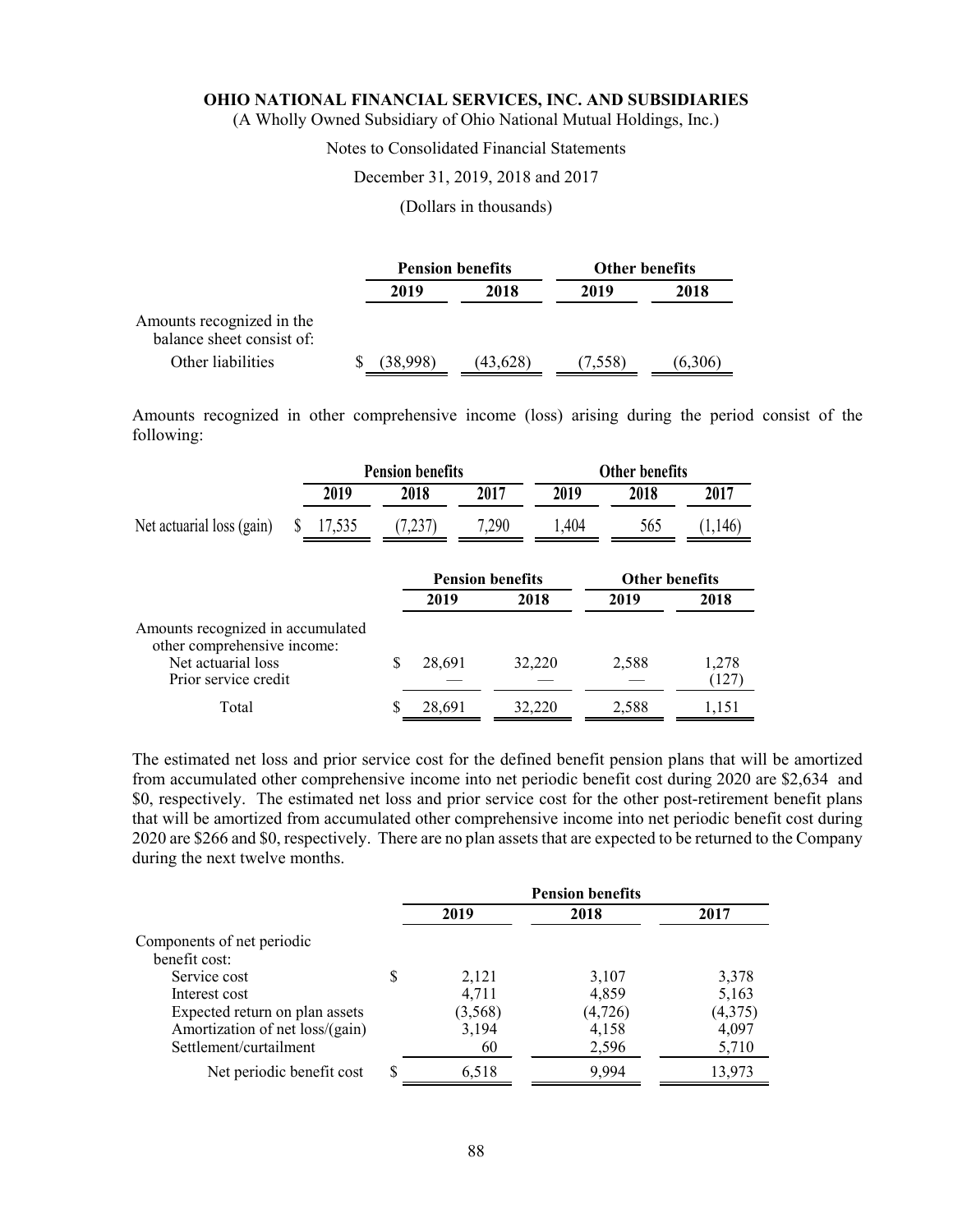**OHIO NATIONAL FINANCIAL SERVICES, INC. AND SUBSIDIARIES**

(A Wholly Owned Subsidiary of Ohio National Mutual Holdings, Inc.)

Notes to Consolidated Financial Statements

December 31, 2019, 2018 and 2017

(Dollars in thousands)

| | Pension benefits | | Other benefits | |
|---|---|---|---|---|
| | 2019 | 2018 | 2019 | 2018 |
| Amounts recognized in the balance sheet consist of: | | | | |
| Other liabilities | $ (38,998) | (43,628) | (7,558) | (6,306) |

Amounts recognized in other comprehensive income (loss) arising during the period consist of the following:

| | Pension benefits | | | Other benefits | | |
|---|---|---|---|---|---|---|
| | 2019 | 2018 | 2017 | 2019 | 2018 | 2017 |
| Net actuarial loss (gain) | $ 17,535 | (7,237) | 7,290 | 1,404 | 565 | (1,146) |

| | Pension benefits | | Other benefits | |
|---|---|---|---|---|
| | 2019 | 2018 | 2019 | 2018 |
| Amounts recognized in accumulated other comprehensive income: | | | | |
| Net actuarial loss | $ 28,691 | 32,220 | 2,588 | 1,278 |
| Prior service credit | — | — | — | (127) |
| Total | $ 28,691 | 32,220 | 2,588 | 1,151 |

The estimated net loss and prior service cost for the defined benefit pension plans that will be amortized from accumulated other comprehensive income into net periodic benefit cost during 2020 are $2,634 and $0, respectively. The estimated net loss and prior service cost for the other post-retirement benefit plans that will be amortized from accumulated other comprehensive income into net periodic benefit cost during 2020 are $266 and $0, respectively. There are no plan assets that are expected to be returned to the Company during the next twelve months.

| | Pension benefits | | |
|---|---|---|---|
| | 2019 | 2018 | 2017 |
| Components of net periodic benefit cost: | | | |
| Service cost | $ 2,121 | 3,107 | 3,378 |
| Interest cost | 4,711 | 4,859 | 5,163 |
| Expected return on plan assets | (3,568) | (4,726) | (4,375) |
| Amortization of net loss/(gain) | 3,194 | 4,158 | 4,097 |
| Settlement/curtailment | 60 | 2,596 | 5,710 |
| Net periodic benefit cost | $ 6,518 | 9,994 | 13,973 |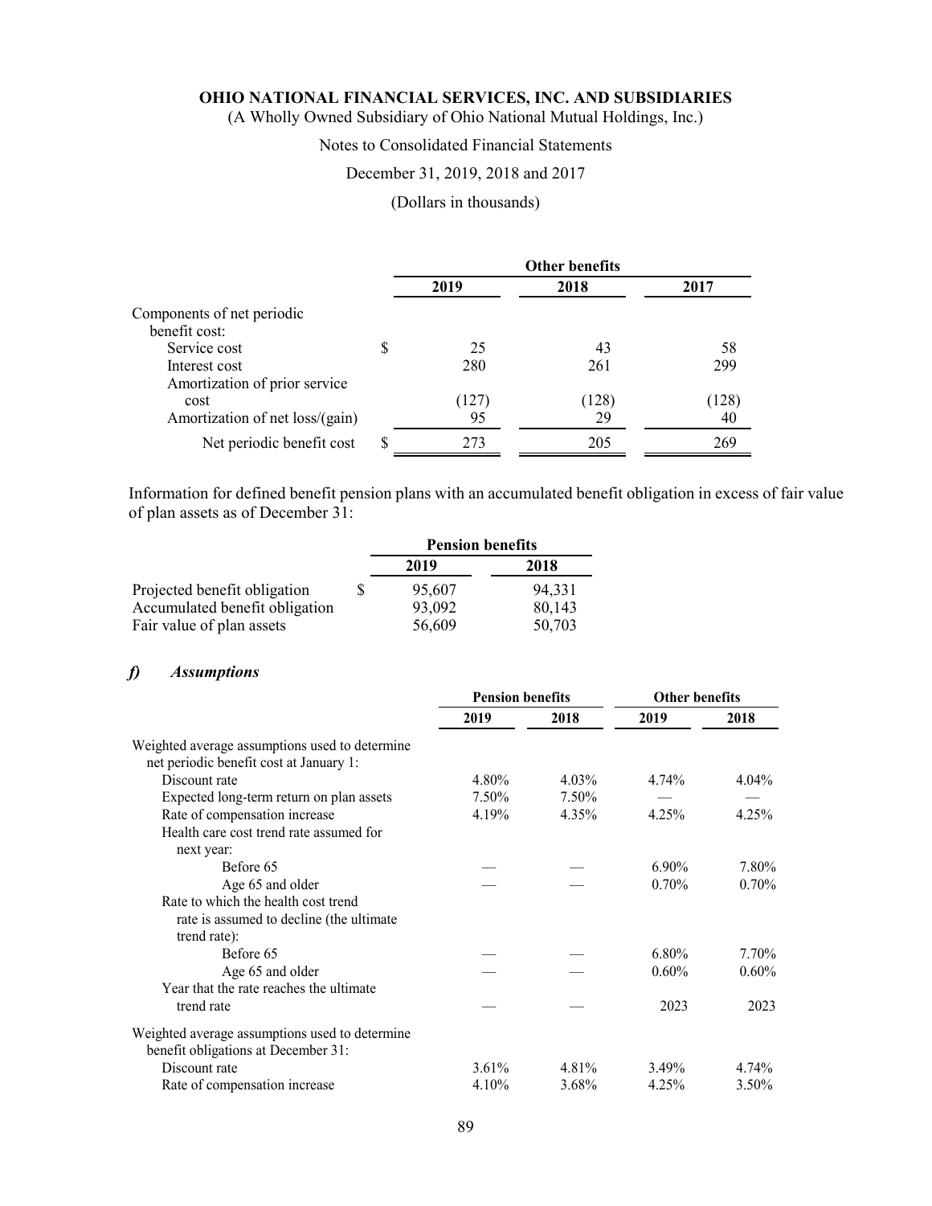|  | Other benefits |  |  |
|---|---|---|---|
|  | 2019 | 2018 | 2017 |
| Components of net periodic benefit cost: |  |  |  |
| Service cost | $ 25 | 43 | 58 |
| Interest cost | 280 | 261 | 299 |
| Amortization of prior service cost | (127) | (128) | (128) |
| Amortization of net loss/(gain) | 95 | 29 | 40 |
| Net periodic benefit cost | $ 273 | 205 | 269 |

Information for defined benefit pension plans with an accumulated benefit obligation in excess of fair value of plan assets as of December 31:

|  | Pension benefits |  |
|---|---|---|
|  | 2019 | 2018 |
| Projected benefit obligation | $ 95,607 | 94,331 |
| Accumulated benefit obligation | 93,092 | 80,143 |
| Fair value of plan assets | 56,609 | 50,703 |

### *f) Assumptions*

|  | Pension benefits |  | Other benefits |  |
|---|---|---|---|---|
|  | 2019 | 2018 | 2019 | 2018 |
| Weighted average assumptions used to determine net periodic benefit cost at January 1: |  |  |  |  |
| Discount rate | 4.80% | 4.03% | 4.74% | 4.04% |
| Expected long-term return on plan assets | 7.50% | 7.50% | — | — |
| Rate of compensation increase | 4.19% | 4.35% | 4.25% | 4.25% |
| Health care cost trend rate assumed for next year: |  |  |  |  |
| Before 65 | — | — | 6.90% | 7.80% |
| Age 65 and older | — | — | 0.70% | 0.70% |
| Rate to which the health cost trend rate is assumed to decline (the ultimate trend rate): |  |  |  |  |
| Before 65 | — | — | 6.80% | 7.70% |
| Age 65 and older | — | — | 0.60% | 0.60% |
| Year that the rate reaches the ultimate trend rate | — | — | 2023 | 2023 |
| Weighted average assumptions used to determine benefit obligations at December 31: |  |  |  |  |
| Discount rate | 3.61% | 4.81% | 3.49% | 4.74% |
| Rate of compensation increase | 4.10% | 3.68% | 4.25% | 3.50% |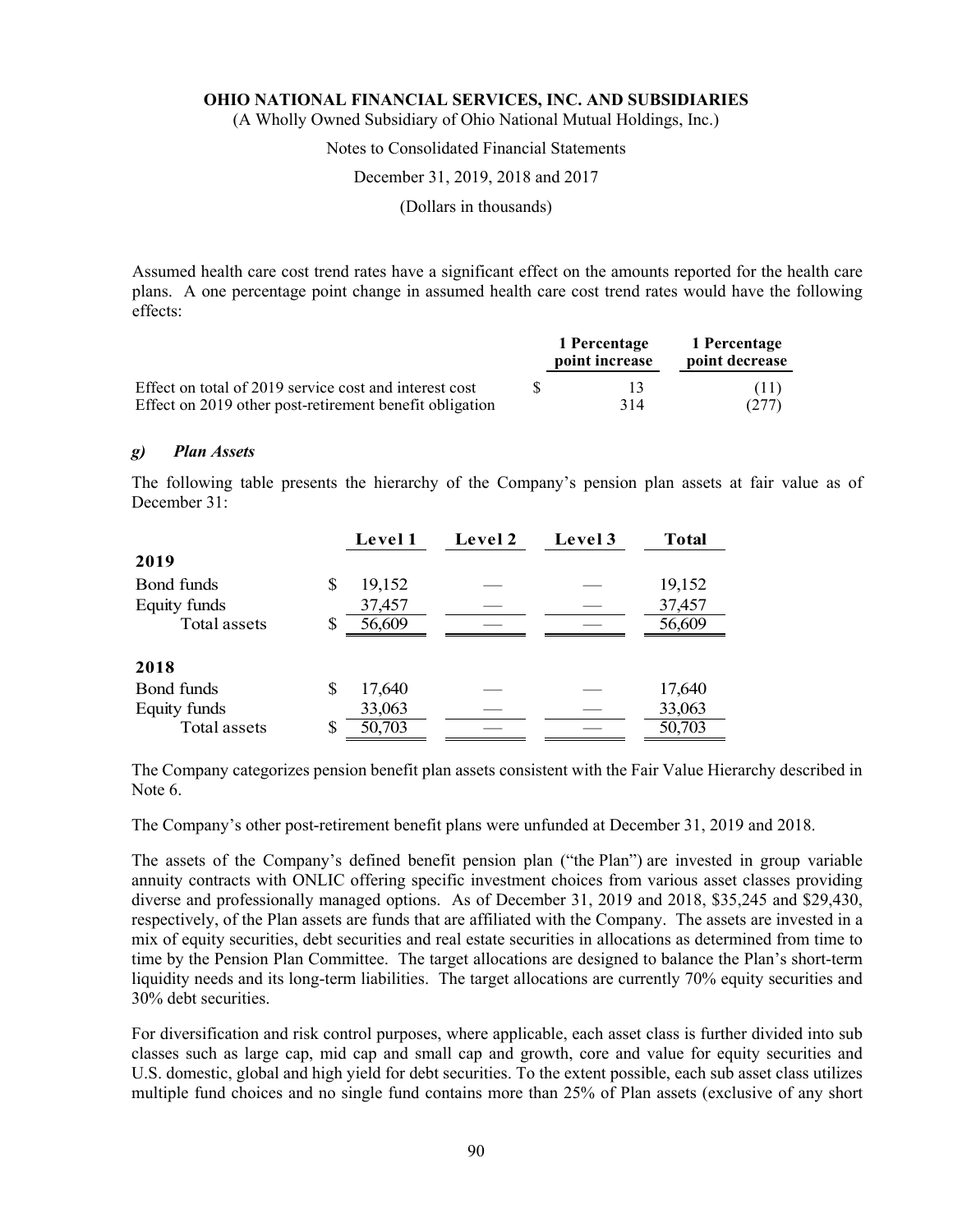Assumed health care cost trend rates have a significant effect on the amounts reported for the health care plans. A one percentage point change in assumed health care cost trend rates would have the following effects:

| | 1 Percentage point increase | 1 Percentage point decrease |
|---|---|---|
| Effect on total of 2019 service cost and interest cost | $ 13 | (11) |
| Effect on 2019 other post-retirement benefit obligation | 314 | (277) |

### *g) Plan Assets*

The following table presents the hierarchy of the Company's pension plan assets at fair value as of December 31:

| | Level 1 | Level 2 | Level 3 | Total |
|---|---|---|---|---|
| **2019** | | | | |
| Bond funds | $ 19,152 | — | — | 19,152 |
| Equity funds | 37,457 | — | — | 37,457 |
| Total assets | $ 56,609 | — | — | 56,609 |
| **2018** | | | | |
| Bond funds | $ 17,640 | — | — | 17,640 |
| Equity funds | 33,063 | — | — | 33,063 |
| Total assets | $ 50,703 | — | — | 50,703 |

The Company categorizes pension benefit plan assets consistent with the Fair Value Hierarchy described in Note 6.

The Company's other post-retirement benefit plans were unfunded at December 31, 2019 and 2018.

The assets of the Company's defined benefit pension plan ("the Plan") are invested in group variable annuity contracts with ONLIC offering specific investment choices from various asset classes providing diverse and professionally managed options. As of December 31, 2019 and 2018, $35,245 and $29,430, respectively, of the Plan assets are funds that are affiliated with the Company. The assets are invested in a mix of equity securities, debt securities and real estate securities in allocations as determined from time to time by the Pension Plan Committee. The target allocations are designed to balance the Plan's short-term liquidity needs and its long-term liabilities. The target allocations are currently 70% equity securities and 30% debt securities.

For diversification and risk control purposes, where applicable, each asset class is further divided into sub classes such as large cap, mid cap and small cap and growth, core and value for equity securities and U.S. domestic, global and high yield for debt securities. To the extent possible, each sub asset class utilizes multiple fund choices and no single fund contains more than 25% of Plan assets (exclusive of any short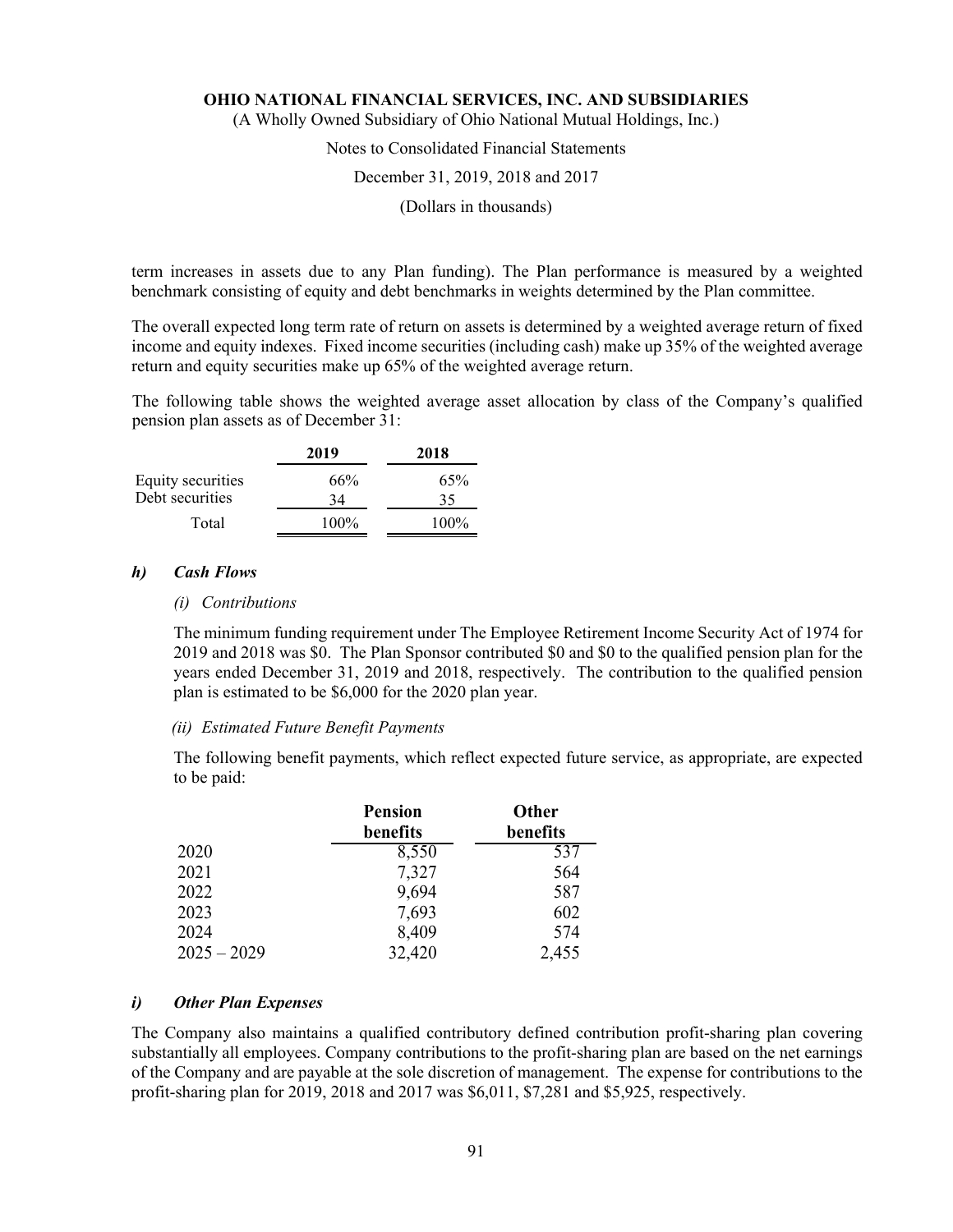term increases in assets due to any Plan funding). The Plan performance is measured by a weighted benchmark consisting of equity and debt benchmarks in weights determined by the Plan committee.

The overall expected long term rate of return on assets is determined by a weighted average return of fixed income and equity indexes. Fixed income securities (including cash) make up 35% of the weighted average return and equity securities make up 65% of the weighted average return.

The following table shows the weighted average asset allocation by class of the Company's qualified pension plan assets as of December 31:

| | 2019 | 2018 |
|---|---|---|
| Equity securities | 66% | 65% |
| Debt securities | 34 | 35 |
| Total | 100% | 100% |

### *h) Cash Flows*

*(i) Contributions*

The minimum funding requirement under The Employee Retirement Income Security Act of 1974 for 2019 and 2018 was $0. The Plan Sponsor contributed $0 and $0 to the qualified pension plan for the years ended December 31, 2019 and 2018, respectively. The contribution to the qualified pension plan is estimated to be $6,000 for the 2020 plan year.

*(ii) Estimated Future Benefit Payments*

The following benefit payments, which reflect expected future service, as appropriate, are expected to be paid:

| | Pension benefits | Other benefits |
|---|---|---|
| 2020 | 8,550 | 537 |
| 2021 | 7,327 | 564 |
| 2022 | 9,694 | 587 |
| 2023 | 7,693 | 602 |
| 2024 | 8,409 | 574 |
| 2025 – 2029 | 32,420 | 2,455 |

### *i) Other Plan Expenses*

The Company also maintains a qualified contributory defined contribution profit-sharing plan covering substantially all employees. Company contributions to the profit-sharing plan are based on the net earnings of the Company and are payable at the sole discretion of management. The expense for contributions to the profit-sharing plan for 2019, 2018 and 2017 was $6,011, $7,281 and $5,925, respectively.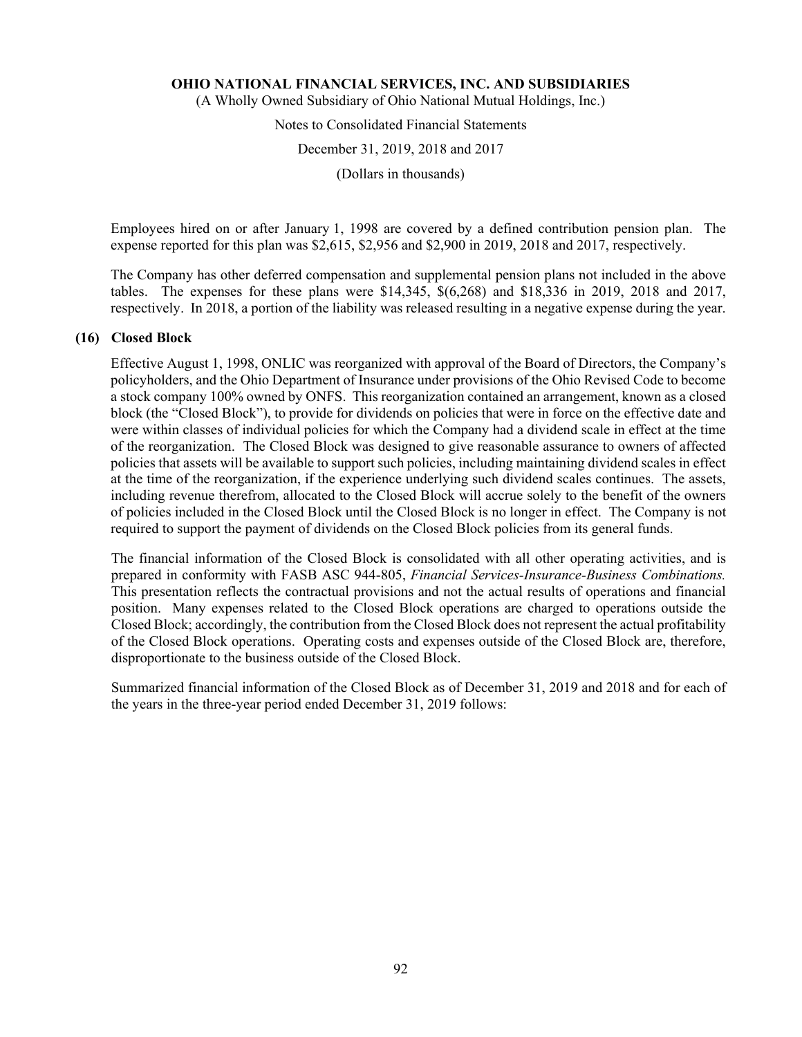Employees hired on or after January 1, 1998 are covered by a defined contribution pension plan. The expense reported for this plan was $2,615, $2,956 and $2,900 in 2019, 2018 and 2017, respectively.

The Company has other deferred compensation and supplemental pension plans not included in the above tables. The expenses for these plans were $14,345, $(6,268) and $18,336 in 2019, 2018 and 2017, respectively. In 2018, a portion of the liability was released resulting in a negative expense during the year.

## (16) Closed Block

Effective August 1, 1998, ONLIC was reorganized with approval of the Board of Directors, the Company's policyholders, and the Ohio Department of Insurance under provisions of the Ohio Revised Code to become a stock company 100% owned by ONFS. This reorganization contained an arrangement, known as a closed block (the "Closed Block"), to provide for dividends on policies that were in force on the effective date and were within classes of individual policies for which the Company had a dividend scale in effect at the time of the reorganization. The Closed Block was designed to give reasonable assurance to owners of affected policies that assets will be available to support such policies, including maintaining dividend scales in effect at the time of the reorganization, if the experience underlying such dividend scales continues. The assets, including revenue therefrom, allocated to the Closed Block will accrue solely to the benefit of the owners of policies included in the Closed Block until the Closed Block is no longer in effect. The Company is not required to support the payment of dividends on the Closed Block policies from its general funds.

The financial information of the Closed Block is consolidated with all other operating activities, and is prepared in conformity with FASB ASC 944-805, *Financial Services-Insurance-Business Combinations.* This presentation reflects the contractual provisions and not the actual results of operations and financial position. Many expenses related to the Closed Block operations are charged to operations outside the Closed Block; accordingly, the contribution from the Closed Block does not represent the actual profitability of the Closed Block operations. Operating costs and expenses outside of the Closed Block are, therefore, disproportionate to the business outside of the Closed Block.

Summarized financial information of the Closed Block as of December 31, 2019 and 2018 and for each of the years in the three-year period ended December 31, 2019 follows: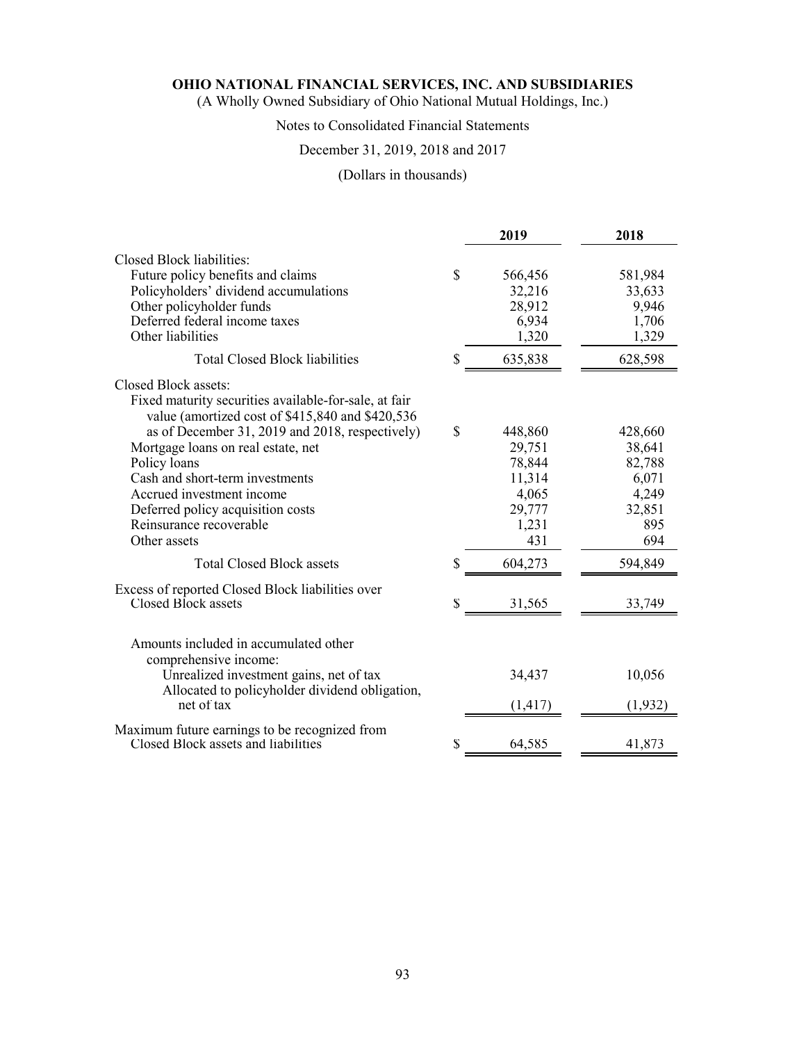# OHIO NATIONAL FINANCIAL SERVICES, INC. AND SUBSIDIARIES

(A Wholly Owned Subsidiary of Ohio National Mutual Holdings, Inc.)

Notes to Consolidated Financial Statements

December 31, 2019, 2018 and 2017

(Dollars in thousands)

| | 2019 | 2018 |
|---|---|---|
| Closed Block liabilities: | | |
| Future policy benefits and claims | $ 566,456 | 581,984 |
| Policyholders' dividend accumulations | 32,216 | 33,633 |
| Other policyholder funds | 28,912 | 9,946 |
| Deferred federal income taxes | 6,934 | 1,706 |
| Other liabilities | 1,320 | 1,329 |
| Total Closed Block liabilities | $ 635,838 | 628,598 |
| Closed Block assets: | | |
| Fixed maturity securities available-for-sale, at fair value (amortized cost of $415,840 and $420,536 as of December 31, 2019 and 2018, respectively) | $ 448,860 | 428,660 |
| Mortgage loans on real estate, net | 29,751 | 38,641 |
| Policy loans | 78,844 | 82,788 |
| Cash and short-term investments | 11,314 | 6,071 |
| Accrued investment income | 4,065 | 4,249 |
| Deferred policy acquisition costs | 29,777 | 32,851 |
| Reinsurance recoverable | 1,231 | 895 |
| Other assets | 431 | 694 |
| Total Closed Block assets | $ 604,273 | 594,849 |
| Excess of reported Closed Block liabilities over Closed Block assets | $ 31,565 | 33,749 |
| Amounts included in accumulated other comprehensive income: | | |
| Unrealized investment gains, net of tax | 34,437 | 10,056 |
| Allocated to policyholder dividend obligation, net of tax | (1,417) | (1,932) |
| Maximum future earnings to be recognized from Closed Block assets and liabilities | $ 64,585 | 41,873 |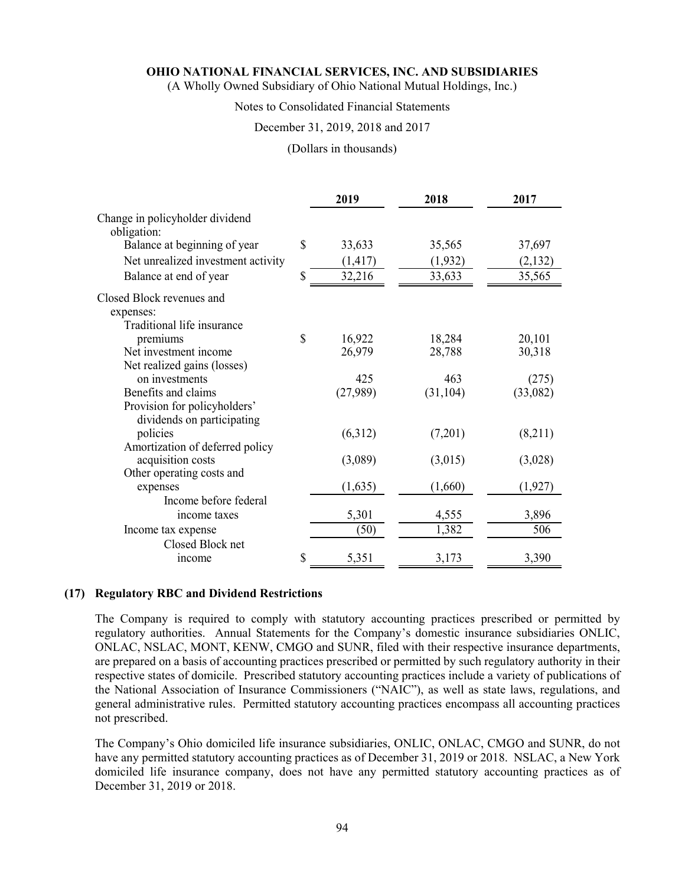|  | 2019 | 2018 | 2017 |
|---|---|---|---|
| Change in policyholder dividend obligation: |  |  |  |
| Balance at beginning of year | $ 33,633 | 35,565 | 37,697 |
| Net unrealized investment activity | (1,417) | (1,932) | (2,132) |
| Balance at end of year | $ 32,216 | 33,633 | 35,565 |
| Closed Block revenues and expenses: |  |  |  |
| Traditional life insurance premiums | $ 16,922 | 18,284 | 20,101 |
| Net investment income | 26,979 | 28,788 | 30,318 |
| Net realized gains (losses) on investments | 425 | 463 | (275) |
| Benefits and claims | (27,989) | (31,104) | (33,082) |
| Provision for policyholders' dividends on participating policies | (6,312) | (7,201) | (8,211) |
| Amortization of deferred policy acquisition costs | (3,089) | (3,015) | (3,028) |
| Other operating costs and expenses | (1,635) | (1,660) | (1,927) |
| Income before federal income taxes | 5,301 | 4,555 | 3,896 |
| Income tax expense | (50) | 1,382 | 506 |
| Closed Block net income | $ 5,351 | 3,173 | 3,390 |

## (17) Regulatory RBC and Dividend Restrictions

The Company is required to comply with statutory accounting practices prescribed or permitted by regulatory authorities. Annual Statements for the Company's domestic insurance subsidiaries ONLIC, ONLAC, NSLAC, MONT, KENW, CMGO and SUNR, filed with their respective insurance departments, are prepared on a basis of accounting practices prescribed or permitted by such regulatory authority in their respective states of domicile. Prescribed statutory accounting practices include a variety of publications of the National Association of Insurance Commissioners ("NAIC"), as well as state laws, regulations, and general administrative rules. Permitted statutory accounting practices encompass all accounting practices not prescribed.

The Company's Ohio domiciled life insurance subsidiaries, ONLIC, ONLAC, CMGO and SUNR, do not have any permitted statutory accounting practices as of December 31, 2019 or 2018. NSLAC, a New York domiciled life insurance company, does not have any permitted statutory accounting practices as of December 31, 2019 or 2018.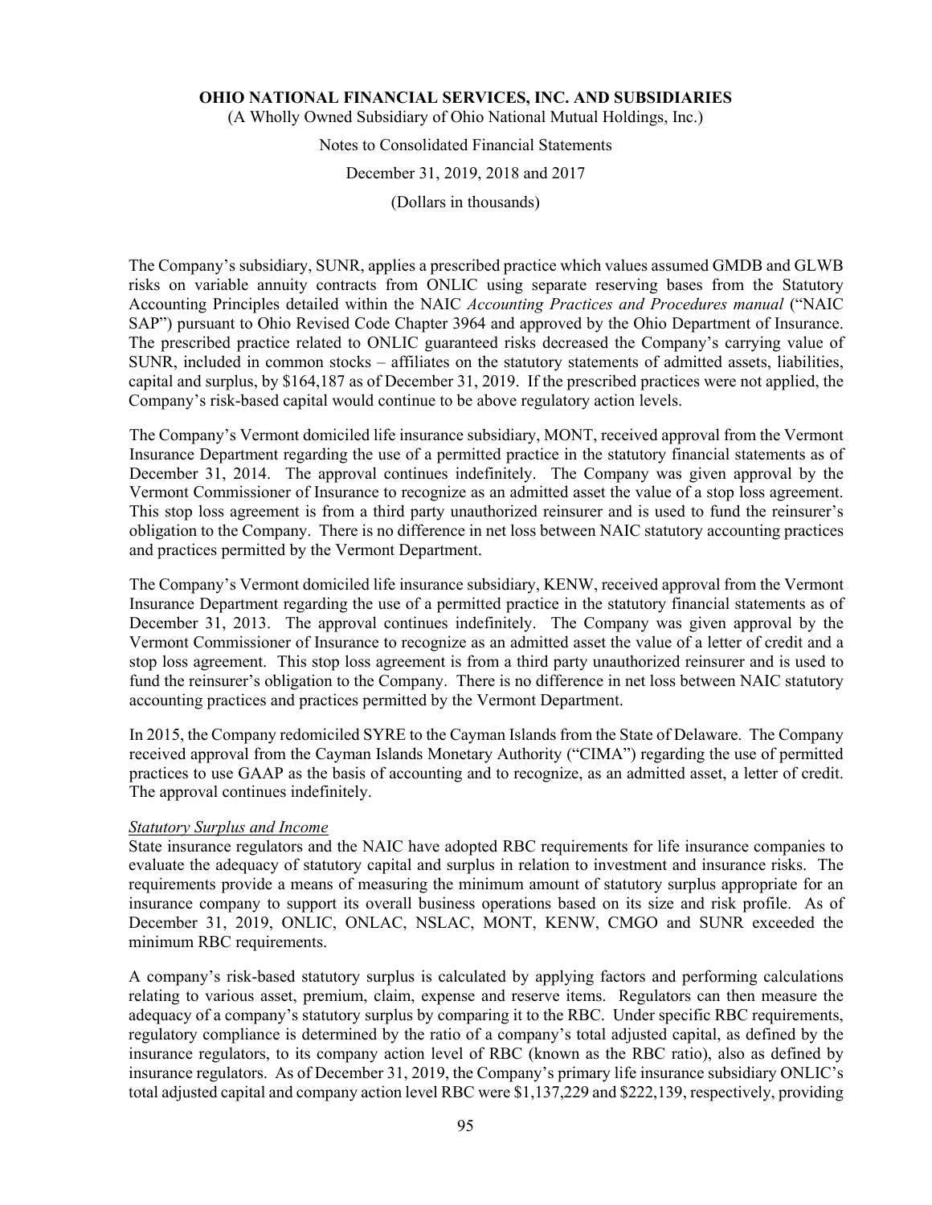The Company's subsidiary, SUNR, applies a prescribed practice which values assumed GMDB and GLWB risks on variable annuity contracts from ONLIC using separate reserving bases from the Statutory Accounting Principles detailed within the NAIC *Accounting Practices and Procedures manual* ("NAIC SAP") pursuant to Ohio Revised Code Chapter 3964 and approved by the Ohio Department of Insurance. The prescribed practice related to ONLIC guaranteed risks decreased the Company's carrying value of SUNR, included in common stocks – affiliates on the statutory statements of admitted assets, liabilities, capital and surplus, by $164,187 as of December 31, 2019. If the prescribed practices were not applied, the Company's risk-based capital would continue to be above regulatory action levels.

The Company's Vermont domiciled life insurance subsidiary, MONT, received approval from the Vermont Insurance Department regarding the use of a permitted practice in the statutory financial statements as of December 31, 2014. The approval continues indefinitely. The Company was given approval by the Vermont Commissioner of Insurance to recognize as an admitted asset the value of a stop loss agreement. This stop loss agreement is from a third party unauthorized reinsurer and is used to fund the reinsurer's obligation to the Company. There is no difference in net loss between NAIC statutory accounting practices and practices permitted by the Vermont Department.

The Company's Vermont domiciled life insurance subsidiary, KENW, received approval from the Vermont Insurance Department regarding the use of a permitted practice in the statutory financial statements as of December 31, 2013. The approval continues indefinitely. The Company was given approval by the Vermont Commissioner of Insurance to recognize as an admitted asset the value of a letter of credit and a stop loss agreement. This stop loss agreement is from a third party unauthorized reinsurer and is used to fund the reinsurer's obligation to the Company. There is no difference in net loss between NAIC statutory accounting practices and practices permitted by the Vermont Department.

In 2015, the Company redomiciled SYRE to the Cayman Islands from the State of Delaware. The Company received approval from the Cayman Islands Monetary Authority ("CIMA") regarding the use of permitted practices to use GAAP as the basis of accounting and to recognize, as an admitted asset, a letter of credit. The approval continues indefinitely.

*Statutory Surplus and Income*

State insurance regulators and the NAIC have adopted RBC requirements for life insurance companies to evaluate the adequacy of statutory capital and surplus in relation to investment and insurance risks. The requirements provide a means of measuring the minimum amount of statutory surplus appropriate for an insurance company to support its overall business operations based on its size and risk profile. As of December 31, 2019, ONLIC, ONLAC, NSLAC, MONT, KENW, CMGO and SUNR exceeded the minimum RBC requirements.

A company's risk-based statutory surplus is calculated by applying factors and performing calculations relating to various asset, premium, claim, expense and reserve items. Regulators can then measure the adequacy of a company's statutory surplus by comparing it to the RBC. Under specific RBC requirements, regulatory compliance is determined by the ratio of a company's total adjusted capital, as defined by the insurance regulators, to its company action level of RBC (known as the RBC ratio), also as defined by insurance regulators. As of December 31, 2019, the Company's primary life insurance subsidiary ONLIC's total adjusted capital and company action level RBC were $1,137,229 and $222,139, respectively, providing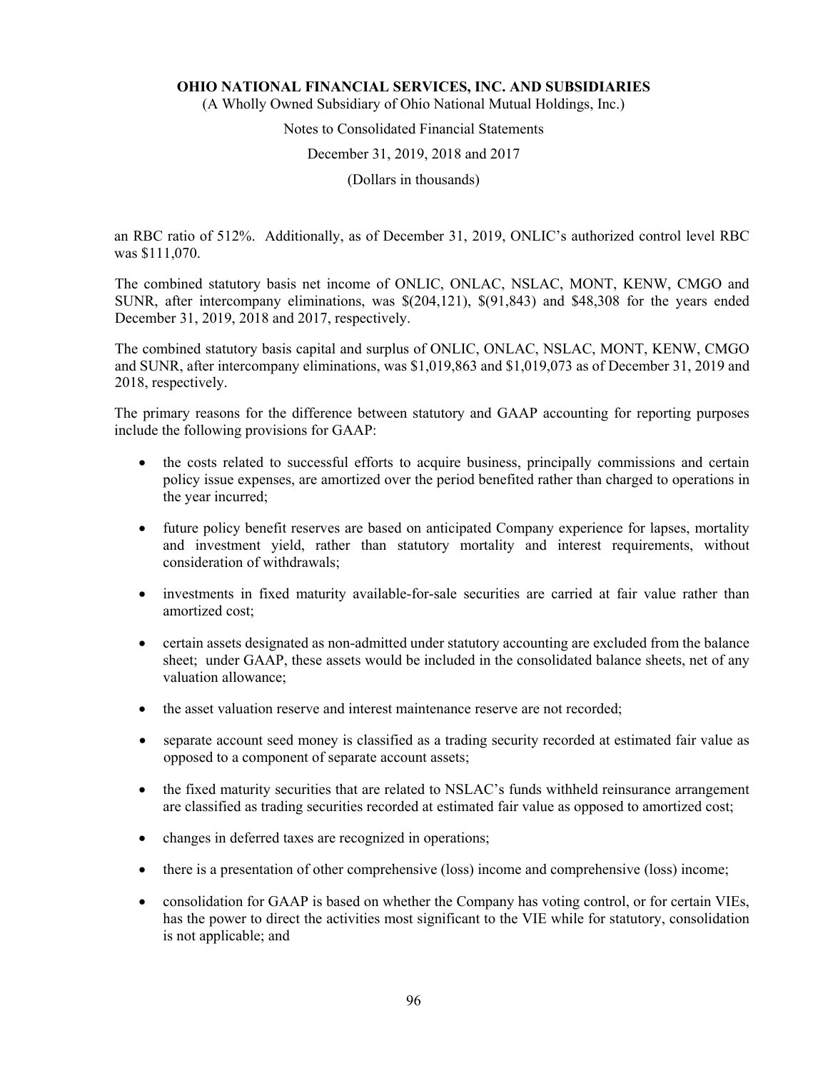an RBC ratio of 512%. Additionally, as of December 31, 2019, ONLIC's authorized control level RBC was $111,070.

The combined statutory basis net income of ONLIC, ONLAC, NSLAC, MONT, KENW, CMGO and SUNR, after intercompany eliminations, was $(204,121), $(91,843) and $48,308 for the years ended December 31, 2019, 2018 and 2017, respectively.

The combined statutory basis capital and surplus of ONLIC, ONLAC, NSLAC, MONT, KENW, CMGO and SUNR, after intercompany eliminations, was $1,019,863 and $1,019,073 as of December 31, 2019 and 2018, respectively.

The primary reasons for the difference between statutory and GAAP accounting for reporting purposes include the following provisions for GAAP:

- the costs related to successful efforts to acquire business, principally commissions and certain policy issue expenses, are amortized over the period benefited rather than charged to operations in the year incurred;
- future policy benefit reserves are based on anticipated Company experience for lapses, mortality and investment yield, rather than statutory mortality and interest requirements, without consideration of withdrawals;
- investments in fixed maturity available-for-sale securities are carried at fair value rather than amortized cost;
- certain assets designated as non-admitted under statutory accounting are excluded from the balance sheet; under GAAP, these assets would be included in the consolidated balance sheets, net of any valuation allowance;
- the asset valuation reserve and interest maintenance reserve are not recorded;
- separate account seed money is classified as a trading security recorded at estimated fair value as opposed to a component of separate account assets;
- the fixed maturity securities that are related to NSLAC's funds withheld reinsurance arrangement are classified as trading securities recorded at estimated fair value as opposed to amortized cost;
- changes in deferred taxes are recognized in operations;
- there is a presentation of other comprehensive (loss) income and comprehensive (loss) income;
- consolidation for GAAP is based on whether the Company has voting control, or for certain VIEs, has the power to direct the activities most significant to the VIE while for statutory, consolidation is not applicable; and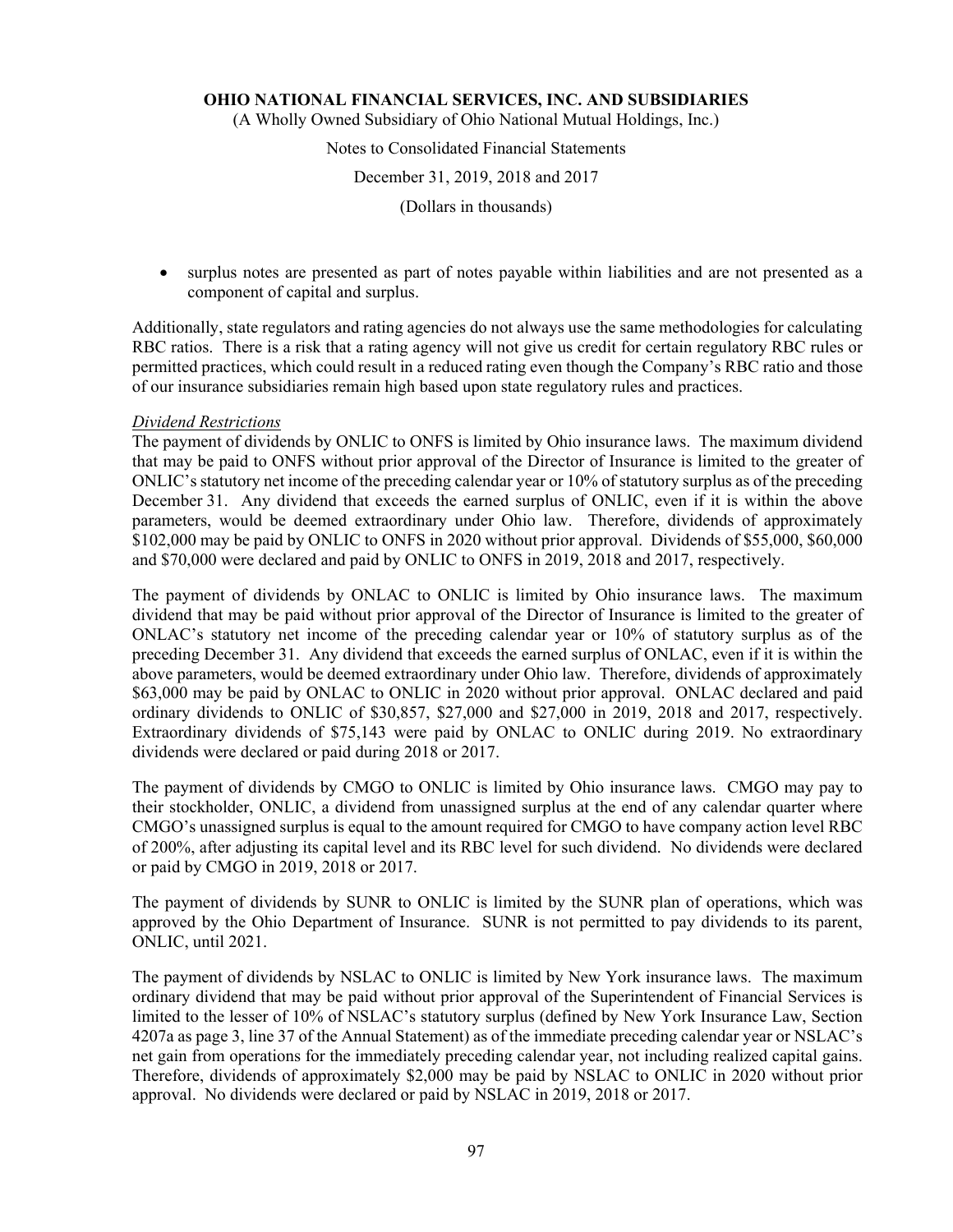- surplus notes are presented as part of notes payable within liabilities and are not presented as a component of capital and surplus.

Additionally, state regulators and rating agencies do not always use the same methodologies for calculating RBC ratios. There is a risk that a rating agency will not give us credit for certain regulatory RBC rules or permitted practices, which could result in a reduced rating even though the Company's RBC ratio and those of our insurance subsidiaries remain high based upon state regulatory rules and practices.

*Dividend Restrictions*

The payment of dividends by ONLIC to ONFS is limited by Ohio insurance laws. The maximum dividend that may be paid to ONFS without prior approval of the Director of Insurance is limited to the greater of ONLIC's statutory net income of the preceding calendar year or 10% of statutory surplus as of the preceding December 31. Any dividend that exceeds the earned surplus of ONLIC, even if it is within the above parameters, would be deemed extraordinary under Ohio law. Therefore, dividends of approximately $102,000 may be paid by ONLIC to ONFS in 2020 without prior approval. Dividends of $55,000, $60,000 and $70,000 were declared and paid by ONLIC to ONFS in 2019, 2018 and 2017, respectively.

The payment of dividends by ONLAC to ONLIC is limited by Ohio insurance laws. The maximum dividend that may be paid without prior approval of the Director of Insurance is limited to the greater of ONLAC's statutory net income of the preceding calendar year or 10% of statutory surplus as of the preceding December 31. Any dividend that exceeds the earned surplus of ONLAC, even if it is within the above parameters, would be deemed extraordinary under Ohio law. Therefore, dividends of approximately $63,000 may be paid by ONLAC to ONLIC in 2020 without prior approval. ONLAC declared and paid ordinary dividends to ONLIC of $30,857, $27,000 and $27,000 in 2019, 2018 and 2017, respectively. Extraordinary dividends of $75,143 were paid by ONLAC to ONLIC during 2019. No extraordinary dividends were declared or paid during 2018 or 2017.

The payment of dividends by CMGO to ONLIC is limited by Ohio insurance laws. CMGO may pay to their stockholder, ONLIC, a dividend from unassigned surplus at the end of any calendar quarter where CMGO's unassigned surplus is equal to the amount required for CMGO to have company action level RBC of 200%, after adjusting its capital level and its RBC level for such dividend. No dividends were declared or paid by CMGO in 2019, 2018 or 2017.

The payment of dividends by SUNR to ONLIC is limited by the SUNR plan of operations, which was approved by the Ohio Department of Insurance. SUNR is not permitted to pay dividends to its parent, ONLIC, until 2021.

The payment of dividends by NSLAC to ONLIC is limited by New York insurance laws. The maximum ordinary dividend that may be paid without prior approval of the Superintendent of Financial Services is limited to the lesser of 10% of NSLAC's statutory surplus (defined by New York Insurance Law, Section 4207a as page 3, line 37 of the Annual Statement) as of the immediate preceding calendar year or NSLAC's net gain from operations for the immediately preceding calendar year, not including realized capital gains. Therefore, dividends of approximately $2,000 may be paid by NSLAC to ONLIC in 2020 without prior approval. No dividends were declared or paid by NSLAC in 2019, 2018 or 2017.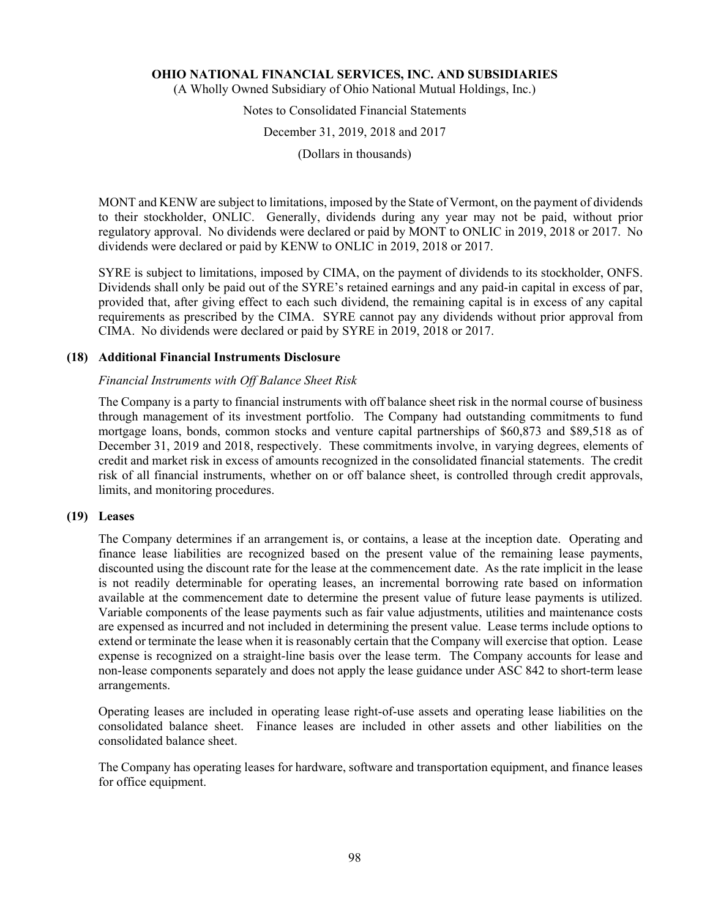MONT and KENW are subject to limitations, imposed by the State of Vermont, on the payment of dividends to their stockholder, ONLIC. Generally, dividends during any year may not be paid, without prior regulatory approval. No dividends were declared or paid by MONT to ONLIC in 2019, 2018 or 2017. No dividends were declared or paid by KENW to ONLIC in 2019, 2018 or 2017.

SYRE is subject to limitations, imposed by CIMA, on the payment of dividends to its stockholder, ONFS. Dividends shall only be paid out of the SYRE's retained earnings and any paid-in capital in excess of par, provided that, after giving effect to each such dividend, the remaining capital is in excess of any capital requirements as prescribed by the CIMA. SYRE cannot pay any dividends without prior approval from CIMA. No dividends were declared or paid by SYRE in 2019, 2018 or 2017.

## (18) Additional Financial Instruments Disclosure

*Financial Instruments with Off Balance Sheet Risk*

The Company is a party to financial instruments with off balance sheet risk in the normal course of business through management of its investment portfolio. The Company had outstanding commitments to fund mortgage loans, bonds, common stocks and venture capital partnerships of $60,873 and $89,518 as of December 31, 2019 and 2018, respectively. These commitments involve, in varying degrees, elements of credit and market risk in excess of amounts recognized in the consolidated financial statements. The credit risk of all financial instruments, whether on or off balance sheet, is controlled through credit approvals, limits, and monitoring procedures.

## (19) Leases

The Company determines if an arrangement is, or contains, a lease at the inception date. Operating and finance lease liabilities are recognized based on the present value of the remaining lease payments, discounted using the discount rate for the lease at the commencement date. As the rate implicit in the lease is not readily determinable for operating leases, an incremental borrowing rate based on information available at the commencement date to determine the present value of future lease payments is utilized. Variable components of the lease payments such as fair value adjustments, utilities and maintenance costs are expensed as incurred and not included in determining the present value. Lease terms include options to extend or terminate the lease when it is reasonably certain that the Company will exercise that option. Lease expense is recognized on a straight-line basis over the lease term. The Company accounts for lease and non-lease components separately and does not apply the lease guidance under ASC 842 to short-term lease arrangements.

Operating leases are included in operating lease right-of-use assets and operating lease liabilities on the consolidated balance sheet. Finance leases are included in other assets and other liabilities on the consolidated balance sheet.

The Company has operating leases for hardware, software and transportation equipment, and finance leases for office equipment.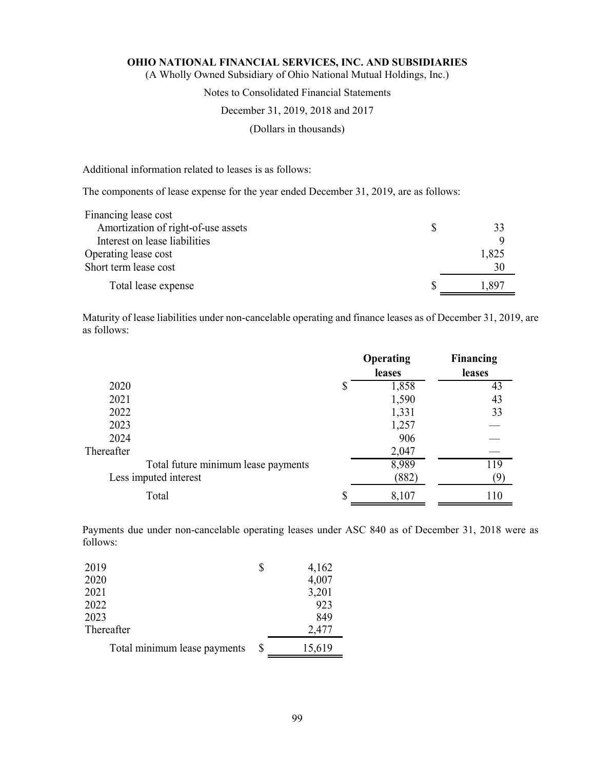**OHIO NATIONAL FINANCIAL SERVICES, INC. AND SUBSIDIARIES**
(A Wholly Owned Subsidiary of Ohio National Mutual Holdings, Inc.)

Notes to Consolidated Financial Statements

December 31, 2019, 2018 and 2017

(Dollars in thousands)

Additional information related to leases is as follows:

The components of lease expense for the year ended December 31, 2019, are as follows:

| | |
|---|---|
| Financing lease cost | |
| Amortization of right-of-use assets | $ 33 |
| Interest on lease liabilities | 9 |
| Operating lease cost | 1,825 |
| Short term lease cost | 30 |
| Total lease expense | $ 1,897 |

Maturity of lease liabilities under non-cancelable operating and finance leases as of December 31, 2019, are as follows:

| | Operating leases | Financing leases |
|---|---|---|
| 2020 | $ 1,858 | 43 |
| 2021 | 1,590 | 43 |
| 2022 | 1,331 | 33 |
| 2023 | 1,257 | — |
| 2024 | 906 | — |
| Thereafter | 2,047 | — |
| Total future minimum lease payments | 8,989 | 119 |
| Less imputed interest | (882) | (9) |
| Total | $ 8,107 | 110 |

Payments due under non-cancelable operating leases under ASC 840 as of December 31, 2018 were as follows:

| | |
|---|---|
| 2019 | $ 4,162 |
| 2020 | 4,007 |
| 2021 | 3,201 |
| 2022 | 923 |
| 2023 | 849 |
| Thereafter | 2,477 |
| Total minimum lease payments | $ 15,619 |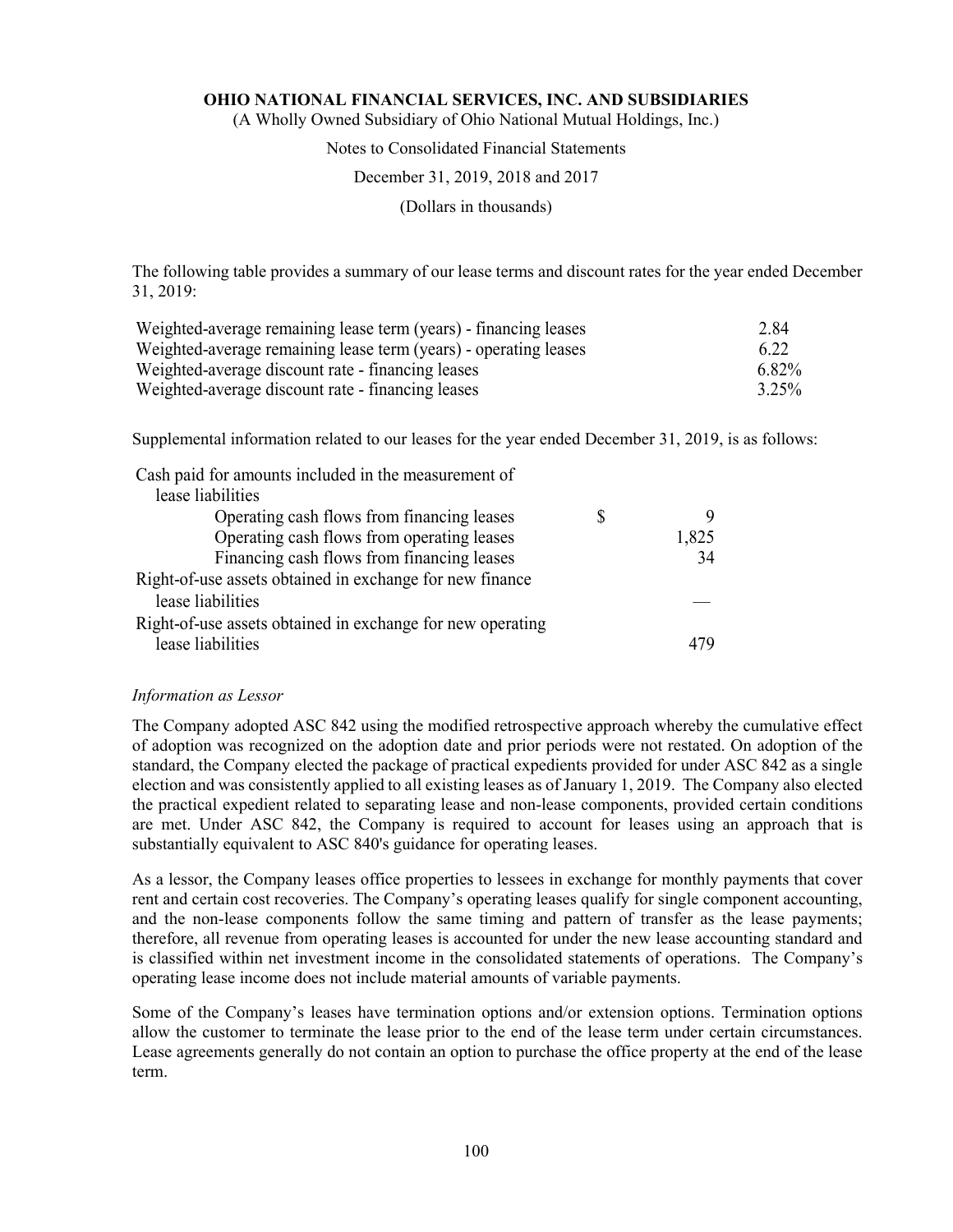The following table provides a summary of our lease terms and discount rates for the year ended December 31, 2019:

| | |
|---|---|
| Weighted-average remaining lease term (years) - financing leases | 2.84 |
| Weighted-average remaining lease term (years) - operating leases | 6.22 |
| Weighted-average discount rate - financing leases | 6.82% |
| Weighted-average discount rate - financing leases | 3.25% |

Supplemental information related to our leases for the year ended December 31, 2019, is as follows:

| | | |
|---|---|---|
| Cash paid for amounts included in the measurement of lease liabilities | | |
| Operating cash flows from financing leases | $ | 9 |
| Operating cash flows from operating leases | | 1,825 |
| Financing cash flows from financing leases | | 34 |
| Right-of-use assets obtained in exchange for new finance lease liabilities | | — |
| Right-of-use assets obtained in exchange for new operating lease liabilities | | 479 |

*Information as Lessor*

The Company adopted ASC 842 using the modified retrospective approach whereby the cumulative effect of adoption was recognized on the adoption date and prior periods were not restated. On adoption of the standard, the Company elected the package of practical expedients provided for under ASC 842 as a single election and was consistently applied to all existing leases as of January 1, 2019. The Company also elected the practical expedient related to separating lease and non-lease components, provided certain conditions are met. Under ASC 842, the Company is required to account for leases using an approach that is substantially equivalent to ASC 840's guidance for operating leases.

As a lessor, the Company leases office properties to lessees in exchange for monthly payments that cover rent and certain cost recoveries. The Company's operating leases qualify for single component accounting, and the non-lease components follow the same timing and pattern of transfer as the lease payments; therefore, all revenue from operating leases is accounted for under the new lease accounting standard and is classified within net investment income in the consolidated statements of operations. The Company's operating lease income does not include material amounts of variable payments.

Some of the Company's leases have termination options and/or extension options. Termination options allow the customer to terminate the lease prior to the end of the lease term under certain circumstances. Lease agreements generally do not contain an option to purchase the office property at the end of the lease term.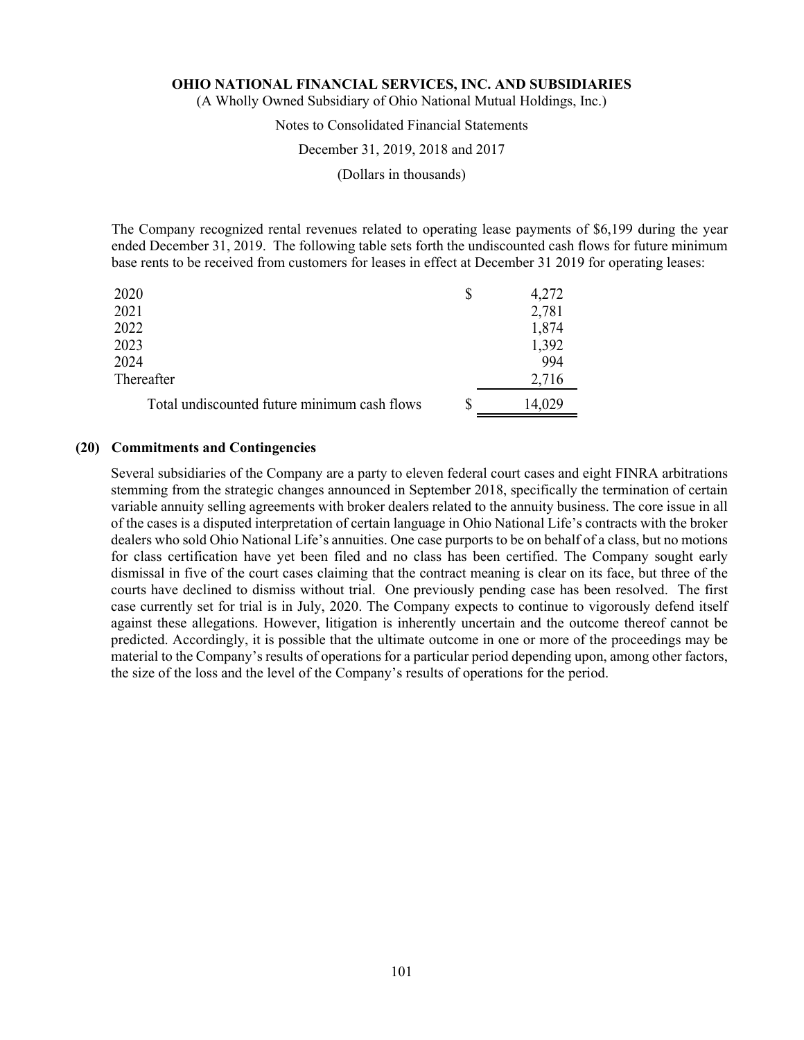The Company recognized rental revenues related to operating lease payments of $6,199 during the year ended December 31, 2019. The following table sets forth the undiscounted cash flows for future minimum base rents to be received from customers for leases in effect at December 31 2019 for operating leases:

| | | |
|---|---|---|
| 2020 | $ | 4,272 |
| 2021 | | 2,781 |
| 2022 | | 1,874 |
| 2023 | | 1,392 |
| 2024 | | 994 |
| Thereafter | | 2,716 |
| Total undiscounted future minimum cash flows | $ | 14,029 |

## (20) Commitments and Contingencies

Several subsidiaries of the Company are a party to eleven federal court cases and eight FINRA arbitrations stemming from the strategic changes announced in September 2018, specifically the termination of certain variable annuity selling agreements with broker dealers related to the annuity business. The core issue in all of the cases is a disputed interpretation of certain language in Ohio National Life's contracts with the broker dealers who sold Ohio National Life's annuities. One case purports to be on behalf of a class, but no motions for class certification have yet been filed and no class has been certified. The Company sought early dismissal in five of the court cases claiming that the contract meaning is clear on its face, but three of the courts have declined to dismiss without trial. One previously pending case has been resolved. The first case currently set for trial is in July, 2020. The Company expects to continue to vigorously defend itself against these allegations. However, litigation is inherently uncertain and the outcome thereof cannot be predicted. Accordingly, it is possible that the ultimate outcome in one or more of the proceedings may be material to the Company's results of operations for a particular period depending upon, among other factors, the size of the loss and the level of the Company's results of operations for the period.